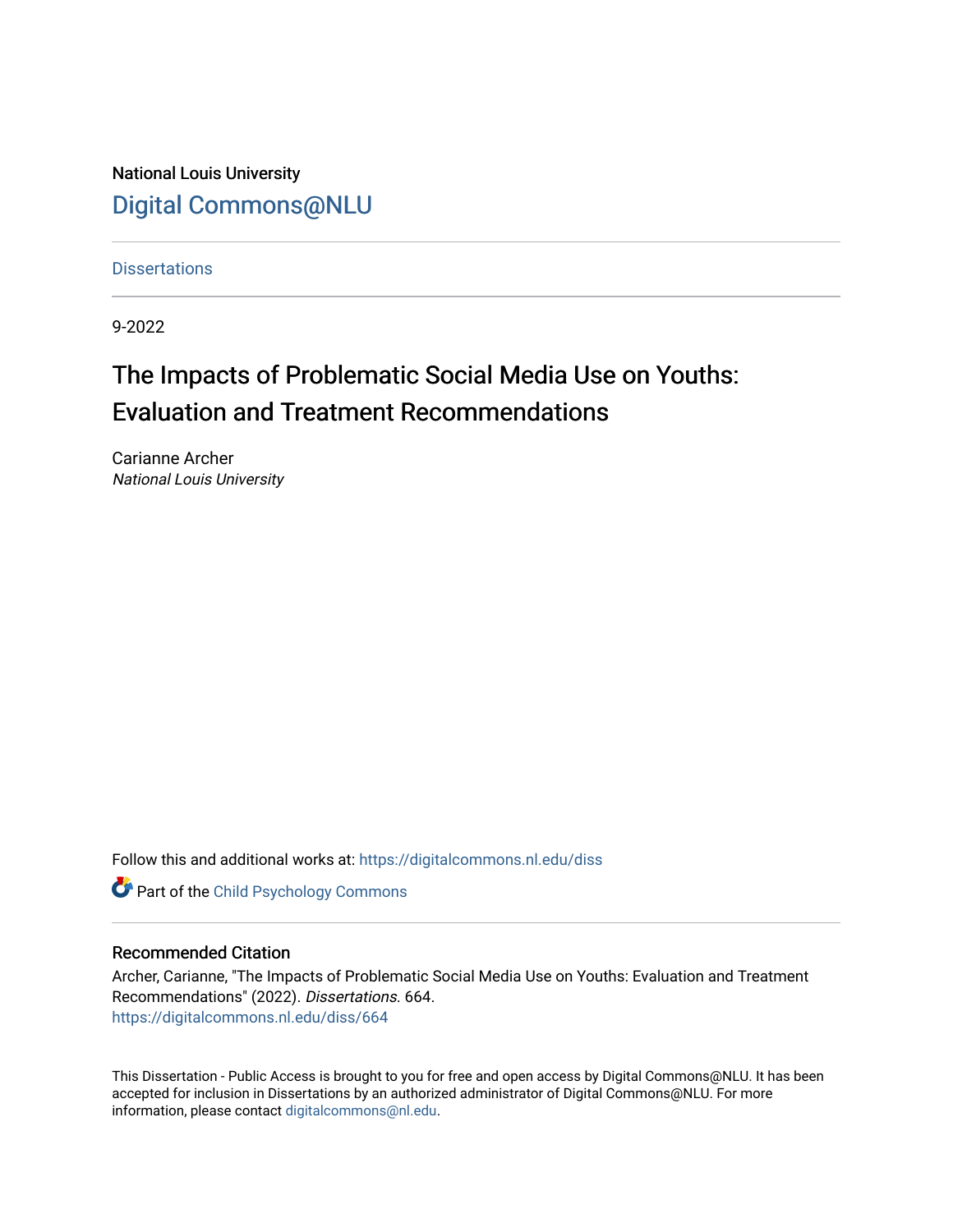National Louis University

Digital Commons@NLU

Dissertations

9-2022

# The Impacts of Problematic Social Media Use on Youths: Evaluation and Treatment Recommendations

Carianne Archer
*National Louis University*

Follow this and additional works at: https://digitalcommons.nl.edu/diss

Part of the Child Psychology Commons

## Recommended Citation

Archer, Carianne, "The Impacts of Problematic Social Media Use on Youths: Evaluation and Treatment Recommendations" (2022). *Dissertations*. 664.
https://digitalcommons.nl.edu/diss/664

This Dissertation - Public Access is brought to you for free and open access by Digital Commons@NLU. It has been accepted for inclusion in Dissertations by an authorized administrator of Digital Commons@NLU. For more information, please contact digitalcommons@nl.edu.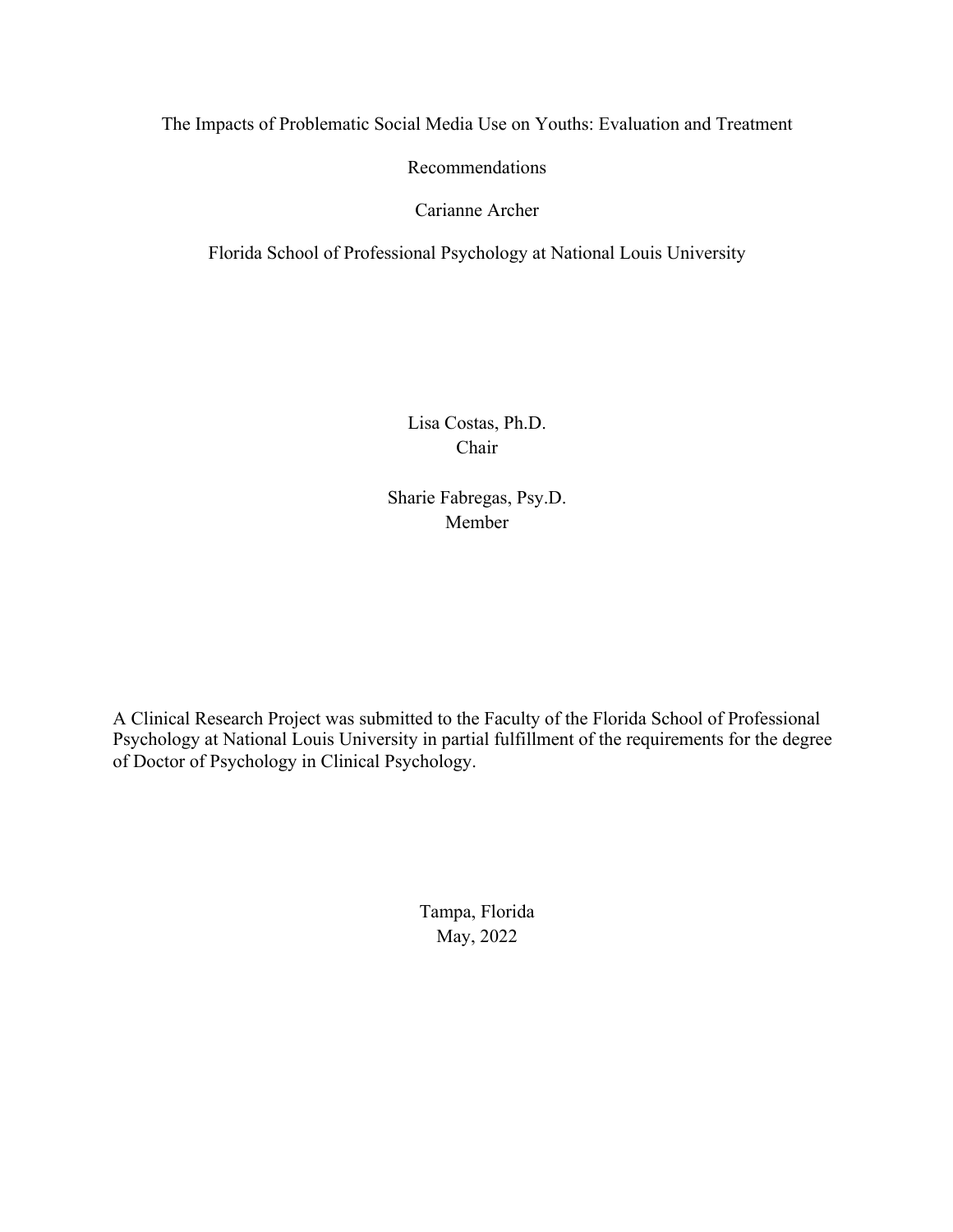# The Impacts of Problematic Social Media Use on Youths: Evaluation and Treatment Recommendations

Carianne Archer

Florida School of Professional Psychology at National Louis University

Lisa Costas, Ph.D.
Chair

Sharie Fabregas, Psy.D.
Member

A Clinical Research Project was submitted to the Faculty of the Florida School of Professional Psychology at National Louis University in partial fulfillment of the requirements for the degree of Doctor of Psychology in Clinical Psychology.

Tampa, Florida
May, 2022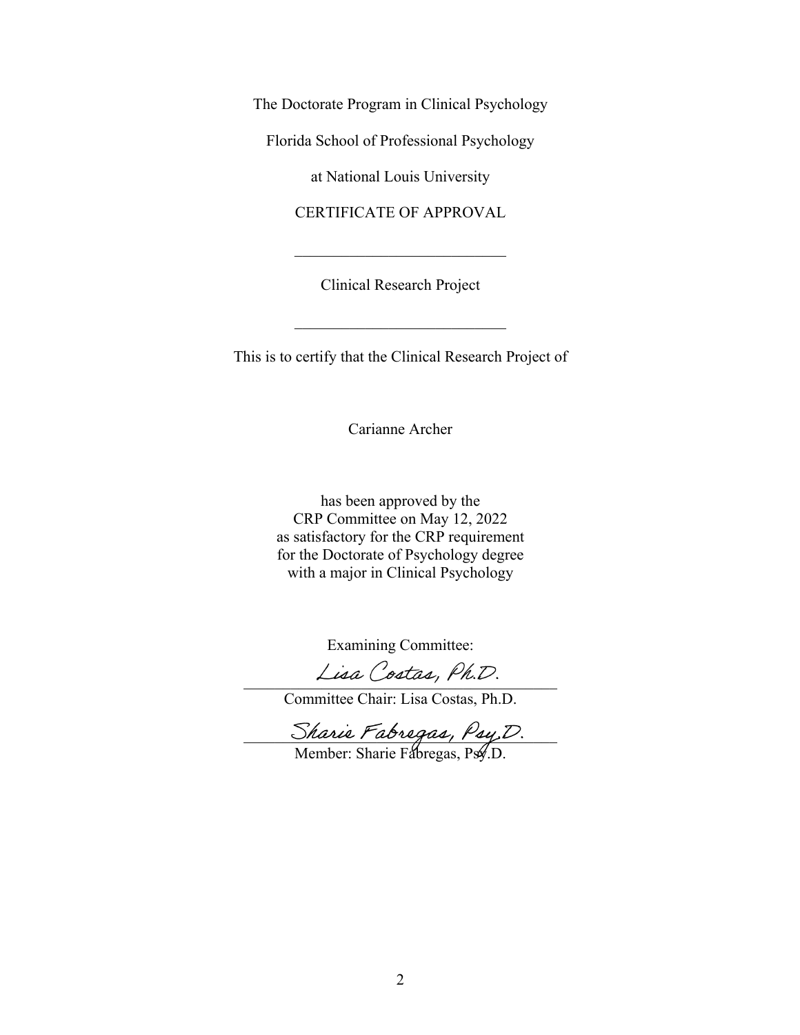The Doctorate Program in Clinical Psychology

Florida School of Professional Psychology

at National Louis University

CERTIFICATE OF APPROVAL

---

Clinical Research Project

---

This is to certify that the Clinical Research Project of

Carianne Archer

has been approved by the
CRP Committee on May 12, 2022
as satisfactory for the CRP requirement
for the Doctorate of Psychology degree
with a major in Clinical Psychology

Examining Committee:

Lisa Costas, Ph.D.
___________________________
Committee Chair: Lisa Costas, Ph.D.

Sharie Fabregas, Psy.D.
___________________________
Member: Sharie Fabregas, Psy.D.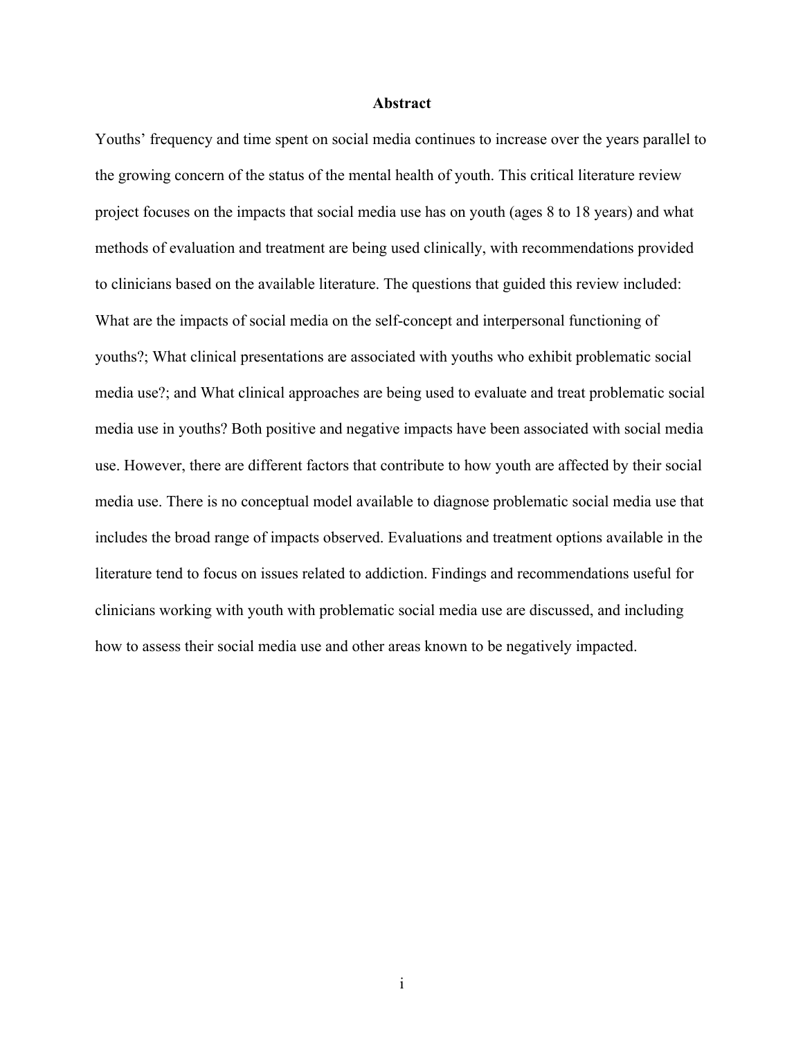# Abstract

Youths' frequency and time spent on social media continues to increase over the years parallel to the growing concern of the status of the mental health of youth. This critical literature review project focuses on the impacts that social media use has on youth (ages 8 to 18 years) and what methods of evaluation and treatment are being used clinically, with recommendations provided to clinicians based on the available literature. The questions that guided this review included: What are the impacts of social media on the self-concept and interpersonal functioning of youths?; What clinical presentations are associated with youths who exhibit problematic social media use?; and What clinical approaches are being used to evaluate and treat problematic social media use in youths? Both positive and negative impacts have been associated with social media use. However, there are different factors that contribute to how youth are affected by their social media use. There is no conceptual model available to diagnose problematic social media use that includes the broad range of impacts observed. Evaluations and treatment options available in the literature tend to focus on issues related to addiction. Findings and recommendations useful for clinicians working with youth with problematic social media use are discussed, and including how to assess their social media use and other areas known to be negatively impacted.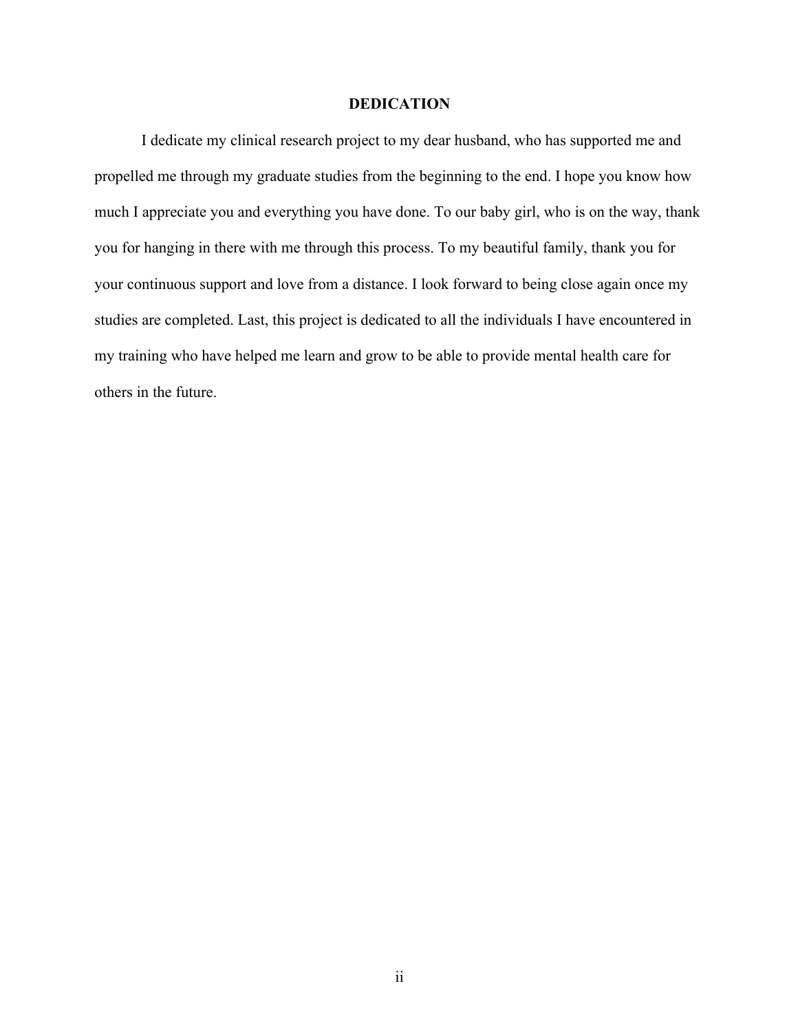## DEDICATION

I dedicate my clinical research project to my dear husband, who has supported me and propelled me through my graduate studies from the beginning to the end. I hope you know how much I appreciate you and everything you have done. To our baby girl, who is on the way, thank you for hanging in there with me through this process. To my beautiful family, thank you for your continuous support and love from a distance. I look forward to being close again once my studies are completed. Last, this project is dedicated to all the individuals I have encountered in my training who have helped me learn and grow to be able to provide mental health care for others in the future.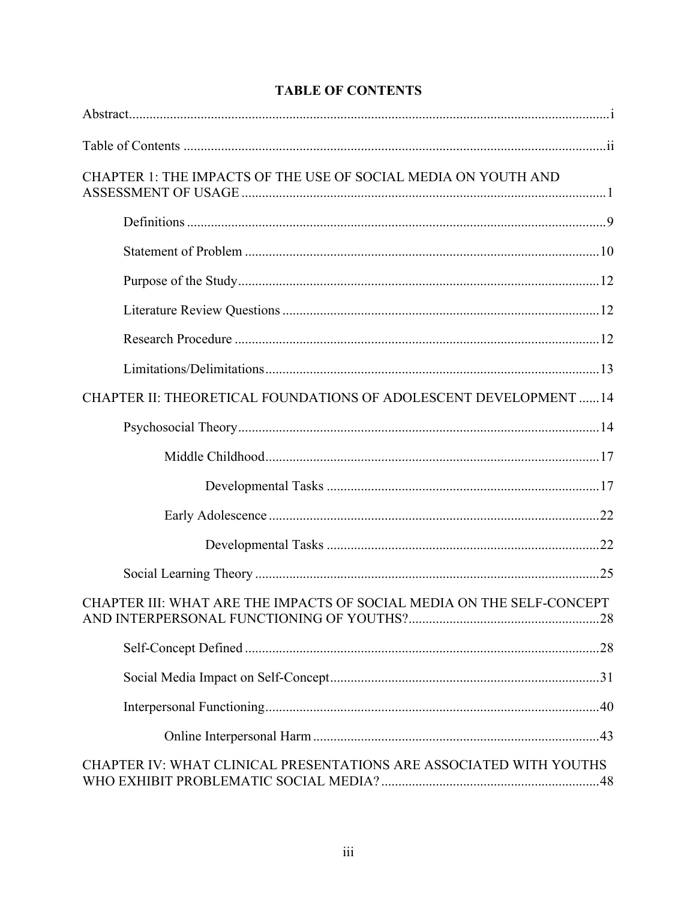# TABLE OF CONTENTS

Abstract ........................................................................................................................................ i

Table of Contents ........................................................................................................................ ii

CHAPTER 1: THE IMPACTS OF THE USE OF SOCIAL MEDIA ON YOUTH AND ASSESSMENT OF USAGE ........................................................................................................ 1

- Definitions ........................................................................................................................ 9
- Statement of Problem ...................................................................................................... 10
- Purpose of the Study ........................................................................................................ 12
- Literature Review Questions ........................................................................................... 12
- Research Procedure ......................................................................................................... 12
- Limitations/Delimitations ................................................................................................ 13

CHAPTER II: THEORETICAL FOUNDATIONS OF ADOLESCENT DEVELOPMENT ...... 14

- Psychosocial Theory ........................................................................................................ 14
    - Middle Childhood ..................................................................................................... 17
        - Developmental Tasks ........................................................................................ 17
    - Early Adolescence ..................................................................................................... 22
        - Developmental Tasks ........................................................................................ 22
- Social Learning Theory .................................................................................................... 25

CHAPTER III: WHAT ARE THE IMPACTS OF SOCIAL MEDIA ON THE SELF-CONCEPT AND INTERPERSONAL FUNCTIONING OF YOUTHS? ...................................................... 28

- Self-Concept Defined ...................................................................................................... 28
- Social Media Impact on Self-Concept ............................................................................. 31
- Interpersonal Functioning ................................................................................................ 40
    - Online Interpersonal Harm ........................................................................................ 43

CHAPTER IV: WHAT CLINICAL PRESENTATIONS ARE ASSOCIATED WITH YOUTHS WHO EXHIBIT PROBLEMATIC SOCIAL MEDIA? .............................................................. 48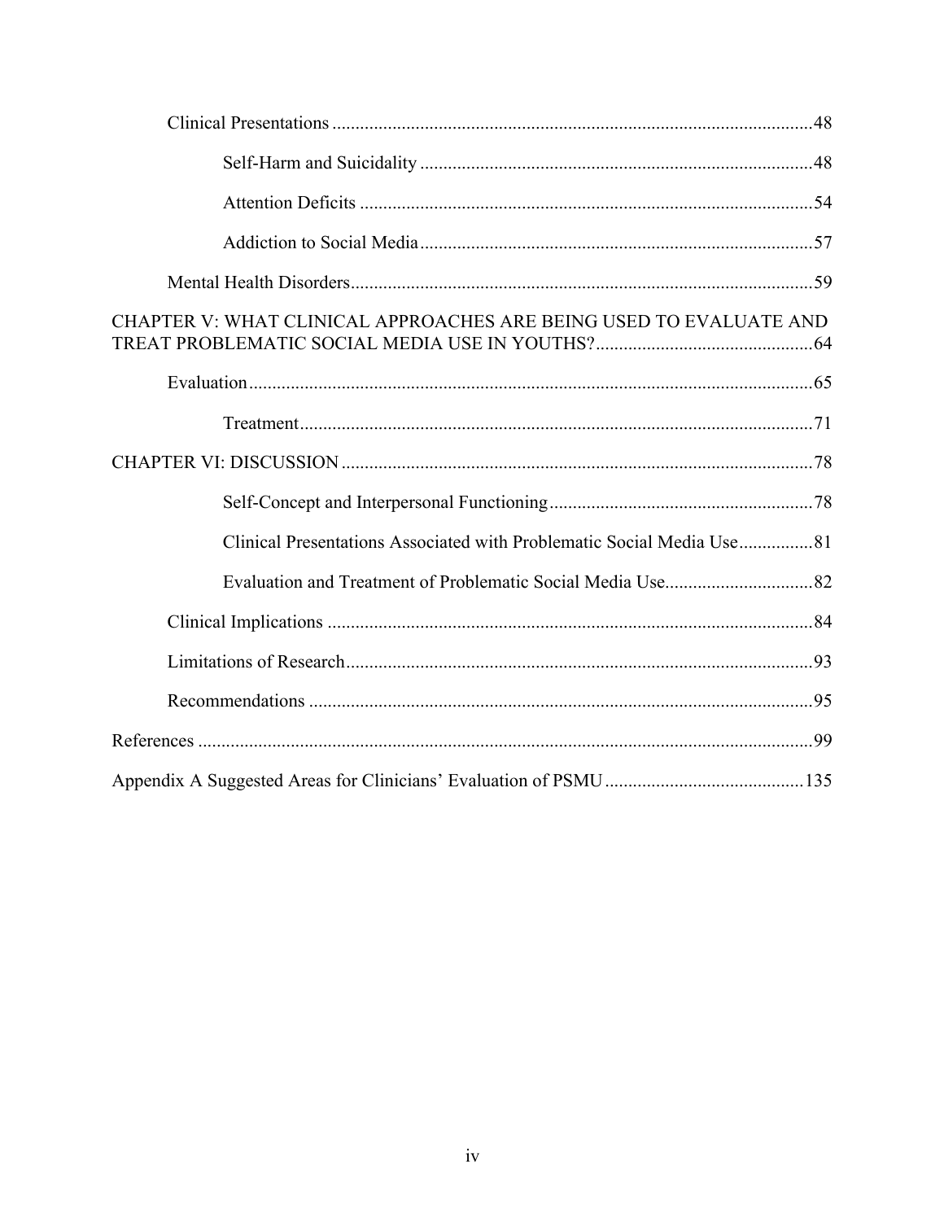Clinical Presentations ....................................................................................................48

Self-Harm and Suicidality .....................................................................................48

Attention Deficits ..................................................................................................54

Addiction to Social Media .....................................................................................57

Mental Health Disorders....................................................................................................59

CHAPTER V: WHAT CLINICAL APPROACHES ARE BEING USED TO EVALUATE AND TREAT PROBLEMATIC SOCIAL MEDIA USE IN YOUTHS?...............................................64

Evaluation...........................................................................................................................65

Treatment..............................................................................................................71

CHAPTER VI: DISCUSSION .......................................................................................................78

Self-Concept and Interpersonal Functioning.........................................................78

Clinical Presentations Associated with Problematic Social Media Use................81

Evaluation and Treatment of Problematic Social Media Use................................82

Clinical Implications .........................................................................................................84

Limitations of Research.....................................................................................................93

Recommendations .............................................................................................................95

References .....................................................................................................................................99

Appendix A Suggested Areas for Clinicians' Evaluation of PSMU ...........................................135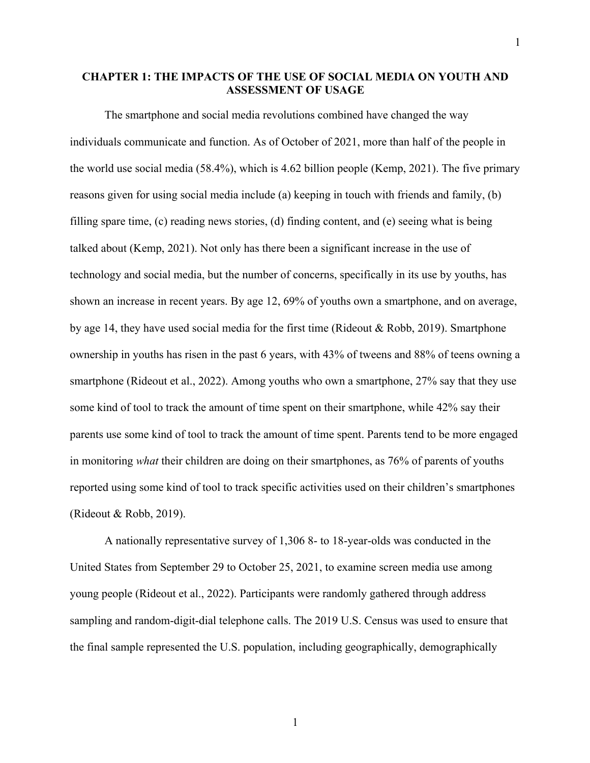# CHAPTER 1: THE IMPACTS OF THE USE OF SOCIAL MEDIA ON YOUTH AND ASSESSMENT OF USAGE

The smartphone and social media revolutions combined have changed the way individuals communicate and function. As of October of 2021, more than half of the people in the world use social media (58.4%), which is 4.62 billion people (Kemp, 2021). The five primary reasons given for using social media include (a) keeping in touch with friends and family, (b) filling spare time, (c) reading news stories, (d) finding content, and (e) seeing what is being talked about (Kemp, 2021). Not only has there been a significant increase in the use of technology and social media, but the number of concerns, specifically in its use by youths, has shown an increase in recent years. By age 12, 69% of youths own a smartphone, and on average, by age 14, they have used social media for the first time (Rideout & Robb, 2019). Smartphone ownership in youths has risen in the past 6 years, with 43% of tweens and 88% of teens owning a smartphone (Rideout et al., 2022). Among youths who own a smartphone, 27% say that they use some kind of tool to track the amount of time spent on their smartphone, while 42% say their parents use some kind of tool to track the amount of time spent. Parents tend to be more engaged in monitoring *what* their children are doing on their smartphones, as 76% of parents of youths reported using some kind of tool to track specific activities used on their children's smartphones (Rideout & Robb, 2019).

A nationally representative survey of 1,306 8- to 18-year-olds was conducted in the United States from September 29 to October 25, 2021, to examine screen media use among young people (Rideout et al., 2022). Participants were randomly gathered through address sampling and random-digit-dial telephone calls. The 2019 U.S. Census was used to ensure that the final sample represented the U.S. population, including geographically, demographically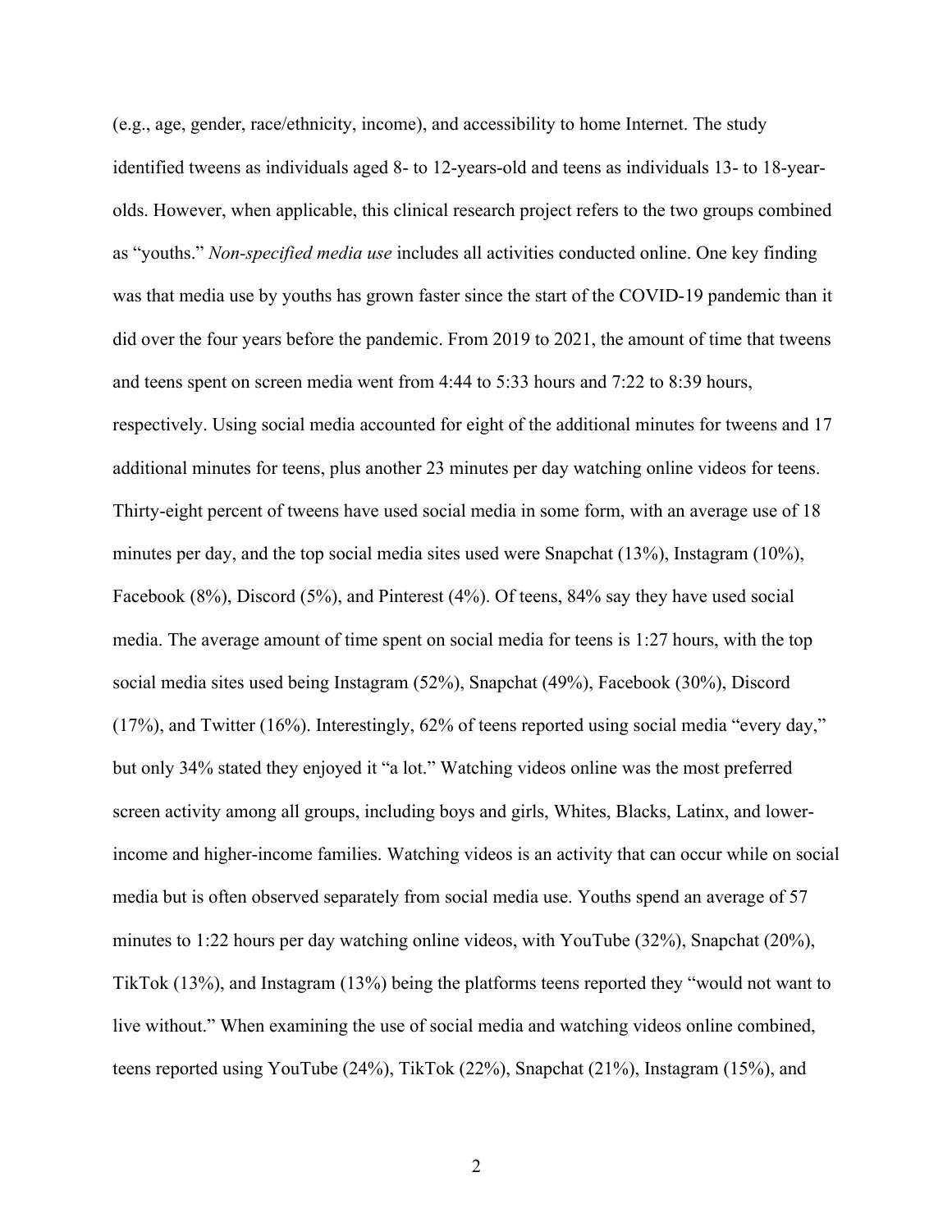(e.g., age, gender, race/ethnicity, income), and accessibility to home Internet. The study identified tweens as individuals aged 8- to 12-years-old and teens as individuals 13- to 18-year-olds. However, when applicable, this clinical research project refers to the two groups combined as "youths." *Non-specified media use* includes all activities conducted online. One key finding was that media use by youths has grown faster since the start of the COVID-19 pandemic than it did over the four years before the pandemic. From 2019 to 2021, the amount of time that tweens and teens spent on screen media went from 4:44 to 5:33 hours and 7:22 to 8:39 hours, respectively. Using social media accounted for eight of the additional minutes for tweens and 17 additional minutes for teens, plus another 23 minutes per day watching online videos for teens. Thirty-eight percent of tweens have used social media in some form, with an average use of 18 minutes per day, and the top social media sites used were Snapchat (13%), Instagram (10%), Facebook (8%), Discord (5%), and Pinterest (4%). Of teens, 84% say they have used social media. The average amount of time spent on social media for teens is 1:27 hours, with the top social media sites used being Instagram (52%), Snapchat (49%), Facebook (30%), Discord (17%), and Twitter (16%). Interestingly, 62% of teens reported using social media "every day," but only 34% stated they enjoyed it "a lot." Watching videos online was the most preferred screen activity among all groups, including boys and girls, Whites, Blacks, Latinx, and lower-income and higher-income families. Watching videos is an activity that can occur while on social media but is often observed separately from social media use. Youths spend an average of 57 minutes to 1:22 hours per day watching online videos, with YouTube (32%), Snapchat (20%), TikTok (13%), and Instagram (13%) being the platforms teens reported they "would not want to live without." When examining the use of social media and watching videos online combined, teens reported using YouTube (24%), TikTok (22%), Snapchat (21%), Instagram (15%), and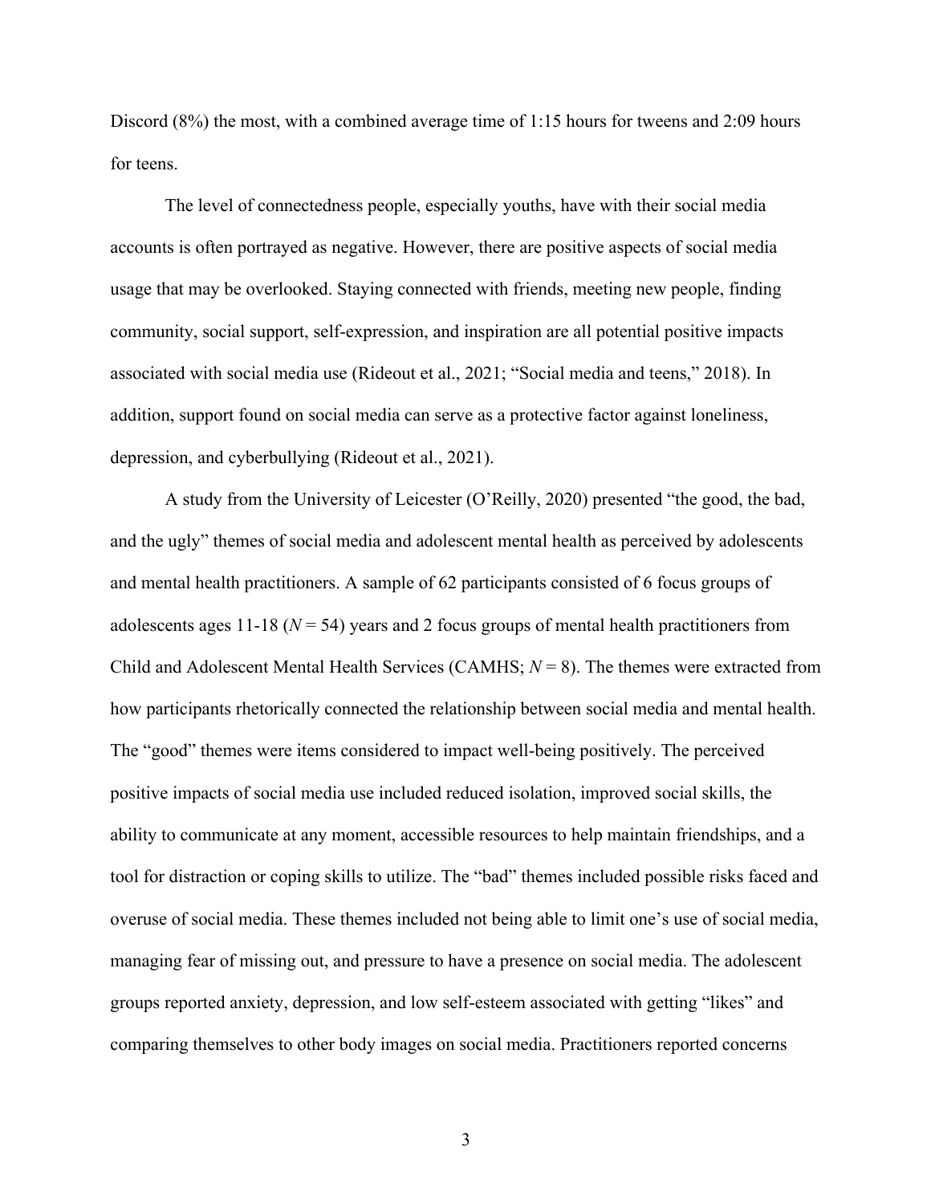Discord (8%) the most, with a combined average time of 1:15 hours for tweens and 2:09 hours for teens.

The level of connectedness people, especially youths, have with their social media accounts is often portrayed as negative. However, there are positive aspects of social media usage that may be overlooked. Staying connected with friends, meeting new people, finding community, social support, self-expression, and inspiration are all potential positive impacts associated with social media use (Rideout et al., 2021; "Social media and teens," 2018). In addition, support found on social media can serve as a protective factor against loneliness, depression, and cyberbullying (Rideout et al., 2021).

A study from the University of Leicester (O'Reilly, 2020) presented "the good, the bad, and the ugly" themes of social media and adolescent mental health as perceived by adolescents and mental health practitioners. A sample of 62 participants consisted of 6 focus groups of adolescents ages 11-18 ($N = 54$) years and 2 focus groups of mental health practitioners from Child and Adolescent Mental Health Services (CAMHS; $N = 8$). The themes were extracted from how participants rhetorically connected the relationship between social media and mental health. The "good" themes were items considered to impact well-being positively. The perceived positive impacts of social media use included reduced isolation, improved social skills, the ability to communicate at any moment, accessible resources to help maintain friendships, and a tool for distraction or coping skills to utilize. The "bad" themes included possible risks faced and overuse of social media. These themes included not being able to limit one's use of social media, managing fear of missing out, and pressure to have a presence on social media. The adolescent groups reported anxiety, depression, and low self-esteem associated with getting "likes" and comparing themselves to other body images on social media. Practitioners reported concerns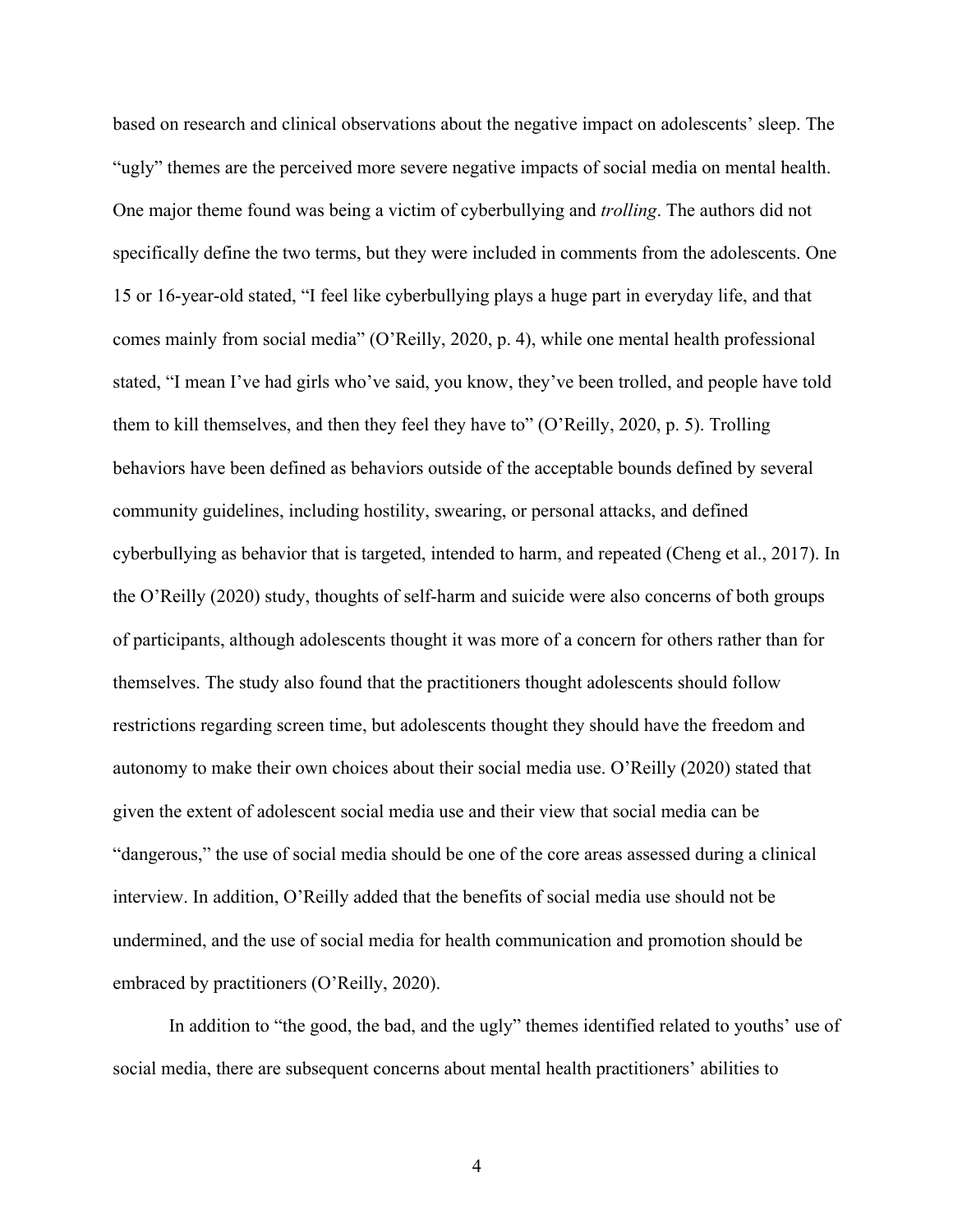based on research and clinical observations about the negative impact on adolescents' sleep. The "ugly" themes are the perceived more severe negative impacts of social media on mental health. One major theme found was being a victim of cyberbullying and *trolling*. The authors did not specifically define the two terms, but they were included in comments from the adolescents. One 15 or 16-year-old stated, "I feel like cyberbullying plays a huge part in everyday life, and that comes mainly from social media" (O'Reilly, 2020, p. 4), while one mental health professional stated, "I mean I've had girls who've said, you know, they've been trolled, and people have told them to kill themselves, and then they feel they have to" (O'Reilly, 2020, p. 5). Trolling behaviors have been defined as behaviors outside of the acceptable bounds defined by several community guidelines, including hostility, swearing, or personal attacks, and defined cyberbullying as behavior that is targeted, intended to harm, and repeated (Cheng et al., 2017). In the O'Reilly (2020) study, thoughts of self-harm and suicide were also concerns of both groups of participants, although adolescents thought it was more of a concern for others rather than for themselves. The study also found that the practitioners thought adolescents should follow restrictions regarding screen time, but adolescents thought they should have the freedom and autonomy to make their own choices about their social media use. O'Reilly (2020) stated that given the extent of adolescent social media use and their view that social media can be "dangerous," the use of social media should be one of the core areas assessed during a clinical interview. In addition, O'Reilly added that the benefits of social media use should not be undermined, and the use of social media for health communication and promotion should be embraced by practitioners (O'Reilly, 2020).

In addition to "the good, the bad, and the ugly" themes identified related to youths' use of social media, there are subsequent concerns about mental health practitioners' abilities to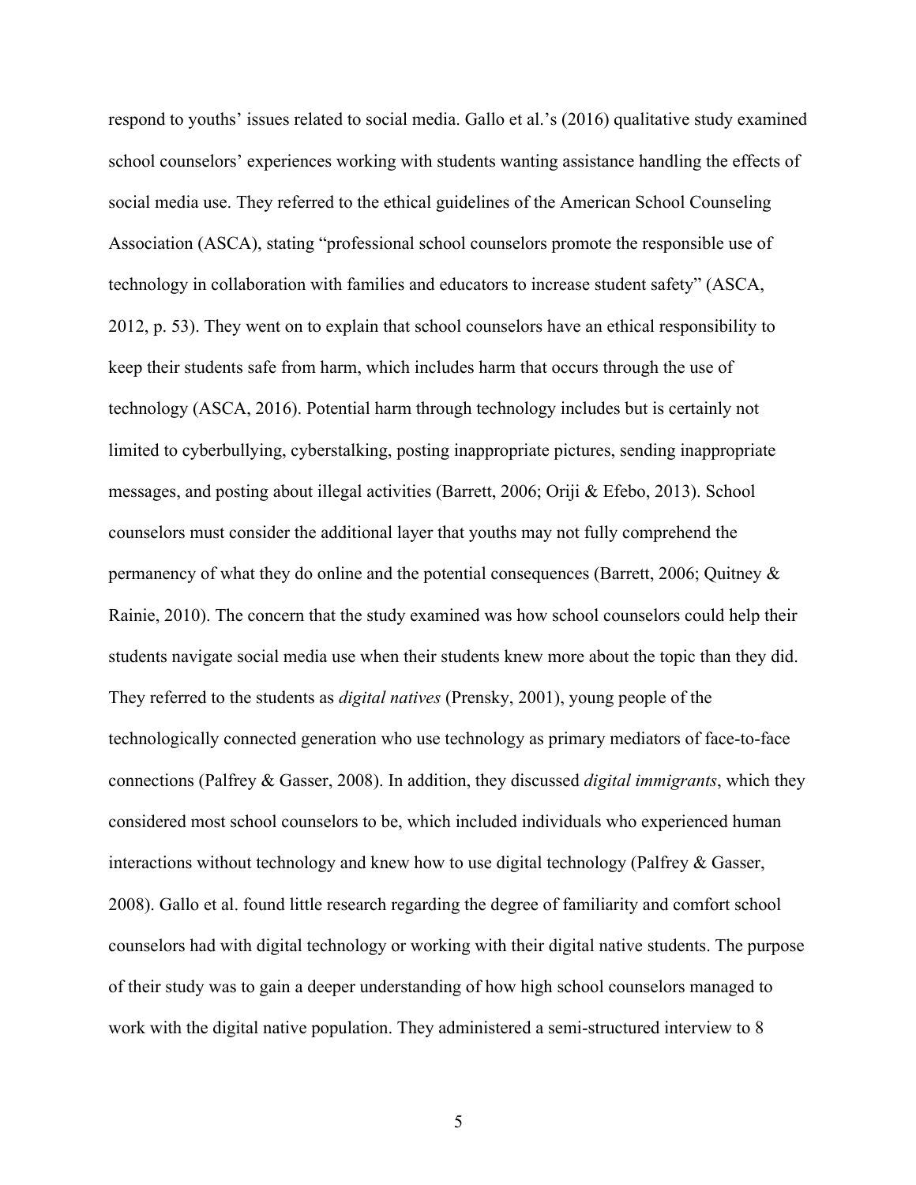respond to youths' issues related to social media. Gallo et al.'s (2016) qualitative study examined school counselors' experiences working with students wanting assistance handling the effects of social media use. They referred to the ethical guidelines of the American School Counseling Association (ASCA), stating "professional school counselors promote the responsible use of technology in collaboration with families and educators to increase student safety" (ASCA, 2012, p. 53). They went on to explain that school counselors have an ethical responsibility to keep their students safe from harm, which includes harm that occurs through the use of technology (ASCA, 2016). Potential harm through technology includes but is certainly not limited to cyberbullying, cyberstalking, posting inappropriate pictures, sending inappropriate messages, and posting about illegal activities (Barrett, 2006; Oriji & Efebo, 2013). School counselors must consider the additional layer that youths may not fully comprehend the permanency of what they do online and the potential consequences (Barrett, 2006; Quitney & Rainie, 2010). The concern that the study examined was how school counselors could help their students navigate social media use when their students knew more about the topic than they did. They referred to the students as *digital natives* (Prensky, 2001), young people of the technologically connected generation who use technology as primary mediators of face-to-face connections (Palfrey & Gasser, 2008). In addition, they discussed *digital immigrants*, which they considered most school counselors to be, which included individuals who experienced human interactions without technology and knew how to use digital technology (Palfrey & Gasser, 2008). Gallo et al. found little research regarding the degree of familiarity and comfort school counselors had with digital technology or working with their digital native students. The purpose of their study was to gain a deeper understanding of how high school counselors managed to work with the digital native population. They administered a semi-structured interview to 8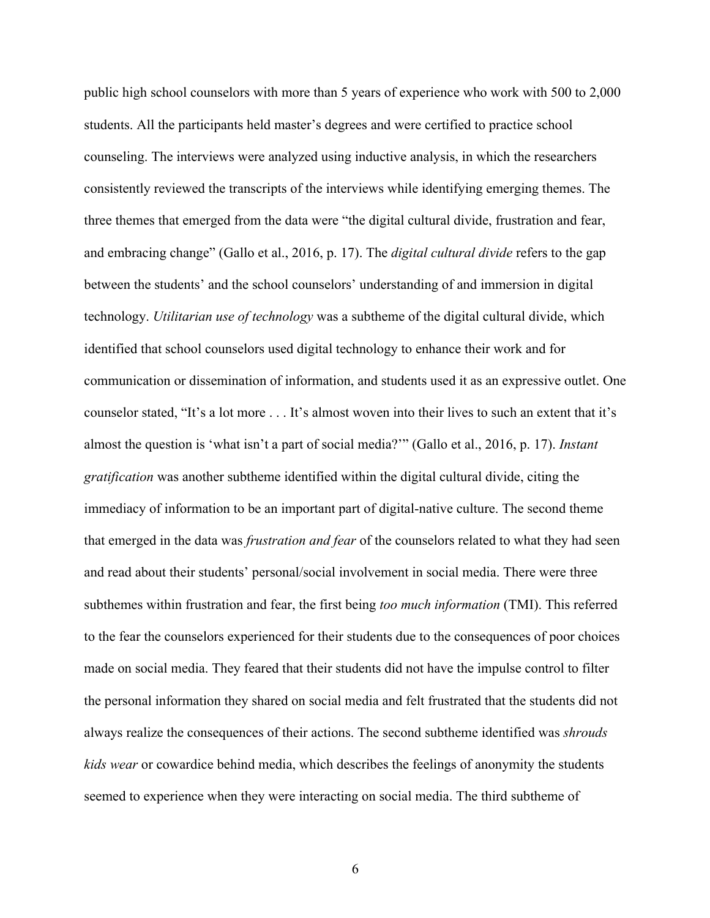public high school counselors with more than 5 years of experience who work with 500 to 2,000 students. All the participants held master's degrees and were certified to practice school counseling. The interviews were analyzed using inductive analysis, in which the researchers consistently reviewed the transcripts of the interviews while identifying emerging themes. The three themes that emerged from the data were "the digital cultural divide, frustration and fear, and embracing change" (Gallo et al., 2016, p. 17). The *digital cultural divide* refers to the gap between the students' and the school counselors' understanding of and immersion in digital technology. *Utilitarian use of technology* was a subtheme of the digital cultural divide, which identified that school counselors used digital technology to enhance their work and for communication or dissemination of information, and students used it as an expressive outlet. One counselor stated, "It's a lot more . . . It's almost woven into their lives to such an extent that it's almost the question is 'what isn't a part of social media?'" (Gallo et al., 2016, p. 17). *Instant gratification* was another subtheme identified within the digital cultural divide, citing the immediacy of information to be an important part of digital-native culture. The second theme that emerged in the data was *frustration and fear* of the counselors related to what they had seen and read about their students' personal/social involvement in social media. There were three subthemes within frustration and fear, the first being *too much information* (TMI). This referred to the fear the counselors experienced for their students due to the consequences of poor choices made on social media. They feared that their students did not have the impulse control to filter the personal information they shared on social media and felt frustrated that the students did not always realize the consequences of their actions. The second subtheme identified was *shrouds kids wear* or cowardice behind media, which describes the feelings of anonymity the students seemed to experience when they were interacting on social media. The third subtheme of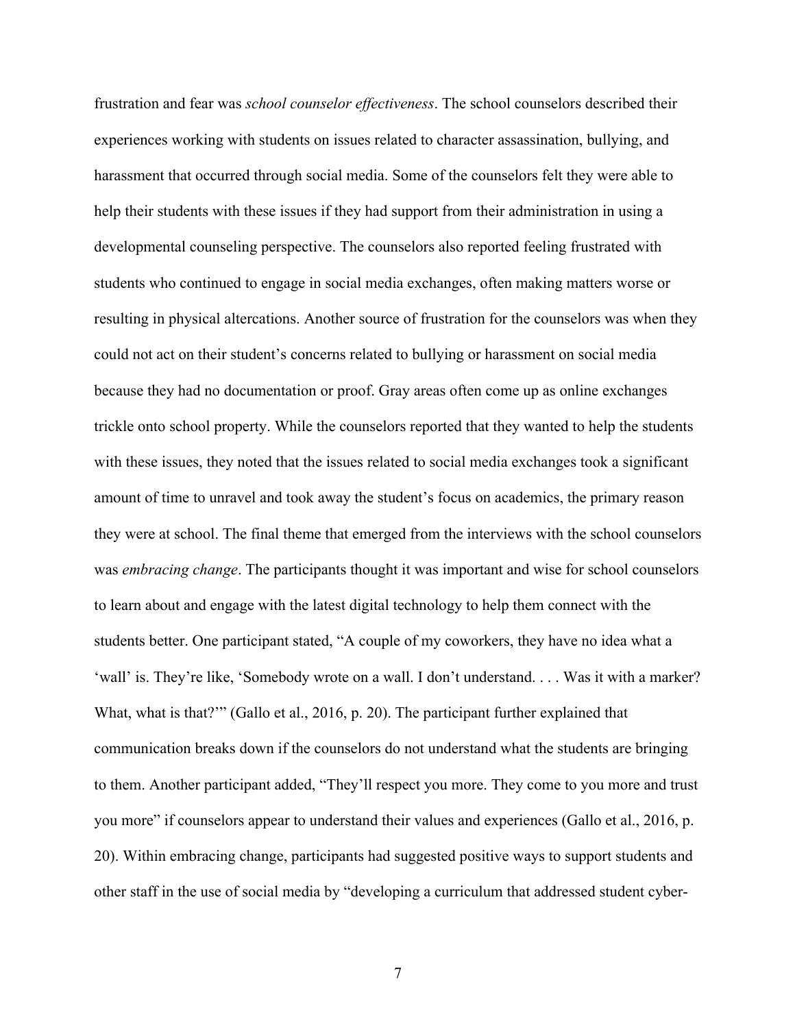frustration and fear was *school counselor effectiveness*. The school counselors described their experiences working with students on issues related to character assassination, bullying, and harassment that occurred through social media. Some of the counselors felt they were able to help their students with these issues if they had support from their administration in using a developmental counseling perspective. The counselors also reported feeling frustrated with students who continued to engage in social media exchanges, often making matters worse or resulting in physical altercations. Another source of frustration for the counselors was when they could not act on their student's concerns related to bullying or harassment on social media because they had no documentation or proof. Gray areas often come up as online exchanges trickle onto school property. While the counselors reported that they wanted to help the students with these issues, they noted that the issues related to social media exchanges took a significant amount of time to unravel and took away the student's focus on academics, the primary reason they were at school. The final theme that emerged from the interviews with the school counselors was *embracing change*. The participants thought it was important and wise for school counselors to learn about and engage with the latest digital technology to help them connect with the students better. One participant stated, "A couple of my coworkers, they have no idea what a 'wall' is. They're like, 'Somebody wrote on a wall. I don't understand. . . . Was it with a marker? What, what is that?'" (Gallo et al., 2016, p. 20). The participant further explained that communication breaks down if the counselors do not understand what the students are bringing to them. Another participant added, "They'll respect you more. They come to you more and trust you more" if counselors appear to understand their values and experiences (Gallo et al., 2016, p. 20). Within embracing change, participants had suggested positive ways to support students and other staff in the use of social media by "developing a curriculum that addressed student cyber-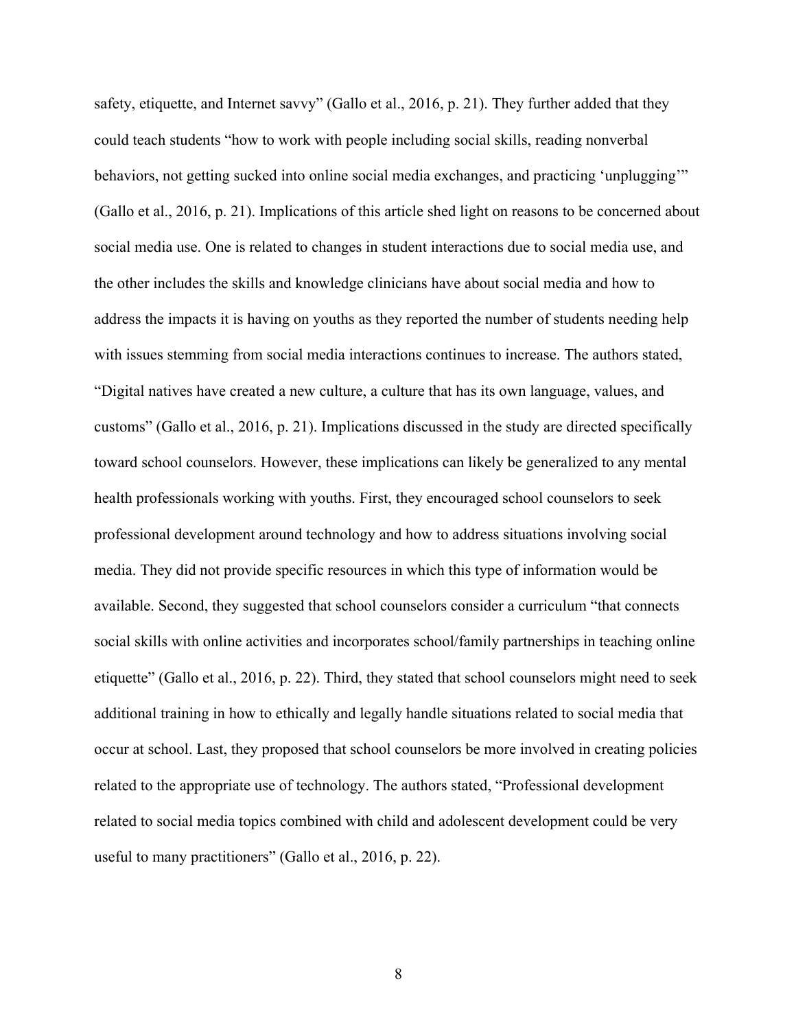safety, etiquette, and Internet savvy" (Gallo et al., 2016, p. 21). They further added that they could teach students "how to work with people including social skills, reading nonverbal behaviors, not getting sucked into online social media exchanges, and practicing 'unplugging'" (Gallo et al., 2016, p. 21). Implications of this article shed light on reasons to be concerned about social media use. One is related to changes in student interactions due to social media use, and the other includes the skills and knowledge clinicians have about social media and how to address the impacts it is having on youths as they reported the number of students needing help with issues stemming from social media interactions continues to increase. The authors stated, "Digital natives have created a new culture, a culture that has its own language, values, and customs" (Gallo et al., 2016, p. 21). Implications discussed in the study are directed specifically toward school counselors. However, these implications can likely be generalized to any mental health professionals working with youths. First, they encouraged school counselors to seek professional development around technology and how to address situations involving social media. They did not provide specific resources in which this type of information would be available. Second, they suggested that school counselors consider a curriculum "that connects social skills with online activities and incorporates school/family partnerships in teaching online etiquette" (Gallo et al., 2016, p. 22). Third, they stated that school counselors might need to seek additional training in how to ethically and legally handle situations related to social media that occur at school. Last, they proposed that school counselors be more involved in creating policies related to the appropriate use of technology. The authors stated, "Professional development related to social media topics combined with child and adolescent development could be very useful to many practitioners" (Gallo et al., 2016, p. 22).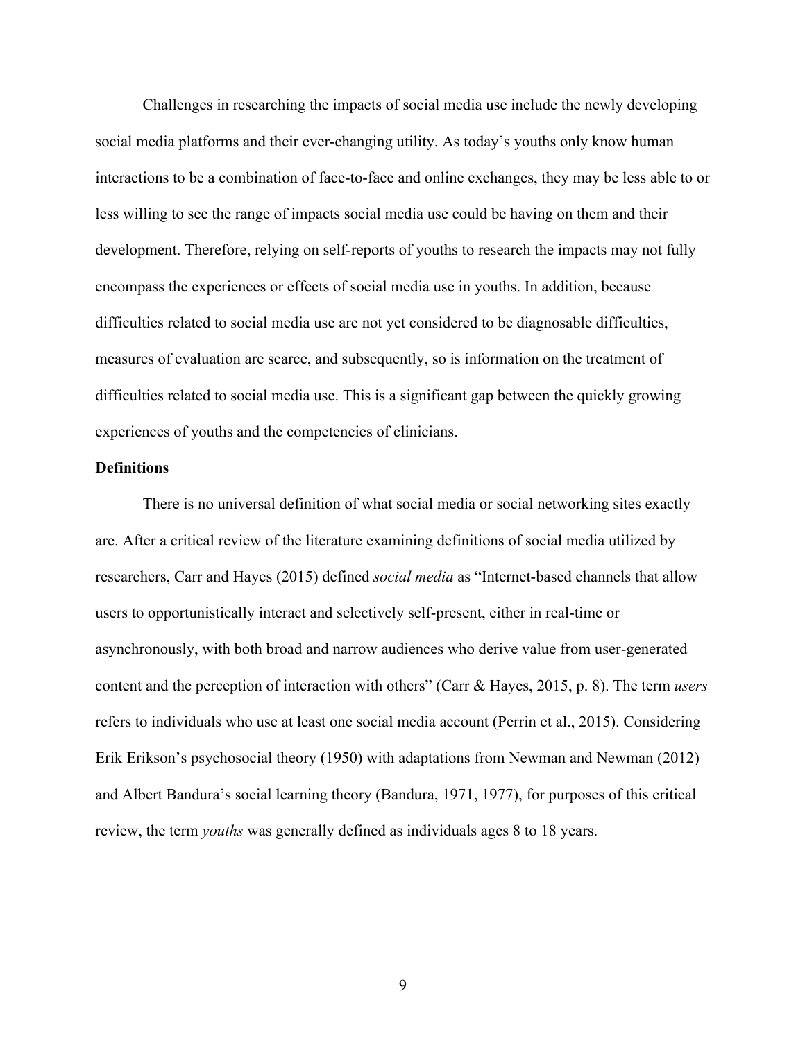Challenges in researching the impacts of social media use include the newly developing social media platforms and their ever-changing utility. As today's youths only know human interactions to be a combination of face-to-face and online exchanges, they may be less able to or less willing to see the range of impacts social media use could be having on them and their development. Therefore, relying on self-reports of youths to research the impacts may not fully encompass the experiences or effects of social media use in youths. In addition, because difficulties related to social media use are not yet considered to be diagnosable difficulties, measures of evaluation are scarce, and subsequently, so is information on the treatment of difficulties related to social media use. This is a significant gap between the quickly growing experiences of youths and the competencies of clinicians.

**Definitions**

There is no universal definition of what social media or social networking sites exactly are. After a critical review of the literature examining definitions of social media utilized by researchers, Carr and Hayes (2015) defined *social media* as "Internet-based channels that allow users to opportunistically interact and selectively self-present, either in real-time or asynchronously, with both broad and narrow audiences who derive value from user-generated content and the perception of interaction with others" (Carr & Hayes, 2015, p. 8). The term *users* refers to individuals who use at least one social media account (Perrin et al., 2015). Considering Erik Erikson's psychosocial theory (1950) with adaptations from Newman and Newman (2012) and Albert Bandura's social learning theory (Bandura, 1971, 1977), for purposes of this critical review, the term *youths* was generally defined as individuals ages 8 to 18 years.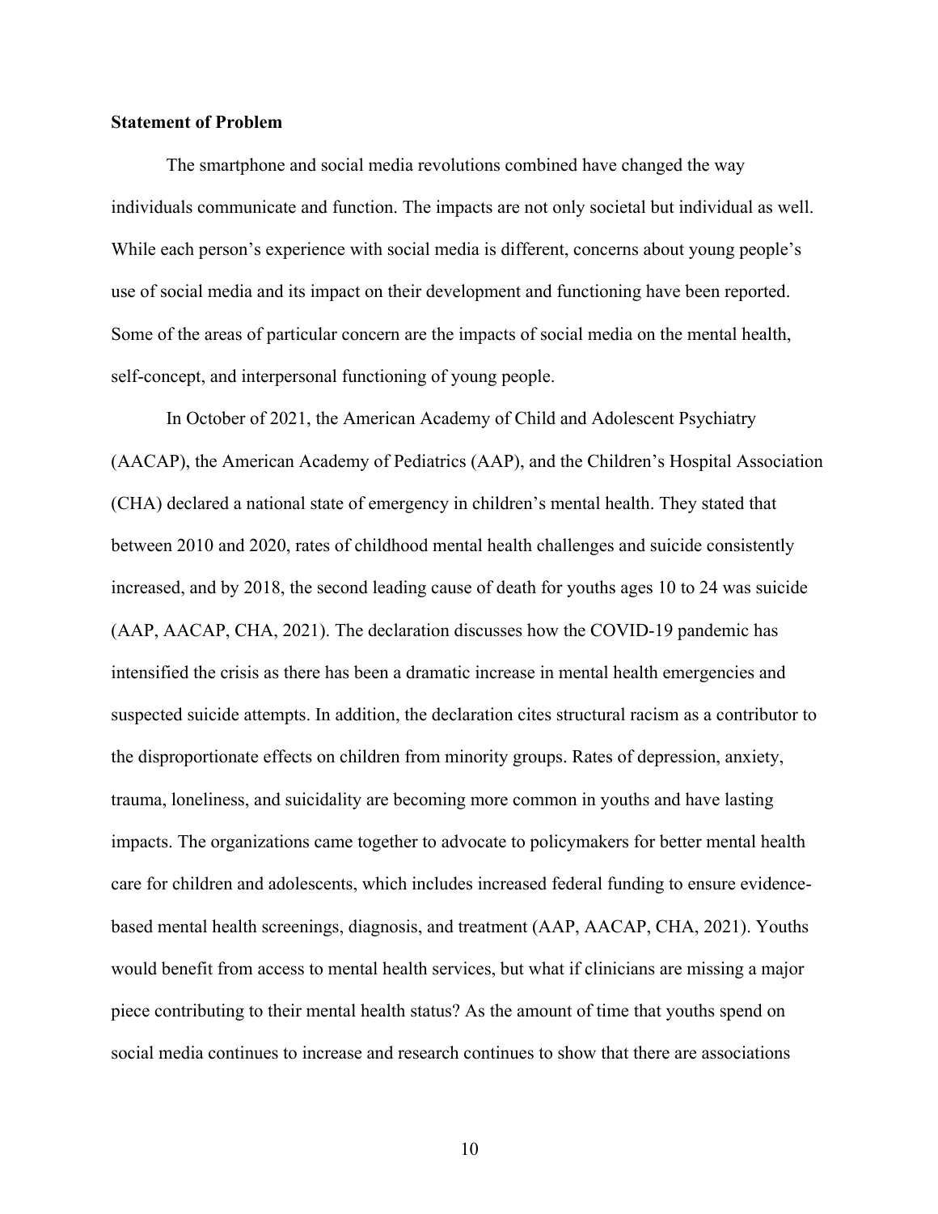**Statement of Problem**

The smartphone and social media revolutions combined have changed the way individuals communicate and function. The impacts are not only societal but individual as well. While each person's experience with social media is different, concerns about young people's use of social media and its impact on their development and functioning have been reported. Some of the areas of particular concern are the impacts of social media on the mental health, self-concept, and interpersonal functioning of young people.

In October of 2021, the American Academy of Child and Adolescent Psychiatry (AACAP), the American Academy of Pediatrics (AAP), and the Children's Hospital Association (CHA) declared a national state of emergency in children's mental health. They stated that between 2010 and 2020, rates of childhood mental health challenges and suicide consistently increased, and by 2018, the second leading cause of death for youths ages 10 to 24 was suicide (AAP, AACAP, CHA, 2021). The declaration discusses how the COVID-19 pandemic has intensified the crisis as there has been a dramatic increase in mental health emergencies and suspected suicide attempts. In addition, the declaration cites structural racism as a contributor to the disproportionate effects on children from minority groups. Rates of depression, anxiety, trauma, loneliness, and suicidality are becoming more common in youths and have lasting impacts. The organizations came together to advocate to policymakers for better mental health care for children and adolescents, which includes increased federal funding to ensure evidence-based mental health screenings, diagnosis, and treatment (AAP, AACAP, CHA, 2021). Youths would benefit from access to mental health services, but what if clinicians are missing a major piece contributing to their mental health status? As the amount of time that youths spend on social media continues to increase and research continues to show that there are associations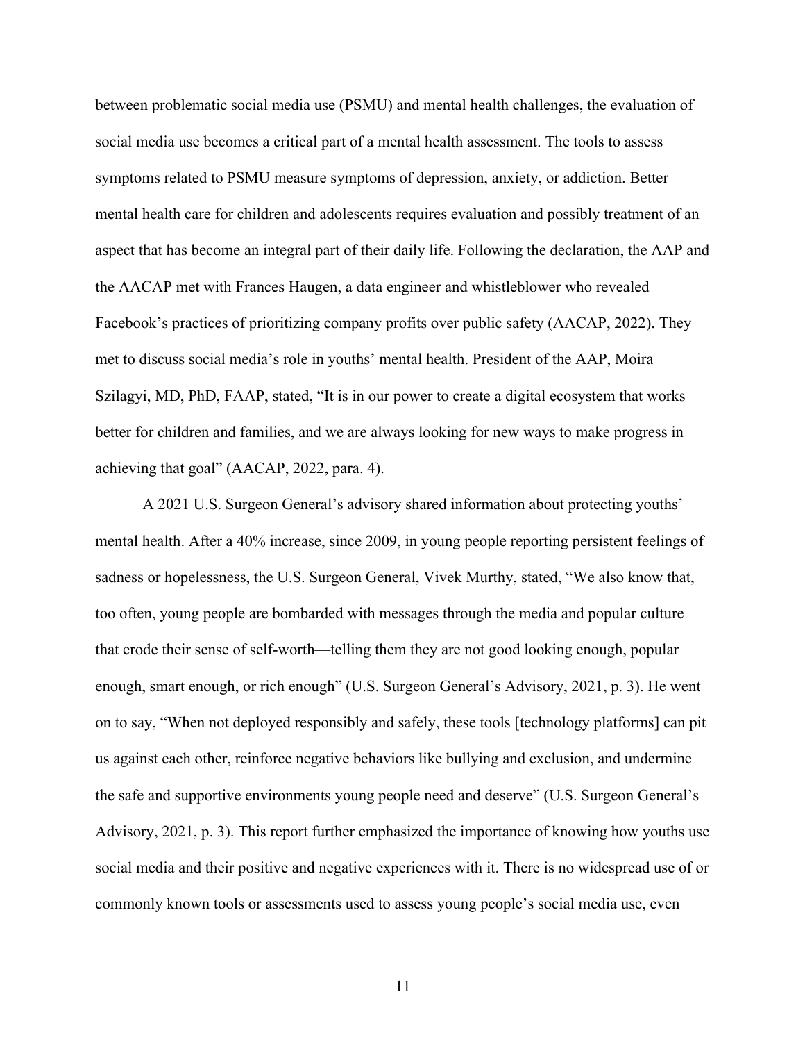between problematic social media use (PSMU) and mental health challenges, the evaluation of social media use becomes a critical part of a mental health assessment. The tools to assess symptoms related to PSMU measure symptoms of depression, anxiety, or addiction. Better mental health care for children and adolescents requires evaluation and possibly treatment of an aspect that has become an integral part of their daily life. Following the declaration, the AAP and the AACAP met with Frances Haugen, a data engineer and whistleblower who revealed Facebook's practices of prioritizing company profits over public safety (AACAP, 2022). They met to discuss social media's role in youths' mental health. President of the AAP, Moira Szilagyi, MD, PhD, FAAP, stated, "It is in our power to create a digital ecosystem that works better for children and families, and we are always looking for new ways to make progress in achieving that goal" (AACAP, 2022, para. 4).

A 2021 U.S. Surgeon General's advisory shared information about protecting youths' mental health. After a 40% increase, since 2009, in young people reporting persistent feelings of sadness or hopelessness, the U.S. Surgeon General, Vivek Murthy, stated, "We also know that, too often, young people are bombarded with messages through the media and popular culture that erode their sense of self-worth—telling them they are not good looking enough, popular enough, smart enough, or rich enough" (U.S. Surgeon General's Advisory, 2021, p. 3). He went on to say, "When not deployed responsibly and safely, these tools [technology platforms] can pit us against each other, reinforce negative behaviors like bullying and exclusion, and undermine the safe and supportive environments young people need and deserve" (U.S. Surgeon General's Advisory, 2021, p. 3). This report further emphasized the importance of knowing how youths use social media and their positive and negative experiences with it. There is no widespread use of or commonly known tools or assessments used to assess young people's social media use, even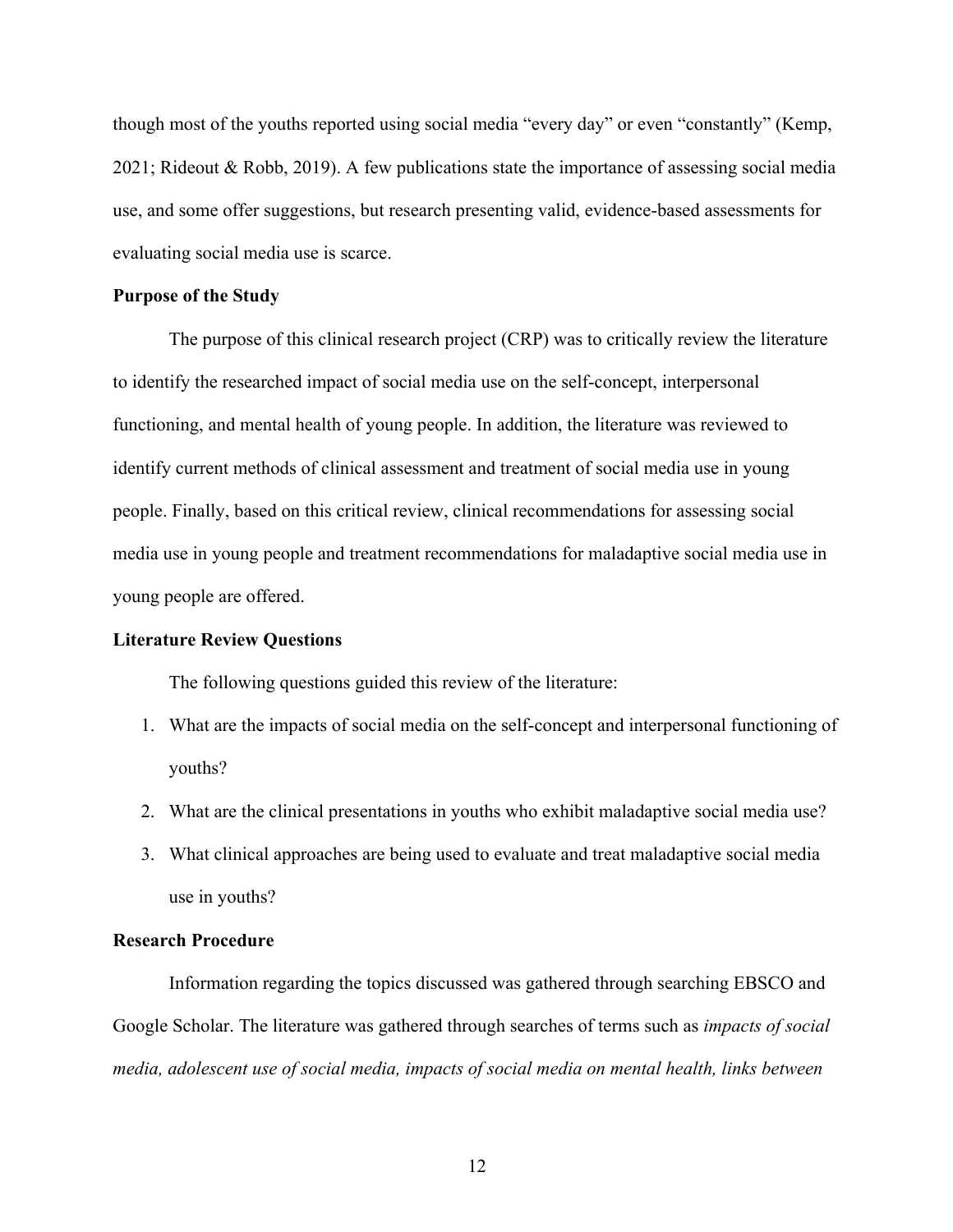though most of the youths reported using social media "every day" or even "constantly" (Kemp, 2021; Rideout & Robb, 2019). A few publications state the importance of assessing social media use, and some offer suggestions, but research presenting valid, evidence-based assessments for evaluating social media use is scarce.

## Purpose of the Study

The purpose of this clinical research project (CRP) was to critically review the literature to identify the researched impact of social media use on the self-concept, interpersonal functioning, and mental health of young people. In addition, the literature was reviewed to identify current methods of clinical assessment and treatment of social media use in young people. Finally, based on this critical review, clinical recommendations for assessing social media use in young people and treatment recommendations for maladaptive social media use in young people are offered.

## Literature Review Questions

The following questions guided this review of the literature:

1. What are the impacts of social media on the self-concept and interpersonal functioning of youths?
2. What are the clinical presentations in youths who exhibit maladaptive social media use?
3. What clinical approaches are being used to evaluate and treat maladaptive social media use in youths?

## Research Procedure

Information regarding the topics discussed was gathered through searching EBSCO and Google Scholar. The literature was gathered through searches of terms such as *impacts of social media, adolescent use of social media, impacts of social media on mental health, links between*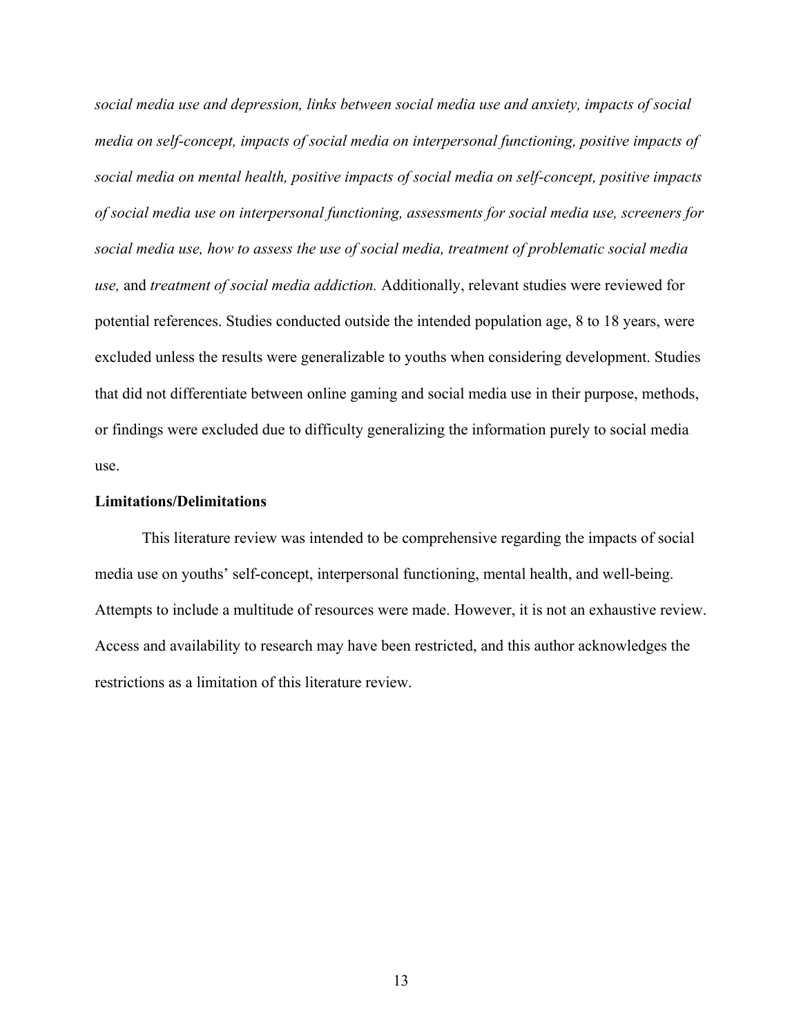*social media use and depression, links between social media use and anxiety, impacts of social media on self-concept, impacts of social media on interpersonal functioning, positive impacts of social media on mental health, positive impacts of social media on self-concept, positive impacts of social media use on interpersonal functioning, assessments for social media use, screeners for social media use, how to assess the use of social media, treatment of problematic social media use,* and *treatment of social media addiction.* Additionally, relevant studies were reviewed for potential references. Studies conducted outside the intended population age, 8 to 18 years, were excluded unless the results were generalizable to youths when considering development. Studies that did not differentiate between online gaming and social media use in their purpose, methods, or findings were excluded due to difficulty generalizing the information purely to social media use.

**Limitations/Delimitations**

This literature review was intended to be comprehensive regarding the impacts of social media use on youths' self-concept, interpersonal functioning, mental health, and well-being. Attempts to include a multitude of resources were made. However, it is not an exhaustive review. Access and availability to research may have been restricted, and this author acknowledges the restrictions as a limitation of this literature review.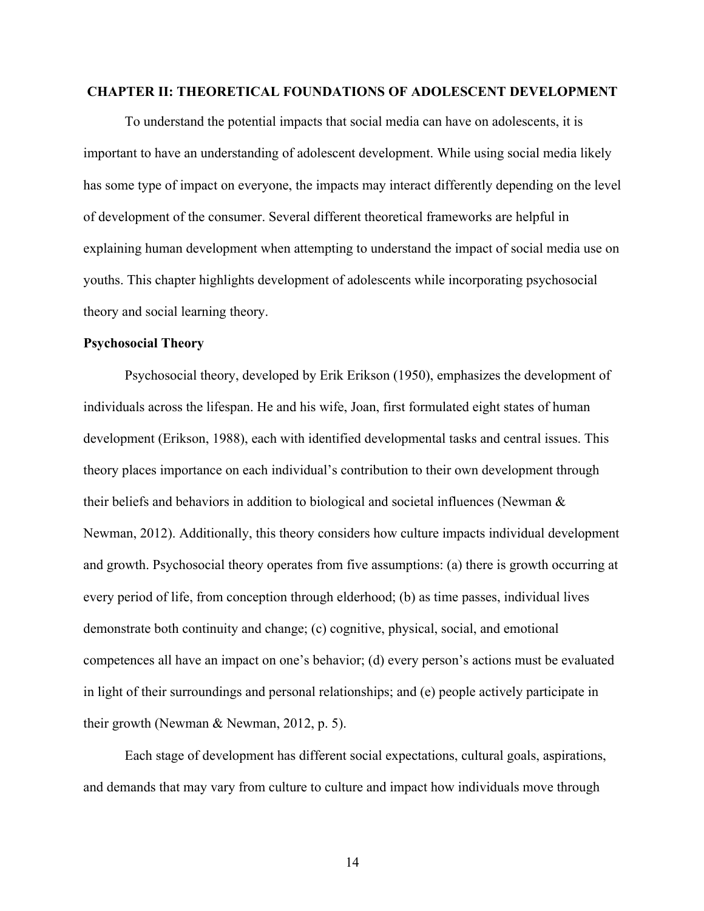# CHAPTER II: THEORETICAL FOUNDATIONS OF ADOLESCENT DEVELOPMENT

To understand the potential impacts that social media can have on adolescents, it is important to have an understanding of adolescent development. While using social media likely has some type of impact on everyone, the impacts may interact differently depending on the level of development of the consumer. Several different theoretical frameworks are helpful in explaining human development when attempting to understand the impact of social media use on youths. This chapter highlights development of adolescents while incorporating psychosocial theory and social learning theory.

## Psychosocial Theory

Psychosocial theory, developed by Erik Erikson (1950), emphasizes the development of individuals across the lifespan. He and his wife, Joan, first formulated eight states of human development (Erikson, 1988), each with identified developmental tasks and central issues. This theory places importance on each individual's contribution to their own development through their beliefs and behaviors in addition to biological and societal influences (Newman & Newman, 2012). Additionally, this theory considers how culture impacts individual development and growth. Psychosocial theory operates from five assumptions: (a) there is growth occurring at every period of life, from conception through elderhood; (b) as time passes, individual lives demonstrate both continuity and change; (c) cognitive, physical, social, and emotional competences all have an impact on one's behavior; (d) every person's actions must be evaluated in light of their surroundings and personal relationships; and (e) people actively participate in their growth (Newman & Newman, 2012, p. 5).

Each stage of development has different social expectations, cultural goals, aspirations, and demands that may vary from culture to culture and impact how individuals move through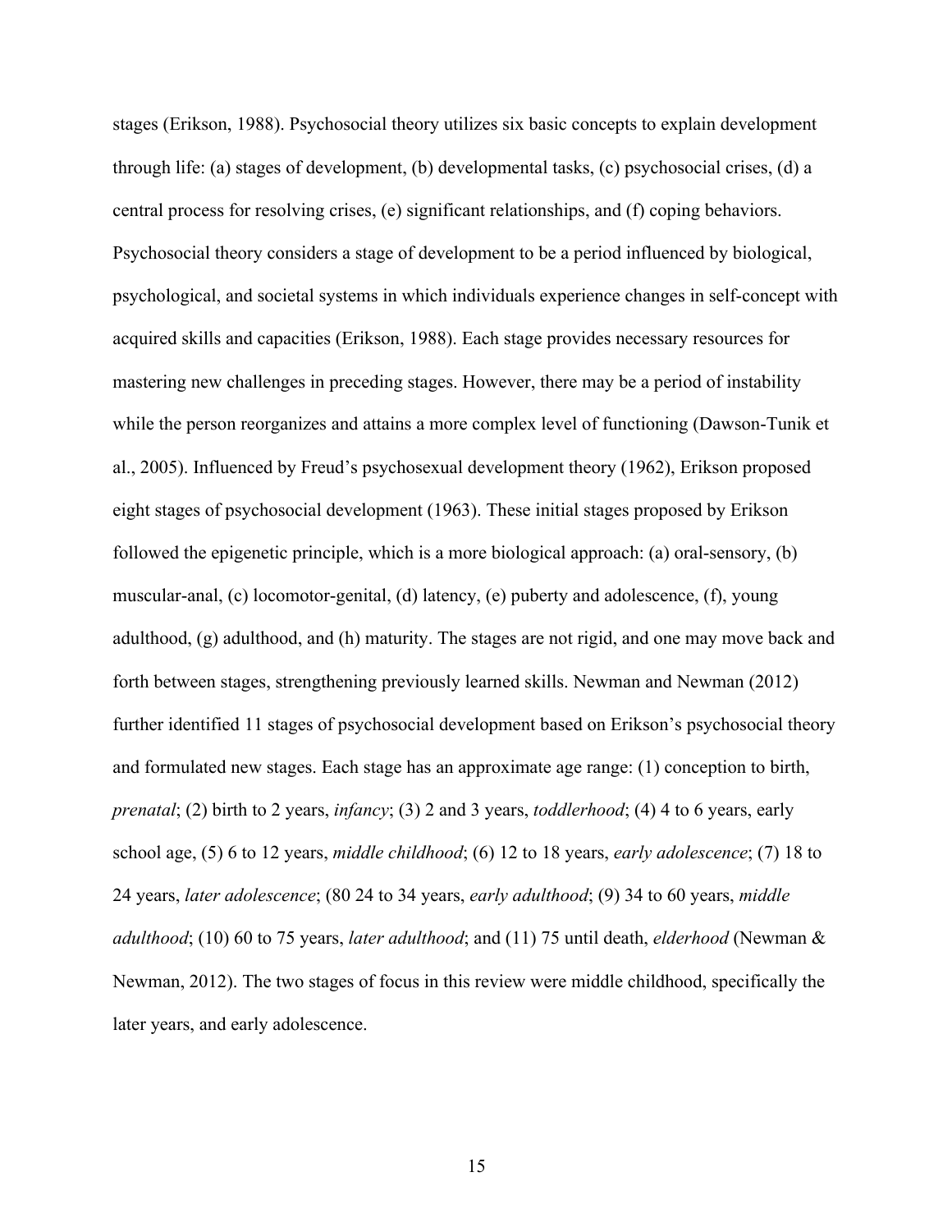stages (Erikson, 1988). Psychosocial theory utilizes six basic concepts to explain development through life: (a) stages of development, (b) developmental tasks, (c) psychosocial crises, (d) a central process for resolving crises, (e) significant relationships, and (f) coping behaviors. Psychosocial theory considers a stage of development to be a period influenced by biological, psychological, and societal systems in which individuals experience changes in self-concept with acquired skills and capacities (Erikson, 1988). Each stage provides necessary resources for mastering new challenges in preceding stages. However, there may be a period of instability while the person reorganizes and attains a more complex level of functioning (Dawson-Tunik et al., 2005). Influenced by Freud's psychosexual development theory (1962), Erikson proposed eight stages of psychosocial development (1963). These initial stages proposed by Erikson followed the epigenetic principle, which is a more biological approach: (a) oral-sensory, (b) muscular-anal, (c) locomotor-genital, (d) latency, (e) puberty and adolescence, (f), young adulthood, (g) adulthood, and (h) maturity. The stages are not rigid, and one may move back and forth between stages, strengthening previously learned skills. Newman and Newman (2012) further identified 11 stages of psychosocial development based on Erikson's psychosocial theory and formulated new stages. Each stage has an approximate age range: (1) conception to birth, *prenatal*; (2) birth to 2 years, *infancy*; (3) 2 and 3 years, *toddlerhood*; (4) 4 to 6 years, early school age, (5) 6 to 12 years, *middle childhood*; (6) 12 to 18 years, *early adolescence*; (7) 18 to 24 years, *later adolescence*; (80 24 to 34 years, *early adulthood*; (9) 34 to 60 years, *middle adulthood*; (10) 60 to 75 years, *later adulthood*; and (11) 75 until death, *elderhood* (Newman & Newman, 2012). The two stages of focus in this review were middle childhood, specifically the later years, and early adolescence.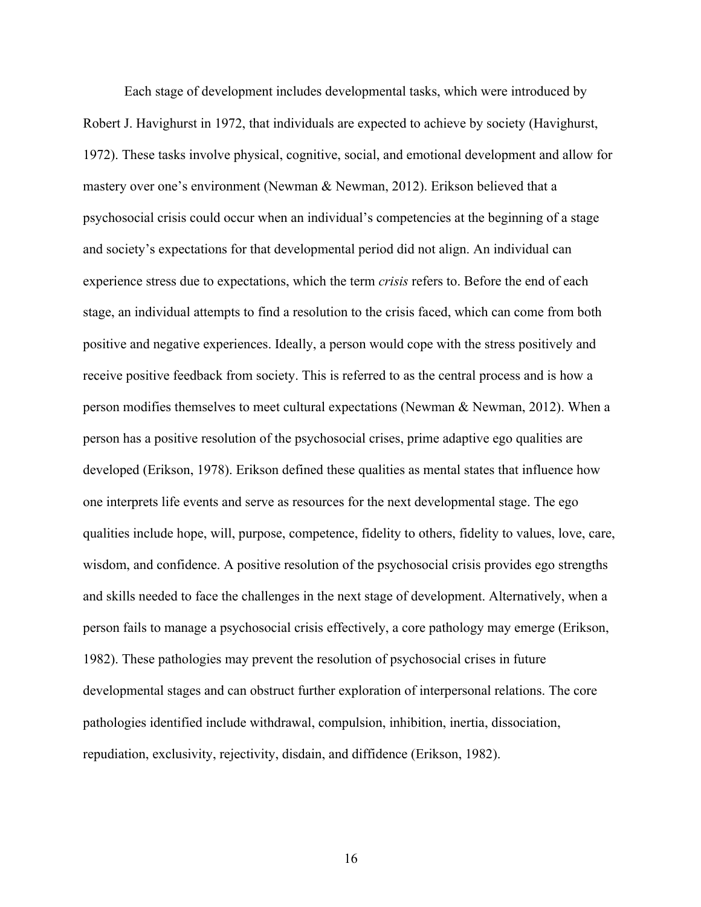Each stage of development includes developmental tasks, which were introduced by Robert J. Havighurst in 1972, that individuals are expected to achieve by society (Havighurst, 1972). These tasks involve physical, cognitive, social, and emotional development and allow for mastery over one's environment (Newman & Newman, 2012). Erikson believed that a psychosocial crisis could occur when an individual's competencies at the beginning of a stage and society's expectations for that developmental period did not align. An individual can experience stress due to expectations, which the term *crisis* refers to. Before the end of each stage, an individual attempts to find a resolution to the crisis faced, which can come from both positive and negative experiences. Ideally, a person would cope with the stress positively and receive positive feedback from society. This is referred to as the central process and is how a person modifies themselves to meet cultural expectations (Newman & Newman, 2012). When a person has a positive resolution of the psychosocial crises, prime adaptive ego qualities are developed (Erikson, 1978). Erikson defined these qualities as mental states that influence how one interprets life events and serve as resources for the next developmental stage. The ego qualities include hope, will, purpose, competence, fidelity to others, fidelity to values, love, care, wisdom, and confidence. A positive resolution of the psychosocial crisis provides ego strengths and skills needed to face the challenges in the next stage of development. Alternatively, when a person fails to manage a psychosocial crisis effectively, a core pathology may emerge (Erikson, 1982). These pathologies may prevent the resolution of psychosocial crises in future developmental stages and can obstruct further exploration of interpersonal relations. The core pathologies identified include withdrawal, compulsion, inhibition, inertia, dissociation, repudiation, exclusivity, rejectivity, disdain, and diffidence (Erikson, 1982).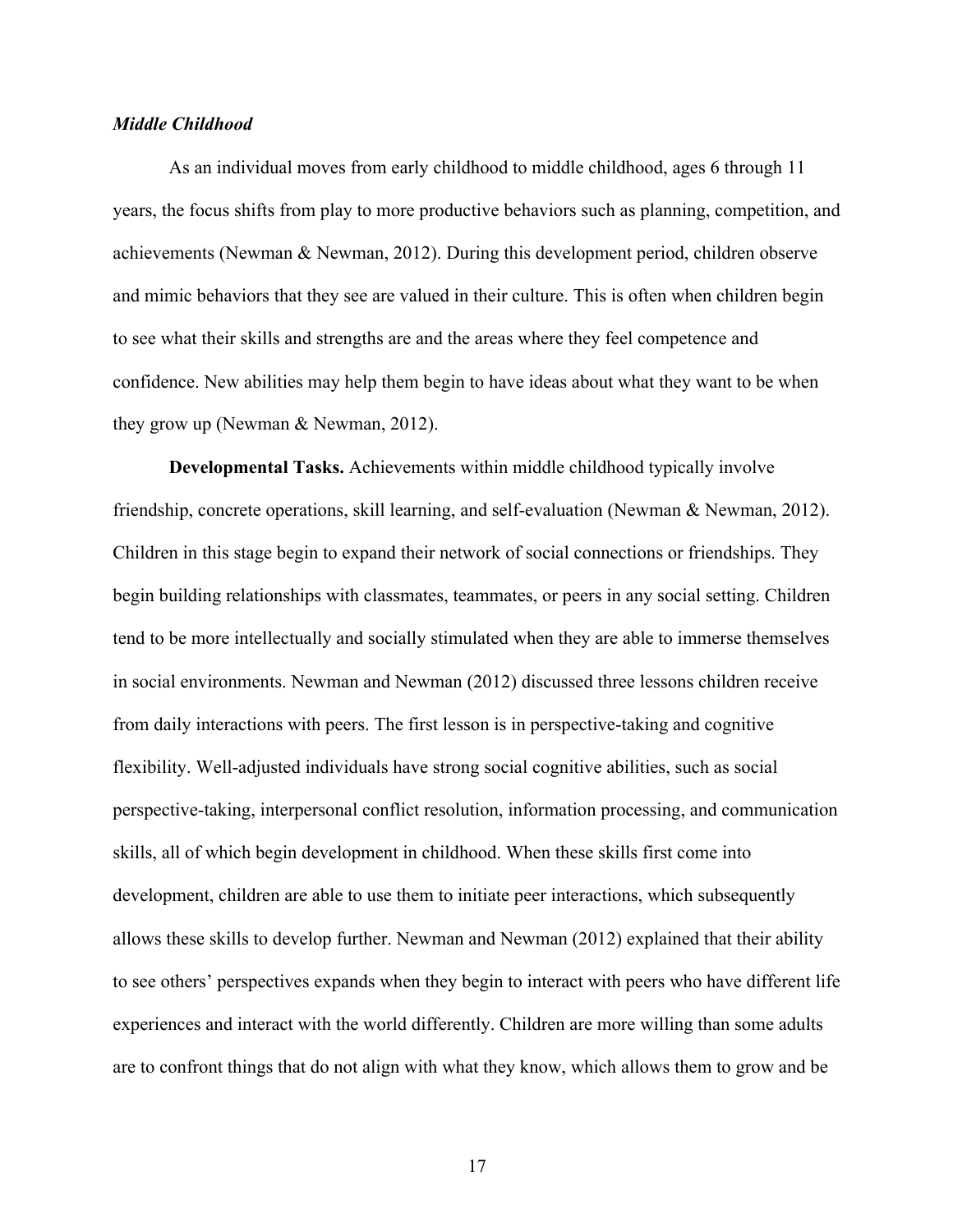### *Middle Childhood*

As an individual moves from early childhood to middle childhood, ages 6 through 11 years, the focus shifts from play to more productive behaviors such as planning, competition, and achievements (Newman & Newman, 2012). During this development period, children observe and mimic behaviors that they see are valued in their culture. This is often when children begin to see what their skills and strengths are and the areas where they feel competence and confidence. New abilities may help them begin to have ideas about what they want to be when they grow up (Newman & Newman, 2012).

**Developmental Tasks.** Achievements within middle childhood typically involve friendship, concrete operations, skill learning, and self-evaluation (Newman & Newman, 2012). Children in this stage begin to expand their network of social connections or friendships. They begin building relationships with classmates, teammates, or peers in any social setting. Children tend to be more intellectually and socially stimulated when they are able to immerse themselves in social environments. Newman and Newman (2012) discussed three lessons children receive from daily interactions with peers. The first lesson is in perspective-taking and cognitive flexibility. Well-adjusted individuals have strong social cognitive abilities, such as social perspective-taking, interpersonal conflict resolution, information processing, and communication skills, all of which begin development in childhood. When these skills first come into development, children are able to use them to initiate peer interactions, which subsequently allows these skills to develop further. Newman and Newman (2012) explained that their ability to see others' perspectives expands when they begin to interact with peers who have different life experiences and interact with the world differently. Children are more willing than some adults are to confront things that do not align with what they know, which allows them to grow and be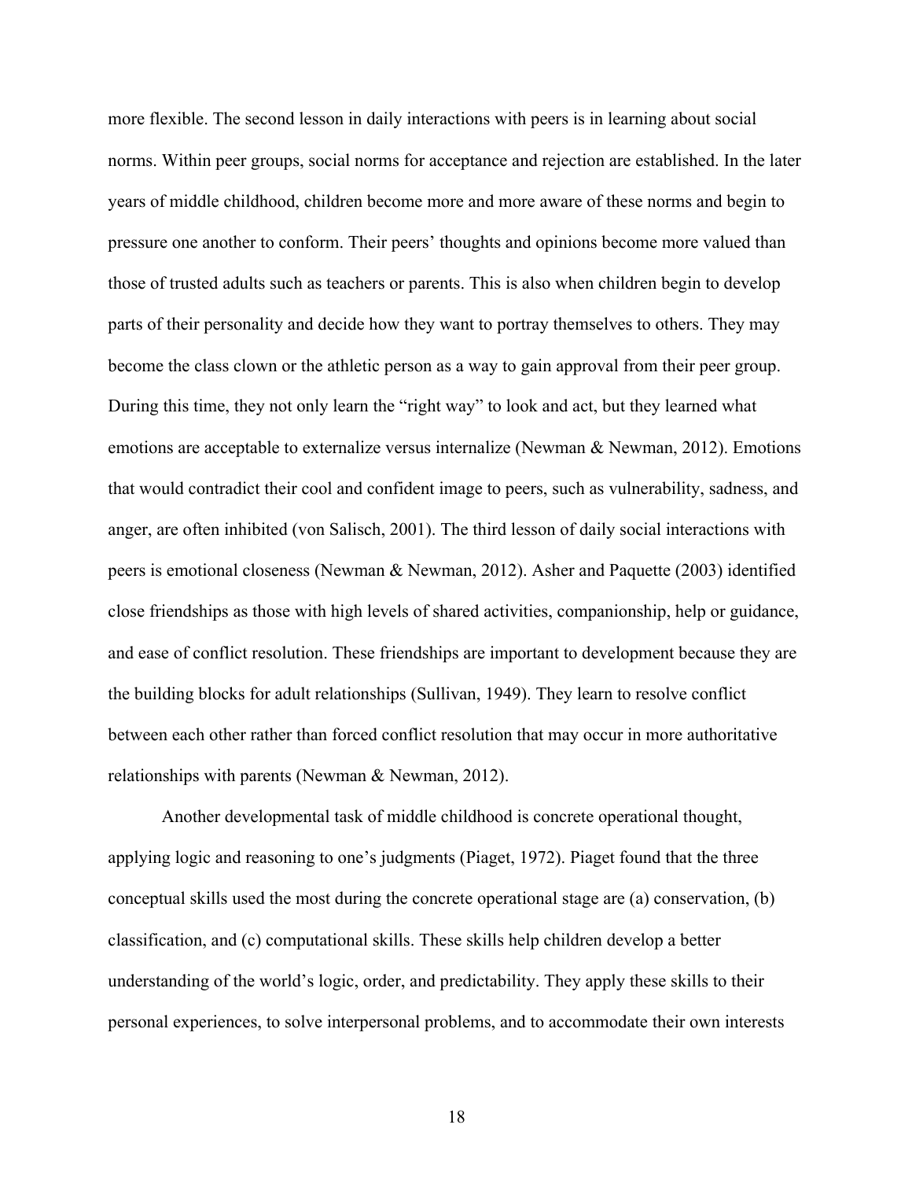more flexible. The second lesson in daily interactions with peers is in learning about social norms. Within peer groups, social norms for acceptance and rejection are established. In the later years of middle childhood, children become more and more aware of these norms and begin to pressure one another to conform. Their peers' thoughts and opinions become more valued than those of trusted adults such as teachers or parents. This is also when children begin to develop parts of their personality and decide how they want to portray themselves to others. They may become the class clown or the athletic person as a way to gain approval from their peer group. During this time, they not only learn the "right way" to look and act, but they learned what emotions are acceptable to externalize versus internalize (Newman & Newman, 2012). Emotions that would contradict their cool and confident image to peers, such as vulnerability, sadness, and anger, are often inhibited (von Salisch, 2001). The third lesson of daily social interactions with peers is emotional closeness (Newman & Newman, 2012). Asher and Paquette (2003) identified close friendships as those with high levels of shared activities, companionship, help or guidance, and ease of conflict resolution. These friendships are important to development because they are the building blocks for adult relationships (Sullivan, 1949). They learn to resolve conflict between each other rather than forced conflict resolution that may occur in more authoritative relationships with parents (Newman & Newman, 2012).

Another developmental task of middle childhood is concrete operational thought, applying logic and reasoning to one's judgments (Piaget, 1972). Piaget found that the three conceptual skills used the most during the concrete operational stage are (a) conservation, (b) classification, and (c) computational skills. These skills help children develop a better understanding of the world's logic, order, and predictability. They apply these skills to their personal experiences, to solve interpersonal problems, and to accommodate their own interests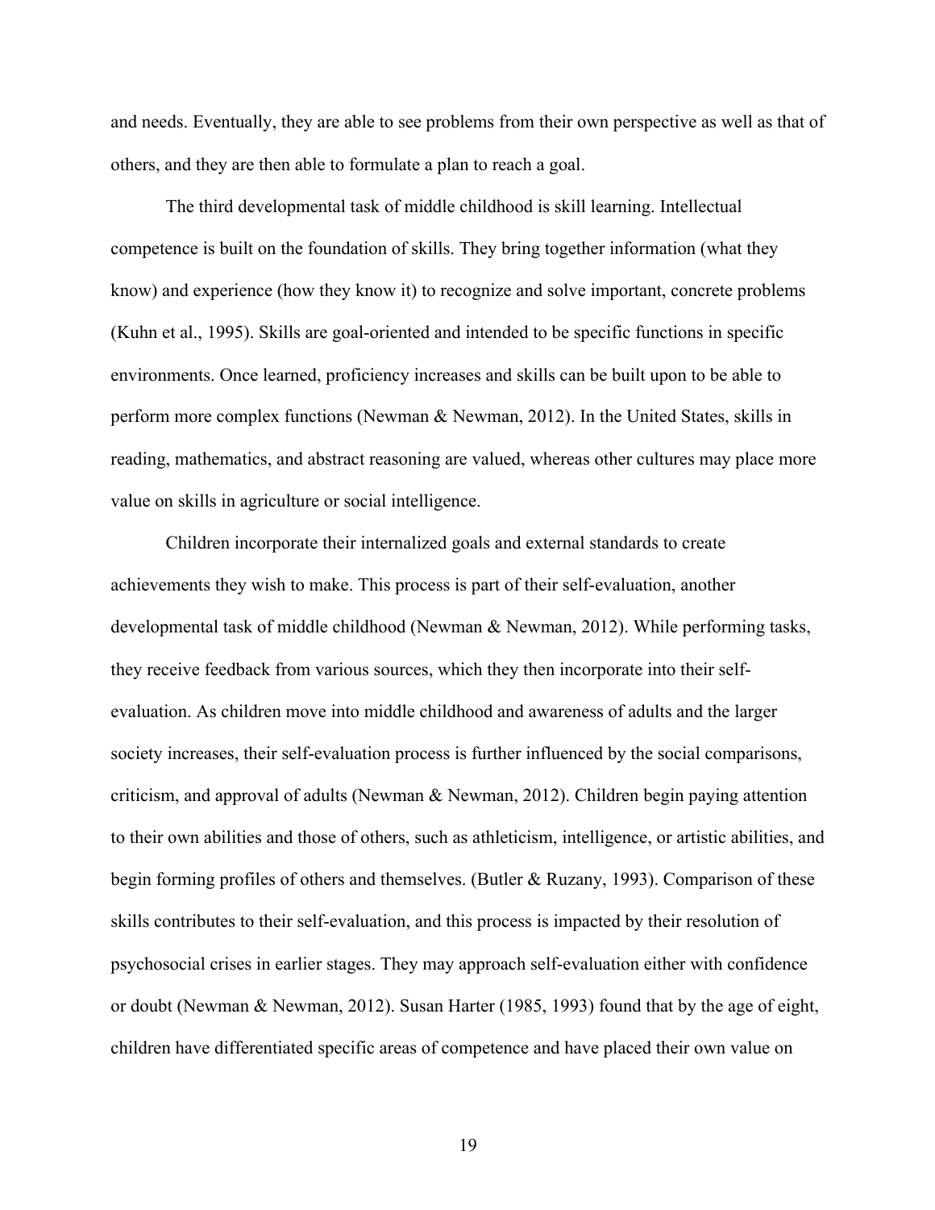and needs. Eventually, they are able to see problems from their own perspective as well as that of others, and they are then able to formulate a plan to reach a goal.

The third developmental task of middle childhood is skill learning. Intellectual competence is built on the foundation of skills. They bring together information (what they know) and experience (how they know it) to recognize and solve important, concrete problems (Kuhn et al., 1995). Skills are goal-oriented and intended to be specific functions in specific environments. Once learned, proficiency increases and skills can be built upon to be able to perform more complex functions (Newman & Newman, 2012). In the United States, skills in reading, mathematics, and abstract reasoning are valued, whereas other cultures may place more value on skills in agriculture or social intelligence.

Children incorporate their internalized goals and external standards to create achievements they wish to make. This process is part of their self-evaluation, another developmental task of middle childhood (Newman & Newman, 2012). While performing tasks, they receive feedback from various sources, which they then incorporate into their self-evaluation. As children move into middle childhood and awareness of adults and the larger society increases, their self-evaluation process is further influenced by the social comparisons, criticism, and approval of adults (Newman & Newman, 2012). Children begin paying attention to their own abilities and those of others, such as athleticism, intelligence, or artistic abilities, and begin forming profiles of others and themselves. (Butler & Ruzany, 1993). Comparison of these skills contributes to their self-evaluation, and this process is impacted by their resolution of psychosocial crises in earlier stages. They may approach self-evaluation either with confidence or doubt (Newman & Newman, 2012). Susan Harter (1985, 1993) found that by the age of eight, children have differentiated specific areas of competence and have placed their own value on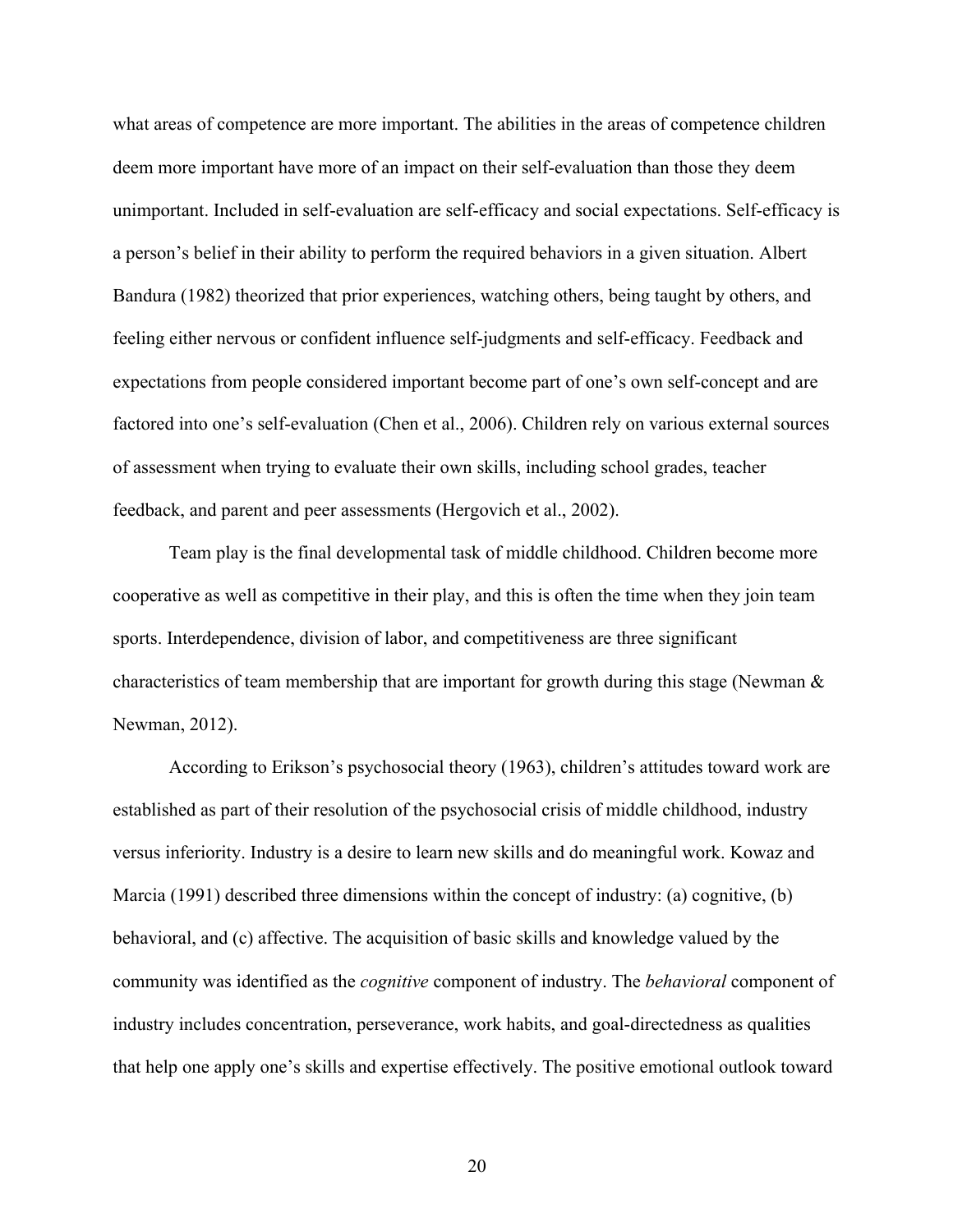what areas of competence are more important. The abilities in the areas of competence children deem more important have more of an impact on their self-evaluation than those they deem unimportant. Included in self-evaluation are self-efficacy and social expectations. Self-efficacy is a person's belief in their ability to perform the required behaviors in a given situation. Albert Bandura (1982) theorized that prior experiences, watching others, being taught by others, and feeling either nervous or confident influence self-judgments and self-efficacy. Feedback and expectations from people considered important become part of one's own self-concept and are factored into one's self-evaluation (Chen et al., 2006). Children rely on various external sources of assessment when trying to evaluate their own skills, including school grades, teacher feedback, and parent and peer assessments (Hergovich et al., 2002).

Team play is the final developmental task of middle childhood. Children become more cooperative as well as competitive in their play, and this is often the time when they join team sports. Interdependence, division of labor, and competitiveness are three significant characteristics of team membership that are important for growth during this stage (Newman & Newman, 2012).

According to Erikson's psychosocial theory (1963), children's attitudes toward work are established as part of their resolution of the psychosocial crisis of middle childhood, industry versus inferiority. Industry is a desire to learn new skills and do meaningful work. Kowaz and Marcia (1991) described three dimensions within the concept of industry: (a) cognitive, (b) behavioral, and (c) affective. The acquisition of basic skills and knowledge valued by the community was identified as the *cognitive* component of industry. The *behavioral* component of industry includes concentration, perseverance, work habits, and goal-directedness as qualities that help one apply one's skills and expertise effectively. The positive emotional outlook toward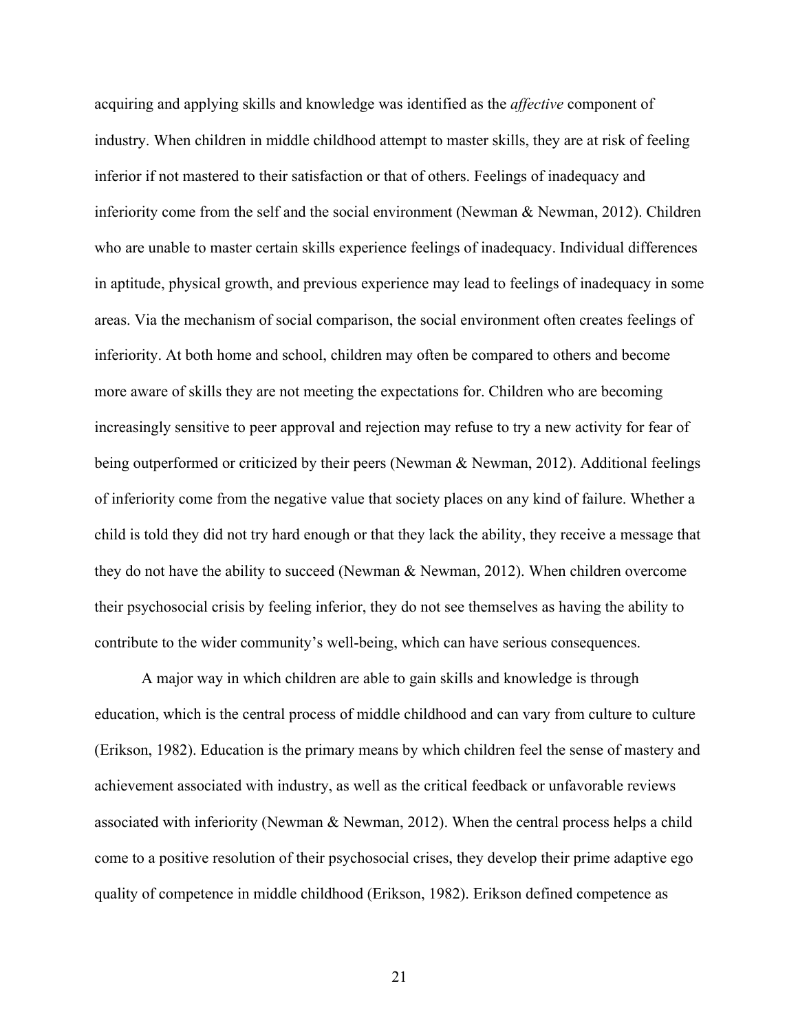acquiring and applying skills and knowledge was identified as the *affective* component of industry. When children in middle childhood attempt to master skills, they are at risk of feeling inferior if not mastered to their satisfaction or that of others. Feelings of inadequacy and inferiority come from the self and the social environment (Newman & Newman, 2012). Children who are unable to master certain skills experience feelings of inadequacy. Individual differences in aptitude, physical growth, and previous experience may lead to feelings of inadequacy in some areas. Via the mechanism of social comparison, the social environment often creates feelings of inferiority. At both home and school, children may often be compared to others and become more aware of skills they are not meeting the expectations for. Children who are becoming increasingly sensitive to peer approval and rejection may refuse to try a new activity for fear of being outperformed or criticized by their peers (Newman & Newman, 2012). Additional feelings of inferiority come from the negative value that society places on any kind of failure. Whether a child is told they did not try hard enough or that they lack the ability, they receive a message that they do not have the ability to succeed (Newman & Newman, 2012). When children overcome their psychosocial crisis by feeling inferior, they do not see themselves as having the ability to contribute to the wider community's well-being, which can have serious consequences.

A major way in which children are able to gain skills and knowledge is through education, which is the central process of middle childhood and can vary from culture to culture (Erikson, 1982). Education is the primary means by which children feel the sense of mastery and achievement associated with industry, as well as the critical feedback or unfavorable reviews associated with inferiority (Newman & Newman, 2012). When the central process helps a child come to a positive resolution of their psychosocial crises, they develop their prime adaptive ego quality of competence in middle childhood (Erikson, 1982). Erikson defined competence as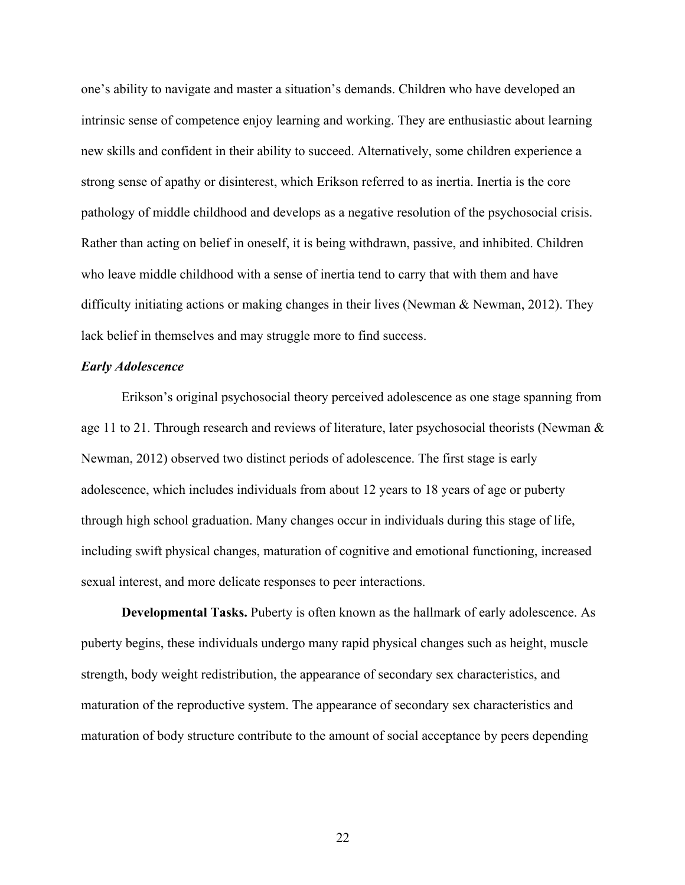one's ability to navigate and master a situation's demands. Children who have developed an intrinsic sense of competence enjoy learning and working. They are enthusiastic about learning new skills and confident in their ability to succeed. Alternatively, some children experience a strong sense of apathy or disinterest, which Erikson referred to as inertia. Inertia is the core pathology of middle childhood and develops as a negative resolution of the psychosocial crisis. Rather than acting on belief in oneself, it is being withdrawn, passive, and inhibited. Children who leave middle childhood with a sense of inertia tend to carry that with them and have difficulty initiating actions or making changes in their lives (Newman & Newman, 2012). They lack belief in themselves and may struggle more to find success.

### *Early Adolescence*

Erikson's original psychosocial theory perceived adolescence as one stage spanning from age 11 to 21. Through research and reviews of literature, later psychosocial theorists (Newman & Newman, 2012) observed two distinct periods of adolescence. The first stage is early adolescence, which includes individuals from about 12 years to 18 years of age or puberty through high school graduation. Many changes occur in individuals during this stage of life, including swift physical changes, maturation of cognitive and emotional functioning, increased sexual interest, and more delicate responses to peer interactions.

**Developmental Tasks.** Puberty is often known as the hallmark of early adolescence. As puberty begins, these individuals undergo many rapid physical changes such as height, muscle strength, body weight redistribution, the appearance of secondary sex characteristics, and maturation of the reproductive system. The appearance of secondary sex characteristics and maturation of body structure contribute to the amount of social acceptance by peers depending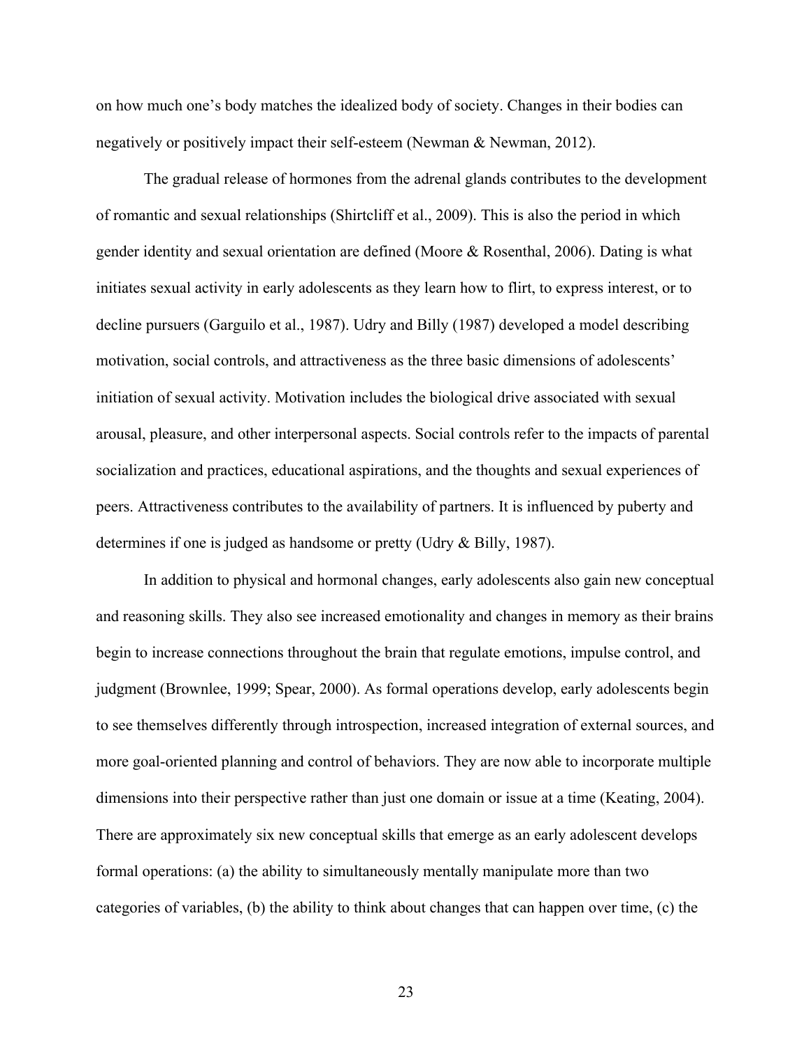on how much one's body matches the idealized body of society. Changes in their bodies can negatively or positively impact their self-esteem (Newman & Newman, 2012).

The gradual release of hormones from the adrenal glands contributes to the development of romantic and sexual relationships (Shirtcliff et al., 2009). This is also the period in which gender identity and sexual orientation are defined (Moore & Rosenthal, 2006). Dating is what initiates sexual activity in early adolescents as they learn how to flirt, to express interest, or to decline pursuers (Garguilo et al., 1987). Udry and Billy (1987) developed a model describing motivation, social controls, and attractiveness as the three basic dimensions of adolescents' initiation of sexual activity. Motivation includes the biological drive associated with sexual arousal, pleasure, and other interpersonal aspects. Social controls refer to the impacts of parental socialization and practices, educational aspirations, and the thoughts and sexual experiences of peers. Attractiveness contributes to the availability of partners. It is influenced by puberty and determines if one is judged as handsome or pretty (Udry & Billy, 1987).

In addition to physical and hormonal changes, early adolescents also gain new conceptual and reasoning skills. They also see increased emotionality and changes in memory as their brains begin to increase connections throughout the brain that regulate emotions, impulse control, and judgment (Brownlee, 1999; Spear, 2000). As formal operations develop, early adolescents begin to see themselves differently through introspection, increased integration of external sources, and more goal-oriented planning and control of behaviors. They are now able to incorporate multiple dimensions into their perspective rather than just one domain or issue at a time (Keating, 2004). There are approximately six new conceptual skills that emerge as an early adolescent develops formal operations: (a) the ability to simultaneously mentally manipulate more than two categories of variables, (b) the ability to think about changes that can happen over time, (c) the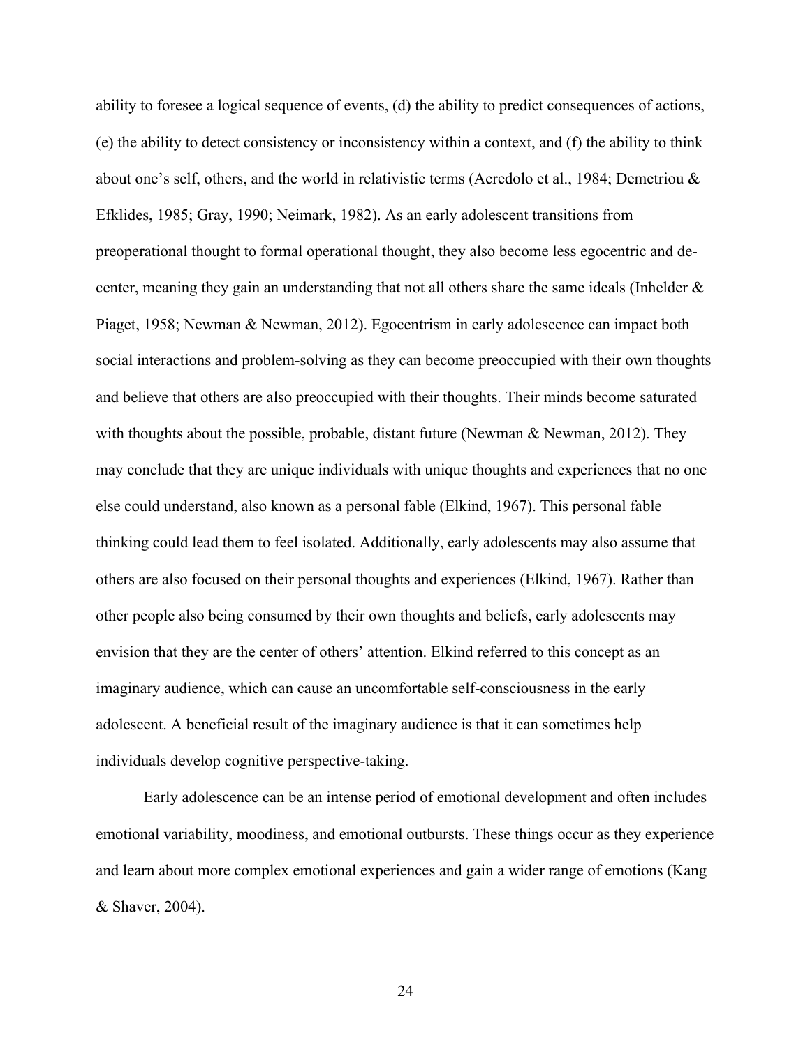ability to foresee a logical sequence of events, (d) the ability to predict consequences of actions, (e) the ability to detect consistency or inconsistency within a context, and (f) the ability to think about one's self, others, and the world in relativistic terms (Acredolo et al., 1984; Demetriou & Efklides, 1985; Gray, 1990; Neimark, 1982). As an early adolescent transitions from preoperational thought to formal operational thought, they also become less egocentric and de-center, meaning they gain an understanding that not all others share the same ideals (Inhelder & Piaget, 1958; Newman & Newman, 2012). Egocentrism in early adolescence can impact both social interactions and problem-solving as they can become preoccupied with their own thoughts and believe that others are also preoccupied with their thoughts. Their minds become saturated with thoughts about the possible, probable, distant future (Newman & Newman, 2012). They may conclude that they are unique individuals with unique thoughts and experiences that no one else could understand, also known as a personal fable (Elkind, 1967). This personal fable thinking could lead them to feel isolated. Additionally, early adolescents may also assume that others are also focused on their personal thoughts and experiences (Elkind, 1967). Rather than other people also being consumed by their own thoughts and beliefs, early adolescents may envision that they are the center of others' attention. Elkind referred to this concept as an imaginary audience, which can cause an uncomfortable self-consciousness in the early adolescent. A beneficial result of the imaginary audience is that it can sometimes help individuals develop cognitive perspective-taking.

Early adolescence can be an intense period of emotional development and often includes emotional variability, moodiness, and emotional outbursts. These things occur as they experience and learn about more complex emotional experiences and gain a wider range of emotions (Kang & Shaver, 2004).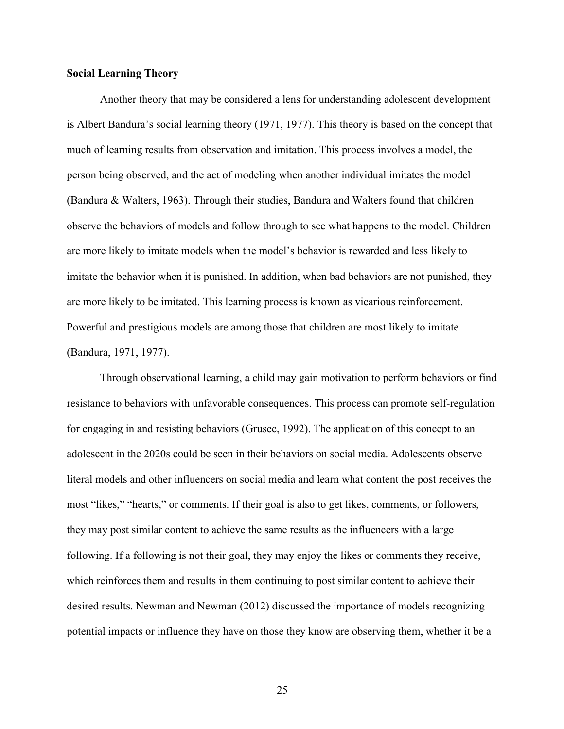**Social Learning Theory**

Another theory that may be considered a lens for understanding adolescent development is Albert Bandura's social learning theory (1971, 1977). This theory is based on the concept that much of learning results from observation and imitation. This process involves a model, the person being observed, and the act of modeling when another individual imitates the model (Bandura & Walters, 1963). Through their studies, Bandura and Walters found that children observe the behaviors of models and follow through to see what happens to the model. Children are more likely to imitate models when the model's behavior is rewarded and less likely to imitate the behavior when it is punished. In addition, when bad behaviors are not punished, they are more likely to be imitated. This learning process is known as vicarious reinforcement. Powerful and prestigious models are among those that children are most likely to imitate (Bandura, 1971, 1977).

Through observational learning, a child may gain motivation to perform behaviors or find resistance to behaviors with unfavorable consequences. This process can promote self-regulation for engaging in and resisting behaviors (Grusec, 1992). The application of this concept to an adolescent in the 2020s could be seen in their behaviors on social media. Adolescents observe literal models and other influencers on social media and learn what content the post receives the most "likes," "hearts," or comments. If their goal is also to get likes, comments, or followers, they may post similar content to achieve the same results as the influencers with a large following. If a following is not their goal, they may enjoy the likes or comments they receive, which reinforces them and results in them continuing to post similar content to achieve their desired results. Newman and Newman (2012) discussed the importance of models recognizing potential impacts or influence they have on those they know are observing them, whether it be a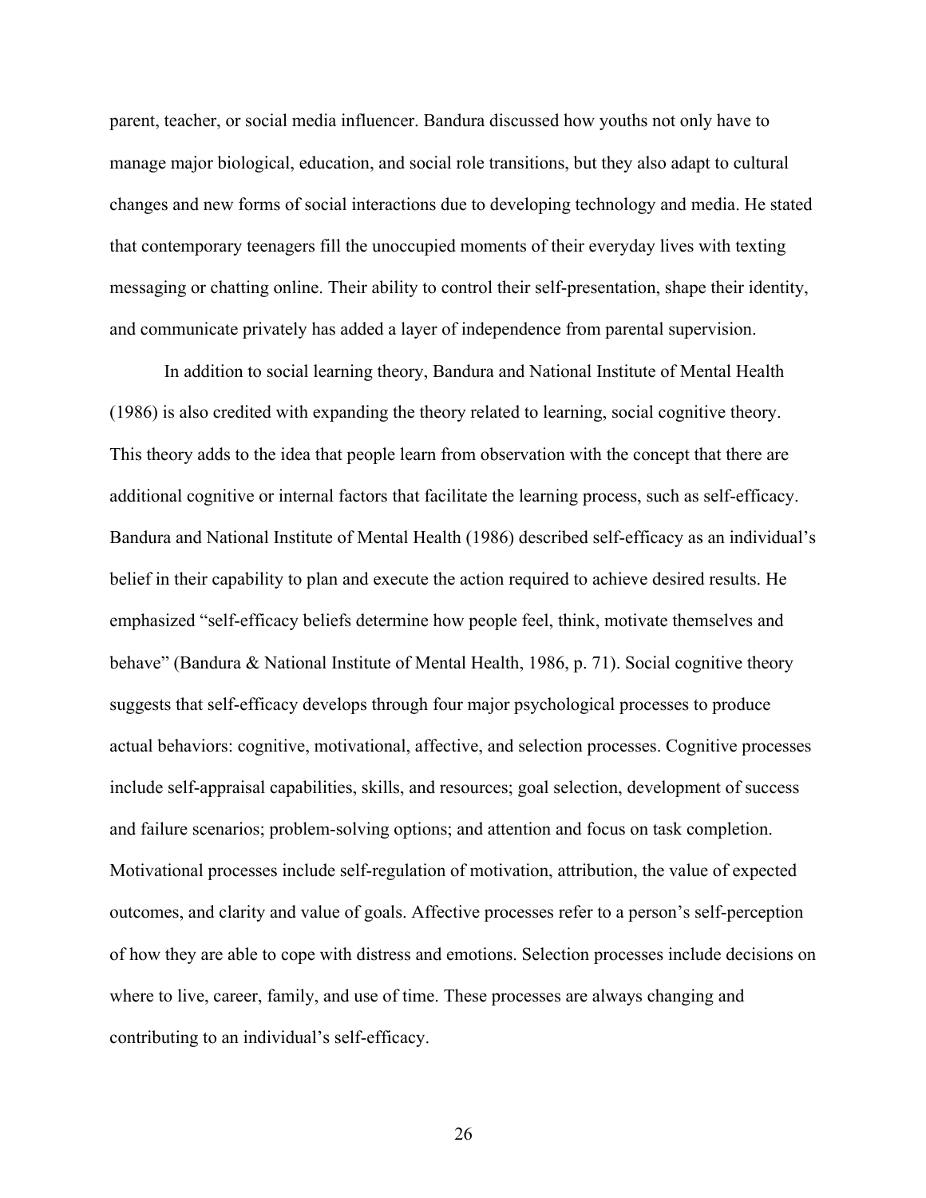parent, teacher, or social media influencer. Bandura discussed how youths not only have to manage major biological, education, and social role transitions, but they also adapt to cultural changes and new forms of social interactions due to developing technology and media. He stated that contemporary teenagers fill the unoccupied moments of their everyday lives with texting messaging or chatting online. Their ability to control their self-presentation, shape their identity, and communicate privately has added a layer of independence from parental supervision.

In addition to social learning theory, Bandura and National Institute of Mental Health (1986) is also credited with expanding the theory related to learning, social cognitive theory. This theory adds to the idea that people learn from observation with the concept that there are additional cognitive or internal factors that facilitate the learning process, such as self-efficacy. Bandura and National Institute of Mental Health (1986) described self-efficacy as an individual's belief in their capability to plan and execute the action required to achieve desired results. He emphasized "self-efficacy beliefs determine how people feel, think, motivate themselves and behave" (Bandura & National Institute of Mental Health, 1986, p. 71). Social cognitive theory suggests that self-efficacy develops through four major psychological processes to produce actual behaviors: cognitive, motivational, affective, and selection processes. Cognitive processes include self-appraisal capabilities, skills, and resources; goal selection, development of success and failure scenarios; problem-solving options; and attention and focus on task completion. Motivational processes include self-regulation of motivation, attribution, the value of expected outcomes, and clarity and value of goals. Affective processes refer to a person's self-perception of how they are able to cope with distress and emotions. Selection processes include decisions on where to live, career, family, and use of time. These processes are always changing and contributing to an individual's self-efficacy.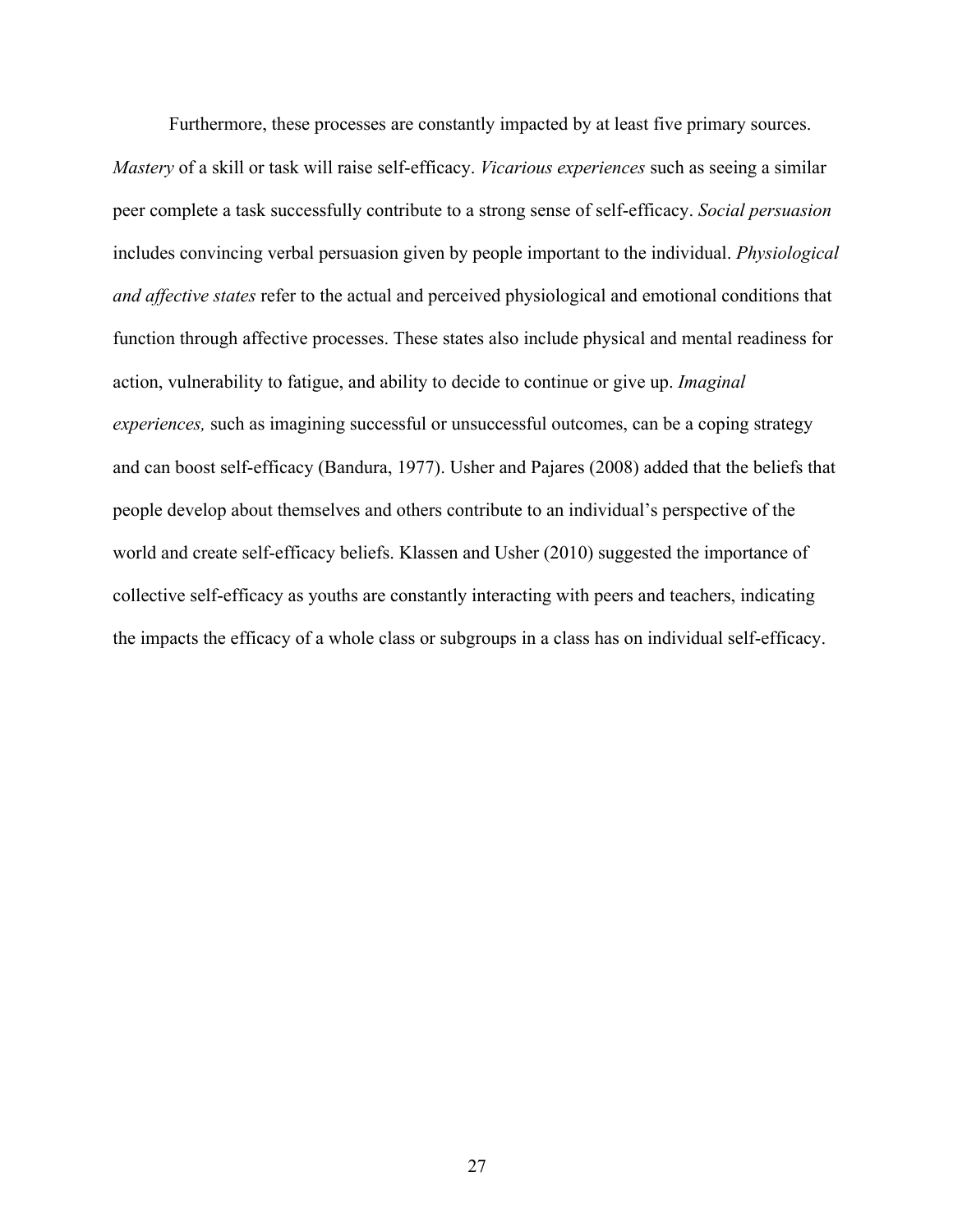Furthermore, these processes are constantly impacted by at least five primary sources. *Mastery* of a skill or task will raise self-efficacy. *Vicarious experiences* such as seeing a similar peer complete a task successfully contribute to a strong sense of self-efficacy. *Social persuasion* includes convincing verbal persuasion given by people important to the individual. *Physiological and affective states* refer to the actual and perceived physiological and emotional conditions that function through affective processes. These states also include physical and mental readiness for action, vulnerability to fatigue, and ability to decide to continue or give up. *Imaginal experiences,* such as imagining successful or unsuccessful outcomes, can be a coping strategy and can boost self-efficacy (Bandura, 1977). Usher and Pajares (2008) added that the beliefs that people develop about themselves and others contribute to an individual's perspective of the world and create self-efficacy beliefs. Klassen and Usher (2010) suggested the importance of collective self-efficacy as youths are constantly interacting with peers and teachers, indicating the impacts the efficacy of a whole class or subgroups in a class has on individual self-efficacy.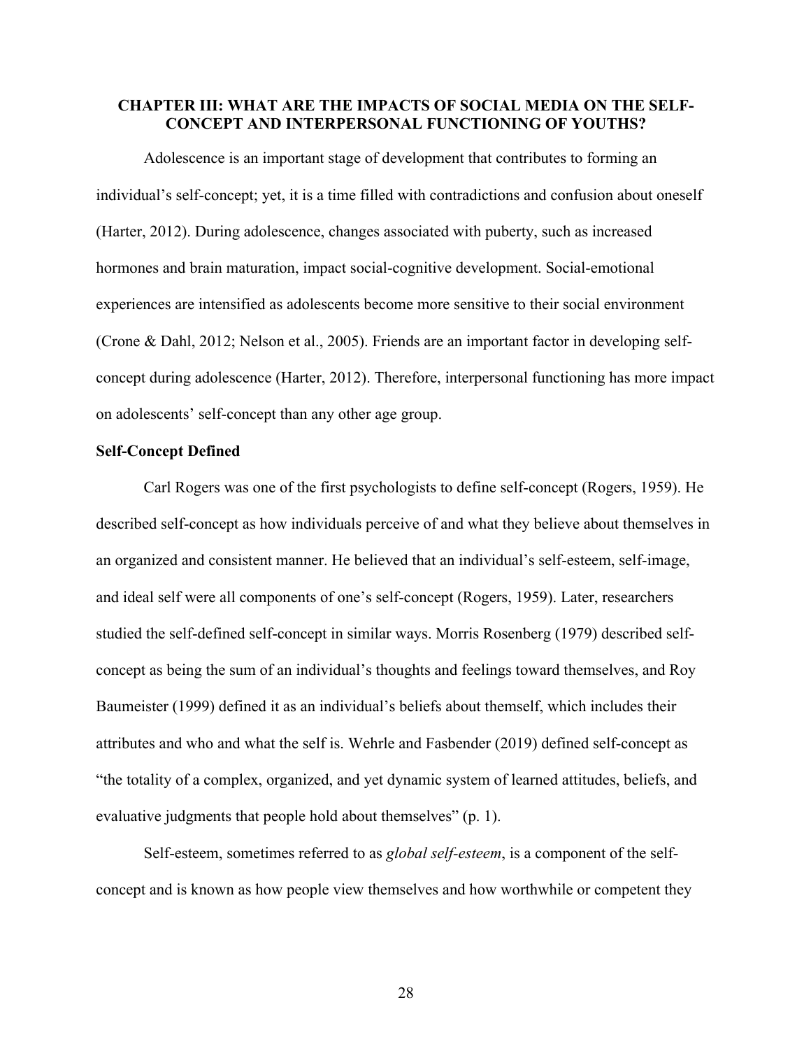# CHAPTER III: WHAT ARE THE IMPACTS OF SOCIAL MEDIA ON THE SELF-CONCEPT AND INTERPERSONAL FUNCTIONING OF YOUTHS?

Adolescence is an important stage of development that contributes to forming an individual's self-concept; yet, it is a time filled with contradictions and confusion about oneself (Harter, 2012). During adolescence, changes associated with puberty, such as increased hormones and brain maturation, impact social-cognitive development. Social-emotional experiences are intensified as adolescents become more sensitive to their social environment (Crone & Dahl, 2012; Nelson et al., 2005). Friends are an important factor in developing self-concept during adolescence (Harter, 2012). Therefore, interpersonal functioning has more impact on adolescents' self-concept than any other age group.

## Self-Concept Defined

Carl Rogers was one of the first psychologists to define self-concept (Rogers, 1959). He described self-concept as how individuals perceive of and what they believe about themselves in an organized and consistent manner. He believed that an individual's self-esteem, self-image, and ideal self were all components of one's self-concept (Rogers, 1959). Later, researchers studied the self-defined self-concept in similar ways. Morris Rosenberg (1979) described self-concept as being the sum of an individual's thoughts and feelings toward themselves, and Roy Baumeister (1999) defined it as an individual's beliefs about themself, which includes their attributes and who and what the self is. Wehrle and Fasbender (2019) defined self-concept as "the totality of a complex, organized, and yet dynamic system of learned attitudes, beliefs, and evaluative judgments that people hold about themselves" (p. 1).

Self-esteem, sometimes referred to as *global self-esteem*, is a component of the self-concept and is known as how people view themselves and how worthwhile or competent they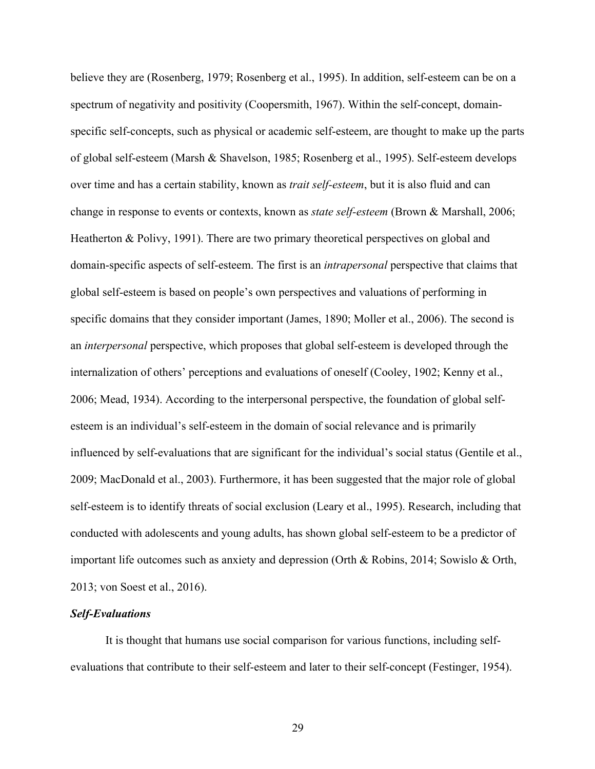believe they are (Rosenberg, 1979; Rosenberg et al., 1995). In addition, self-esteem can be on a spectrum of negativity and positivity (Coopersmith, 1967). Within the self-concept, domain-specific self-concepts, such as physical or academic self-esteem, are thought to make up the parts of global self-esteem (Marsh & Shavelson, 1985; Rosenberg et al., 1995). Self-esteem develops over time and has a certain stability, known as *trait self-esteem*, but it is also fluid and can change in response to events or contexts, known as *state self-esteem* (Brown & Marshall, 2006; Heatherton & Polivy, 1991). There are two primary theoretical perspectives on global and domain-specific aspects of self-esteem. The first is an *intrapersonal* perspective that claims that global self-esteem is based on people's own perspectives and valuations of performing in specific domains that they consider important (James, 1890; Moller et al., 2006). The second is an *interpersonal* perspective, which proposes that global self-esteem is developed through the internalization of others' perceptions and evaluations of oneself (Cooley, 1902; Kenny et al., 2006; Mead, 1934). According to the interpersonal perspective, the foundation of global self-esteem is an individual's self-esteem in the domain of social relevance and is primarily influenced by self-evaluations that are significant for the individual's social status (Gentile et al., 2009; MacDonald et al., 2003). Furthermore, it has been suggested that the major role of global self-esteem is to identify threats of social exclusion (Leary et al., 1995). Research, including that conducted with adolescents and young adults, has shown global self-esteem to be a predictor of important life outcomes such as anxiety and depression (Orth & Robins, 2014; Sowislo & Orth, 2013; von Soest et al., 2016).

### *Self-Evaluations*

It is thought that humans use social comparison for various functions, including self-evaluations that contribute to their self-esteem and later to their self-concept (Festinger, 1954).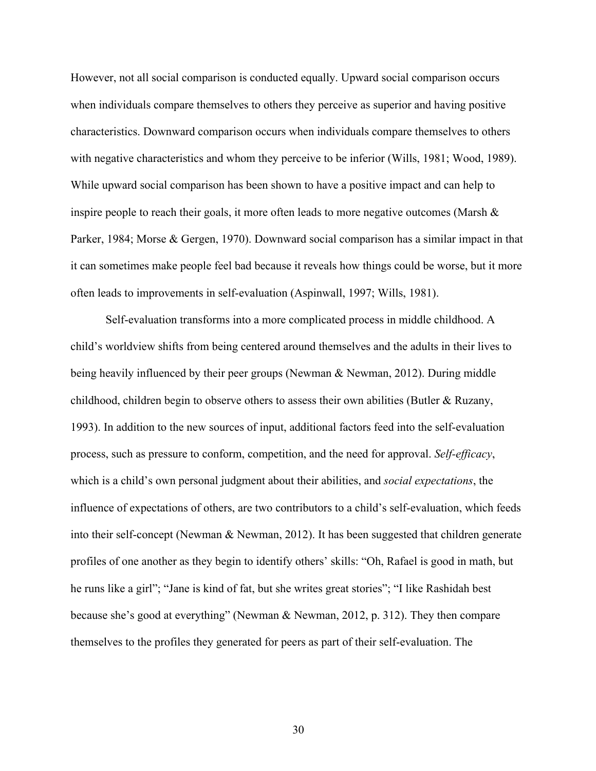However, not all social comparison is conducted equally. Upward social comparison occurs when individuals compare themselves to others they perceive as superior and having positive characteristics. Downward comparison occurs when individuals compare themselves to others with negative characteristics and whom they perceive to be inferior (Wills, 1981; Wood, 1989). While upward social comparison has been shown to have a positive impact and can help to inspire people to reach their goals, it more often leads to more negative outcomes (Marsh & Parker, 1984; Morse & Gergen, 1970). Downward social comparison has a similar impact in that it can sometimes make people feel bad because it reveals how things could be worse, but it more often leads to improvements in self-evaluation (Aspinwall, 1997; Wills, 1981).

Self-evaluation transforms into a more complicated process in middle childhood. A child's worldview shifts from being centered around themselves and the adults in their lives to being heavily influenced by their peer groups (Newman & Newman, 2012). During middle childhood, children begin to observe others to assess their own abilities (Butler & Ruzany, 1993). In addition to the new sources of input, additional factors feed into the self-evaluation process, such as pressure to conform, competition, and the need for approval. *Self-efficacy*, which is a child's own personal judgment about their abilities, and *social expectations*, the influence of expectations of others, are two contributors to a child's self-evaluation, which feeds into their self-concept (Newman & Newman, 2012). It has been suggested that children generate profiles of one another as they begin to identify others' skills: "Oh, Rafael is good in math, but he runs like a girl"; "Jane is kind of fat, but she writes great stories"; "I like Rashidah best because she's good at everything" (Newman & Newman, 2012, p. 312). They then compare themselves to the profiles they generated for peers as part of their self-evaluation. The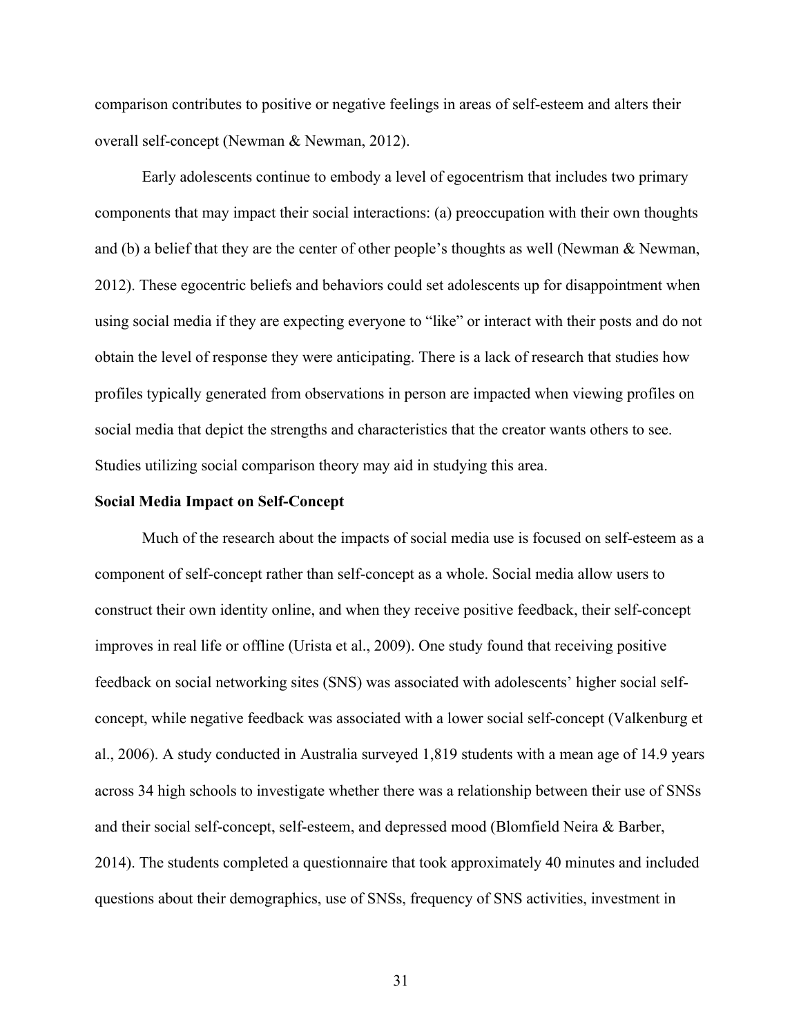comparison contributes to positive or negative feelings in areas of self-esteem and alters their overall self-concept (Newman & Newman, 2012).

Early adolescents continue to embody a level of egocentrism that includes two primary components that may impact their social interactions: (a) preoccupation with their own thoughts and (b) a belief that they are the center of other people's thoughts as well (Newman & Newman, 2012). These egocentric beliefs and behaviors could set adolescents up for disappointment when using social media if they are expecting everyone to "like" or interact with their posts and do not obtain the level of response they were anticipating. There is a lack of research that studies how profiles typically generated from observations in person are impacted when viewing profiles on social media that depict the strengths and characteristics that the creator wants others to see. Studies utilizing social comparison theory may aid in studying this area.

**Social Media Impact on Self-Concept**

Much of the research about the impacts of social media use is focused on self-esteem as a component of self-concept rather than self-concept as a whole. Social media allow users to construct their own identity online, and when they receive positive feedback, their self-concept improves in real life or offline (Urista et al., 2009). One study found that receiving positive feedback on social networking sites (SNS) was associated with adolescents' higher social self-concept, while negative feedback was associated with a lower social self-concept (Valkenburg et al., 2006). A study conducted in Australia surveyed 1,819 students with a mean age of 14.9 years across 34 high schools to investigate whether there was a relationship between their use of SNSs and their social self-concept, self-esteem, and depressed mood (Blomfield Neira & Barber, 2014). The students completed a questionnaire that took approximately 40 minutes and included questions about their demographics, use of SNSs, frequency of SNS activities, investment in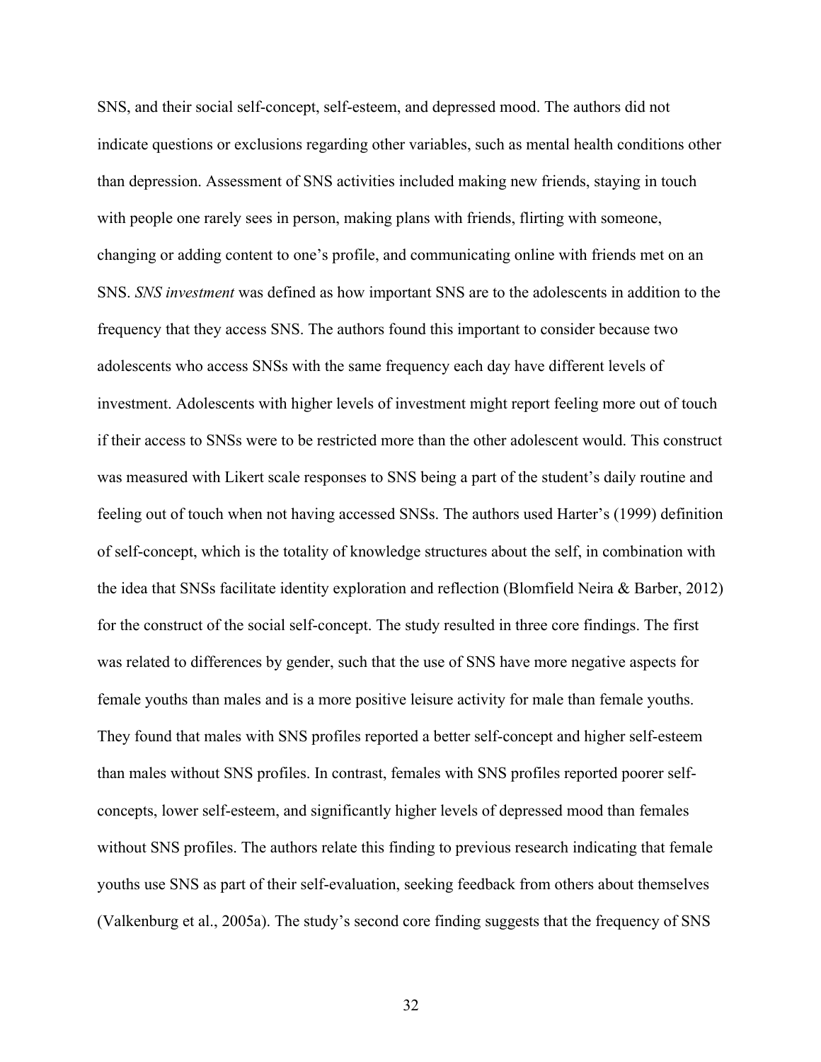SNS, and their social self-concept, self-esteem, and depressed mood. The authors did not indicate questions or exclusions regarding other variables, such as mental health conditions other than depression. Assessment of SNS activities included making new friends, staying in touch with people one rarely sees in person, making plans with friends, flirting with someone, changing or adding content to one's profile, and communicating online with friends met on an SNS. *SNS investment* was defined as how important SNS are to the adolescents in addition to the frequency that they access SNS. The authors found this important to consider because two adolescents who access SNSs with the same frequency each day have different levels of investment. Adolescents with higher levels of investment might report feeling more out of touch if their access to SNSs were to be restricted more than the other adolescent would. This construct was measured with Likert scale responses to SNS being a part of the student's daily routine and feeling out of touch when not having accessed SNSs. The authors used Harter's (1999) definition of self-concept, which is the totality of knowledge structures about the self, in combination with the idea that SNSs facilitate identity exploration and reflection (Blomfield Neira & Barber, 2012) for the construct of the social self-concept. The study resulted in three core findings. The first was related to differences by gender, such that the use of SNS have more negative aspects for female youths than males and is a more positive leisure activity for male than female youths. They found that males with SNS profiles reported a better self-concept and higher self-esteem than males without SNS profiles. In contrast, females with SNS profiles reported poorer self-concepts, lower self-esteem, and significantly higher levels of depressed mood than females without SNS profiles. The authors relate this finding to previous research indicating that female youths use SNS as part of their self-evaluation, seeking feedback from others about themselves (Valkenburg et al., 2005a). The study's second core finding suggests that the frequency of SNS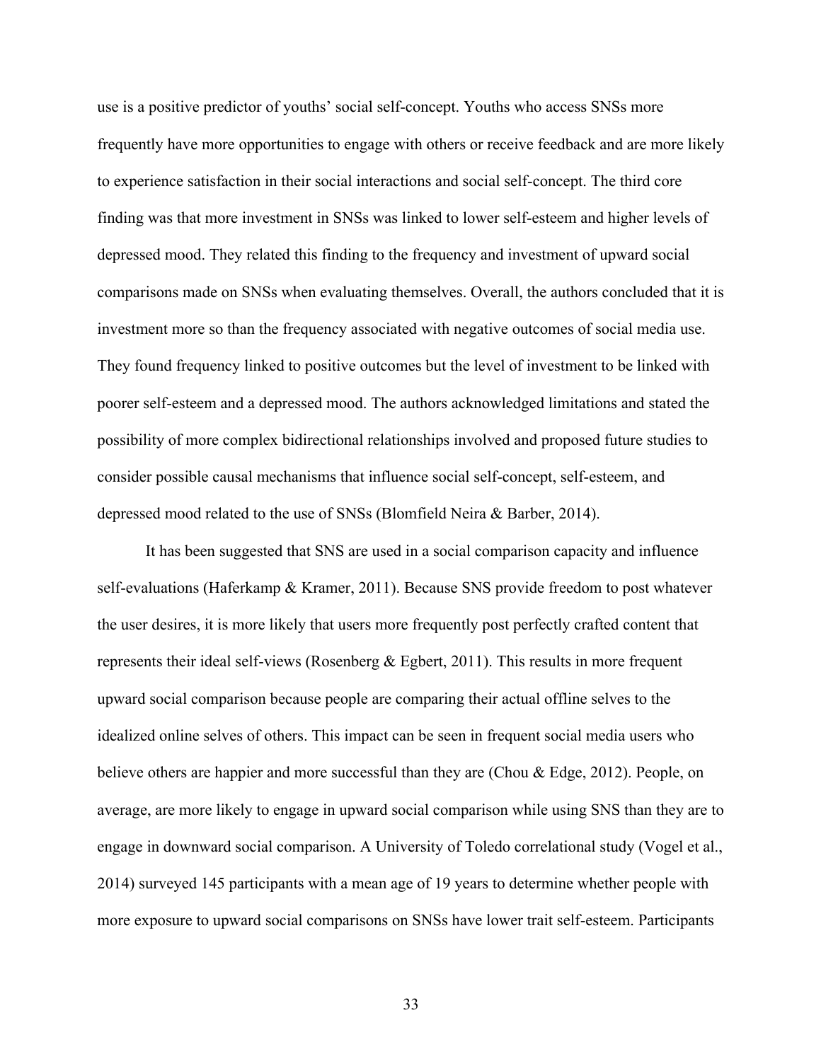use is a positive predictor of youths' social self-concept. Youths who access SNSs more frequently have more opportunities to engage with others or receive feedback and are more likely to experience satisfaction in their social interactions and social self-concept. The third core finding was that more investment in SNSs was linked to lower self-esteem and higher levels of depressed mood. They related this finding to the frequency and investment of upward social comparisons made on SNSs when evaluating themselves. Overall, the authors concluded that it is investment more so than the frequency associated with negative outcomes of social media use. They found frequency linked to positive outcomes but the level of investment to be linked with poorer self-esteem and a depressed mood. The authors acknowledged limitations and stated the possibility of more complex bidirectional relationships involved and proposed future studies to consider possible causal mechanisms that influence social self-concept, self-esteem, and depressed mood related to the use of SNSs (Blomfield Neira & Barber, 2014).

It has been suggested that SNS are used in a social comparison capacity and influence self-evaluations (Haferkamp & Kramer, 2011). Because SNS provide freedom to post whatever the user desires, it is more likely that users more frequently post perfectly crafted content that represents their ideal self-views (Rosenberg & Egbert, 2011). This results in more frequent upward social comparison because people are comparing their actual offline selves to the idealized online selves of others. This impact can be seen in frequent social media users who believe others are happier and more successful than they are (Chou & Edge, 2012). People, on average, are more likely to engage in upward social comparison while using SNS than they are to engage in downward social comparison. A University of Toledo correlational study (Vogel et al., 2014) surveyed 145 participants with a mean age of 19 years to determine whether people with more exposure to upward social comparisons on SNSs have lower trait self-esteem. Participants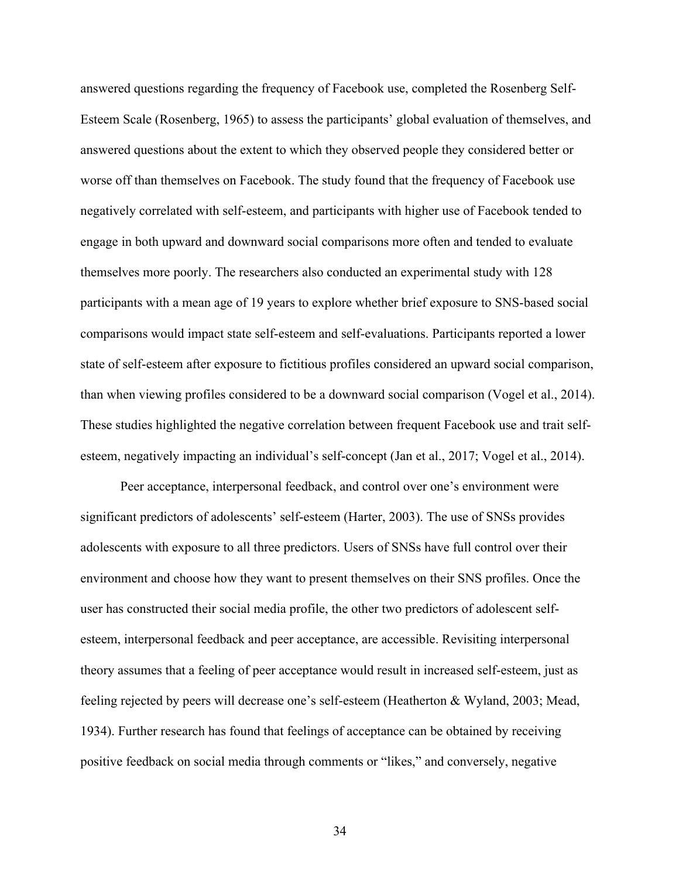answered questions regarding the frequency of Facebook use, completed the Rosenberg Self-Esteem Scale (Rosenberg, 1965) to assess the participants' global evaluation of themselves, and answered questions about the extent to which they observed people they considered better or worse off than themselves on Facebook. The study found that the frequency of Facebook use negatively correlated with self-esteem, and participants with higher use of Facebook tended to engage in both upward and downward social comparisons more often and tended to evaluate themselves more poorly. The researchers also conducted an experimental study with 128 participants with a mean age of 19 years to explore whether brief exposure to SNS-based social comparisons would impact state self-esteem and self-evaluations. Participants reported a lower state of self-esteem after exposure to fictitious profiles considered an upward social comparison, than when viewing profiles considered to be a downward social comparison (Vogel et al., 2014). These studies highlighted the negative correlation between frequent Facebook use and trait self-esteem, negatively impacting an individual's self-concept (Jan et al., 2017; Vogel et al., 2014).

Peer acceptance, interpersonal feedback, and control over one's environment were significant predictors of adolescents' self-esteem (Harter, 2003). The use of SNSs provides adolescents with exposure to all three predictors. Users of SNSs have full control over their environment and choose how they want to present themselves on their SNS profiles. Once the user has constructed their social media profile, the other two predictors of adolescent self-esteem, interpersonal feedback and peer acceptance, are accessible. Revisiting interpersonal theory assumes that a feeling of peer acceptance would result in increased self-esteem, just as feeling rejected by peers will decrease one's self-esteem (Heatherton & Wyland, 2003; Mead, 1934). Further research has found that feelings of acceptance can be obtained by receiving positive feedback on social media through comments or "likes," and conversely, negative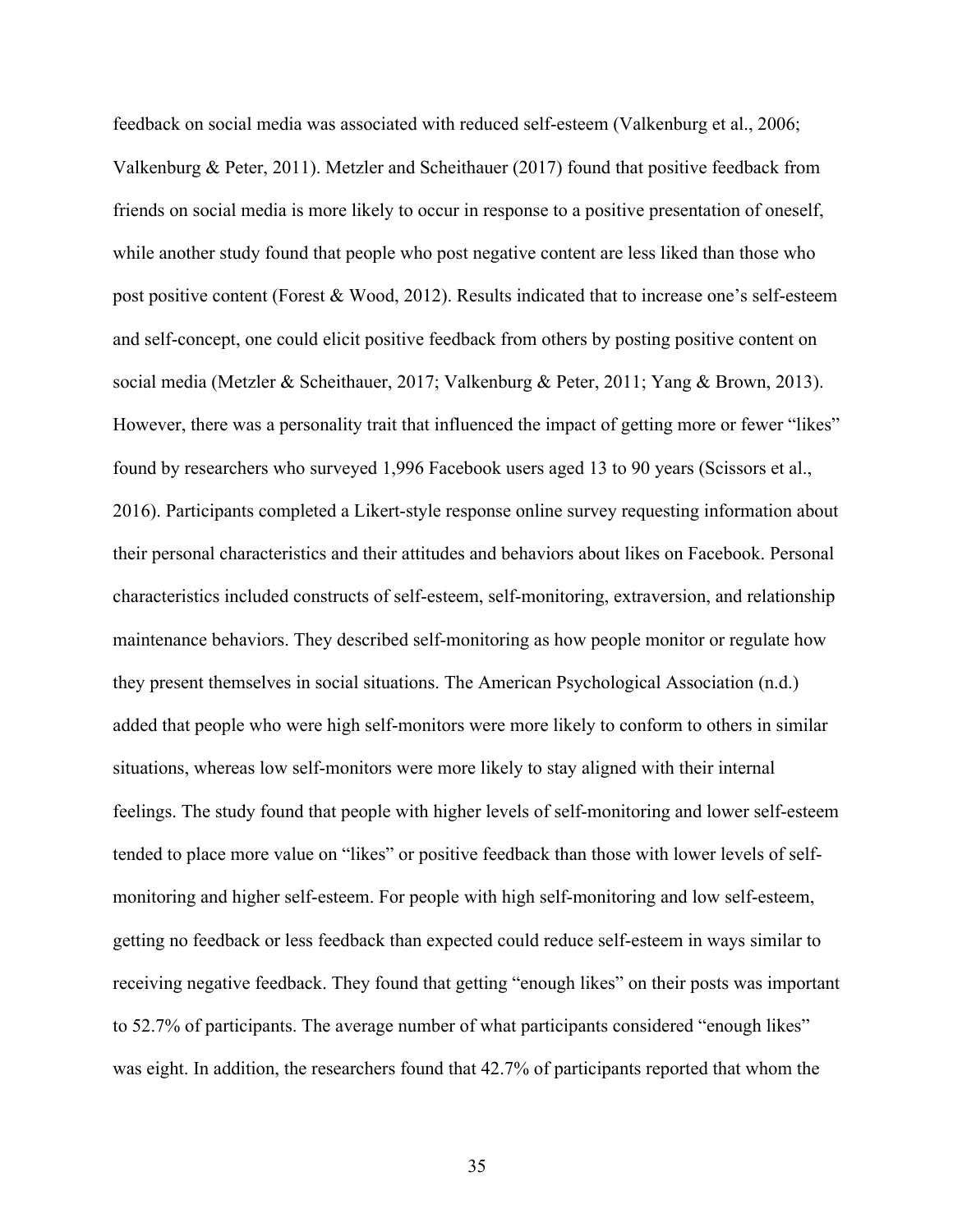feedback on social media was associated with reduced self-esteem (Valkenburg et al., 2006; Valkenburg & Peter, 2011). Metzler and Scheithauer (2017) found that positive feedback from friends on social media is more likely to occur in response to a positive presentation of oneself, while another study found that people who post negative content are less liked than those who post positive content (Forest & Wood, 2012). Results indicated that to increase one's self-esteem and self-concept, one could elicit positive feedback from others by posting positive content on social media (Metzler & Scheithauer, 2017; Valkenburg & Peter, 2011; Yang & Brown, 2013). However, there was a personality trait that influenced the impact of getting more or fewer "likes" found by researchers who surveyed 1,996 Facebook users aged 13 to 90 years (Scissors et al., 2016). Participants completed a Likert-style response online survey requesting information about their personal characteristics and their attitudes and behaviors about likes on Facebook. Personal characteristics included constructs of self-esteem, self-monitoring, extraversion, and relationship maintenance behaviors. They described self-monitoring as how people monitor or regulate how they present themselves in social situations. The American Psychological Association (n.d.) added that people who were high self-monitors were more likely to conform to others in similar situations, whereas low self-monitors were more likely to stay aligned with their internal feelings. The study found that people with higher levels of self-monitoring and lower self-esteem tended to place more value on "likes" or positive feedback than those with lower levels of self-monitoring and higher self-esteem. For people with high self-monitoring and low self-esteem, getting no feedback or less feedback than expected could reduce self-esteem in ways similar to receiving negative feedback. They found that getting "enough likes" on their posts was important to 52.7% of participants. The average number of what participants considered "enough likes" was eight. In addition, the researchers found that 42.7% of participants reported that whom the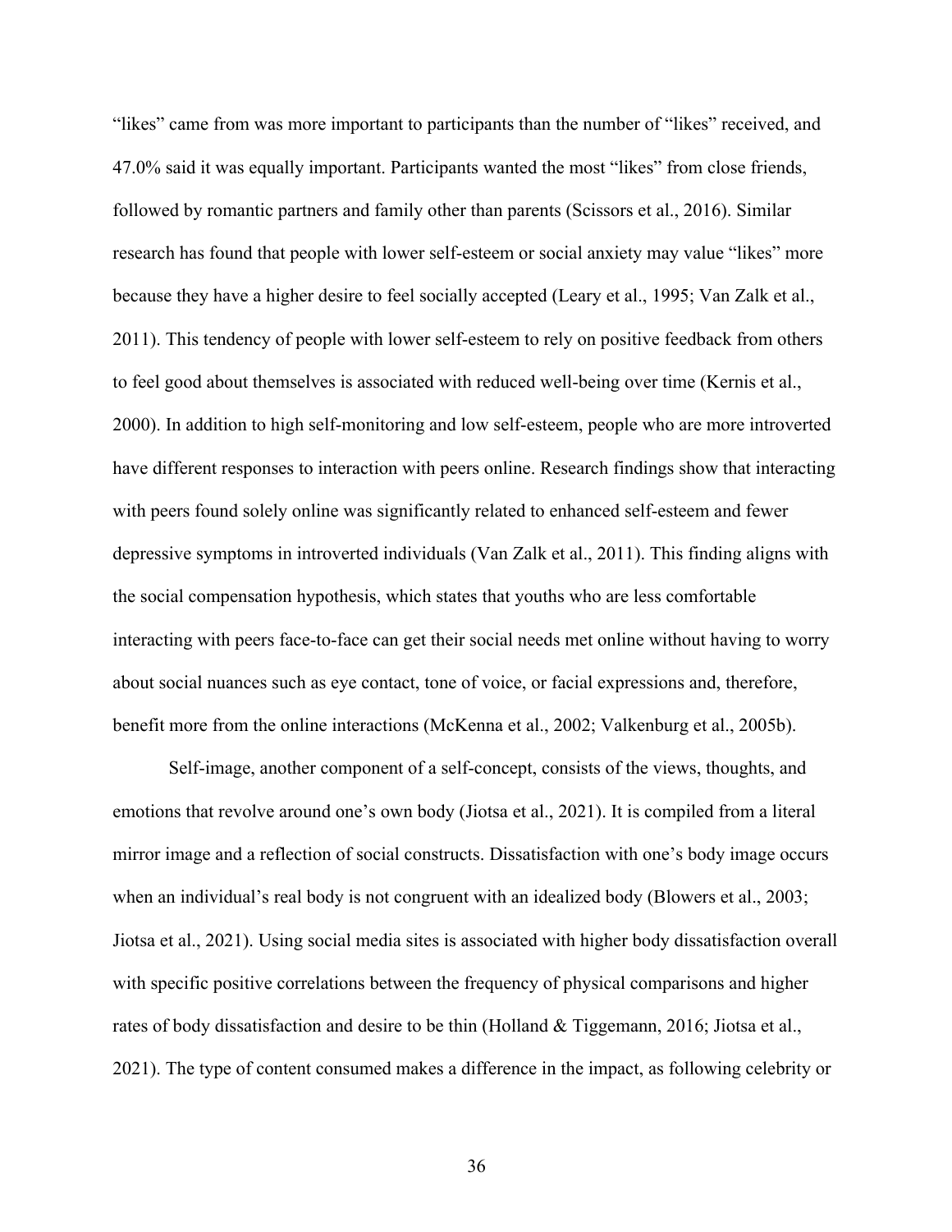“likes” came from was more important to participants than the number of “likes” received, and 47.0% said it was equally important. Participants wanted the most “likes” from close friends, followed by romantic partners and family other than parents (Scissors et al., 2016). Similar research has found that people with lower self-esteem or social anxiety may value “likes” more because they have a higher desire to feel socially accepted (Leary et al., 1995; Van Zalk et al., 2011). This tendency of people with lower self-esteem to rely on positive feedback from others to feel good about themselves is associated with reduced well-being over time (Kernis et al., 2000). In addition to high self-monitoring and low self-esteem, people who are more introverted have different responses to interaction with peers online. Research findings show that interacting with peers found solely online was significantly related to enhanced self-esteem and fewer depressive symptoms in introverted individuals (Van Zalk et al., 2011). This finding aligns with the social compensation hypothesis, which states that youths who are less comfortable interacting with peers face-to-face can get their social needs met online without having to worry about social nuances such as eye contact, tone of voice, or facial expressions and, therefore, benefit more from the online interactions (McKenna et al., 2002; Valkenburg et al., 2005b).

Self-image, another component of a self-concept, consists of the views, thoughts, and emotions that revolve around one’s own body (Jiotsa et al., 2021). It is compiled from a literal mirror image and a reflection of social constructs. Dissatisfaction with one’s body image occurs when an individual’s real body is not congruent with an idealized body (Blowers et al., 2003; Jiotsa et al., 2021). Using social media sites is associated with higher body dissatisfaction overall with specific positive correlations between the frequency of physical comparisons and higher rates of body dissatisfaction and desire to be thin (Holland & Tiggemann, 2016; Jiotsa et al., 2021). The type of content consumed makes a difference in the impact, as following celebrity or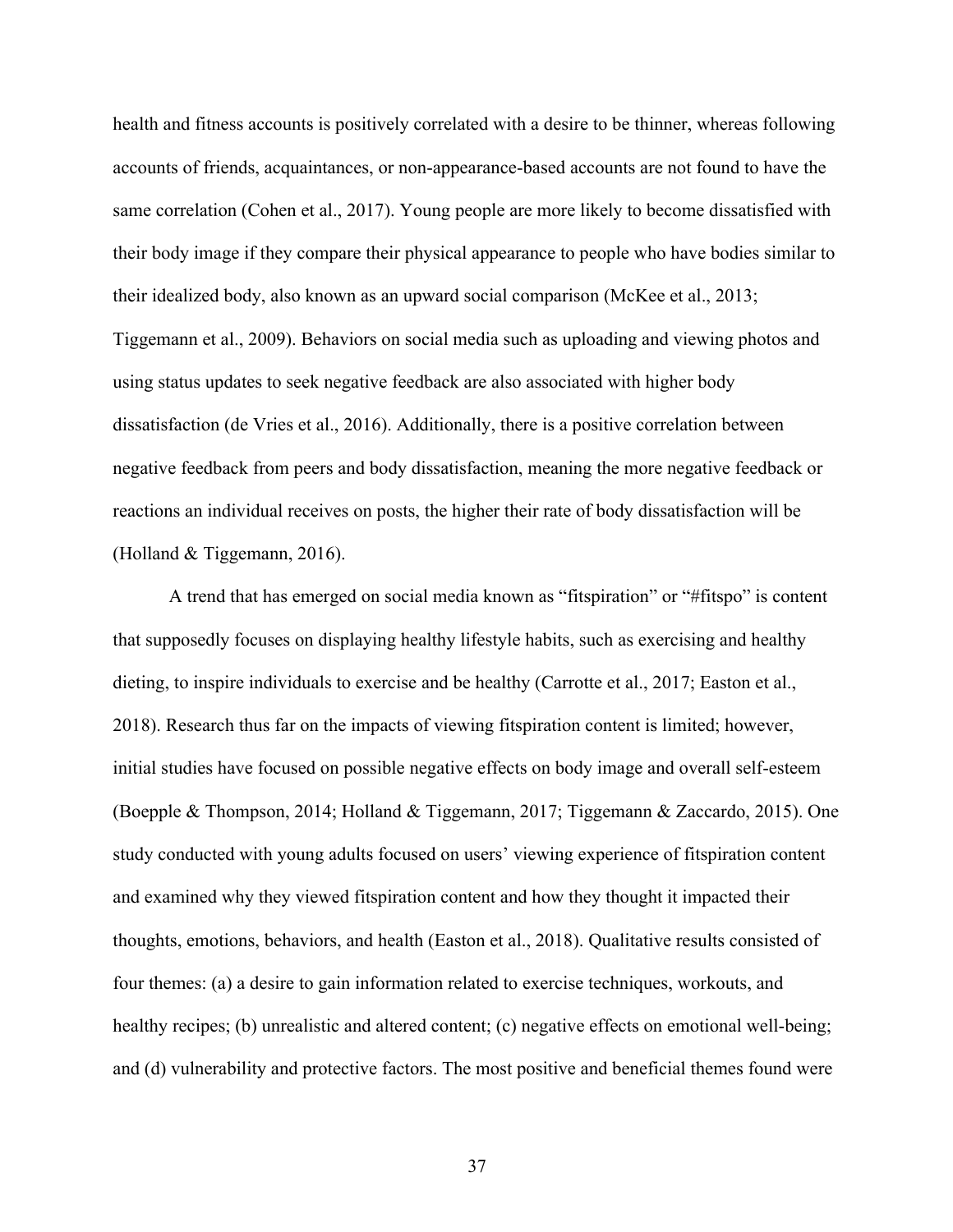health and fitness accounts is positively correlated with a desire to be thinner, whereas following accounts of friends, acquaintances, or non-appearance-based accounts are not found to have the same correlation (Cohen et al., 2017). Young people are more likely to become dissatisfied with their body image if they compare their physical appearance to people who have bodies similar to their idealized body, also known as an upward social comparison (McKee et al., 2013; Tiggemann et al., 2009). Behaviors on social media such as uploading and viewing photos and using status updates to seek negative feedback are also associated with higher body dissatisfaction (de Vries et al., 2016). Additionally, there is a positive correlation between negative feedback from peers and body dissatisfaction, meaning the more negative feedback or reactions an individual receives on posts, the higher their rate of body dissatisfaction will be (Holland & Tiggemann, 2016).

A trend that has emerged on social media known as "fitspiration" or "#fitspo" is content that supposedly focuses on displaying healthy lifestyle habits, such as exercising and healthy dieting, to inspire individuals to exercise and be healthy (Carrotte et al., 2017; Easton et al., 2018). Research thus far on the impacts of viewing fitspiration content is limited; however, initial studies have focused on possible negative effects on body image and overall self-esteem (Boepple & Thompson, 2014; Holland & Tiggemann, 2017; Tiggemann & Zaccardo, 2015). One study conducted with young adults focused on users' viewing experience of fitspiration content and examined why they viewed fitspiration content and how they thought it impacted their thoughts, emotions, behaviors, and health (Easton et al., 2018). Qualitative results consisted of four themes: (a) a desire to gain information related to exercise techniques, workouts, and healthy recipes; (b) unrealistic and altered content; (c) negative effects on emotional well-being; and (d) vulnerability and protective factors. The most positive and beneficial themes found were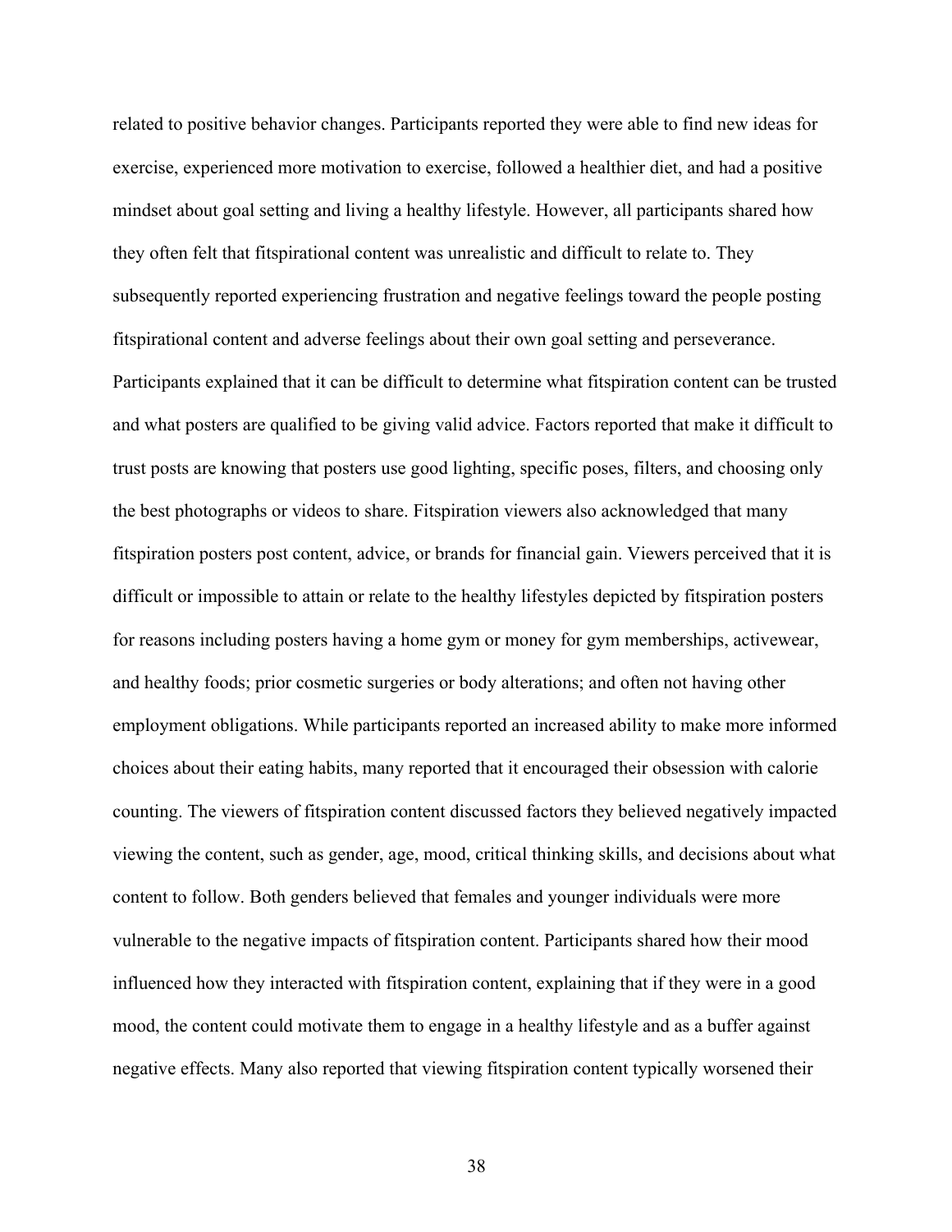related to positive behavior changes. Participants reported they were able to find new ideas for exercise, experienced more motivation to exercise, followed a healthier diet, and had a positive mindset about goal setting and living a healthy lifestyle. However, all participants shared how they often felt that fitspirational content was unrealistic and difficult to relate to. They subsequently reported experiencing frustration and negative feelings toward the people posting fitspirational content and adverse feelings about their own goal setting and perseverance. Participants explained that it can be difficult to determine what fitspiration content can be trusted and what posters are qualified to be giving valid advice. Factors reported that make it difficult to trust posts are knowing that posters use good lighting, specific poses, filters, and choosing only the best photographs or videos to share. Fitspiration viewers also acknowledged that many fitspiration posters post content, advice, or brands for financial gain. Viewers perceived that it is difficult or impossible to attain or relate to the healthy lifestyles depicted by fitspiration posters for reasons including posters having a home gym or money for gym memberships, activewear, and healthy foods; prior cosmetic surgeries or body alterations; and often not having other employment obligations. While participants reported an increased ability to make more informed choices about their eating habits, many reported that it encouraged their obsession with calorie counting. The viewers of fitspiration content discussed factors they believed negatively impacted viewing the content, such as gender, age, mood, critical thinking skills, and decisions about what content to follow. Both genders believed that females and younger individuals were more vulnerable to the negative impacts of fitspiration content. Participants shared how their mood influenced how they interacted with fitspiration content, explaining that if they were in a good mood, the content could motivate them to engage in a healthy lifestyle and as a buffer against negative effects. Many also reported that viewing fitspiration content typically worsened their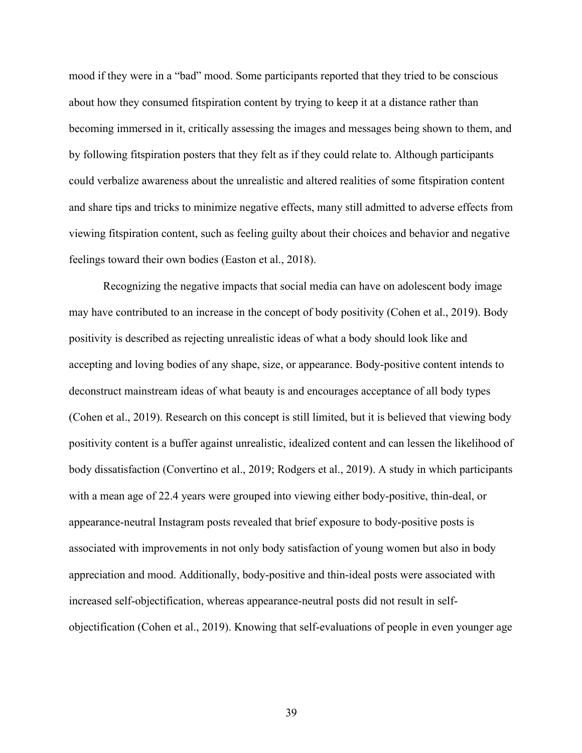mood if they were in a "bad" mood. Some participants reported that they tried to be conscious about how they consumed fitspiration content by trying to keep it at a distance rather than becoming immersed in it, critically assessing the images and messages being shown to them, and by following fitspiration posters that they felt as if they could relate to. Although participants could verbalize awareness about the unrealistic and altered realities of some fitspiration content and share tips and tricks to minimize negative effects, many still admitted to adverse effects from viewing fitspiration content, such as feeling guilty about their choices and behavior and negative feelings toward their own bodies (Easton et al., 2018).

Recognizing the negative impacts that social media can have on adolescent body image may have contributed to an increase in the concept of body positivity (Cohen et al., 2019). Body positivity is described as rejecting unrealistic ideas of what a body should look like and accepting and loving bodies of any shape, size, or appearance. Body-positive content intends to deconstruct mainstream ideas of what beauty is and encourages acceptance of all body types (Cohen et al., 2019). Research on this concept is still limited, but it is believed that viewing body positivity content is a buffer against unrealistic, idealized content and can lessen the likelihood of body dissatisfaction (Convertino et al., 2019; Rodgers et al., 2019). A study in which participants with a mean age of 22.4 years were grouped into viewing either body-positive, thin-deal, or appearance-neutral Instagram posts revealed that brief exposure to body-positive posts is associated with improvements in not only body satisfaction of young women but also in body appreciation and mood. Additionally, body-positive and thin-ideal posts were associated with increased self-objectification, whereas appearance-neutral posts did not result in self-objectification (Cohen et al., 2019). Knowing that self-evaluations of people in even younger age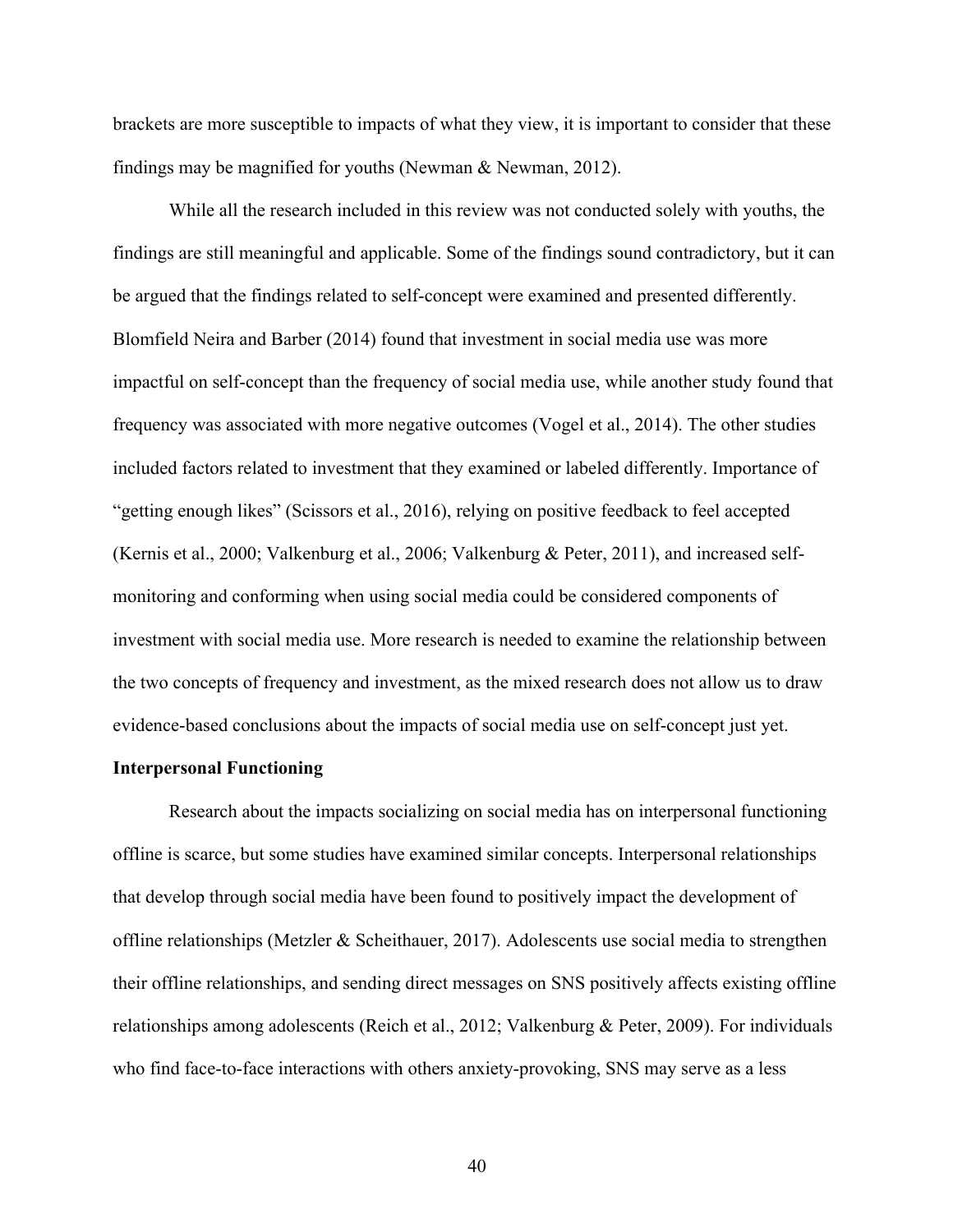brackets are more susceptible to impacts of what they view, it is important to consider that these findings may be magnified for youths (Newman & Newman, 2012).

While all the research included in this review was not conducted solely with youths, the findings are still meaningful and applicable. Some of the findings sound contradictory, but it can be argued that the findings related to self-concept were examined and presented differently. Blomfield Neira and Barber (2014) found that investment in social media use was more impactful on self-concept than the frequency of social media use, while another study found that frequency was associated with more negative outcomes (Vogel et al., 2014). The other studies included factors related to investment that they examined or labeled differently. Importance of "getting enough likes" (Scissors et al., 2016), relying on positive feedback to feel accepted (Kernis et al., 2000; Valkenburg et al., 2006; Valkenburg & Peter, 2011), and increased self-monitoring and conforming when using social media could be considered components of investment with social media use. More research is needed to examine the relationship between the two concepts of frequency and investment, as the mixed research does not allow us to draw evidence-based conclusions about the impacts of social media use on self-concept just yet.

**Interpersonal Functioning**

Research about the impacts socializing on social media has on interpersonal functioning offline is scarce, but some studies have examined similar concepts. Interpersonal relationships that develop through social media have been found to positively impact the development of offline relationships (Metzler & Scheithauer, 2017). Adolescents use social media to strengthen their offline relationships, and sending direct messages on SNS positively affects existing offline relationships among adolescents (Reich et al., 2012; Valkenburg & Peter, 2009). For individuals who find face-to-face interactions with others anxiety-provoking, SNS may serve as a less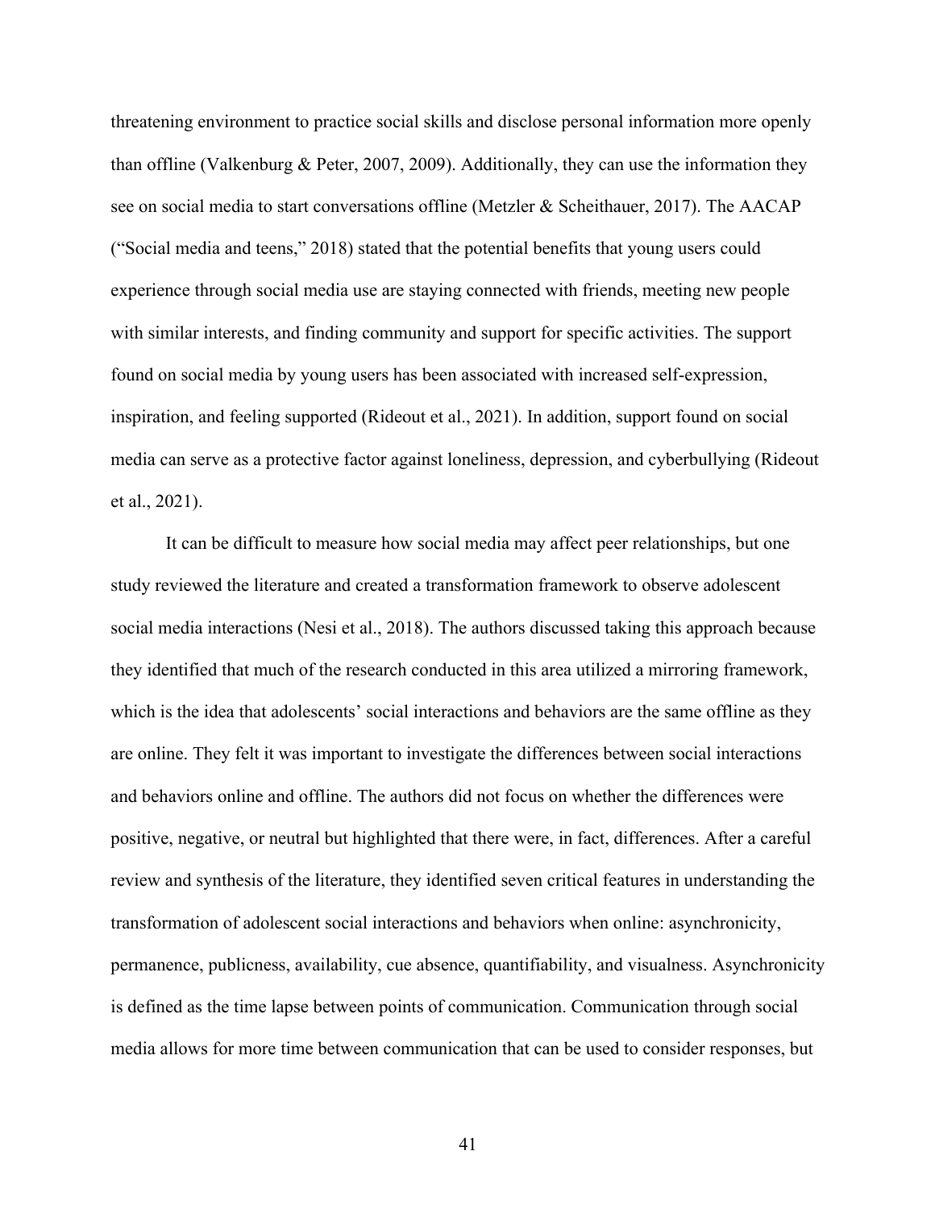threatening environment to practice social skills and disclose personal information more openly than offline (Valkenburg & Peter, 2007, 2009). Additionally, they can use the information they see on social media to start conversations offline (Metzler & Scheithauer, 2017). The AACAP ("Social media and teens," 2018) stated that the potential benefits that young users could experience through social media use are staying connected with friends, meeting new people with similar interests, and finding community and support for specific activities. The support found on social media by young users has been associated with increased self-expression, inspiration, and feeling supported (Rideout et al., 2021). In addition, support found on social media can serve as a protective factor against loneliness, depression, and cyberbullying (Rideout et al., 2021).

It can be difficult to measure how social media may affect peer relationships, but one study reviewed the literature and created a transformation framework to observe adolescent social media interactions (Nesi et al., 2018). The authors discussed taking this approach because they identified that much of the research conducted in this area utilized a mirroring framework, which is the idea that adolescents' social interactions and behaviors are the same offline as they are online. They felt it was important to investigate the differences between social interactions and behaviors online and offline. The authors did not focus on whether the differences were positive, negative, or neutral but highlighted that there were, in fact, differences. After a careful review and synthesis of the literature, they identified seven critical features in understanding the transformation of adolescent social interactions and behaviors when online: asynchronicity, permanence, publicness, availability, cue absence, quantifiability, and visualness. Asynchronicity is defined as the time lapse between points of communication. Communication through social media allows for more time between communication that can be used to consider responses, but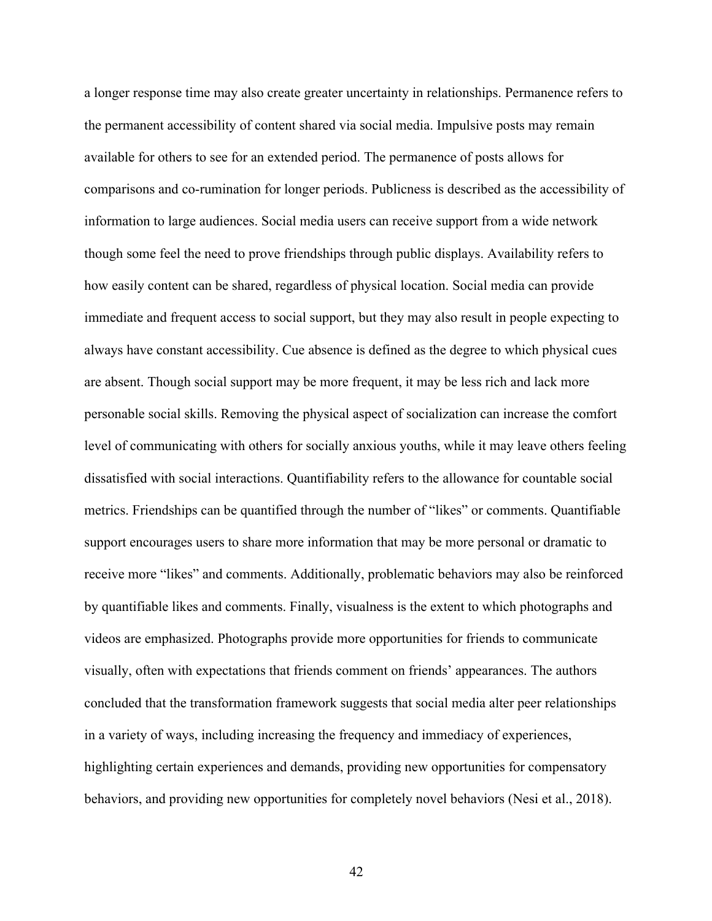a longer response time may also create greater uncertainty in relationships. Permanence refers to the permanent accessibility of content shared via social media. Impulsive posts may remain available for others to see for an extended period. The permanence of posts allows for comparisons and co-rumination for longer periods. Publicness is described as the accessibility of information to large audiences. Social media users can receive support from a wide network though some feel the need to prove friendships through public displays. Availability refers to how easily content can be shared, regardless of physical location. Social media can provide immediate and frequent access to social support, but they may also result in people expecting to always have constant accessibility. Cue absence is defined as the degree to which physical cues are absent. Though social support may be more frequent, it may be less rich and lack more personable social skills. Removing the physical aspect of socialization can increase the comfort level of communicating with others for socially anxious youths, while it may leave others feeling dissatisfied with social interactions. Quantifiability refers to the allowance for countable social metrics. Friendships can be quantified through the number of "likes" or comments. Quantifiable support encourages users to share more information that may be more personal or dramatic to receive more "likes" and comments. Additionally, problematic behaviors may also be reinforced by quantifiable likes and comments. Finally, visualness is the extent to which photographs and videos are emphasized. Photographs provide more opportunities for friends to communicate visually, often with expectations that friends comment on friends' appearances. The authors concluded that the transformation framework suggests that social media alter peer relationships in a variety of ways, including increasing the frequency and immediacy of experiences, highlighting certain experiences and demands, providing new opportunities for compensatory behaviors, and providing new opportunities for completely novel behaviors (Nesi et al., 2018).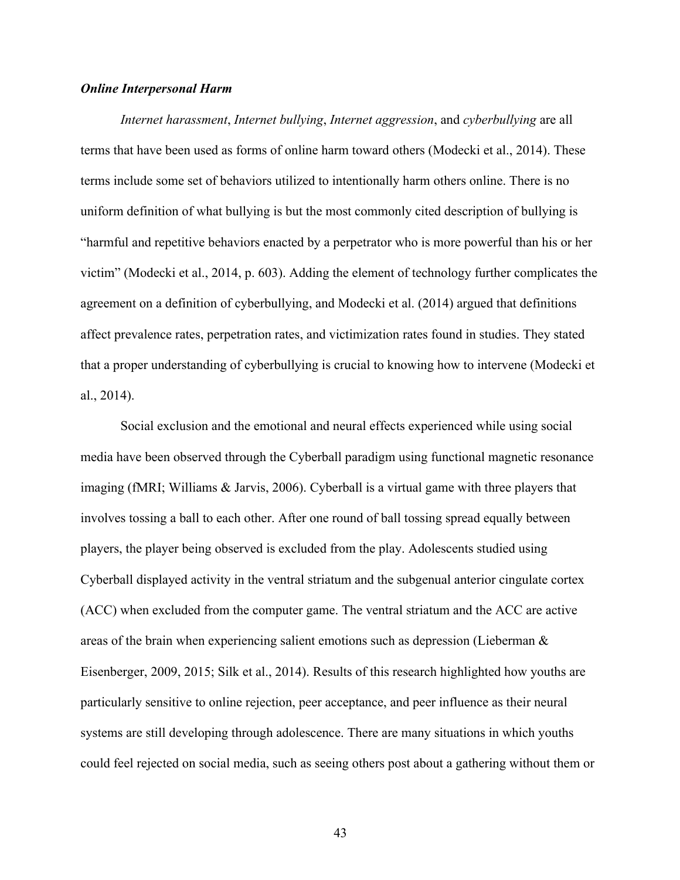### ***Online Interpersonal Harm***

*Internet harassment*, *Internet bullying*, *Internet aggression*, and *cyberbullying* are all terms that have been used as forms of online harm toward others (Modecki et al., 2014). These terms include some set of behaviors utilized to intentionally harm others online. There is no uniform definition of what bullying is but the most commonly cited description of bullying is "harmful and repetitive behaviors enacted by a perpetrator who is more powerful than his or her victim" (Modecki et al., 2014, p. 603). Adding the element of technology further complicates the agreement on a definition of cyberbullying, and Modecki et al. (2014) argued that definitions affect prevalence rates, perpetration rates, and victimization rates found in studies. They stated that a proper understanding of cyberbullying is crucial to knowing how to intervene (Modecki et al., 2014).

Social exclusion and the emotional and neural effects experienced while using social media have been observed through the Cyberball paradigm using functional magnetic resonance imaging (fMRI; Williams & Jarvis, 2006). Cyberball is a virtual game with three players that involves tossing a ball to each other. After one round of ball tossing spread equally between players, the player being observed is excluded from the play. Adolescents studied using Cyberball displayed activity in the ventral striatum and the subgenual anterior cingulate cortex (ACC) when excluded from the computer game. The ventral striatum and the ACC are active areas of the brain when experiencing salient emotions such as depression (Lieberman & Eisenberger, 2009, 2015; Silk et al., 2014). Results of this research highlighted how youths are particularly sensitive to online rejection, peer acceptance, and peer influence as their neural systems are still developing through adolescence. There are many situations in which youths could feel rejected on social media, such as seeing others post about a gathering without them or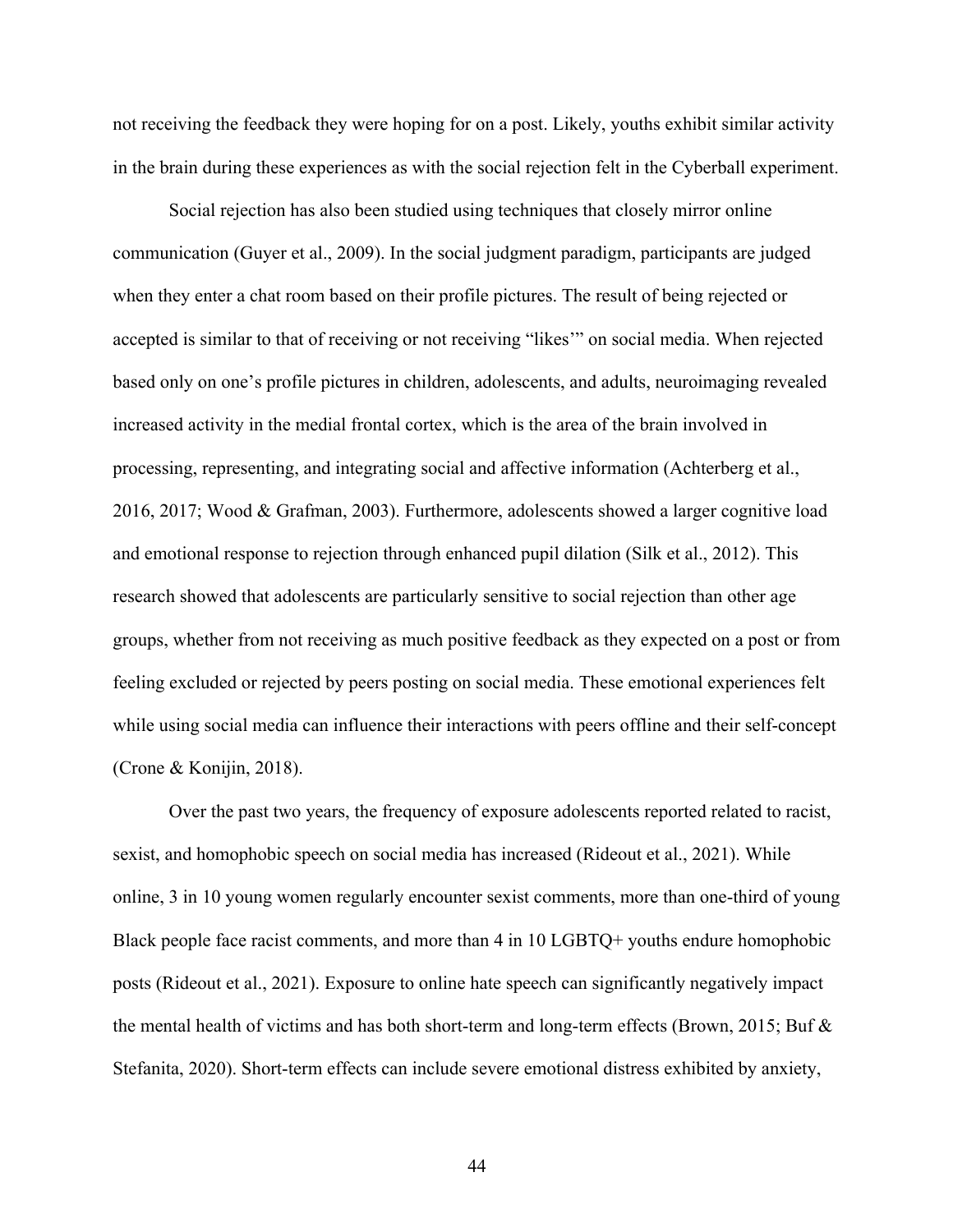not receiving the feedback they were hoping for on a post. Likely, youths exhibit similar activity in the brain during these experiences as with the social rejection felt in the Cyberball experiment.

Social rejection has also been studied using techniques that closely mirror online communication (Guyer et al., 2009). In the social judgment paradigm, participants are judged when they enter a chat room based on their profile pictures. The result of being rejected or accepted is similar to that of receiving or not receiving "likes'" on social media. When rejected based only on one's profile pictures in children, adolescents, and adults, neuroimaging revealed increased activity in the medial frontal cortex, which is the area of the brain involved in processing, representing, and integrating social and affective information (Achterberg et al., 2016, 2017; Wood & Grafman, 2003). Furthermore, adolescents showed a larger cognitive load and emotional response to rejection through enhanced pupil dilation (Silk et al., 2012). This research showed that adolescents are particularly sensitive to social rejection than other age groups, whether from not receiving as much positive feedback as they expected on a post or from feeling excluded or rejected by peers posting on social media. These emotional experiences felt while using social media can influence their interactions with peers offline and their self-concept (Crone & Konijin, 2018).

Over the past two years, the frequency of exposure adolescents reported related to racist, sexist, and homophobic speech on social media has increased (Rideout et al., 2021). While online, 3 in 10 young women regularly encounter sexist comments, more than one-third of young Black people face racist comments, and more than 4 in 10 LGBTQ+ youths endure homophobic posts (Rideout et al., 2021). Exposure to online hate speech can significantly negatively impact the mental health of victims and has both short-term and long-term effects (Brown, 2015; Buf & Stefanita, 2020). Short-term effects can include severe emotional distress exhibited by anxiety,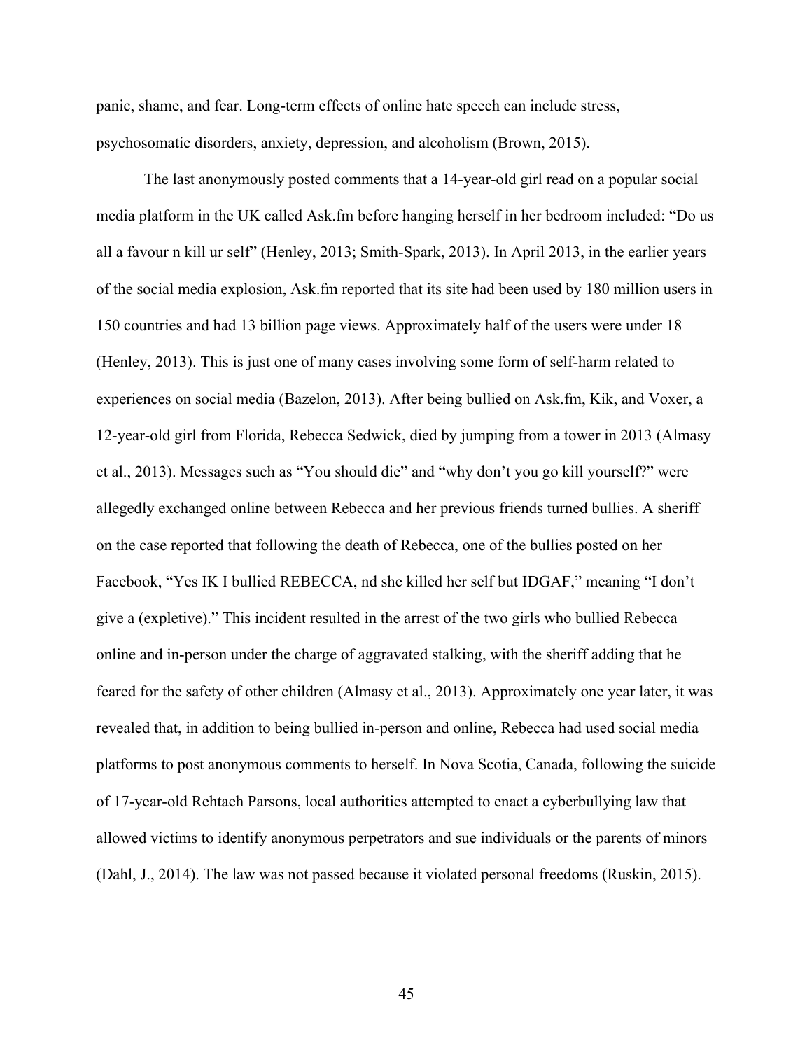panic, shame, and fear. Long-term effects of online hate speech can include stress, psychosomatic disorders, anxiety, depression, and alcoholism (Brown, 2015).

The last anonymously posted comments that a 14-year-old girl read on a popular social media platform in the UK called Ask.fm before hanging herself in her bedroom included: “Do us all a favour n kill ur self” (Henley, 2013; Smith-Spark, 2013). In April 2013, in the earlier years of the social media explosion, Ask.fm reported that its site had been used by 180 million users in 150 countries and had 13 billion page views. Approximately half of the users were under 18 (Henley, 2013). This is just one of many cases involving some form of self-harm related to experiences on social media (Bazelon, 2013). After being bullied on Ask.fm, Kik, and Voxer, a 12-year-old girl from Florida, Rebecca Sedwick, died by jumping from a tower in 2013 (Almasy et al., 2013). Messages such as “You should die” and “why don’t you go kill yourself?” were allegedly exchanged online between Rebecca and her previous friends turned bullies. A sheriff on the case reported that following the death of Rebecca, one of the bullies posted on her Facebook, “Yes IK I bullied REBECCA, nd she killed her self but IDGAF,” meaning “I don’t give a (expletive).” This incident resulted in the arrest of the two girls who bullied Rebecca online and in-person under the charge of aggravated stalking, with the sheriff adding that he feared for the safety of other children (Almasy et al., 2013). Approximately one year later, it was revealed that, in addition to being bullied in-person and online, Rebecca had used social media platforms to post anonymous comments to herself. In Nova Scotia, Canada, following the suicide of 17-year-old Rehtaeh Parsons, local authorities attempted to enact a cyberbullying law that allowed victims to identify anonymous perpetrators and sue individuals or the parents of minors (Dahl, J., 2014). The law was not passed because it violated personal freedoms (Ruskin, 2015).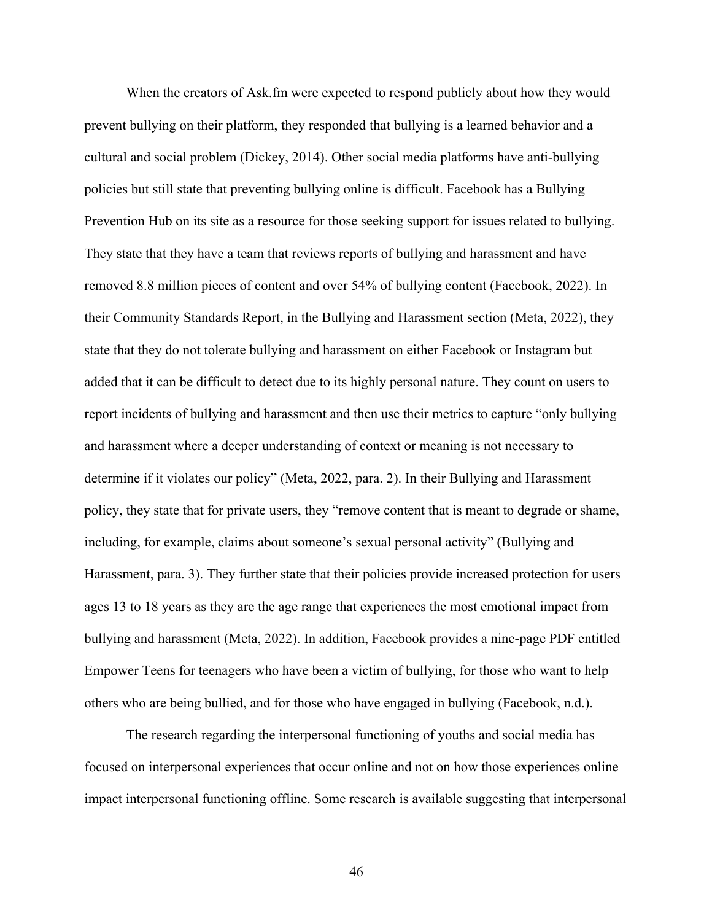When the creators of Ask.fm were expected to respond publicly about how they would prevent bullying on their platform, they responded that bullying is a learned behavior and a cultural and social problem (Dickey, 2014). Other social media platforms have anti-bullying policies but still state that preventing bullying online is difficult. Facebook has a Bullying Prevention Hub on its site as a resource for those seeking support for issues related to bullying. They state that they have a team that reviews reports of bullying and harassment and have removed 8.8 million pieces of content and over 54% of bullying content (Facebook, 2022). In their Community Standards Report, in the Bullying and Harassment section (Meta, 2022), they state that they do not tolerate bullying and harassment on either Facebook or Instagram but added that it can be difficult to detect due to its highly personal nature. They count on users to report incidents of bullying and harassment and then use their metrics to capture "only bullying and harassment where a deeper understanding of context or meaning is not necessary to determine if it violates our policy" (Meta, 2022, para. 2). In their Bullying and Harassment policy, they state that for private users, they "remove content that is meant to degrade or shame, including, for example, claims about someone's sexual personal activity" (Bullying and Harassment, para. 3). They further state that their policies provide increased protection for users ages 13 to 18 years as they are the age range that experiences the most emotional impact from bullying and harassment (Meta, 2022). In addition, Facebook provides a nine-page PDF entitled Empower Teens for teenagers who have been a victim of bullying, for those who want to help others who are being bullied, and for those who have engaged in bullying (Facebook, n.d.).

The research regarding the interpersonal functioning of youths and social media has focused on interpersonal experiences that occur online and not on how those experiences online impact interpersonal functioning offline. Some research is available suggesting that interpersonal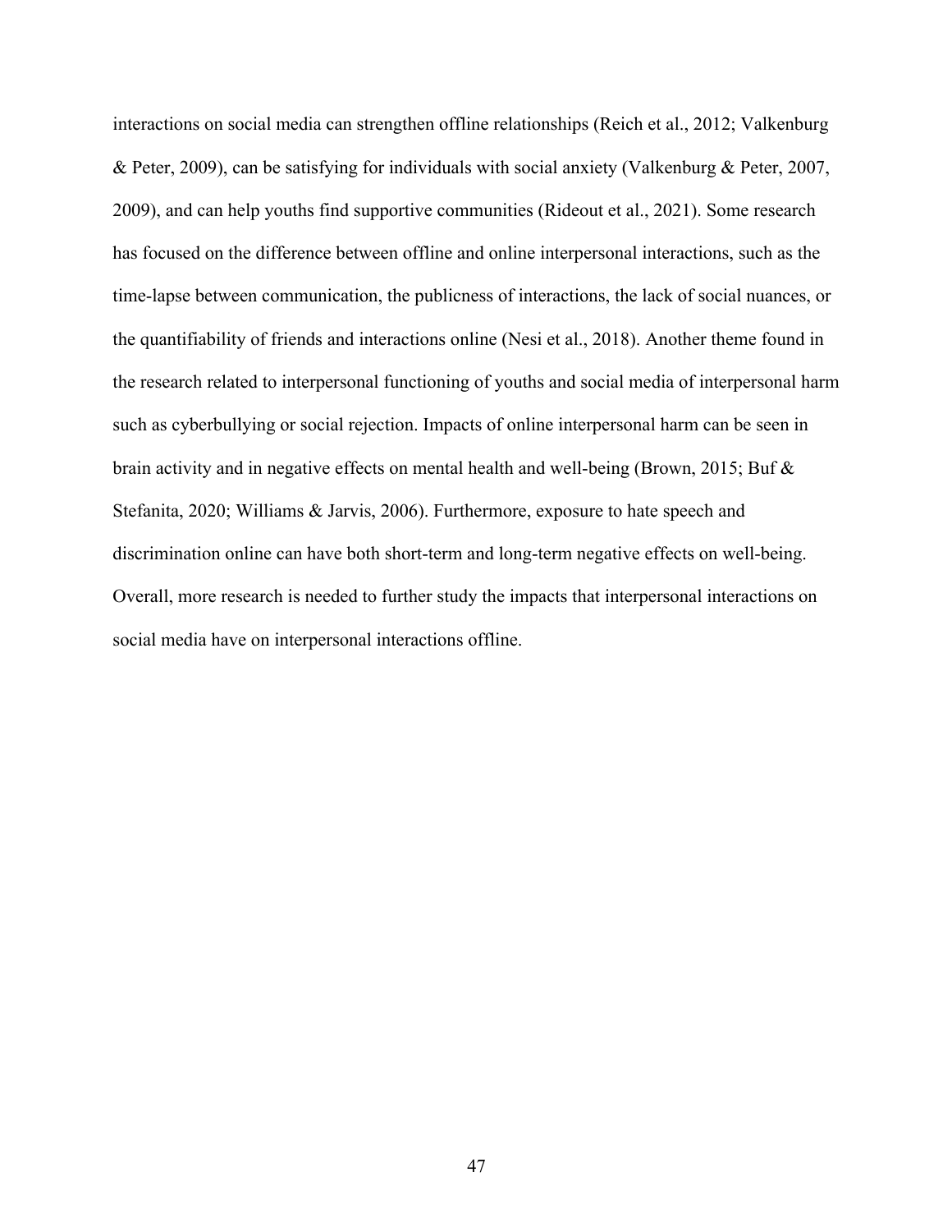interactions on social media can strengthen offline relationships (Reich et al., 2012; Valkenburg & Peter, 2009), can be satisfying for individuals with social anxiety (Valkenburg & Peter, 2007, 2009), and can help youths find supportive communities (Rideout et al., 2021). Some research has focused on the difference between offline and online interpersonal interactions, such as the time-lapse between communication, the publicness of interactions, the lack of social nuances, or the quantifiability of friends and interactions online (Nesi et al., 2018). Another theme found in the research related to interpersonal functioning of youths and social media of interpersonal harm such as cyberbullying or social rejection. Impacts of online interpersonal harm can be seen in brain activity and in negative effects on mental health and well-being (Brown, 2015; Buf & Stefanita, 2020; Williams & Jarvis, 2006). Furthermore, exposure to hate speech and discrimination online can have both short-term and long-term negative effects on well-being. Overall, more research is needed to further study the impacts that interpersonal interactions on social media have on interpersonal interactions offline.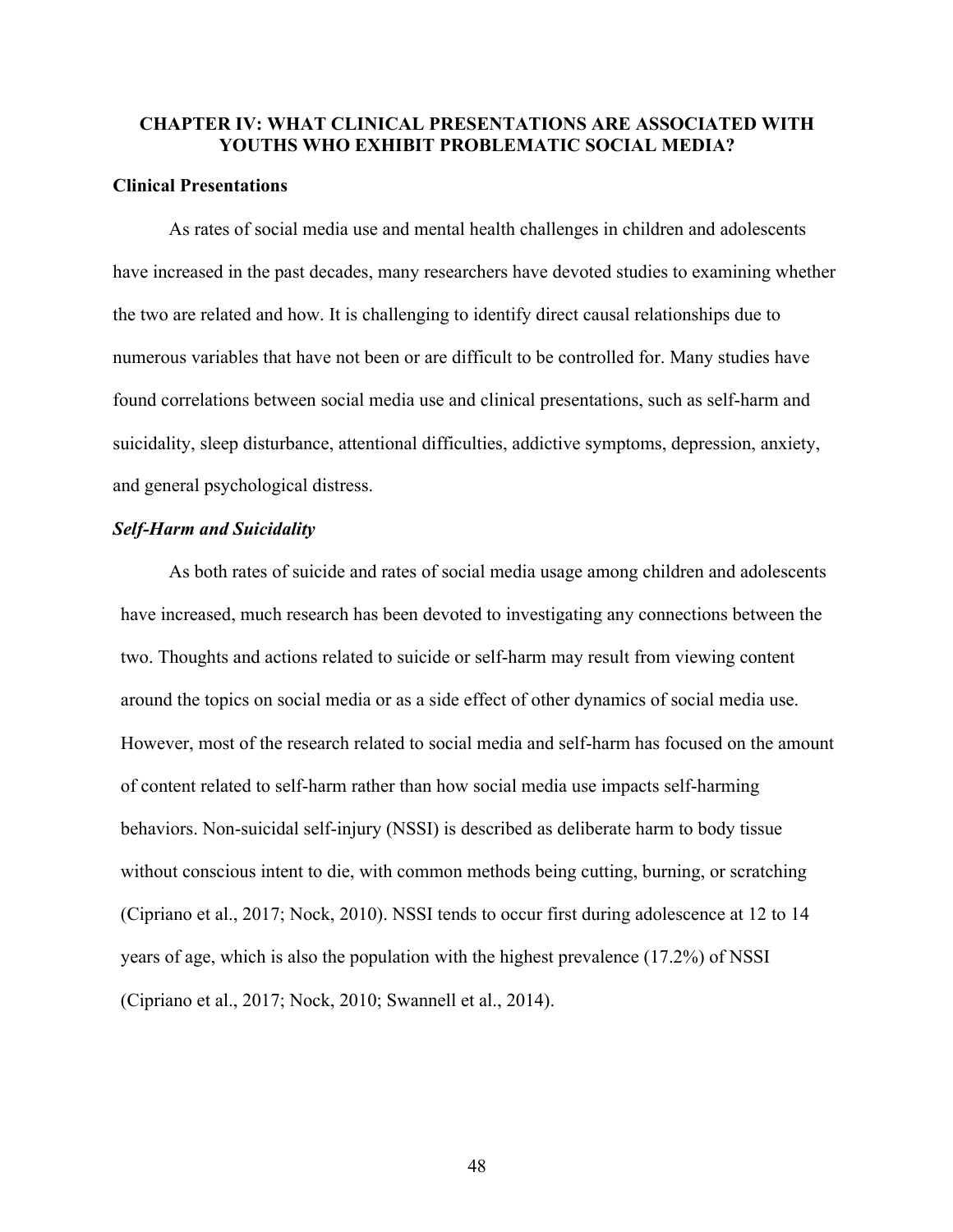# CHAPTER IV: WHAT CLINICAL PRESENTATIONS ARE ASSOCIATED WITH YOUTHS WHO EXHIBIT PROBLEMATIC SOCIAL MEDIA?

## Clinical Presentations

As rates of social media use and mental health challenges in children and adolescents have increased in the past decades, many researchers have devoted studies to examining whether the two are related and how. It is challenging to identify direct causal relationships due to numerous variables that have not been or are difficult to be controlled for. Many studies have found correlations between social media use and clinical presentations, such as self-harm and suicidality, sleep disturbance, attentional difficulties, addictive symptoms, depression, anxiety, and general psychological distress.

### *Self-Harm and Suicidality*

As both rates of suicide and rates of social media usage among children and adolescents have increased, much research has been devoted to investigating any connections between the two. Thoughts and actions related to suicide or self-harm may result from viewing content around the topics on social media or as a side effect of other dynamics of social media use. However, most of the research related to social media and self-harm has focused on the amount of content related to self-harm rather than how social media use impacts self-harming behaviors. Non-suicidal self-injury (NSSI) is described as deliberate harm to body tissue without conscious intent to die, with common methods being cutting, burning, or scratching (Cipriano et al., 2017; Nock, 2010). NSSI tends to occur first during adolescence at 12 to 14 years of age, which is also the population with the highest prevalence (17.2%) of NSSI (Cipriano et al., 2017; Nock, 2010; Swannell et al., 2014).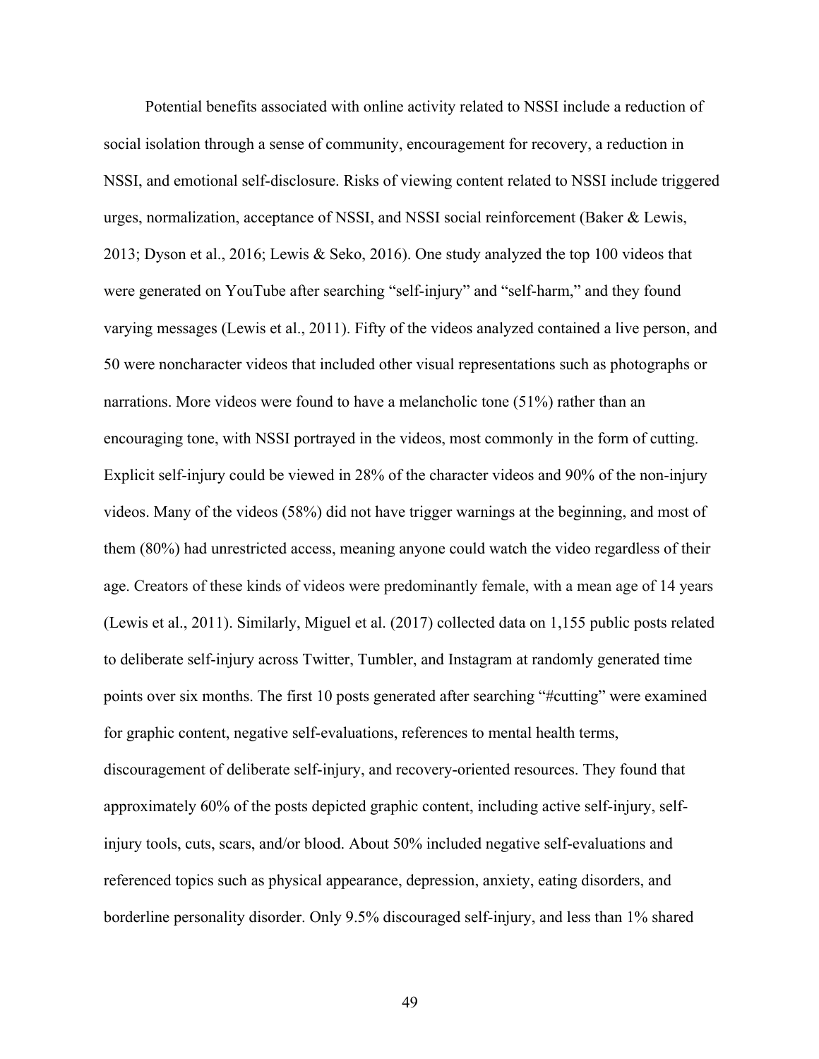Potential benefits associated with online activity related to NSSI include a reduction of social isolation through a sense of community, encouragement for recovery, a reduction in NSSI, and emotional self-disclosure. Risks of viewing content related to NSSI include triggered urges, normalization, acceptance of NSSI, and NSSI social reinforcement (Baker & Lewis, 2013; Dyson et al., 2016; Lewis & Seko, 2016). One study analyzed the top 100 videos that were generated on YouTube after searching "self-injury" and "self-harm," and they found varying messages (Lewis et al., 2011). Fifty of the videos analyzed contained a live person, and 50 were noncharacter videos that included other visual representations such as photographs or narrations. More videos were found to have a melancholic tone (51%) rather than an encouraging tone, with NSSI portrayed in the videos, most commonly in the form of cutting. Explicit self-injury could be viewed in 28% of the character videos and 90% of the non-injury videos. Many of the videos (58%) did not have trigger warnings at the beginning, and most of them (80%) had unrestricted access, meaning anyone could watch the video regardless of their age. Creators of these kinds of videos were predominantly female, with a mean age of 14 years (Lewis et al., 2011). Similarly, Miguel et al. (2017) collected data on 1,155 public posts related to deliberate self-injury across Twitter, Tumbler, and Instagram at randomly generated time points over six months. The first 10 posts generated after searching "#cutting" were examined for graphic content, negative self-evaluations, references to mental health terms, discouragement of deliberate self-injury, and recovery-oriented resources. They found that approximately 60% of the posts depicted graphic content, including active self-injury, self-injury tools, cuts, scars, and/or blood. About 50% included negative self-evaluations and referenced topics such as physical appearance, depression, anxiety, eating disorders, and borderline personality disorder. Only 9.5% discouraged self-injury, and less than 1% shared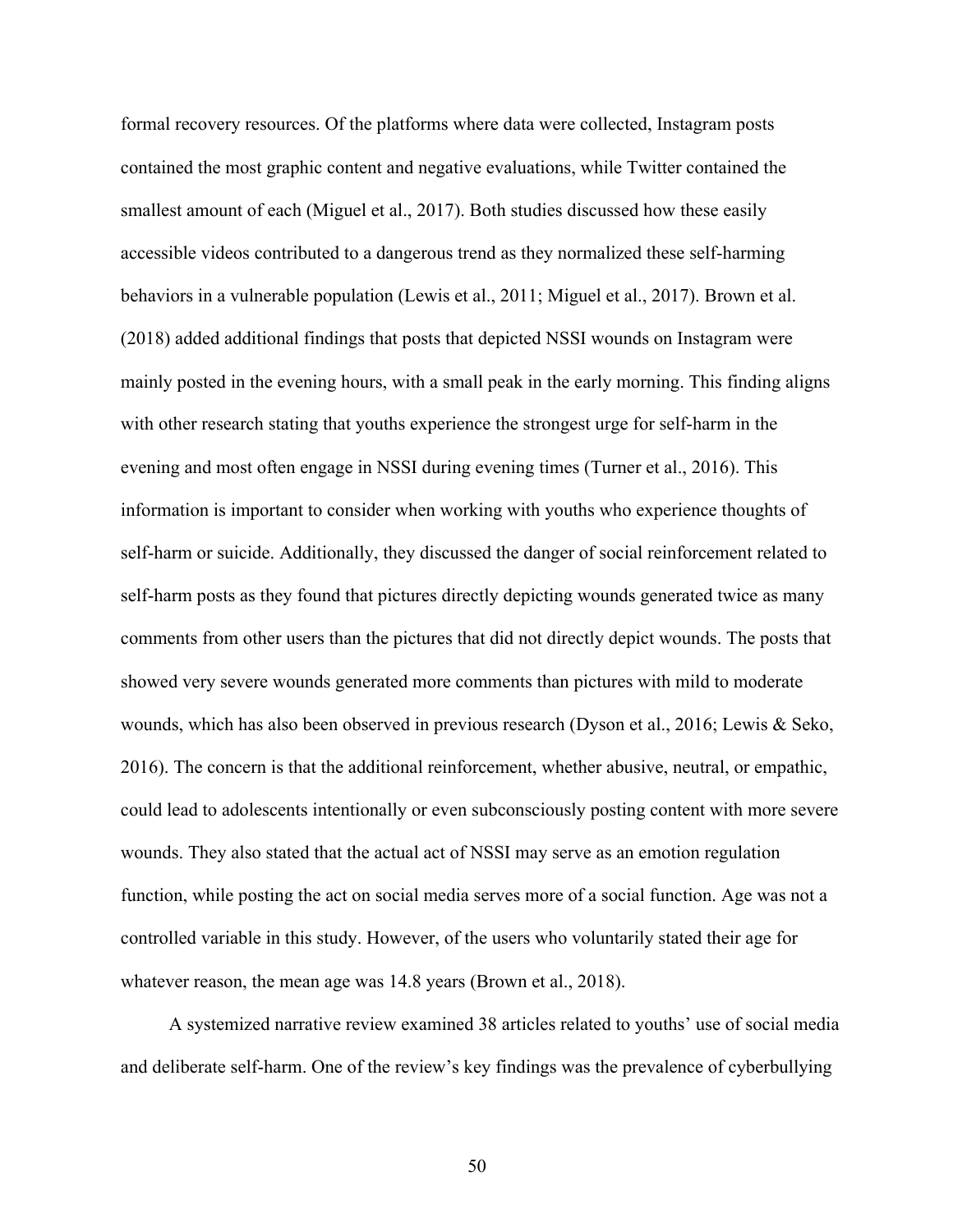formal recovery resources. Of the platforms where data were collected, Instagram posts contained the most graphic content and negative evaluations, while Twitter contained the smallest amount of each (Miguel et al., 2017). Both studies discussed how these easily accessible videos contributed to a dangerous trend as they normalized these self-harming behaviors in a vulnerable population (Lewis et al., 2011; Miguel et al., 2017). Brown et al. (2018) added additional findings that posts that depicted NSSI wounds on Instagram were mainly posted in the evening hours, with a small peak in the early morning. This finding aligns with other research stating that youths experience the strongest urge for self-harm in the evening and most often engage in NSSI during evening times (Turner et al., 2016). This information is important to consider when working with youths who experience thoughts of self-harm or suicide. Additionally, they discussed the danger of social reinforcement related to self-harm posts as they found that pictures directly depicting wounds generated twice as many comments from other users than the pictures that did not directly depict wounds. The posts that showed very severe wounds generated more comments than pictures with mild to moderate wounds, which has also been observed in previous research (Dyson et al., 2016; Lewis & Seko, 2016). The concern is that the additional reinforcement, whether abusive, neutral, or empathic, could lead to adolescents intentionally or even subconsciously posting content with more severe wounds. They also stated that the actual act of NSSI may serve as an emotion regulation function, while posting the act on social media serves more of a social function. Age was not a controlled variable in this study. However, of the users who voluntarily stated their age for whatever reason, the mean age was 14.8 years (Brown et al., 2018).

A systemized narrative review examined 38 articles related to youths' use of social media and deliberate self-harm. One of the review's key findings was the prevalence of cyberbullying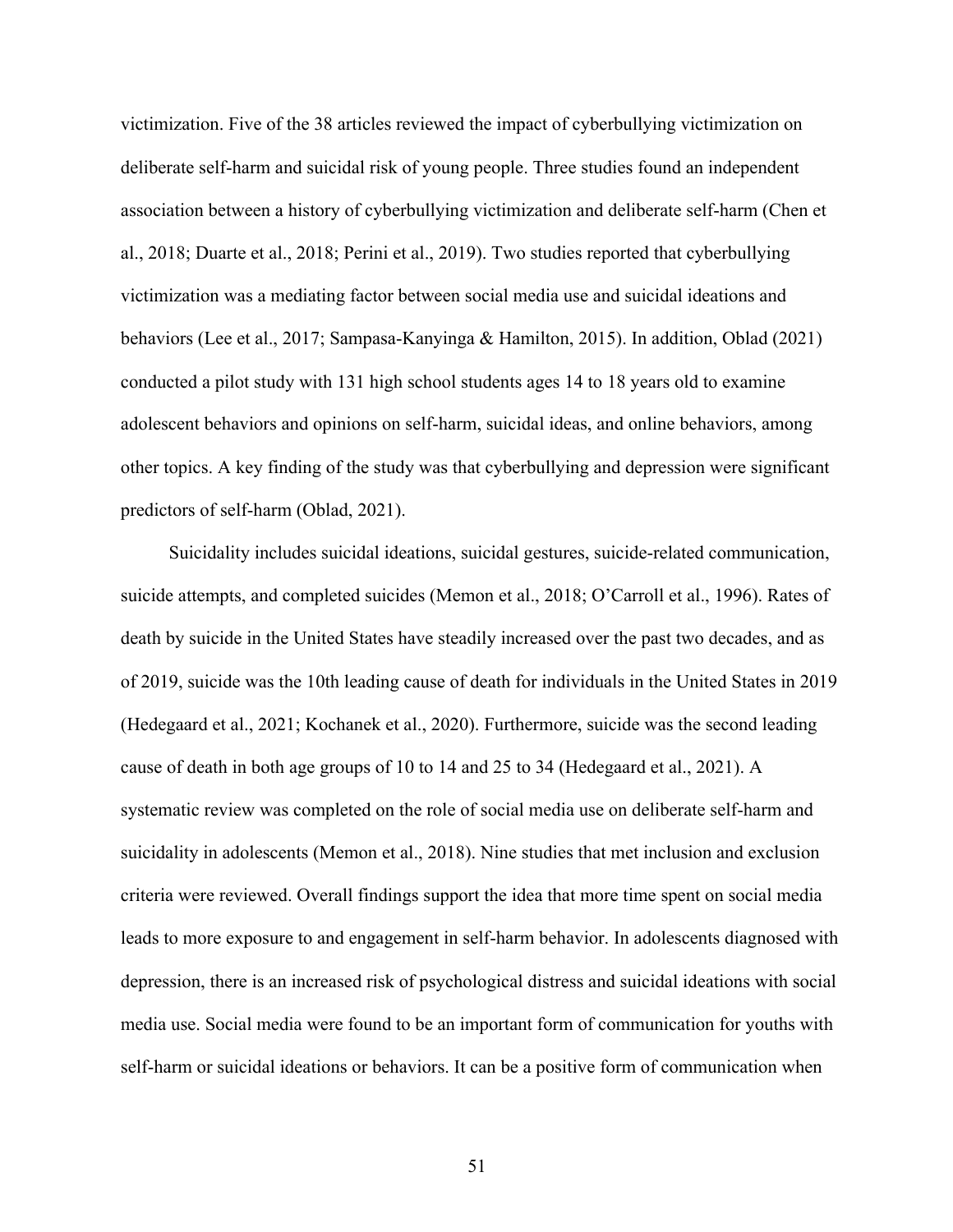victimization. Five of the 38 articles reviewed the impact of cyberbullying victimization on deliberate self-harm and suicidal risk of young people. Three studies found an independent association between a history of cyberbullying victimization and deliberate self-harm (Chen et al., 2018; Duarte et al., 2018; Perini et al., 2019). Two studies reported that cyberbullying victimization was a mediating factor between social media use and suicidal ideations and behaviors (Lee et al., 2017; Sampasa-Kanyinga & Hamilton, 2015). In addition, Oblad (2021) conducted a pilot study with 131 high school students ages 14 to 18 years old to examine adolescent behaviors and opinions on self-harm, suicidal ideas, and online behaviors, among other topics. A key finding of the study was that cyberbullying and depression were significant predictors of self-harm (Oblad, 2021).

Suicidality includes suicidal ideations, suicidal gestures, suicide-related communication, suicide attempts, and completed suicides (Memon et al., 2018; O'Carroll et al., 1996). Rates of death by suicide in the United States have steadily increased over the past two decades, and as of 2019, suicide was the 10th leading cause of death for individuals in the United States in 2019 (Hedegaard et al., 2021; Kochanek et al., 2020). Furthermore, suicide was the second leading cause of death in both age groups of 10 to 14 and 25 to 34 (Hedegaard et al., 2021). A systematic review was completed on the role of social media use on deliberate self-harm and suicidality in adolescents (Memon et al., 2018). Nine studies that met inclusion and exclusion criteria were reviewed. Overall findings support the idea that more time spent on social media leads to more exposure to and engagement in self-harm behavior. In adolescents diagnosed with depression, there is an increased risk of psychological distress and suicidal ideations with social media use. Social media were found to be an important form of communication for youths with self-harm or suicidal ideations or behaviors. It can be a positive form of communication when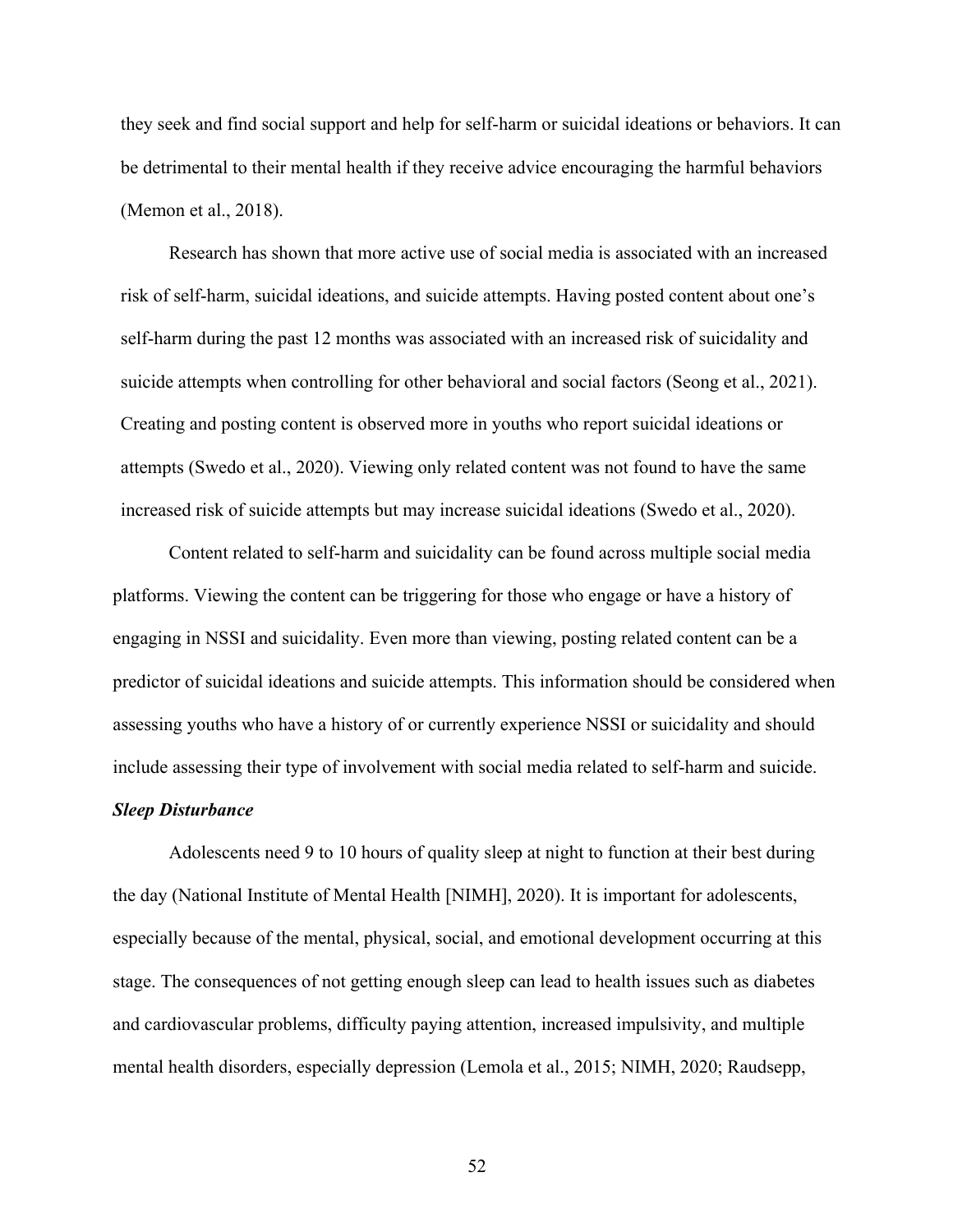they seek and find social support and help for self-harm or suicidal ideations or behaviors. It can be detrimental to their mental health if they receive advice encouraging the harmful behaviors (Memon et al., 2018).

Research has shown that more active use of social media is associated with an increased risk of self-harm, suicidal ideations, and suicide attempts. Having posted content about one's self-harm during the past 12 months was associated with an increased risk of suicidality and suicide attempts when controlling for other behavioral and social factors (Seong et al., 2021). Creating and posting content is observed more in youths who report suicidal ideations or attempts (Swedo et al., 2020). Viewing only related content was not found to have the same increased risk of suicide attempts but may increase suicidal ideations (Swedo et al., 2020).

Content related to self-harm and suicidality can be found across multiple social media platforms. Viewing the content can be triggering for those who engage or have a history of engaging in NSSI and suicidality. Even more than viewing, posting related content can be a predictor of suicidal ideations and suicide attempts. This information should be considered when assessing youths who have a history of or currently experience NSSI or suicidality and should include assessing their type of involvement with social media related to self-harm and suicide.

***Sleep Disturbance***

Adolescents need 9 to 10 hours of quality sleep at night to function at their best during the day (National Institute of Mental Health [NIMH], 2020). It is important for adolescents, especially because of the mental, physical, social, and emotional development occurring at this stage. The consequences of not getting enough sleep can lead to health issues such as diabetes and cardiovascular problems, difficulty paying attention, increased impulsivity, and multiple mental health disorders, especially depression (Lemola et al., 2015; NIMH, 2020; Raudsepp,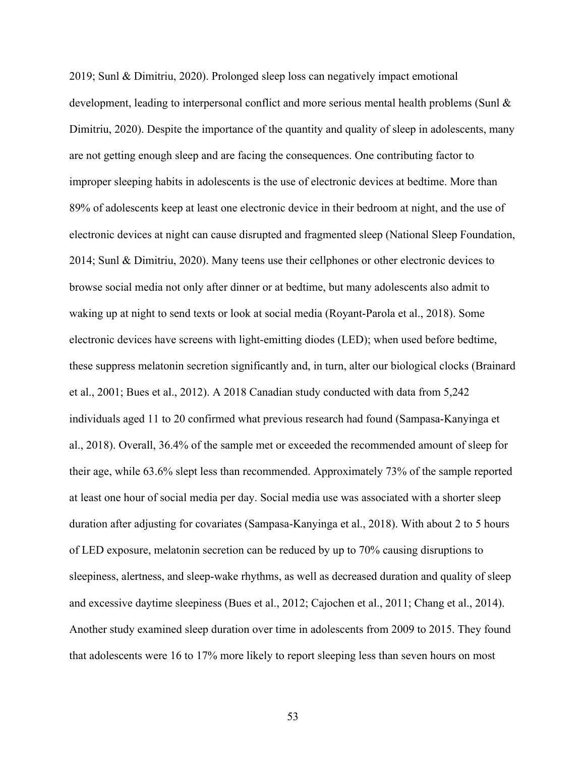2019; Sunl & Dimitriu, 2020). Prolonged sleep loss can negatively impact emotional development, leading to interpersonal conflict and more serious mental health problems (Sunl & Dimitriu, 2020). Despite the importance of the quantity and quality of sleep in adolescents, many are not getting enough sleep and are facing the consequences. One contributing factor to improper sleeping habits in adolescents is the use of electronic devices at bedtime. More than 89% of adolescents keep at least one electronic device in their bedroom at night, and the use of electronic devices at night can cause disrupted and fragmented sleep (National Sleep Foundation, 2014; Sunl & Dimitriu, 2020). Many teens use their cellphones or other electronic devices to browse social media not only after dinner or at bedtime, but many adolescents also admit to waking up at night to send texts or look at social media (Royant-Parola et al., 2018). Some electronic devices have screens with light-emitting diodes (LED); when used before bedtime, these suppress melatonin secretion significantly and, in turn, alter our biological clocks (Brainard et al., 2001; Bues et al., 2012). A 2018 Canadian study conducted with data from 5,242 individuals aged 11 to 20 confirmed what previous research had found (Sampasa-Kanyinga et al., 2018). Overall, 36.4% of the sample met or exceeded the recommended amount of sleep for their age, while 63.6% slept less than recommended. Approximately 73% of the sample reported at least one hour of social media per day. Social media use was associated with a shorter sleep duration after adjusting for covariates (Sampasa-Kanyinga et al., 2018). With about 2 to 5 hours of LED exposure, melatonin secretion can be reduced by up to 70% causing disruptions to sleepiness, alertness, and sleep-wake rhythms, as well as decreased duration and quality of sleep and excessive daytime sleepiness (Bues et al., 2012; Cajochen et al., 2011; Chang et al., 2014). Another study examined sleep duration over time in adolescents from 2009 to 2015. They found that adolescents were 16 to 17% more likely to report sleeping less than seven hours on most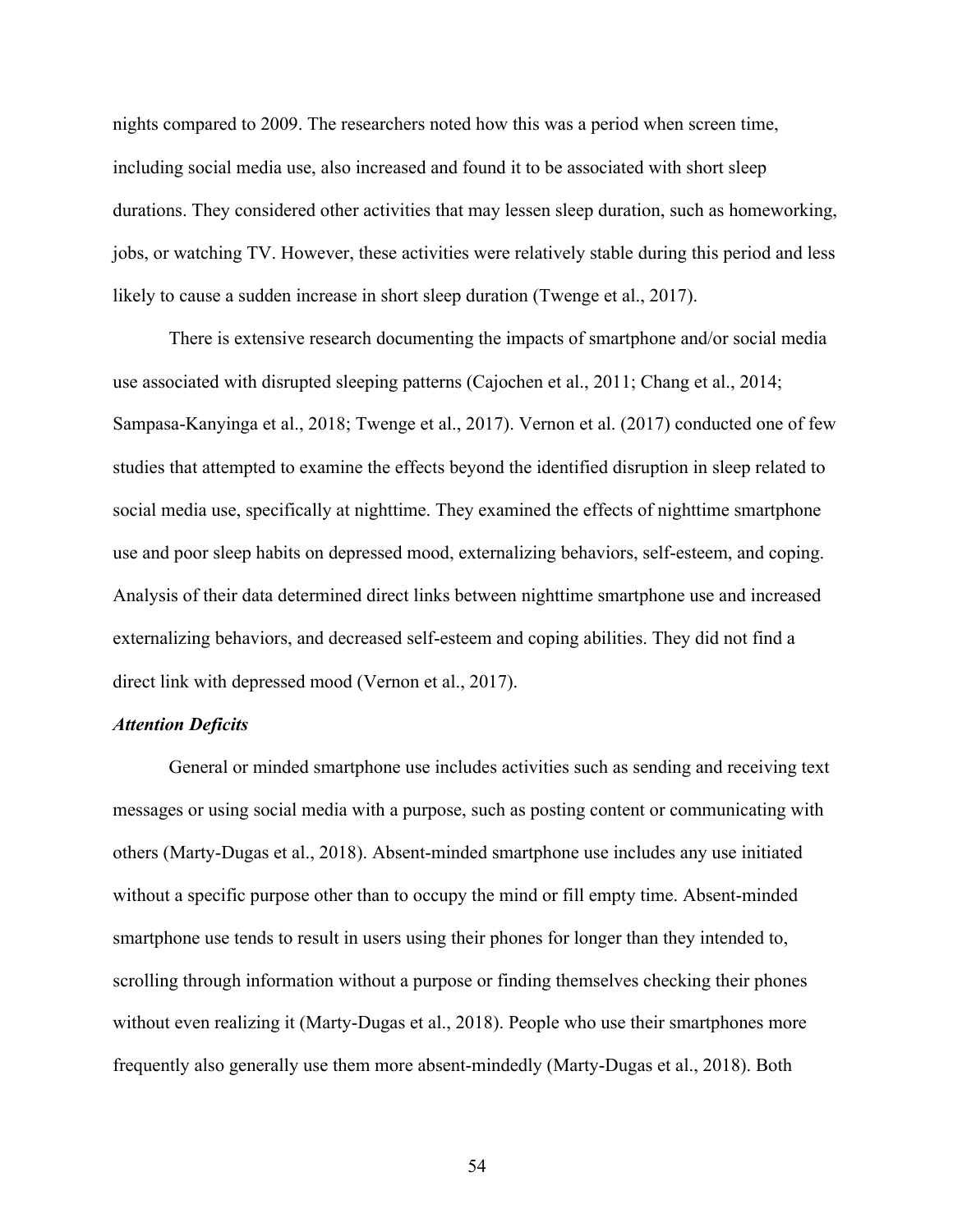nights compared to 2009. The researchers noted how this was a period when screen time, including social media use, also increased and found it to be associated with short sleep durations. They considered other activities that may lessen sleep duration, such as homeworking, jobs, or watching TV. However, these activities were relatively stable during this period and less likely to cause a sudden increase in short sleep duration (Twenge et al., 2017).

There is extensive research documenting the impacts of smartphone and/or social media use associated with disrupted sleeping patterns (Cajochen et al., 2011; Chang et al., 2014; Sampasa-Kanyinga et al., 2018; Twenge et al., 2017). Vernon et al. (2017) conducted one of few studies that attempted to examine the effects beyond the identified disruption in sleep related to social media use, specifically at nighttime. They examined the effects of nighttime smartphone use and poor sleep habits on depressed mood, externalizing behaviors, self-esteem, and coping. Analysis of their data determined direct links between nighttime smartphone use and increased externalizing behaviors, and decreased self-esteem and coping abilities. They did not find a direct link with depressed mood (Vernon et al., 2017).

***Attention Deficits***

General or minded smartphone use includes activities such as sending and receiving text messages or using social media with a purpose, such as posting content or communicating with others (Marty-Dugas et al., 2018). Absent-minded smartphone use includes any use initiated without a specific purpose other than to occupy the mind or fill empty time. Absent-minded smartphone use tends to result in users using their phones for longer than they intended to, scrolling through information without a purpose or finding themselves checking their phones without even realizing it (Marty-Dugas et al., 2018). People who use their smartphones more frequently also generally use them more absent-mindedly (Marty-Dugas et al., 2018). Both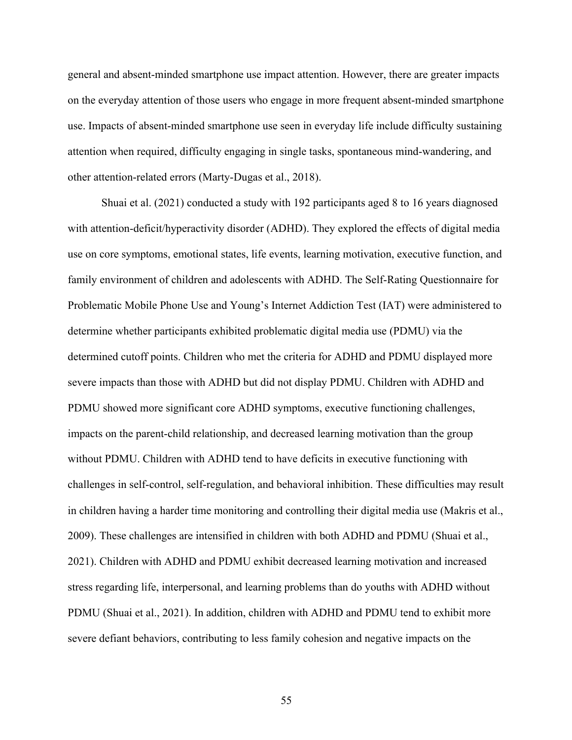general and absent-minded smartphone use impact attention. However, there are greater impacts on the everyday attention of those users who engage in more frequent absent-minded smartphone use. Impacts of absent-minded smartphone use seen in everyday life include difficulty sustaining attention when required, difficulty engaging in single tasks, spontaneous mind-wandering, and other attention-related errors (Marty-Dugas et al., 2018).

Shuai et al. (2021) conducted a study with 192 participants aged 8 to 16 years diagnosed with attention-deficit/hyperactivity disorder (ADHD). They explored the effects of digital media use on core symptoms, emotional states, life events, learning motivation, executive function, and family environment of children and adolescents with ADHD. The Self-Rating Questionnaire for Problematic Mobile Phone Use and Young's Internet Addiction Test (IAT) were administered to determine whether participants exhibited problematic digital media use (PDMU) via the determined cutoff points. Children who met the criteria for ADHD and PDMU displayed more severe impacts than those with ADHD but did not display PDMU. Children with ADHD and PDMU showed more significant core ADHD symptoms, executive functioning challenges, impacts on the parent-child relationship, and decreased learning motivation than the group without PDMU. Children with ADHD tend to have deficits in executive functioning with challenges in self-control, self-regulation, and behavioral inhibition. These difficulties may result in children having a harder time monitoring and controlling their digital media use (Makris et al., 2009). These challenges are intensified in children with both ADHD and PDMU (Shuai et al., 2021). Children with ADHD and PDMU exhibit decreased learning motivation and increased stress regarding life, interpersonal, and learning problems than do youths with ADHD without PDMU (Shuai et al., 2021). In addition, children with ADHD and PDMU tend to exhibit more severe defiant behaviors, contributing to less family cohesion and negative impacts on the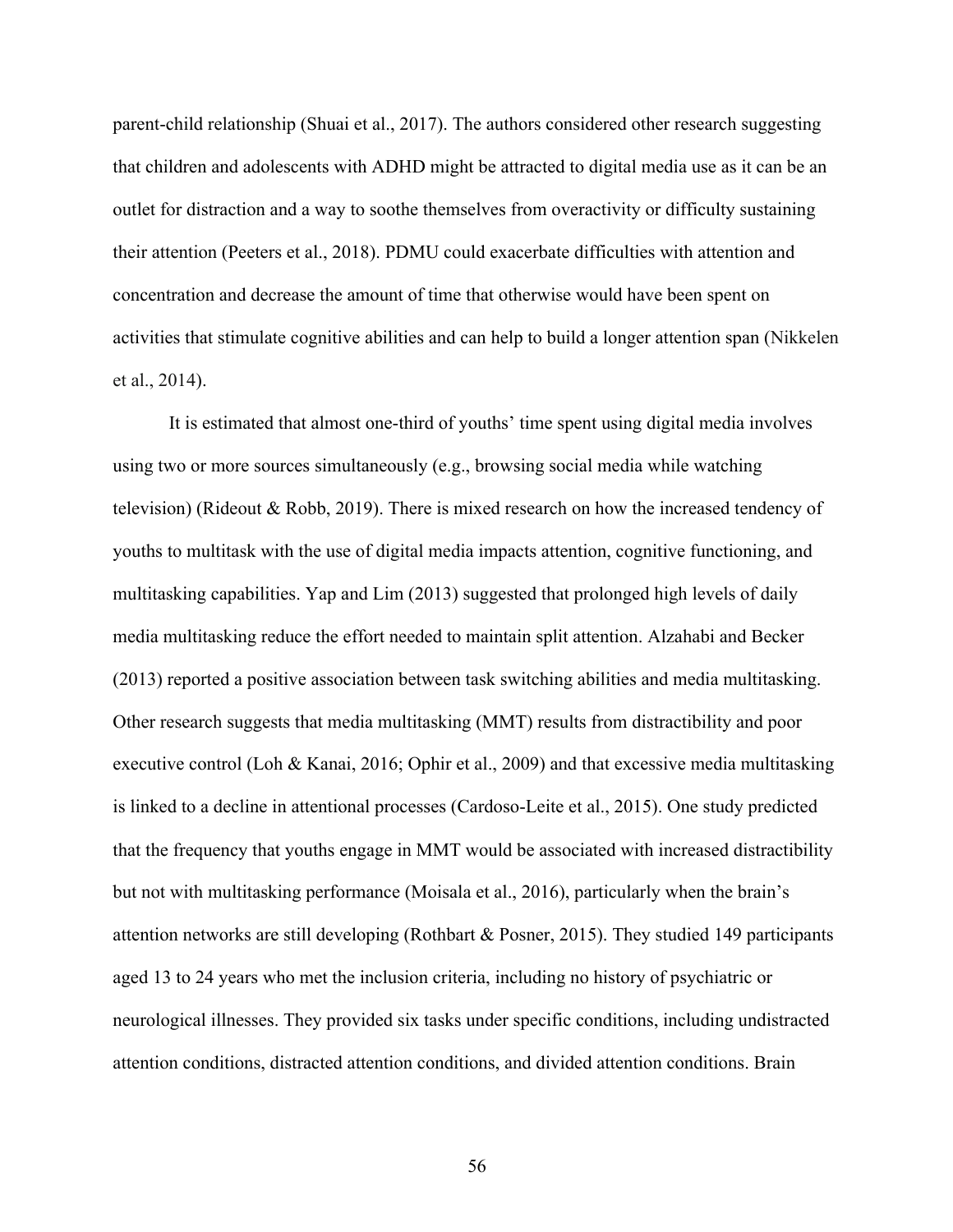parent-child relationship (Shuai et al., 2017). The authors considered other research suggesting that children and adolescents with ADHD might be attracted to digital media use as it can be an outlet for distraction and a way to soothe themselves from overactivity or difficulty sustaining their attention (Peeters et al., 2018). PDMU could exacerbate difficulties with attention and concentration and decrease the amount of time that otherwise would have been spent on activities that stimulate cognitive abilities and can help to build a longer attention span (Nikkelen et al., 2014).

It is estimated that almost one-third of youths' time spent using digital media involves using two or more sources simultaneously (e.g., browsing social media while watching television) (Rideout & Robb, 2019). There is mixed research on how the increased tendency of youths to multitask with the use of digital media impacts attention, cognitive functioning, and multitasking capabilities. Yap and Lim (2013) suggested that prolonged high levels of daily media multitasking reduce the effort needed to maintain split attention. Alzahabi and Becker (2013) reported a positive association between task switching abilities and media multitasking. Other research suggests that media multitasking (MMT) results from distractibility and poor executive control (Loh & Kanai, 2016; Ophir et al., 2009) and that excessive media multitasking is linked to a decline in attentional processes (Cardoso-Leite et al., 2015). One study predicted that the frequency that youths engage in MMT would be associated with increased distractibility but not with multitasking performance (Moisala et al., 2016), particularly when the brain's attention networks are still developing (Rothbart & Posner, 2015). They studied 149 participants aged 13 to 24 years who met the inclusion criteria, including no history of psychiatric or neurological illnesses. They provided six tasks under specific conditions, including undistracted attention conditions, distracted attention conditions, and divided attention conditions. Brain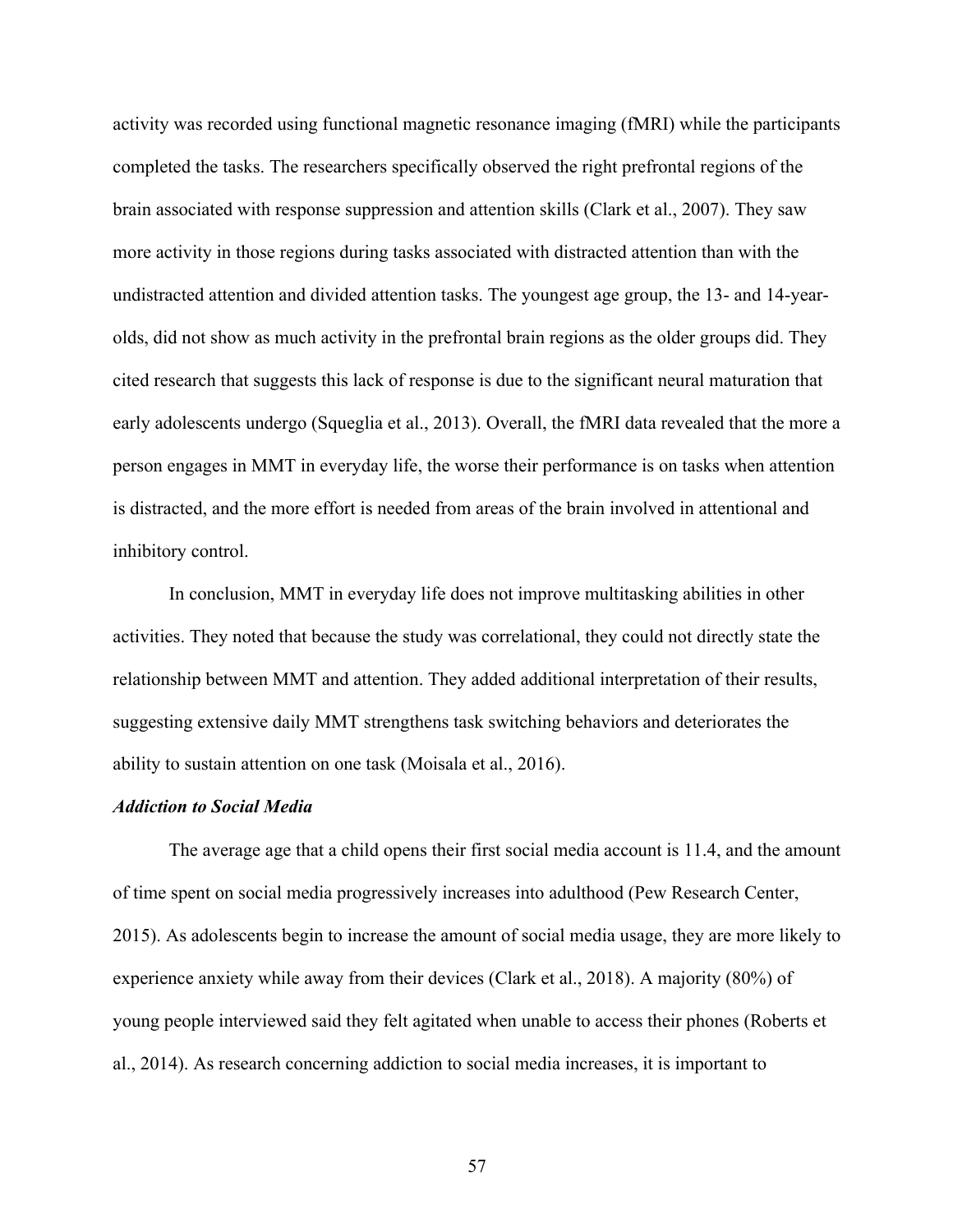activity was recorded using functional magnetic resonance imaging (fMRI) while the participants completed the tasks. The researchers specifically observed the right prefrontal regions of the brain associated with response suppression and attention skills (Clark et al., 2007). They saw more activity in those regions during tasks associated with distracted attention than with the undistracted attention and divided attention tasks. The youngest age group, the 13- and 14-year-olds, did not show as much activity in the prefrontal brain regions as the older groups did. They cited research that suggests this lack of response is due to the significant neural maturation that early adolescents undergo (Squeglia et al., 2013). Overall, the fMRI data revealed that the more a person engages in MMT in everyday life, the worse their performance is on tasks when attention is distracted, and the more effort is needed from areas of the brain involved in attentional and inhibitory control.

In conclusion, MMT in everyday life does not improve multitasking abilities in other activities. They noted that because the study was correlational, they could not directly state the relationship between MMT and attention. They added additional interpretation of their results, suggesting extensive daily MMT strengthens task switching behaviors and deteriorates the ability to sustain attention on one task (Moisala et al., 2016).

***Addiction to Social Media***

The average age that a child opens their first social media account is 11.4, and the amount of time spent on social media progressively increases into adulthood (Pew Research Center, 2015). As adolescents begin to increase the amount of social media usage, they are more likely to experience anxiety while away from their devices (Clark et al., 2018). A majority (80%) of young people interviewed said they felt agitated when unable to access their phones (Roberts et al., 2014). As research concerning addiction to social media increases, it is important to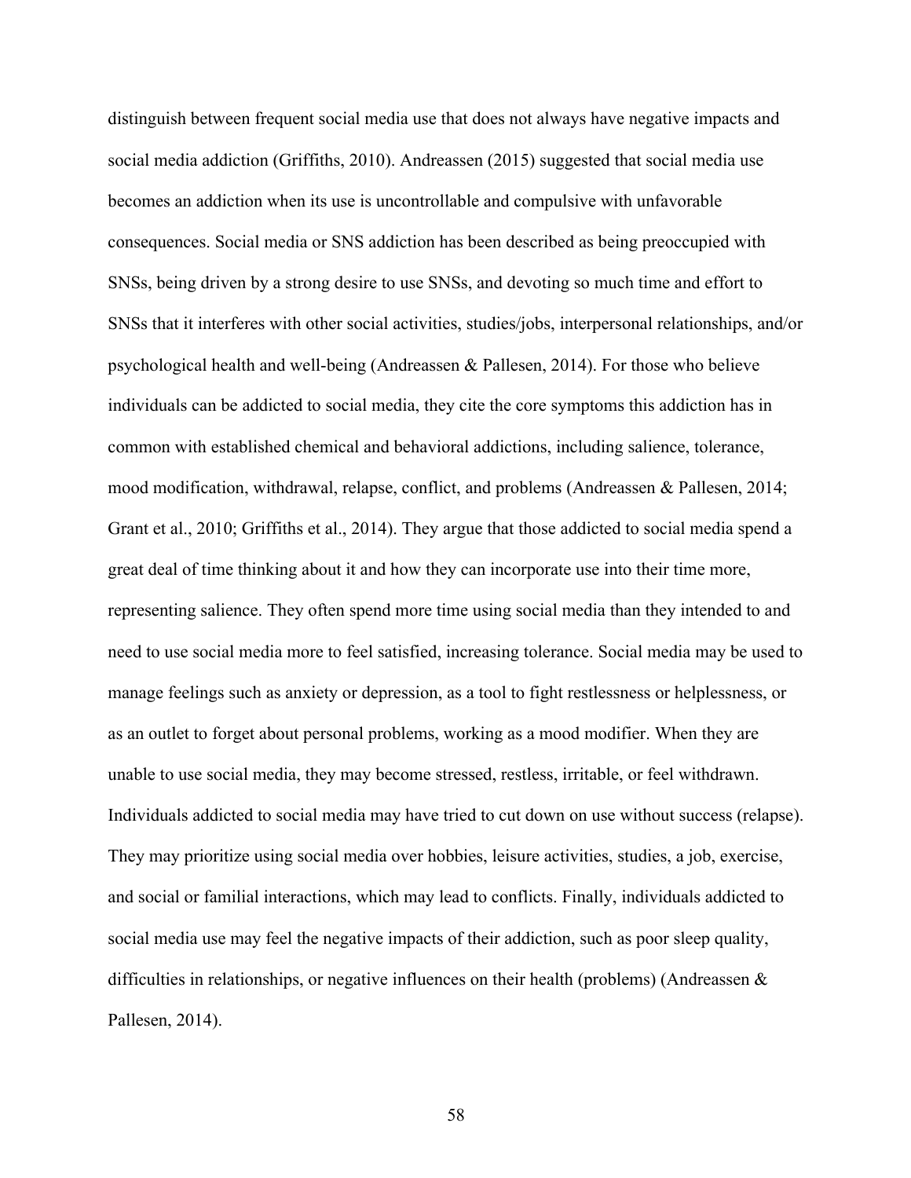distinguish between frequent social media use that does not always have negative impacts and social media addiction (Griffiths, 2010). Andreassen (2015) suggested that social media use becomes an addiction when its use is uncontrollable and compulsive with unfavorable consequences. Social media or SNS addiction has been described as being preoccupied with SNSs, being driven by a strong desire to use SNSs, and devoting so much time and effort to SNSs that it interferes with other social activities, studies/jobs, interpersonal relationships, and/or psychological health and well-being (Andreassen & Pallesen, 2014). For those who believe individuals can be addicted to social media, they cite the core symptoms this addiction has in common with established chemical and behavioral addictions, including salience, tolerance, mood modification, withdrawal, relapse, conflict, and problems (Andreassen & Pallesen, 2014; Grant et al., 2010; Griffiths et al., 2014). They argue that those addicted to social media spend a great deal of time thinking about it and how they can incorporate use into their time more, representing salience. They often spend more time using social media than they intended to and need to use social media more to feel satisfied, increasing tolerance. Social media may be used to manage feelings such as anxiety or depression, as a tool to fight restlessness or helplessness, or as an outlet to forget about personal problems, working as a mood modifier. When they are unable to use social media, they may become stressed, restless, irritable, or feel withdrawn. Individuals addicted to social media may have tried to cut down on use without success (relapse). They may prioritize using social media over hobbies, leisure activities, studies, a job, exercise, and social or familial interactions, which may lead to conflicts. Finally, individuals addicted to social media use may feel the negative impacts of their addiction, such as poor sleep quality, difficulties in relationships, or negative influences on their health (problems) (Andreassen & Pallesen, 2014).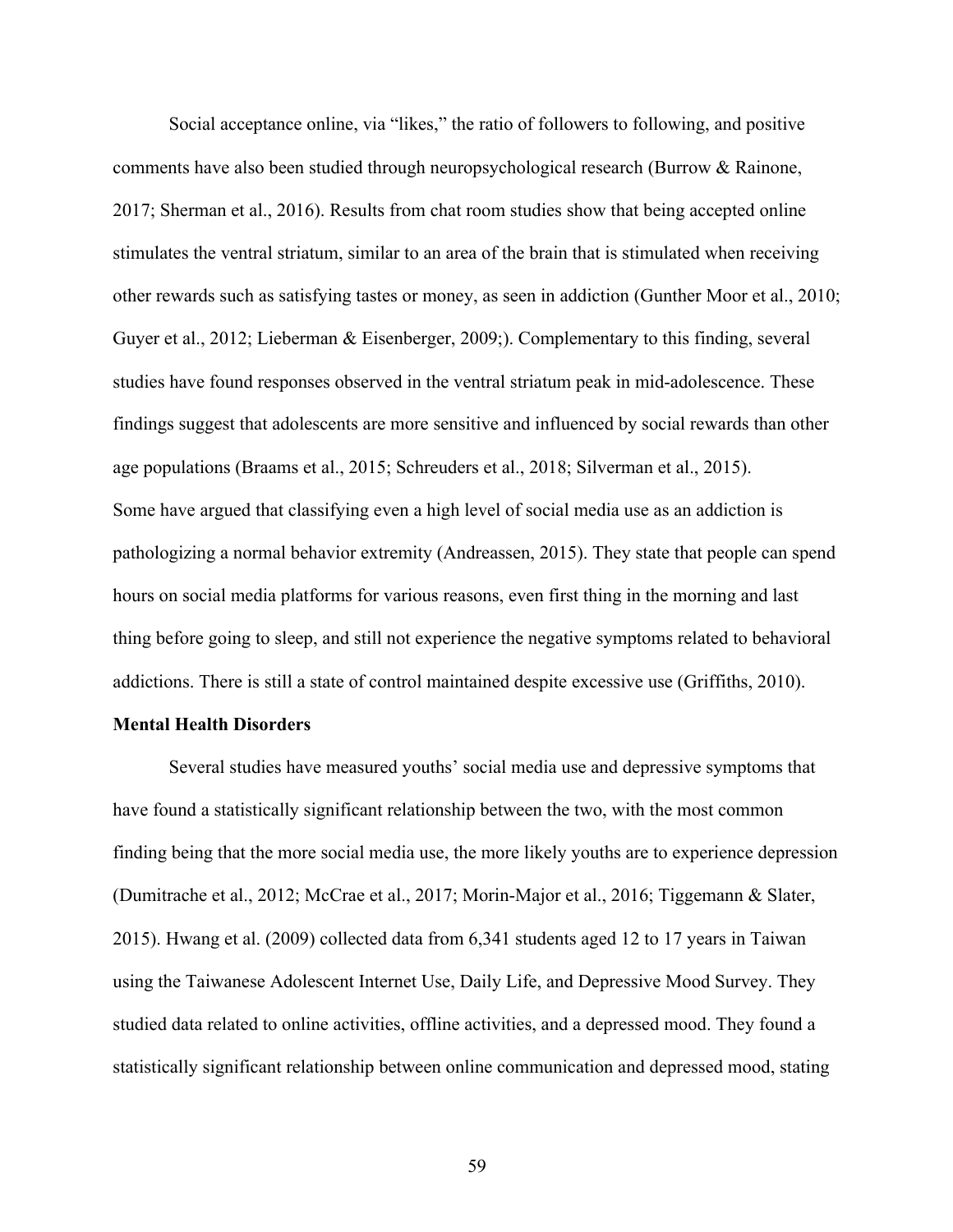Social acceptance online, via "likes," the ratio of followers to following, and positive comments have also been studied through neuropsychological research (Burrow & Rainone, 2017; Sherman et al., 2016). Results from chat room studies show that being accepted online stimulates the ventral striatum, similar to an area of the brain that is stimulated when receiving other rewards such as satisfying tastes or money, as seen in addiction (Gunther Moor et al., 2010; Guyer et al., 2012; Lieberman & Eisenberger, 2009;). Complementary to this finding, several studies have found responses observed in the ventral striatum peak in mid-adolescence. These findings suggest that adolescents are more sensitive and influenced by social rewards than other age populations (Braams et al., 2015; Schreuders et al., 2018; Silverman et al., 2015).

Some have argued that classifying even a high level of social media use as an addiction is pathologizing a normal behavior extremity (Andreassen, 2015). They state that people can spend hours on social media platforms for various reasons, even first thing in the morning and last thing before going to sleep, and still not experience the negative symptoms related to behavioral addictions. There is still a state of control maintained despite excessive use (Griffiths, 2010).

**Mental Health Disorders**

Several studies have measured youths' social media use and depressive symptoms that have found a statistically significant relationship between the two, with the most common finding being that the more social media use, the more likely youths are to experience depression (Dumitrache et al., 2012; McCrae et al., 2017; Morin-Major et al., 2016; Tiggemann & Slater, 2015). Hwang et al. (2009) collected data from 6,341 students aged 12 to 17 years in Taiwan using the Taiwanese Adolescent Internet Use, Daily Life, and Depressive Mood Survey. They studied data related to online activities, offline activities, and a depressed mood. They found a statistically significant relationship between online communication and depressed mood, stating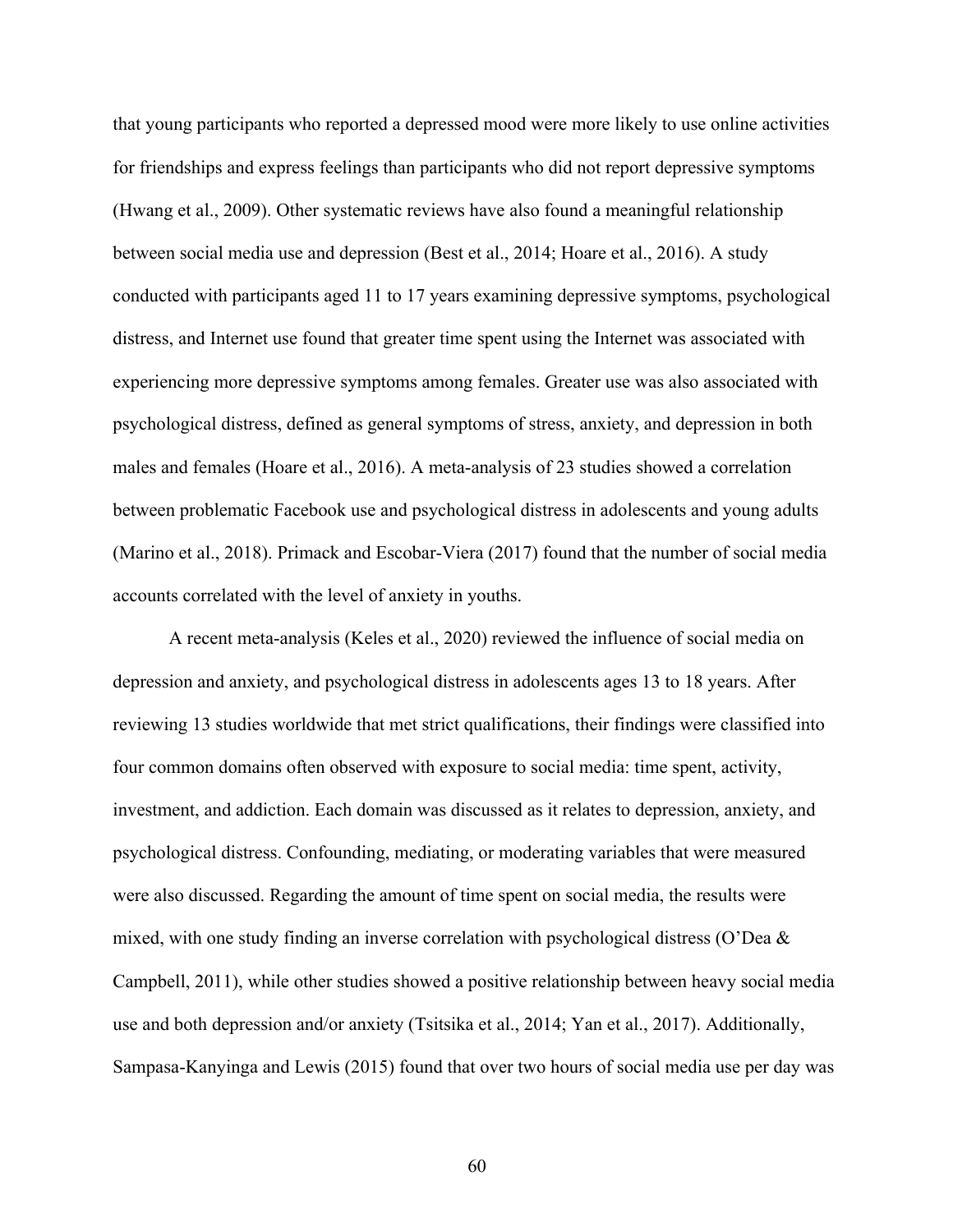that young participants who reported a depressed mood were more likely to use online activities for friendships and express feelings than participants who did not report depressive symptoms (Hwang et al., 2009). Other systematic reviews have also found a meaningful relationship between social media use and depression (Best et al., 2014; Hoare et al., 2016). A study conducted with participants aged 11 to 17 years examining depressive symptoms, psychological distress, and Internet use found that greater time spent using the Internet was associated with experiencing more depressive symptoms among females. Greater use was also associated with psychological distress, defined as general symptoms of stress, anxiety, and depression in both males and females (Hoare et al., 2016). A meta-analysis of 23 studies showed a correlation between problematic Facebook use and psychological distress in adolescents and young adults (Marino et al., 2018). Primack and Escobar-Viera (2017) found that the number of social media accounts correlated with the level of anxiety in youths.

A recent meta-analysis (Keles et al., 2020) reviewed the influence of social media on depression and anxiety, and psychological distress in adolescents ages 13 to 18 years. After reviewing 13 studies worldwide that met strict qualifications, their findings were classified into four common domains often observed with exposure to social media: time spent, activity, investment, and addiction. Each domain was discussed as it relates to depression, anxiety, and psychological distress. Confounding, mediating, or moderating variables that were measured were also discussed. Regarding the amount of time spent on social media, the results were mixed, with one study finding an inverse correlation with psychological distress (O'Dea & Campbell, 2011), while other studies showed a positive relationship between heavy social media use and both depression and/or anxiety (Tsitsika et al., 2014; Yan et al., 2017). Additionally, Sampasa-Kanyinga and Lewis (2015) found that over two hours of social media use per day was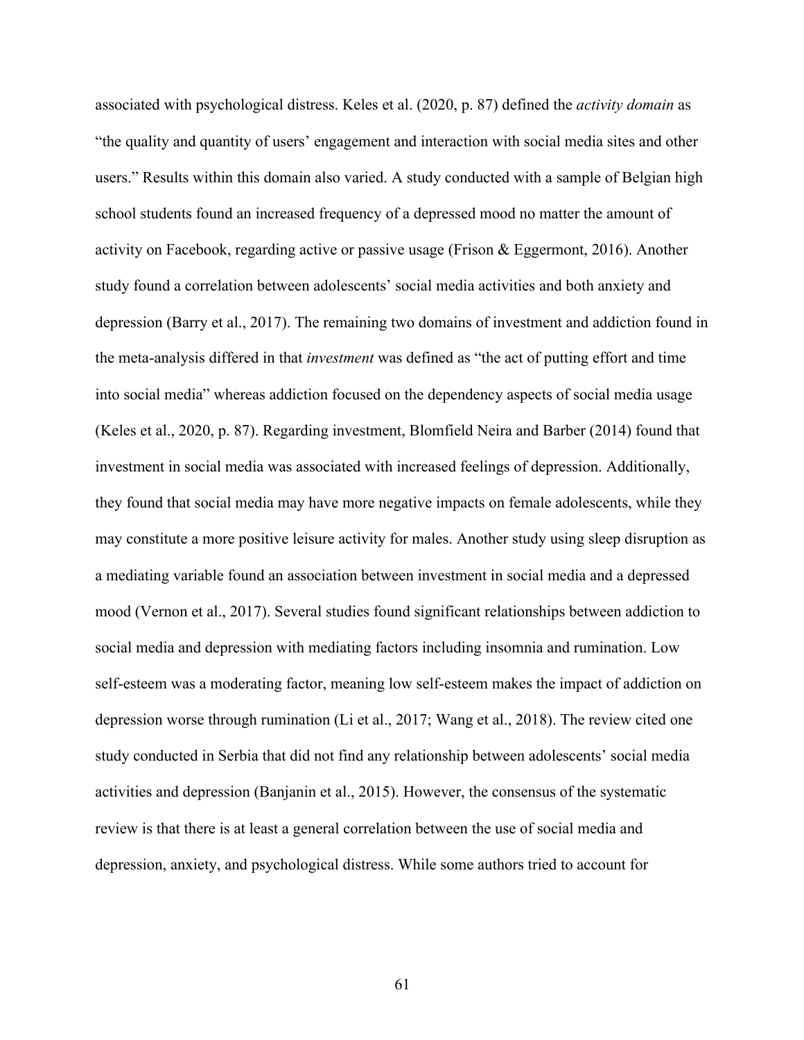associated with psychological distress. Keles et al. (2020, p. 87) defined the *activity domain* as "the quality and quantity of users' engagement and interaction with social media sites and other users." Results within this domain also varied. A study conducted with a sample of Belgian high school students found an increased frequency of a depressed mood no matter the amount of activity on Facebook, regarding active or passive usage (Frison & Eggermont, 2016). Another study found a correlation between adolescents' social media activities and both anxiety and depression (Barry et al., 2017). The remaining two domains of investment and addiction found in the meta-analysis differed in that *investment* was defined as "the act of putting effort and time into social media" whereas addiction focused on the dependency aspects of social media usage (Keles et al., 2020, p. 87). Regarding investment, Blomfield Neira and Barber (2014) found that investment in social media was associated with increased feelings of depression. Additionally, they found that social media may have more negative impacts on female adolescents, while they may constitute a more positive leisure activity for males. Another study using sleep disruption as a mediating variable found an association between investment in social media and a depressed mood (Vernon et al., 2017). Several studies found significant relationships between addiction to social media and depression with mediating factors including insomnia and rumination. Low self-esteem was a moderating factor, meaning low self-esteem makes the impact of addiction on depression worse through rumination (Li et al., 2017; Wang et al., 2018). The review cited one study conducted in Serbia that did not find any relationship between adolescents' social media activities and depression (Banjanin et al., 2015). However, the consensus of the systematic review is that there is at least a general correlation between the use of social media and depression, anxiety, and psychological distress. While some authors tried to account for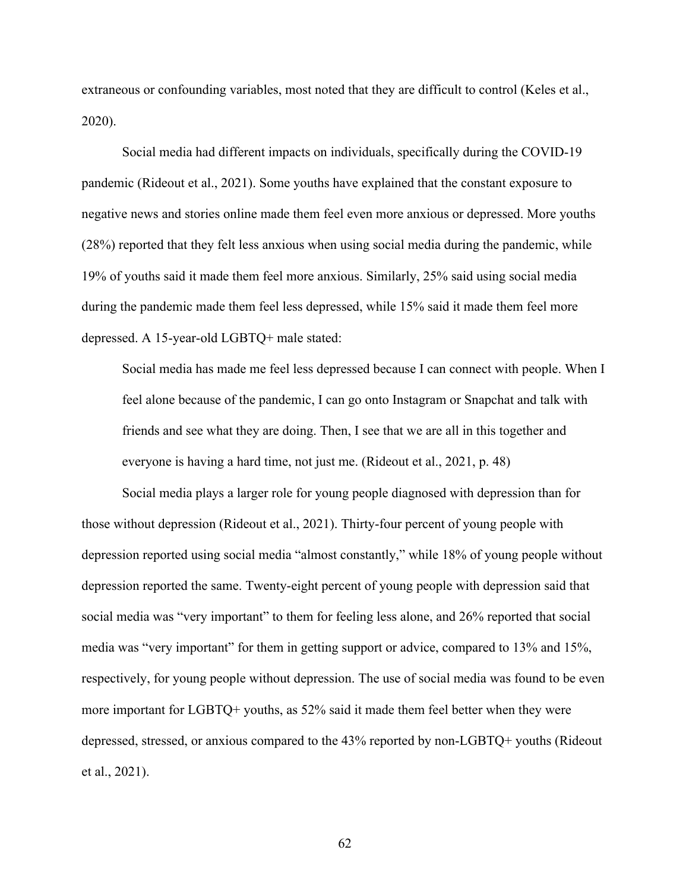extraneous or confounding variables, most noted that they are difficult to control (Keles et al., 2020).

Social media had different impacts on individuals, specifically during the COVID-19 pandemic (Rideout et al., 2021). Some youths have explained that the constant exposure to negative news and stories online made them feel even more anxious or depressed. More youths (28%) reported that they felt less anxious when using social media during the pandemic, while 19% of youths said it made them feel more anxious. Similarly, 25% said using social media during the pandemic made them feel less depressed, while 15% said it made them feel more depressed. A 15-year-old LGBTQ+ male stated:

> Social media has made me feel less depressed because I can connect with people. When I feel alone because of the pandemic, I can go onto Instagram or Snapchat and talk with friends and see what they are doing. Then, I see that we are all in this together and everyone is having a hard time, not just me. (Rideout et al., 2021, p. 48)

Social media plays a larger role for young people diagnosed with depression than for those without depression (Rideout et al., 2021). Thirty-four percent of young people with depression reported using social media "almost constantly," while 18% of young people without depression reported the same. Twenty-eight percent of young people with depression said that social media was "very important" to them for feeling less alone, and 26% reported that social media was "very important" for them in getting support or advice, compared to 13% and 15%, respectively, for young people without depression. The use of social media was found to be even more important for LGBTQ+ youths, as 52% said it made them feel better when they were depressed, stressed, or anxious compared to the 43% reported by non-LGBTQ+ youths (Rideout et al., 2021).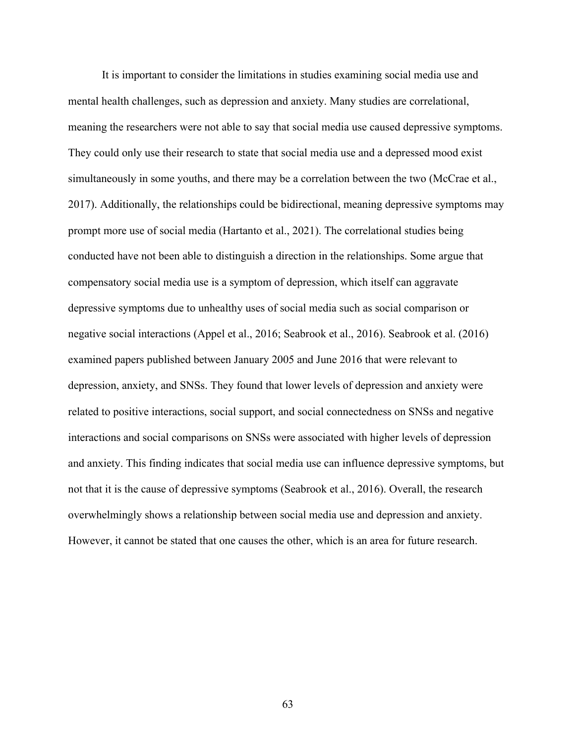It is important to consider the limitations in studies examining social media use and mental health challenges, such as depression and anxiety. Many studies are correlational, meaning the researchers were not able to say that social media use caused depressive symptoms. They could only use their research to state that social media use and a depressed mood exist simultaneously in some youths, and there may be a correlation between the two (McCrae et al., 2017). Additionally, the relationships could be bidirectional, meaning depressive symptoms may prompt more use of social media (Hartanto et al., 2021). The correlational studies being conducted have not been able to distinguish a direction in the relationships. Some argue that compensatory social media use is a symptom of depression, which itself can aggravate depressive symptoms due to unhealthy uses of social media such as social comparison or negative social interactions (Appel et al., 2016; Seabrook et al., 2016). Seabrook et al. (2016) examined papers published between January 2005 and June 2016 that were relevant to depression, anxiety, and SNSs. They found that lower levels of depression and anxiety were related to positive interactions, social support, and social connectedness on SNSs and negative interactions and social comparisons on SNSs were associated with higher levels of depression and anxiety. This finding indicates that social media use can influence depressive symptoms, but not that it is the cause of depressive symptoms (Seabrook et al., 2016). Overall, the research overwhelmingly shows a relationship between social media use and depression and anxiety. However, it cannot be stated that one causes the other, which is an area for future research.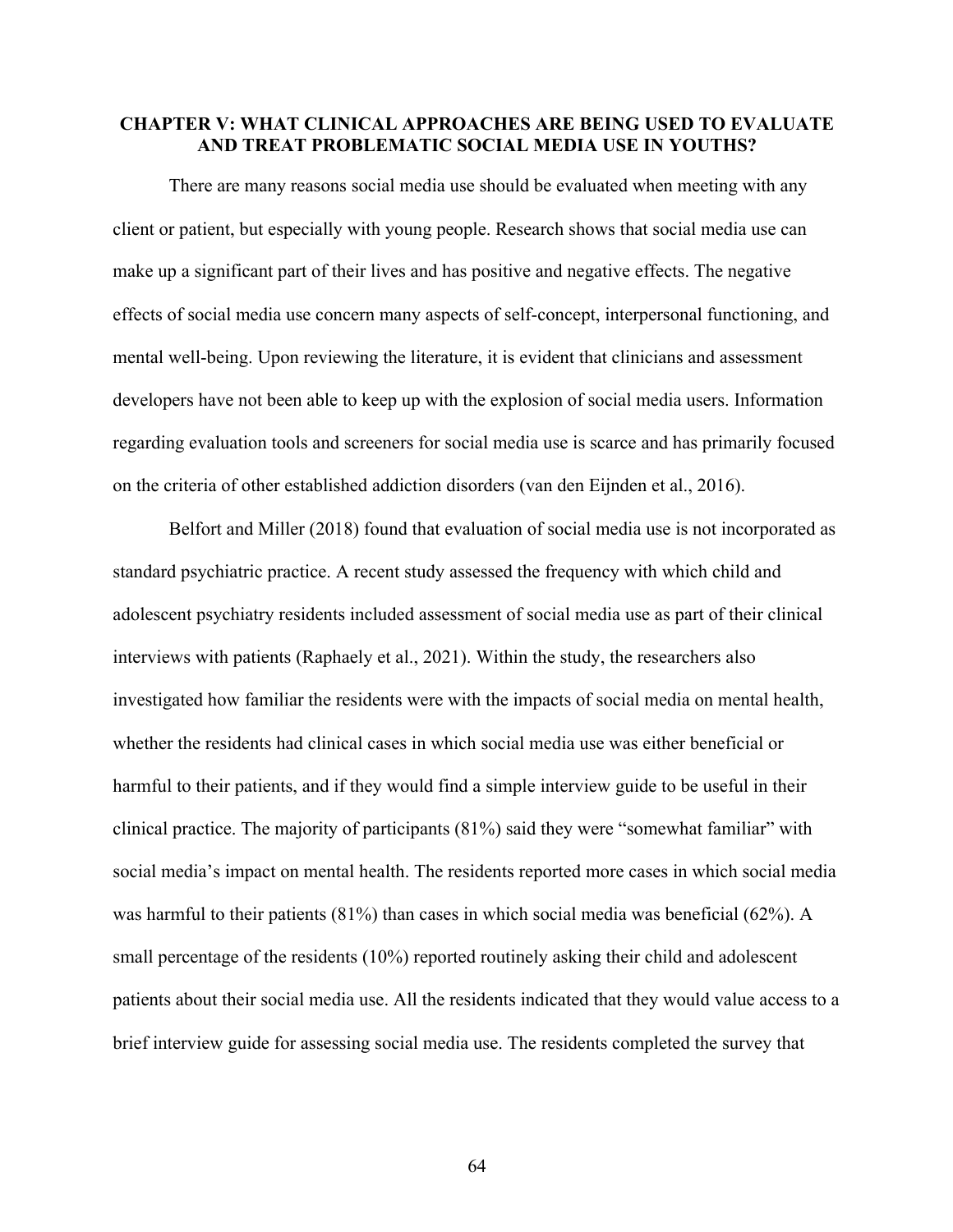## CHAPTER V: WHAT CLINICAL APPROACHES ARE BEING USED TO EVALUATE AND TREAT PROBLEMATIC SOCIAL MEDIA USE IN YOUTHS?

There are many reasons social media use should be evaluated when meeting with any client or patient, but especially with young people. Research shows that social media use can make up a significant part of their lives and has positive and negative effects. The negative effects of social media use concern many aspects of self-concept, interpersonal functioning, and mental well-being. Upon reviewing the literature, it is evident that clinicians and assessment developers have not been able to keep up with the explosion of social media users. Information regarding evaluation tools and screeners for social media use is scarce and has primarily focused on the criteria of other established addiction disorders (van den Eijnden et al., 2016).

Belfort and Miller (2018) found that evaluation of social media use is not incorporated as standard psychiatric practice. A recent study assessed the frequency with which child and adolescent psychiatry residents included assessment of social media use as part of their clinical interviews with patients (Raphaely et al., 2021). Within the study, the researchers also investigated how familiar the residents were with the impacts of social media on mental health, whether the residents had clinical cases in which social media use was either beneficial or harmful to their patients, and if they would find a simple interview guide to be useful in their clinical practice. The majority of participants (81%) said they were "somewhat familiar" with social media's impact on mental health. The residents reported more cases in which social media was harmful to their patients (81%) than cases in which social media was beneficial (62%). A small percentage of the residents (10%) reported routinely asking their child and adolescent patients about their social media use. All the residents indicated that they would value access to a brief interview guide for assessing social media use. The residents completed the survey that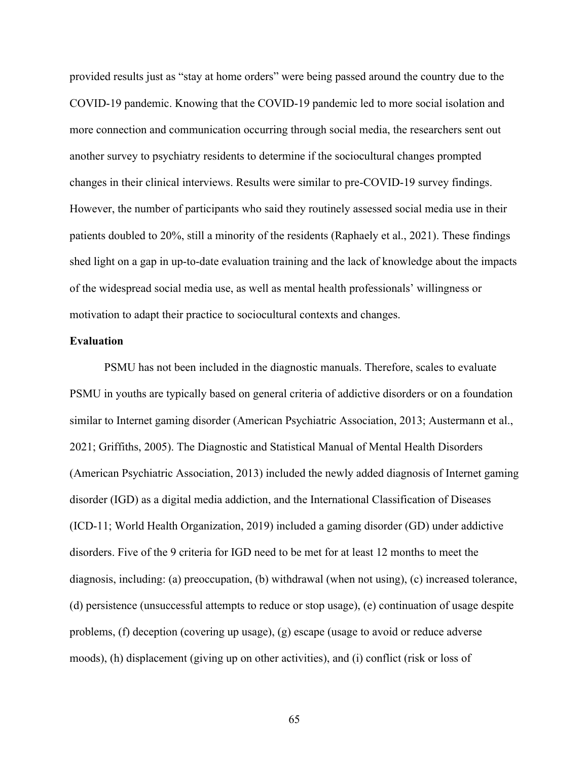provided results just as "stay at home orders" were being passed around the country due to the COVID-19 pandemic. Knowing that the COVID-19 pandemic led to more social isolation and more connection and communication occurring through social media, the researchers sent out another survey to psychiatry residents to determine if the sociocultural changes prompted changes in their clinical interviews. Results were similar to pre-COVID-19 survey findings. However, the number of participants who said they routinely assessed social media use in their patients doubled to 20%, still a minority of the residents (Raphaely et al., 2021). These findings shed light on a gap in up-to-date evaluation training and the lack of knowledge about the impacts of the widespread social media use, as well as mental health professionals' willingness or motivation to adapt their practice to sociocultural contexts and changes.

**Evaluation**

PSMU has not been included in the diagnostic manuals. Therefore, scales to evaluate PSMU in youths are typically based on general criteria of addictive disorders or on a foundation similar to Internet gaming disorder (American Psychiatric Association, 2013; Austermann et al., 2021; Griffiths, 2005). The Diagnostic and Statistical Manual of Mental Health Disorders (American Psychiatric Association, 2013) included the newly added diagnosis of Internet gaming disorder (IGD) as a digital media addiction, and the International Classification of Diseases (ICD-11; World Health Organization, 2019) included a gaming disorder (GD) under addictive disorders. Five of the 9 criteria for IGD need to be met for at least 12 months to meet the diagnosis, including: (a) preoccupation, (b) withdrawal (when not using), (c) increased tolerance, (d) persistence (unsuccessful attempts to reduce or stop usage), (e) continuation of usage despite problems, (f) deception (covering up usage), (g) escape (usage to avoid or reduce adverse moods), (h) displacement (giving up on other activities), and (i) conflict (risk or loss of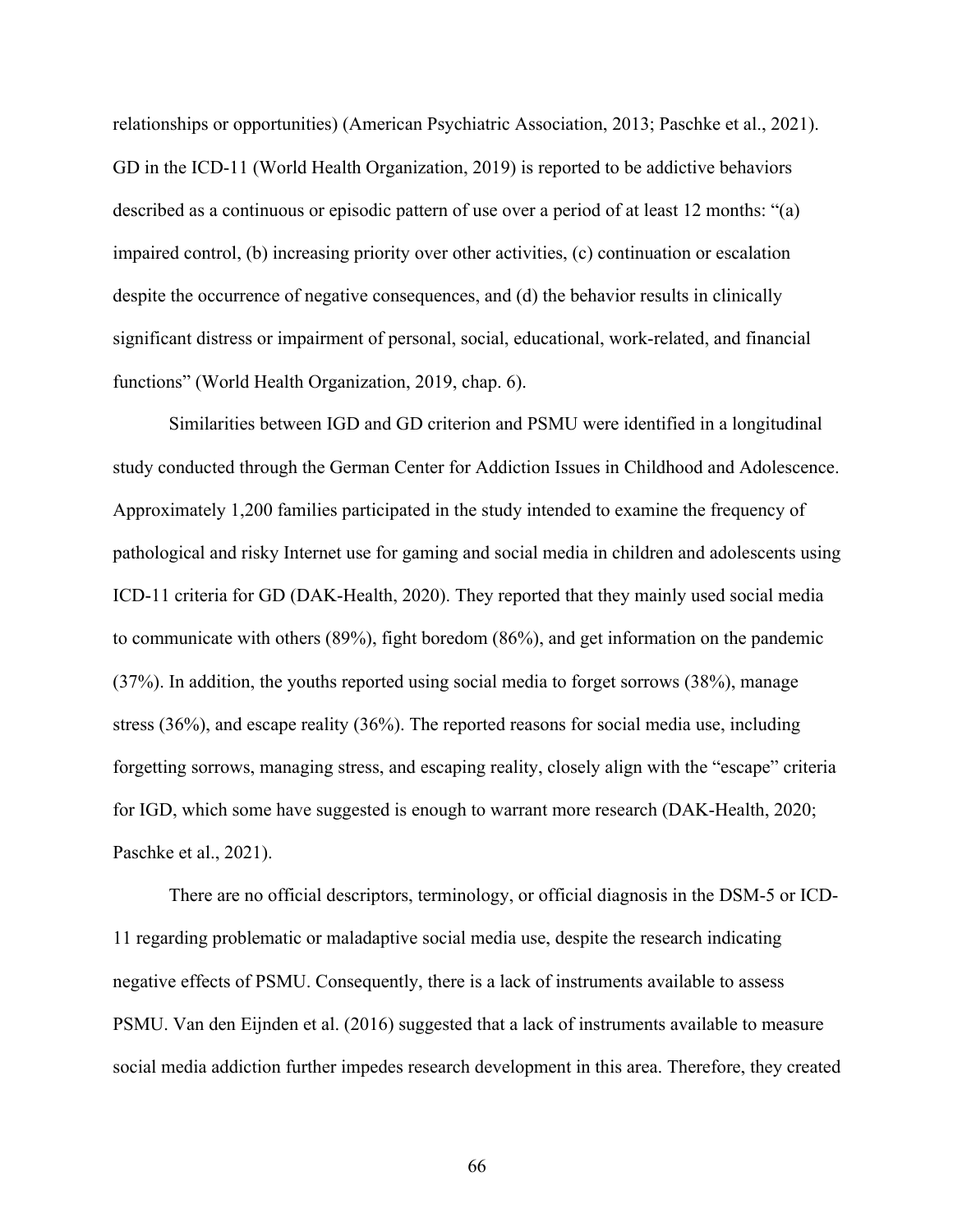relationships or opportunities) (American Psychiatric Association, 2013; Paschke et al., 2021). GD in the ICD-11 (World Health Organization, 2019) is reported to be addictive behaviors described as a continuous or episodic pattern of use over a period of at least 12 months: “(a) impaired control, (b) increasing priority over other activities, (c) continuation or escalation despite the occurrence of negative consequences, and (d) the behavior results in clinically significant distress or impairment of personal, social, educational, work-related, and financial functions” (World Health Organization, 2019, chap. 6).

Similarities between IGD and GD criterion and PSMU were identified in a longitudinal study conducted through the German Center for Addiction Issues in Childhood and Adolescence. Approximately 1,200 families participated in the study intended to examine the frequency of pathological and risky Internet use for gaming and social media in children and adolescents using ICD-11 criteria for GD (DAK-Health, 2020). They reported that they mainly used social media to communicate with others (89%), fight boredom (86%), and get information on the pandemic (37%). In addition, the youths reported using social media to forget sorrows (38%), manage stress (36%), and escape reality (36%). The reported reasons for social media use, including forgetting sorrows, managing stress, and escaping reality, closely align with the “escape” criteria for IGD, which some have suggested is enough to warrant more research (DAK-Health, 2020; Paschke et al., 2021).

There are no official descriptors, terminology, or official diagnosis in the DSM-5 or ICD-11 regarding problematic or maladaptive social media use, despite the research indicating negative effects of PSMU. Consequently, there is a lack of instruments available to assess PSMU. Van den Eijnden et al. (2016) suggested that a lack of instruments available to measure social media addiction further impedes research development in this area. Therefore, they created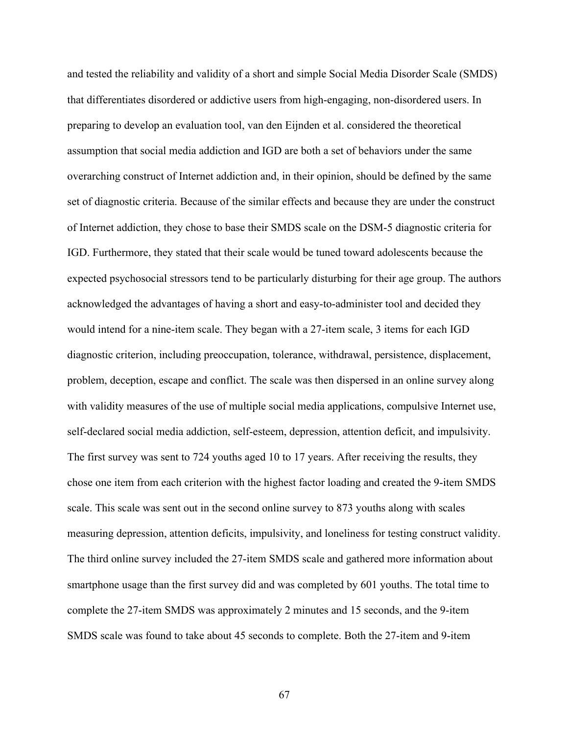and tested the reliability and validity of a short and simple Social Media Disorder Scale (SMDS) that differentiates disordered or addictive users from high-engaging, non-disordered users. In preparing to develop an evaluation tool, van den Eijnden et al. considered the theoretical assumption that social media addiction and IGD are both a set of behaviors under the same overarching construct of Internet addiction and, in their opinion, should be defined by the same set of diagnostic criteria. Because of the similar effects and because they are under the construct of Internet addiction, they chose to base their SMDS scale on the DSM-5 diagnostic criteria for IGD. Furthermore, they stated that their scale would be tuned toward adolescents because the expected psychosocial stressors tend to be particularly disturbing for their age group. The authors acknowledged the advantages of having a short and easy-to-administer tool and decided they would intend for a nine-item scale. They began with a 27-item scale, 3 items for each IGD diagnostic criterion, including preoccupation, tolerance, withdrawal, persistence, displacement, problem, deception, escape and conflict. The scale was then dispersed in an online survey along with validity measures of the use of multiple social media applications, compulsive Internet use, self-declared social media addiction, self-esteem, depression, attention deficit, and impulsivity. The first survey was sent to 724 youths aged 10 to 17 years. After receiving the results, they chose one item from each criterion with the highest factor loading and created the 9-item SMDS scale. This scale was sent out in the second online survey to 873 youths along with scales measuring depression, attention deficits, impulsivity, and loneliness for testing construct validity. The third online survey included the 27-item SMDS scale and gathered more information about smartphone usage than the first survey did and was completed by 601 youths. The total time to complete the 27-item SMDS was approximately 2 minutes and 15 seconds, and the 9-item SMDS scale was found to take about 45 seconds to complete. Both the 27-item and 9-item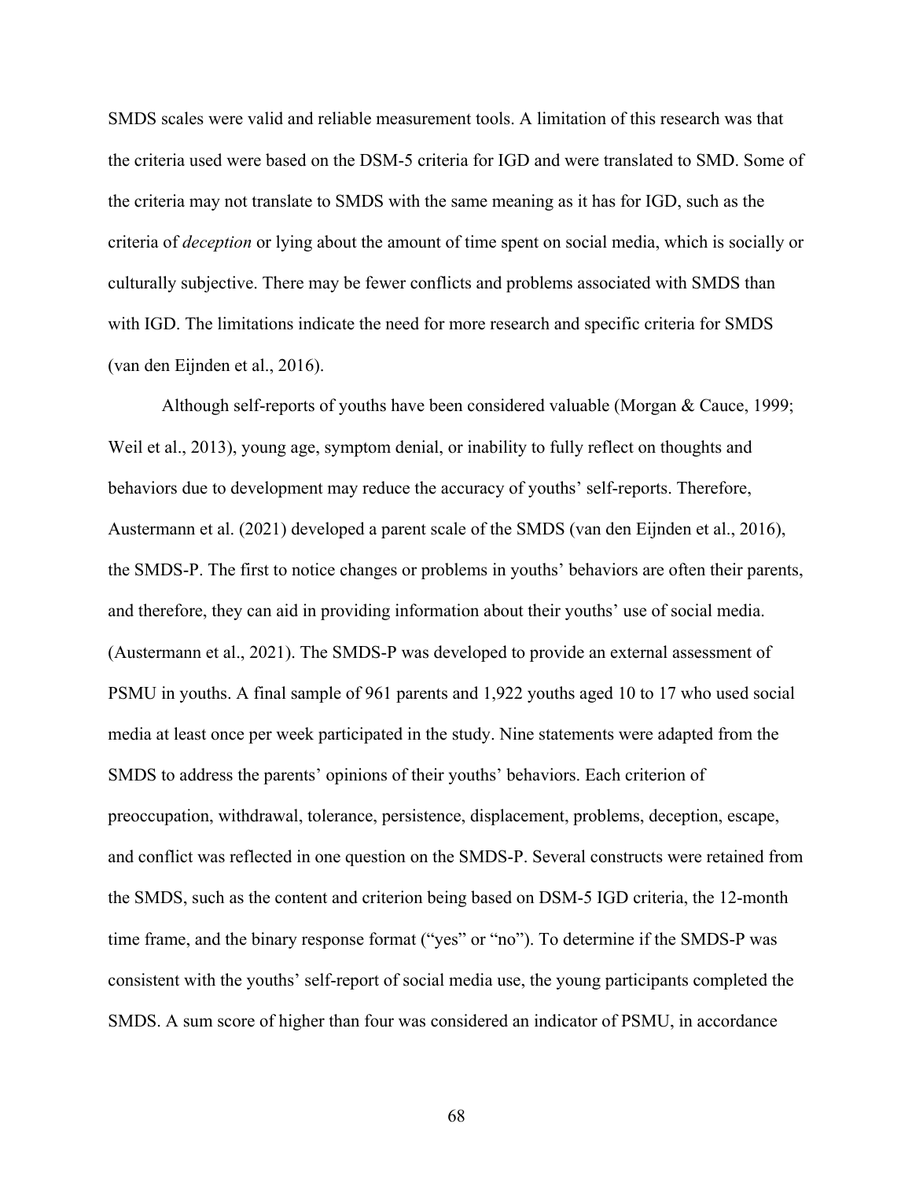SMDS scales were valid and reliable measurement tools. A limitation of this research was that the criteria used were based on the DSM-5 criteria for IGD and were translated to SMD. Some of the criteria may not translate to SMDS with the same meaning as it has for IGD, such as the criteria of *deception* or lying about the amount of time spent on social media, which is socially or culturally subjective. There may be fewer conflicts and problems associated with SMDS than with IGD. The limitations indicate the need for more research and specific criteria for SMDS (van den Eijnden et al., 2016).

Although self-reports of youths have been considered valuable (Morgan & Cauce, 1999; Weil et al., 2013), young age, symptom denial, or inability to fully reflect on thoughts and behaviors due to development may reduce the accuracy of youths' self-reports. Therefore, Austermann et al. (2021) developed a parent scale of the SMDS (van den Eijnden et al., 2016), the SMDS-P. The first to notice changes or problems in youths' behaviors are often their parents, and therefore, they can aid in providing information about their youths' use of social media. (Austermann et al., 2021). The SMDS-P was developed to provide an external assessment of PSMU in youths. A final sample of 961 parents and 1,922 youths aged 10 to 17 who used social media at least once per week participated in the study. Nine statements were adapted from the SMDS to address the parents' opinions of their youths' behaviors. Each criterion of preoccupation, withdrawal, tolerance, persistence, displacement, problems, deception, escape, and conflict was reflected in one question on the SMDS-P. Several constructs were retained from the SMDS, such as the content and criterion being based on DSM-5 IGD criteria, the 12-month time frame, and the binary response format ("yes" or "no"). To determine if the SMDS-P was consistent with the youths' self-report of social media use, the young participants completed the SMDS. A sum score of higher than four was considered an indicator of PSMU, in accordance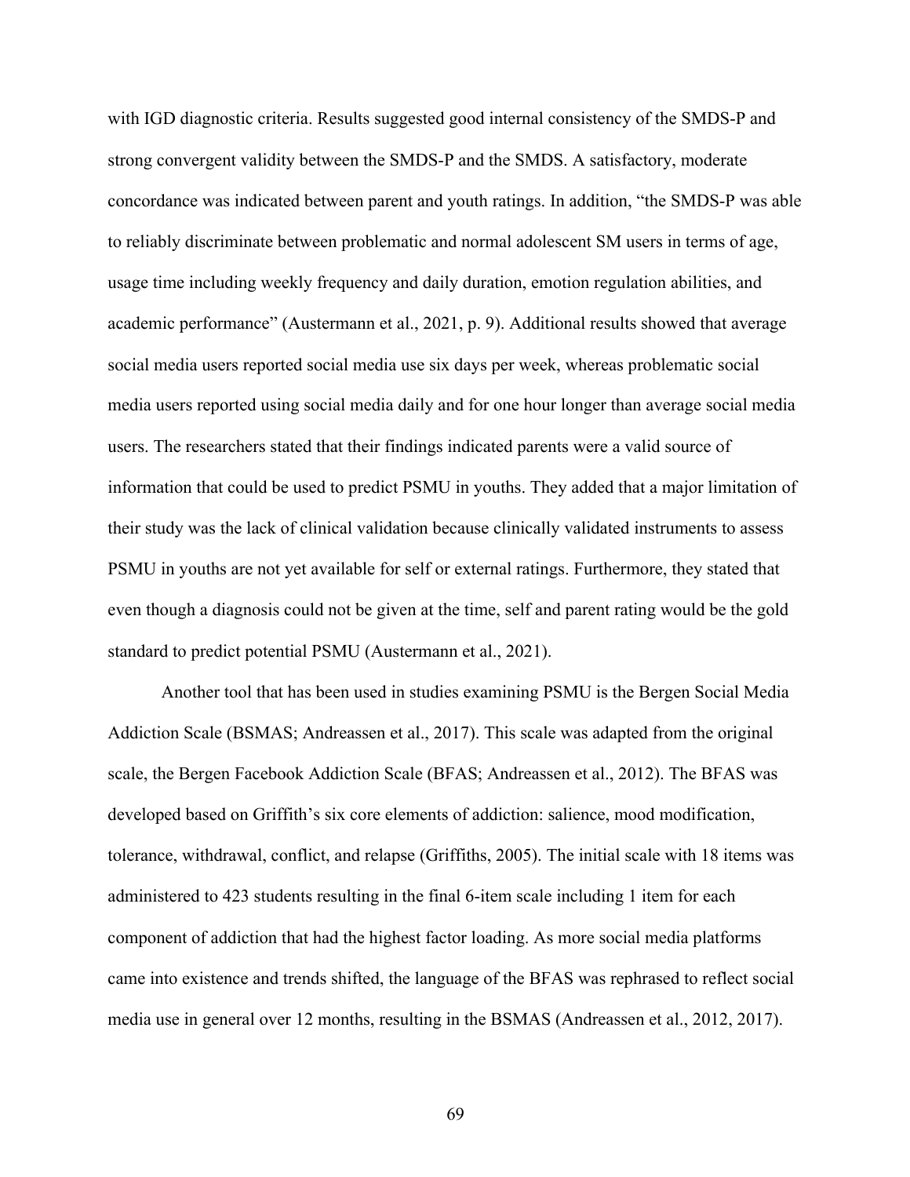with IGD diagnostic criteria. Results suggested good internal consistency of the SMDS-P and strong convergent validity between the SMDS-P and the SMDS. A satisfactory, moderate concordance was indicated between parent and youth ratings. In addition, "the SMDS-P was able to reliably discriminate between problematic and normal adolescent SM users in terms of age, usage time including weekly frequency and daily duration, emotion regulation abilities, and academic performance" (Austermann et al., 2021, p. 9). Additional results showed that average social media users reported social media use six days per week, whereas problematic social media users reported using social media daily and for one hour longer than average social media users. The researchers stated that their findings indicated parents were a valid source of information that could be used to predict PSMU in youths. They added that a major limitation of their study was the lack of clinical validation because clinically validated instruments to assess PSMU in youths are not yet available for self or external ratings. Furthermore, they stated that even though a diagnosis could not be given at the time, self and parent rating would be the gold standard to predict potential PSMU (Austermann et al., 2021).

Another tool that has been used in studies examining PSMU is the Bergen Social Media Addiction Scale (BSMAS; Andreassen et al., 2017). This scale was adapted from the original scale, the Bergen Facebook Addiction Scale (BFAS; Andreassen et al., 2012). The BFAS was developed based on Griffith's six core elements of addiction: salience, mood modification, tolerance, withdrawal, conflict, and relapse (Griffiths, 2005). The initial scale with 18 items was administered to 423 students resulting in the final 6-item scale including 1 item for each component of addiction that had the highest factor loading. As more social media platforms came into existence and trends shifted, the language of the BFAS was rephrased to reflect social media use in general over 12 months, resulting in the BSMAS (Andreassen et al., 2012, 2017).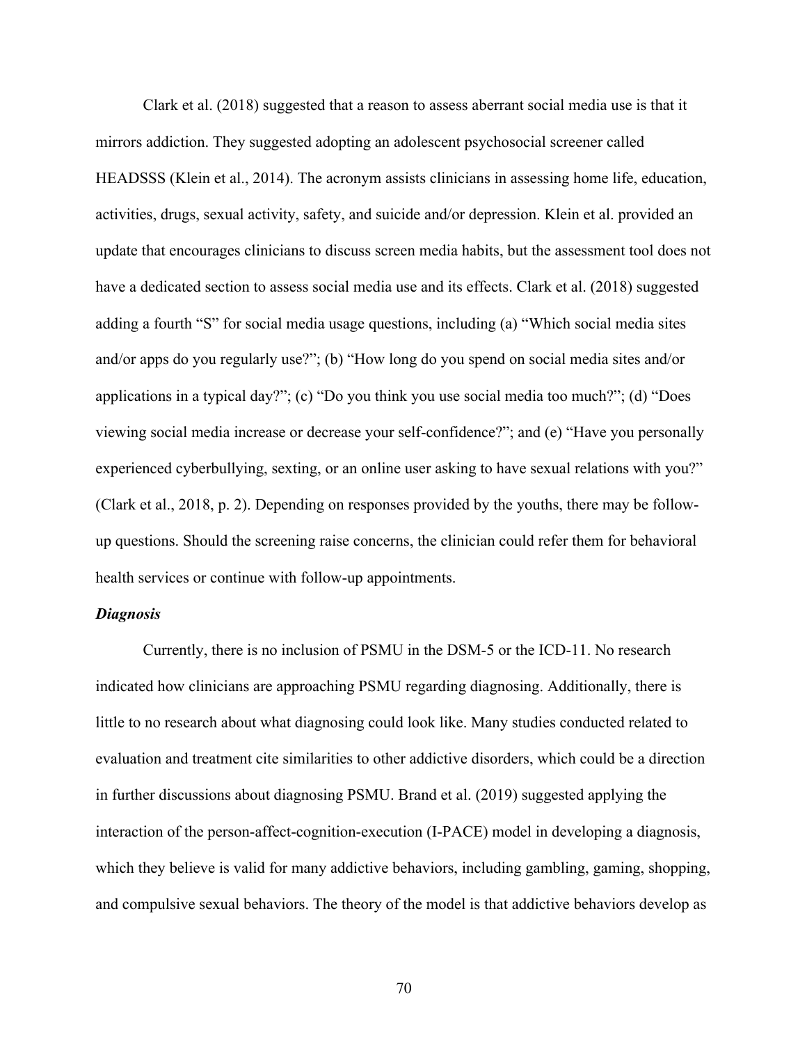Clark et al. (2018) suggested that a reason to assess aberrant social media use is that it mirrors addiction. They suggested adopting an adolescent psychosocial screener called HEADSSS (Klein et al., 2014). The acronym assists clinicians in assessing home life, education, activities, drugs, sexual activity, safety, and suicide and/or depression. Klein et al. provided an update that encourages clinicians to discuss screen media habits, but the assessment tool does not have a dedicated section to assess social media use and its effects. Clark et al. (2018) suggested adding a fourth "S" for social media usage questions, including (a) "Which social media sites and/or apps do you regularly use?"; (b) "How long do you spend on social media sites and/or applications in a typical day?"; (c) "Do you think you use social media too much?"; (d) "Does viewing social media increase or decrease your self-confidence?"; and (e) "Have you personally experienced cyberbullying, sexting, or an online user asking to have sexual relations with you?" (Clark et al., 2018, p. 2). Depending on responses provided by the youths, there may be follow-up questions. Should the screening raise concerns, the clinician could refer them for behavioral health services or continue with follow-up appointments.

### *Diagnosis*

Currently, there is no inclusion of PSMU in the DSM-5 or the ICD-11. No research indicated how clinicians are approaching PSMU regarding diagnosing. Additionally, there is little to no research about what diagnosing could look like. Many studies conducted related to evaluation and treatment cite similarities to other addictive disorders, which could be a direction in further discussions about diagnosing PSMU. Brand et al. (2019) suggested applying the interaction of the person-affect-cognition-execution (I-PACE) model in developing a diagnosis, which they believe is valid for many addictive behaviors, including gambling, gaming, shopping, and compulsive sexual behaviors. The theory of the model is that addictive behaviors develop as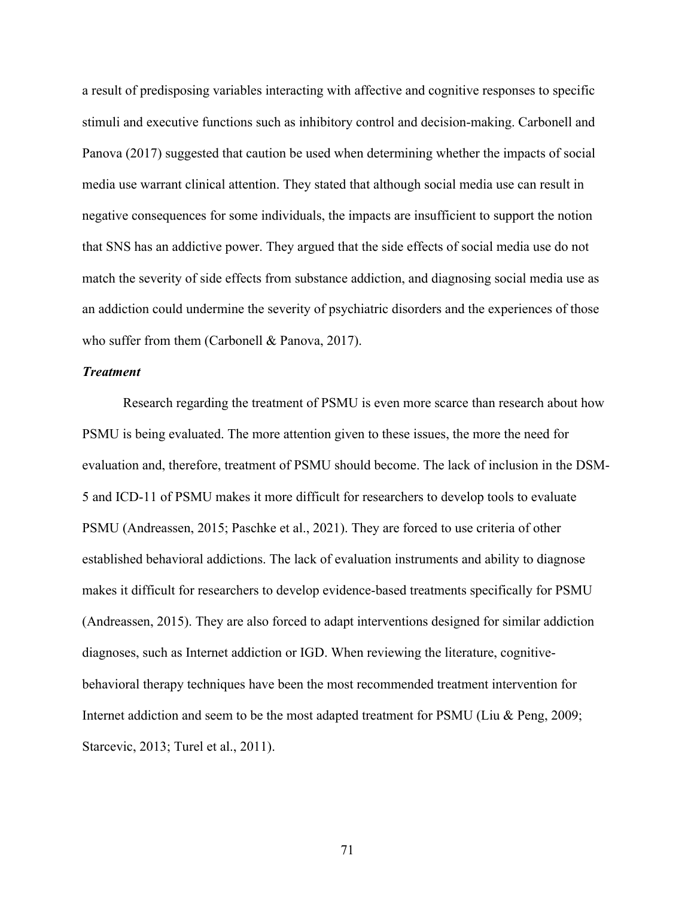a result of predisposing variables interacting with affective and cognitive responses to specific stimuli and executive functions such as inhibitory control and decision-making. Carbonell and Panova (2017) suggested that caution be used when determining whether the impacts of social media use warrant clinical attention. They stated that although social media use can result in negative consequences for some individuals, the impacts are insufficient to support the notion that SNS has an addictive power. They argued that the side effects of social media use do not match the severity of side effects from substance addiction, and diagnosing social media use as an addiction could undermine the severity of psychiatric disorders and the experiences of those who suffer from them (Carbonell & Panova, 2017).

***Treatment***

Research regarding the treatment of PSMU is even more scarce than research about how PSMU is being evaluated. The more attention given to these issues, the more the need for evaluation and, therefore, treatment of PSMU should become. The lack of inclusion in the DSM-5 and ICD-11 of PSMU makes it more difficult for researchers to develop tools to evaluate PSMU (Andreassen, 2015; Paschke et al., 2021). They are forced to use criteria of other established behavioral addictions. The lack of evaluation instruments and ability to diagnose makes it difficult for researchers to develop evidence-based treatments specifically for PSMU (Andreassen, 2015). They are also forced to adapt interventions designed for similar addiction diagnoses, such as Internet addiction or IGD. When reviewing the literature, cognitive-behavioral therapy techniques have been the most recommended treatment intervention for Internet addiction and seem to be the most adapted treatment for PSMU (Liu & Peng, 2009; Starcevic, 2013; Turel et al., 2011).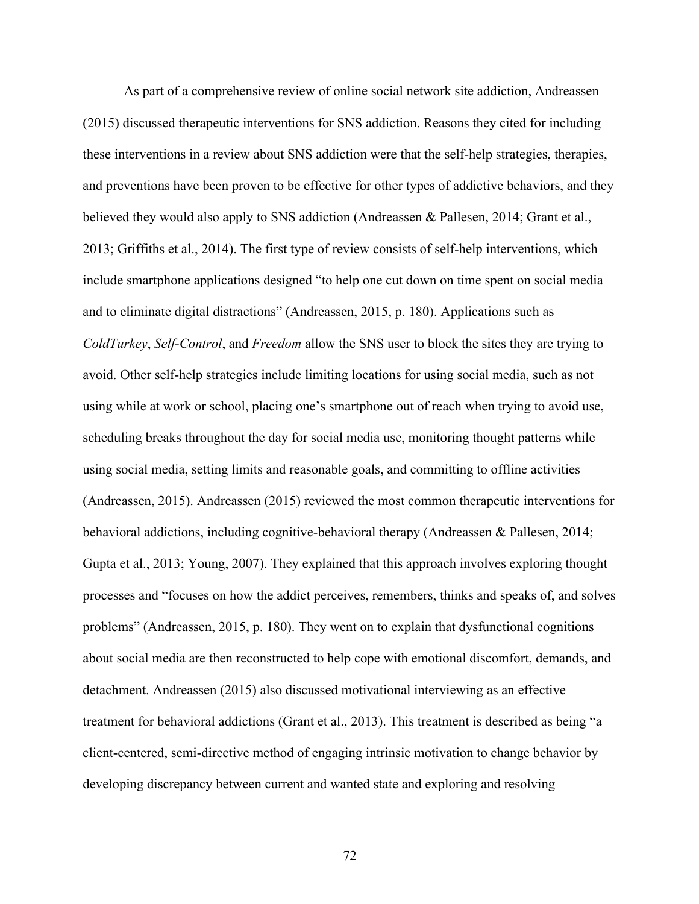As part of a comprehensive review of online social network site addiction, Andreassen (2015) discussed therapeutic interventions for SNS addiction. Reasons they cited for including these interventions in a review about SNS addiction were that the self-help strategies, therapies, and preventions have been proven to be effective for other types of addictive behaviors, and they believed they would also apply to SNS addiction (Andreassen & Pallesen, 2014; Grant et al., 2013; Griffiths et al., 2014). The first type of review consists of self-help interventions, which include smartphone applications designed "to help one cut down on time spent on social media and to eliminate digital distractions" (Andreassen, 2015, p. 180). Applications such as *ColdTurkey*, *Self-Control*, and *Freedom* allow the SNS user to block the sites they are trying to avoid. Other self-help strategies include limiting locations for using social media, such as not using while at work or school, placing one's smartphone out of reach when trying to avoid use, scheduling breaks throughout the day for social media use, monitoring thought patterns while using social media, setting limits and reasonable goals, and committing to offline activities (Andreassen, 2015). Andreassen (2015) reviewed the most common therapeutic interventions for behavioral addictions, including cognitive-behavioral therapy (Andreassen & Pallesen, 2014; Gupta et al., 2013; Young, 2007). They explained that this approach involves exploring thought processes and "focuses on how the addict perceives, remembers, thinks and speaks of, and solves problems" (Andreassen, 2015, p. 180). They went on to explain that dysfunctional cognitions about social media are then reconstructed to help cope with emotional discomfort, demands, and detachment. Andreassen (2015) also discussed motivational interviewing as an effective treatment for behavioral addictions (Grant et al., 2013). This treatment is described as being "a client-centered, semi-directive method of engaging intrinsic motivation to change behavior by developing discrepancy between current and wanted state and exploring and resolving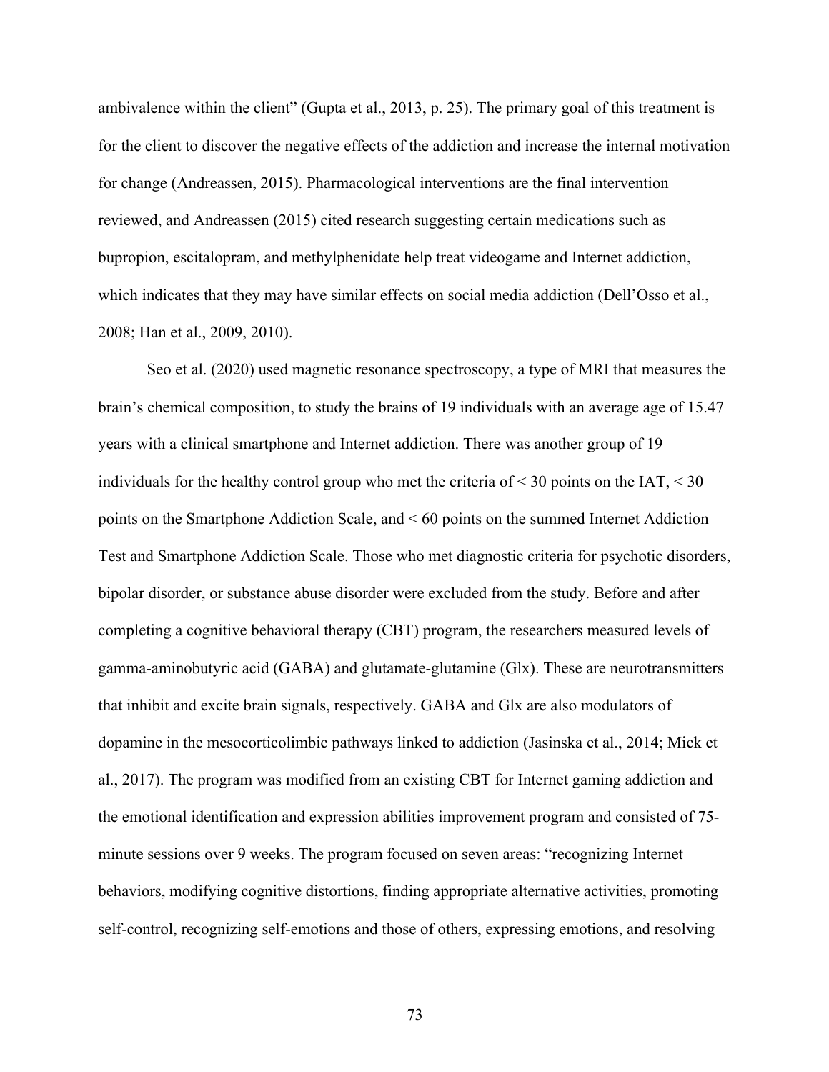ambivalence within the client" (Gupta et al., 2013, p. 25). The primary goal of this treatment is for the client to discover the negative effects of the addiction and increase the internal motivation for change (Andreassen, 2015). Pharmacological interventions are the final intervention reviewed, and Andreassen (2015) cited research suggesting certain medications such as bupropion, escitalopram, and methylphenidate help treat videogame and Internet addiction, which indicates that they may have similar effects on social media addiction (Dell'Osso et al., 2008; Han et al., 2009, 2010).

Seo et al. (2020) used magnetic resonance spectroscopy, a type of MRI that measures the brain's chemical composition, to study the brains of 19 individuals with an average age of 15.47 years with a clinical smartphone and Internet addiction. There was another group of 19 individuals for the healthy control group who met the criteria of < 30 points on the IAT, < 30 points on the Smartphone Addiction Scale, and < 60 points on the summed Internet Addiction Test and Smartphone Addiction Scale. Those who met diagnostic criteria for psychotic disorders, bipolar disorder, or substance abuse disorder were excluded from the study. Before and after completing a cognitive behavioral therapy (CBT) program, the researchers measured levels of gamma-aminobutyric acid (GABA) and glutamate-glutamine (Glx). These are neurotransmitters that inhibit and excite brain signals, respectively. GABA and Glx are also modulators of dopamine in the mesocorticolimbic pathways linked to addiction (Jasinska et al., 2014; Mick et al., 2017). The program was modified from an existing CBT for Internet gaming addiction and the emotional identification and expression abilities improvement program and consisted of 75-minute sessions over 9 weeks. The program focused on seven areas: "recognizing Internet behaviors, modifying cognitive distortions, finding appropriate alternative activities, promoting self-control, recognizing self-emotions and those of others, expressing emotions, and resolving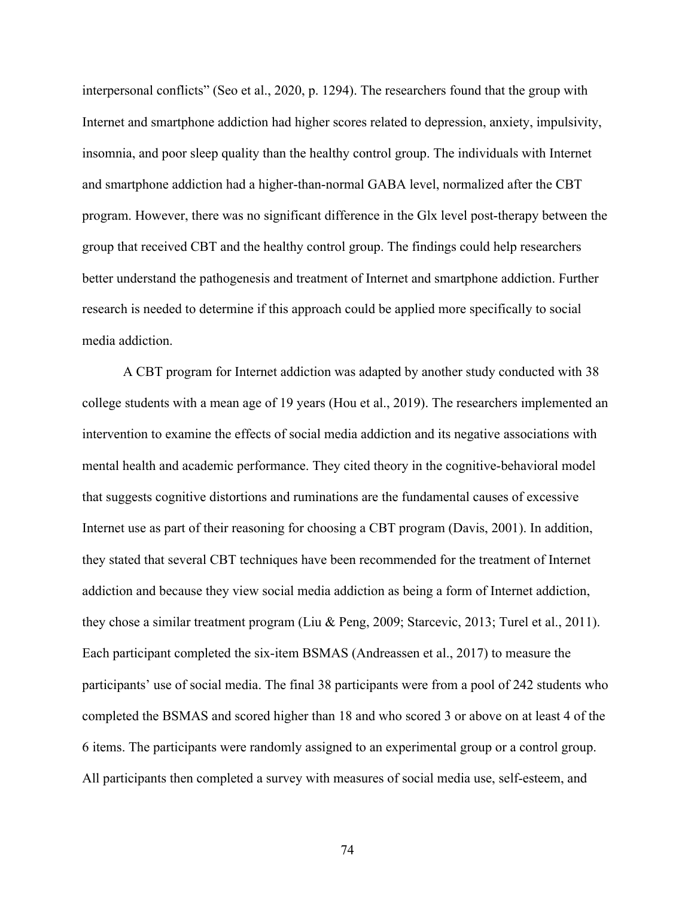interpersonal conflicts" (Seo et al., 2020, p. 1294). The researchers found that the group with Internet and smartphone addiction had higher scores related to depression, anxiety, impulsivity, insomnia, and poor sleep quality than the healthy control group. The individuals with Internet and smartphone addiction had a higher-than-normal GABA level, normalized after the CBT program. However, there was no significant difference in the Glx level post-therapy between the group that received CBT and the healthy control group. The findings could help researchers better understand the pathogenesis and treatment of Internet and smartphone addiction. Further research is needed to determine if this approach could be applied more specifically to social media addiction.

A CBT program for Internet addiction was adapted by another study conducted with 38 college students with a mean age of 19 years (Hou et al., 2019). The researchers implemented an intervention to examine the effects of social media addiction and its negative associations with mental health and academic performance. They cited theory in the cognitive-behavioral model that suggests cognitive distortions and ruminations are the fundamental causes of excessive Internet use as part of their reasoning for choosing a CBT program (Davis, 2001). In addition, they stated that several CBT techniques have been recommended for the treatment of Internet addiction and because they view social media addiction as being a form of Internet addiction, they chose a similar treatment program (Liu & Peng, 2009; Starcevic, 2013; Turel et al., 2011). Each participant completed the six-item BSMAS (Andreassen et al., 2017) to measure the participants' use of social media. The final 38 participants were from a pool of 242 students who completed the BSMAS and scored higher than 18 and who scored 3 or above on at least 4 of the 6 items. The participants were randomly assigned to an experimental group or a control group. All participants then completed a survey with measures of social media use, self-esteem, and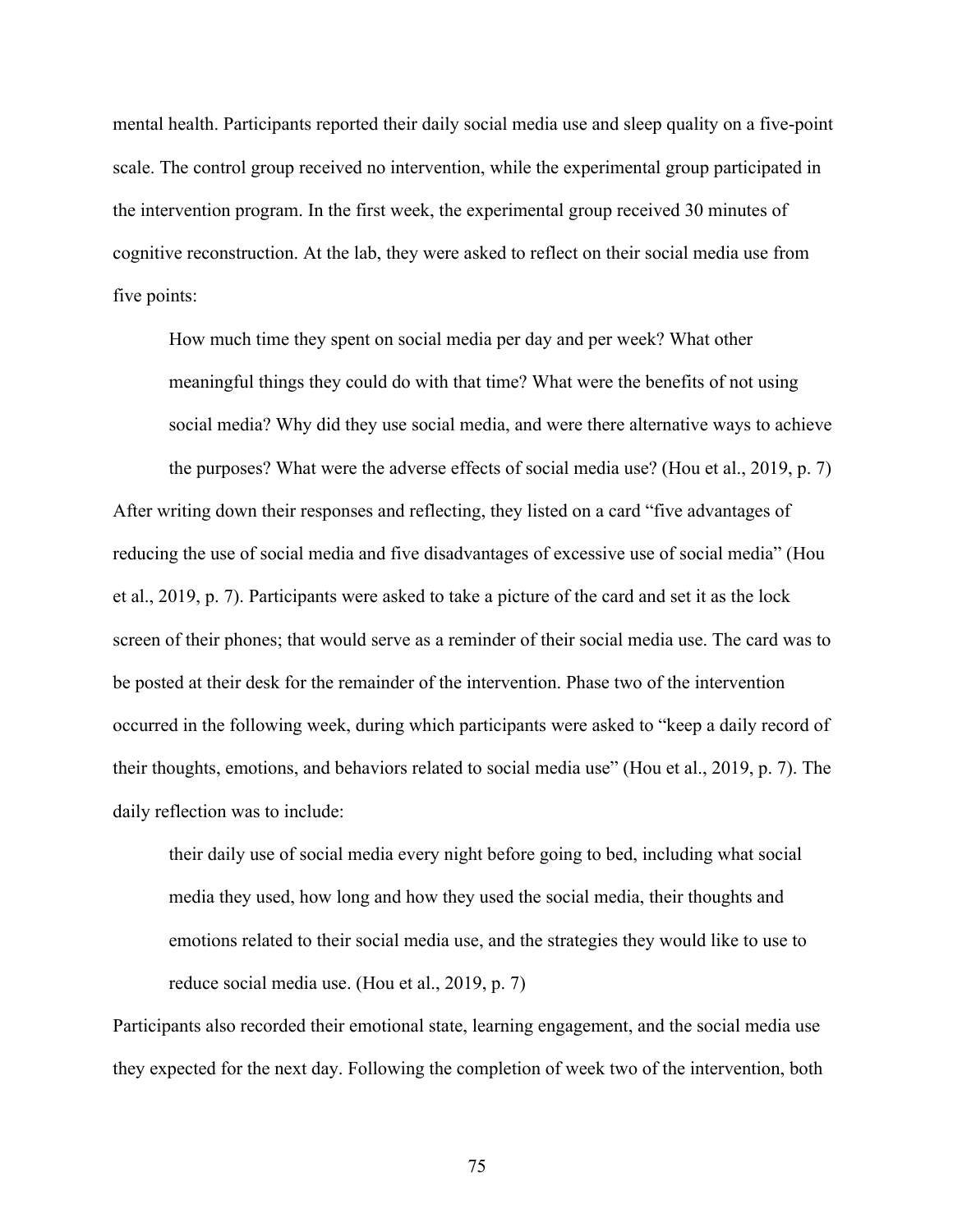mental health. Participants reported their daily social media use and sleep quality on a five-point scale. The control group received no intervention, while the experimental group participated in the intervention program. In the first week, the experimental group received 30 minutes of cognitive reconstruction. At the lab, they were asked to reflect on their social media use from five points:

> How much time they spent on social media per day and per week? What other meaningful things they could do with that time? What were the benefits of not using social media? Why did they use social media, and were there alternative ways to achieve the purposes? What were the adverse effects of social media use? (Hou et al., 2019, p. 7)

After writing down their responses and reflecting, they listed on a card "five advantages of reducing the use of social media and five disadvantages of excessive use of social media" (Hou et al., 2019, p. 7). Participants were asked to take a picture of the card and set it as the lock screen of their phones; that would serve as a reminder of their social media use. The card was to be posted at their desk for the remainder of the intervention. Phase two of the intervention occurred in the following week, during which participants were asked to "keep a daily record of their thoughts, emotions, and behaviors related to social media use" (Hou et al., 2019, p. 7). The daily reflection was to include:

> their daily use of social media every night before going to bed, including what social media they used, how long and how they used the social media, their thoughts and emotions related to their social media use, and the strategies they would like to use to reduce social media use. (Hou et al., 2019, p. 7)

Participants also recorded their emotional state, learning engagement, and the social media use they expected for the next day. Following the completion of week two of the intervention, both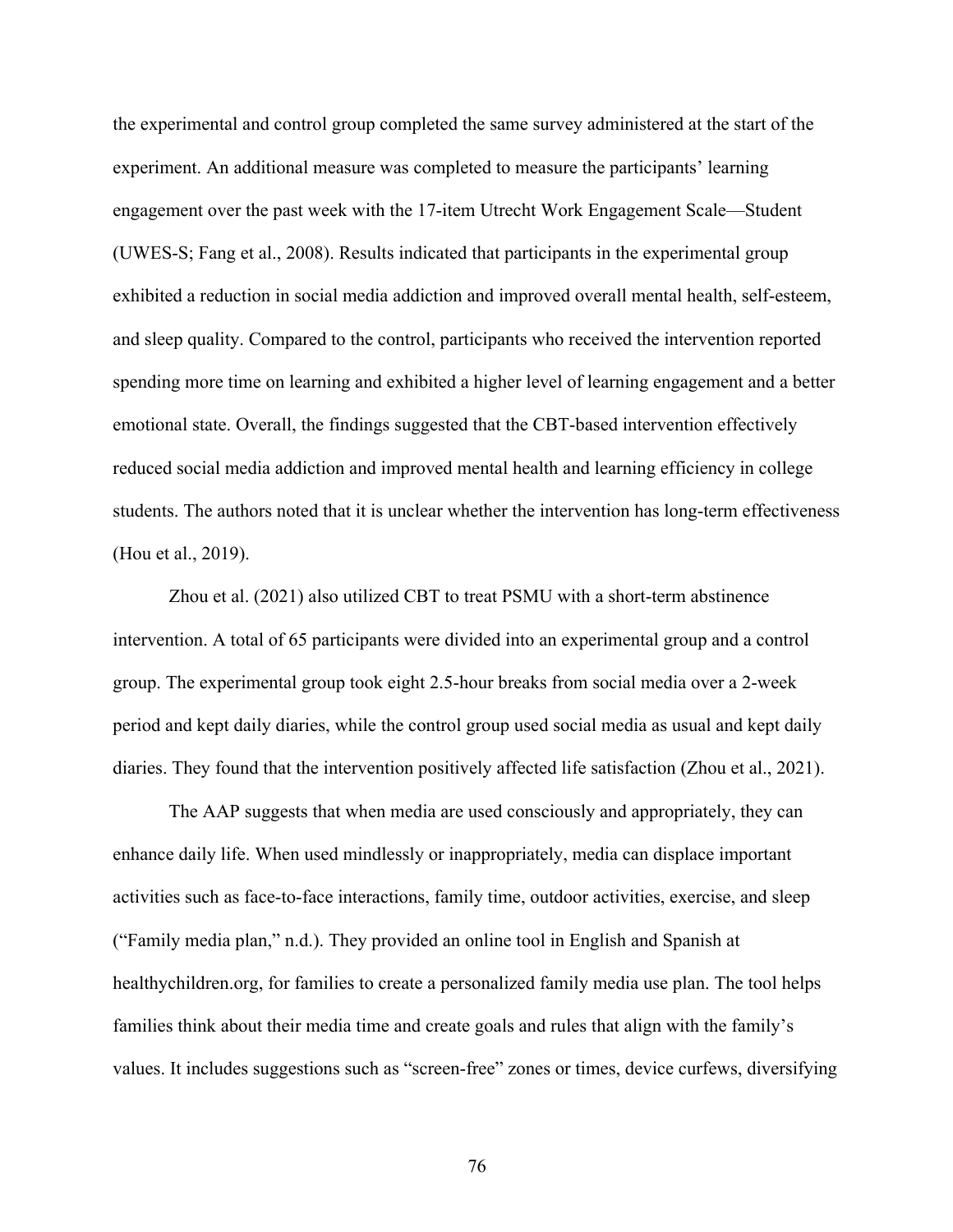the experimental and control group completed the same survey administered at the start of the experiment. An additional measure was completed to measure the participants' learning engagement over the past week with the 17-item Utrecht Work Engagement Scale—Student (UWES-S; Fang et al., 2008). Results indicated that participants in the experimental group exhibited a reduction in social media addiction and improved overall mental health, self-esteem, and sleep quality. Compared to the control, participants who received the intervention reported spending more time on learning and exhibited a higher level of learning engagement and a better emotional state. Overall, the findings suggested that the CBT-based intervention effectively reduced social media addiction and improved mental health and learning efficiency in college students. The authors noted that it is unclear whether the intervention has long-term effectiveness (Hou et al., 2019).

Zhou et al. (2021) also utilized CBT to treat PSMU with a short-term abstinence intervention. A total of 65 participants were divided into an experimental group and a control group. The experimental group took eight 2.5-hour breaks from social media over a 2-week period and kept daily diaries, while the control group used social media as usual and kept daily diaries. They found that the intervention positively affected life satisfaction (Zhou et al., 2021).

The AAP suggests that when media are used consciously and appropriately, they can enhance daily life. When used mindlessly or inappropriately, media can displace important activities such as face-to-face interactions, family time, outdoor activities, exercise, and sleep ("Family media plan," n.d.). They provided an online tool in English and Spanish at healthychildren.org, for families to create a personalized family media use plan. The tool helps families think about their media time and create goals and rules that align with the family's values. It includes suggestions such as "screen-free" zones or times, device curfews, diversifying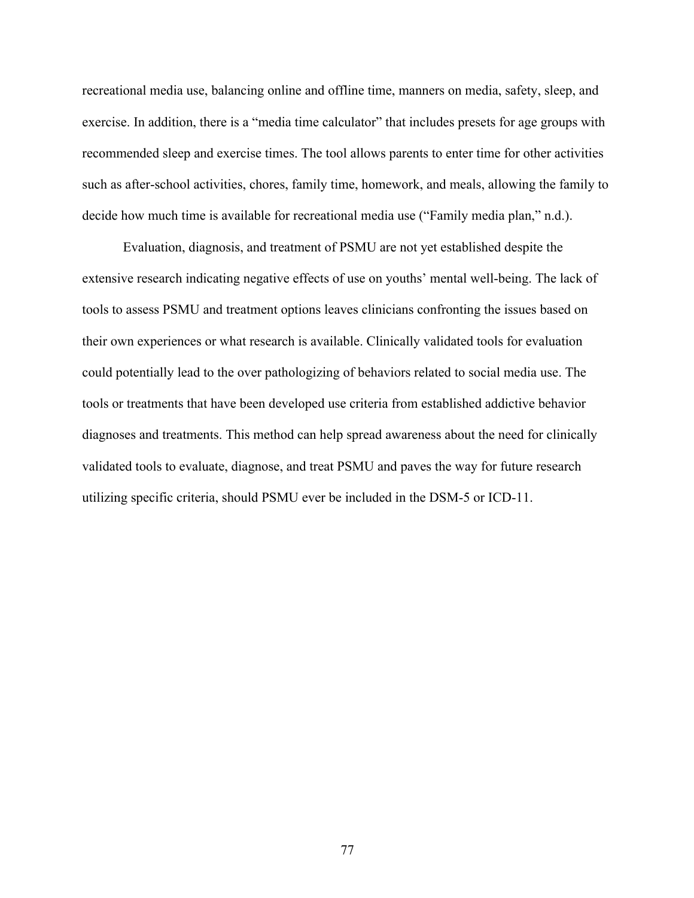recreational media use, balancing online and offline time, manners on media, safety, sleep, and exercise. In addition, there is a "media time calculator" that includes presets for age groups with recommended sleep and exercise times. The tool allows parents to enter time for other activities such as after-school activities, chores, family time, homework, and meals, allowing the family to decide how much time is available for recreational media use ("Family media plan," n.d.).

Evaluation, diagnosis, and treatment of PSMU are not yet established despite the extensive research indicating negative effects of use on youths' mental well-being. The lack of tools to assess PSMU and treatment options leaves clinicians confronting the issues based on their own experiences or what research is available. Clinically validated tools for evaluation could potentially lead to the over pathologizing of behaviors related to social media use. The tools or treatments that have been developed use criteria from established addictive behavior diagnoses and treatments. This method can help spread awareness about the need for clinically validated tools to evaluate, diagnose, and treat PSMU and paves the way for future research utilizing specific criteria, should PSMU ever be included in the DSM-5 or ICD-11.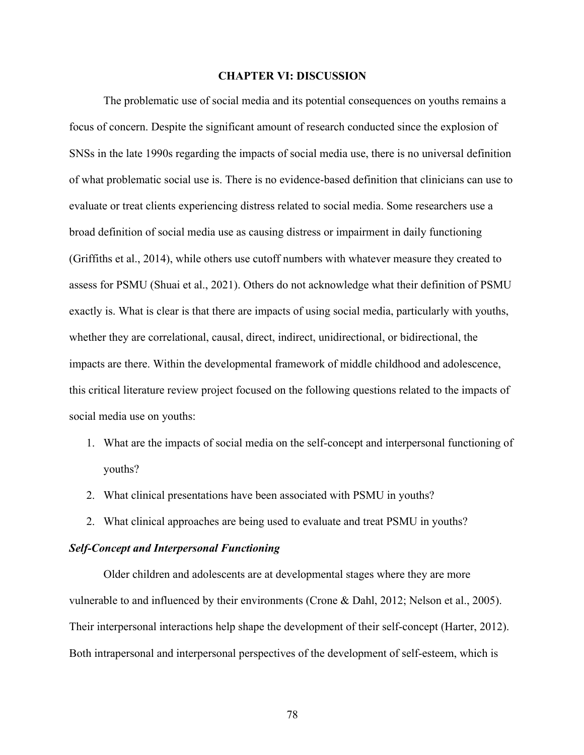# CHAPTER VI: DISCUSSION

The problematic use of social media and its potential consequences on youths remains a focus of concern. Despite the significant amount of research conducted since the explosion of SNSs in the late 1990s regarding the impacts of social media use, there is no universal definition of what problematic social use is. There is no evidence-based definition that clinicians can use to evaluate or treat clients experiencing distress related to social media. Some researchers use a broad definition of social media use as causing distress or impairment in daily functioning (Griffiths et al., 2014), while others use cutoff numbers with whatever measure they created to assess for PSMU (Shuai et al., 2021). Others do not acknowledge what their definition of PSMU exactly is. What is clear is that there are impacts of using social media, particularly with youths, whether they are correlational, causal, direct, indirect, unidirectional, or bidirectional, the impacts are there. Within the developmental framework of middle childhood and adolescence, this critical literature review project focused on the following questions related to the impacts of social media use on youths:

1. What are the impacts of social media on the self-concept and interpersonal functioning of youths?
2. What clinical presentations have been associated with PSMU in youths?
2. What clinical approaches are being used to evaluate and treat PSMU in youths?

### *Self-Concept and Interpersonal Functioning*

Older children and adolescents are at developmental stages where they are more vulnerable to and influenced by their environments (Crone & Dahl, 2012; Nelson et al., 2005). Their interpersonal interactions help shape the development of their self-concept (Harter, 2012). Both intrapersonal and interpersonal perspectives of the development of self-esteem, which is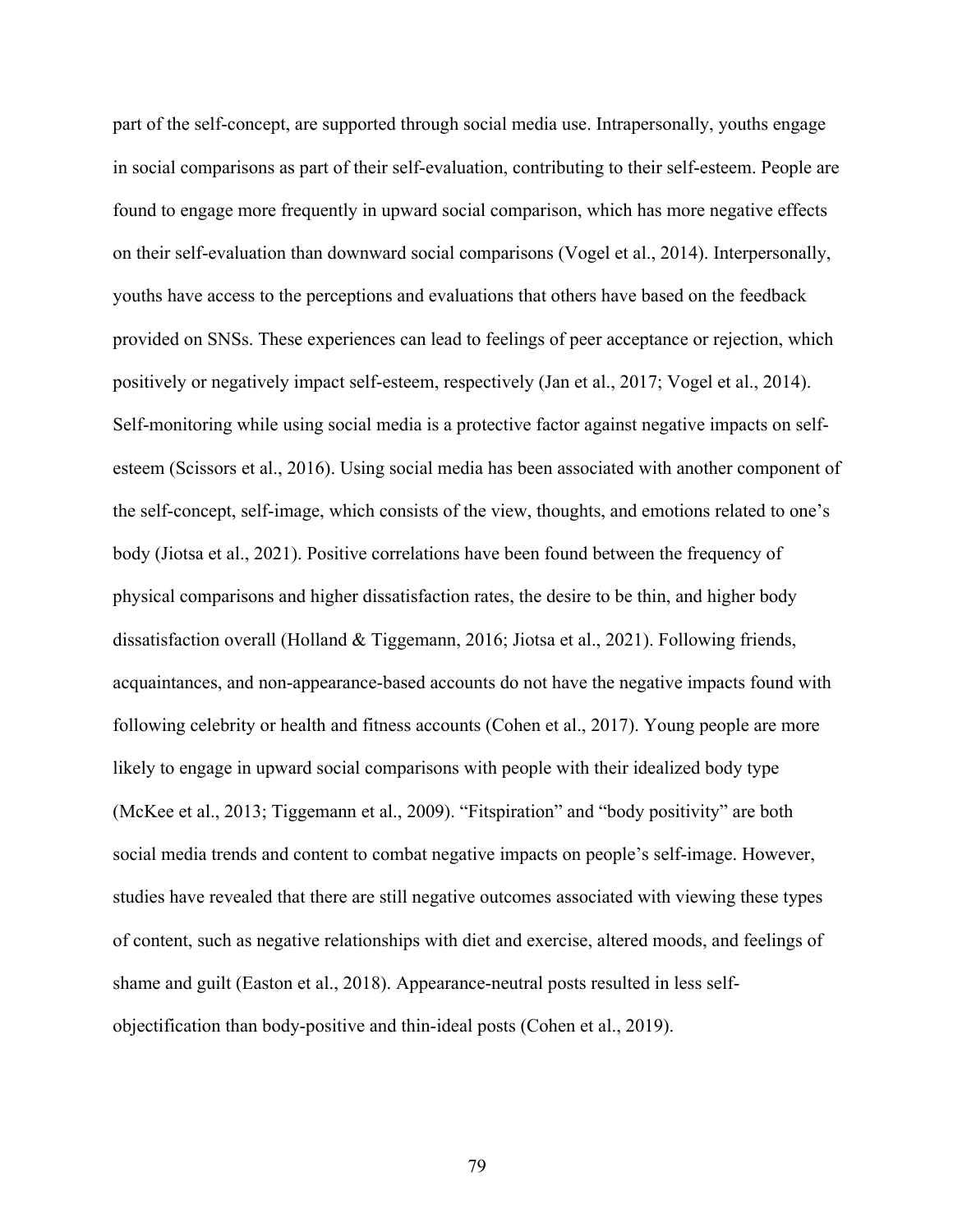part of the self-concept, are supported through social media use. Intrapersonally, youths engage in social comparisons as part of their self-evaluation, contributing to their self-esteem. People are found to engage more frequently in upward social comparison, which has more negative effects on their self-evaluation than downward social comparisons (Vogel et al., 2014). Interpersonally, youths have access to the perceptions and evaluations that others have based on the feedback provided on SNSs. These experiences can lead to feelings of peer acceptance or rejection, which positively or negatively impact self-esteem, respectively (Jan et al., 2017; Vogel et al., 2014). Self-monitoring while using social media is a protective factor against negative impacts on self-esteem (Scissors et al., 2016). Using social media has been associated with another component of the self-concept, self-image, which consists of the view, thoughts, and emotions related to one's body (Jiotsa et al., 2021). Positive correlations have been found between the frequency of physical comparisons and higher dissatisfaction rates, the desire to be thin, and higher body dissatisfaction overall (Holland & Tiggemann, 2016; Jiotsa et al., 2021). Following friends, acquaintances, and non-appearance-based accounts do not have the negative impacts found with following celebrity or health and fitness accounts (Cohen et al., 2017). Young people are more likely to engage in upward social comparisons with people with their idealized body type (McKee et al., 2013; Tiggemann et al., 2009). "Fitspiration" and "body positivity" are both social media trends and content to combat negative impacts on people's self-image. However, studies have revealed that there are still negative outcomes associated with viewing these types of content, such as negative relationships with diet and exercise, altered moods, and feelings of shame and guilt (Easton et al., 2018). Appearance-neutral posts resulted in less self-objectification than body-positive and thin-ideal posts (Cohen et al., 2019).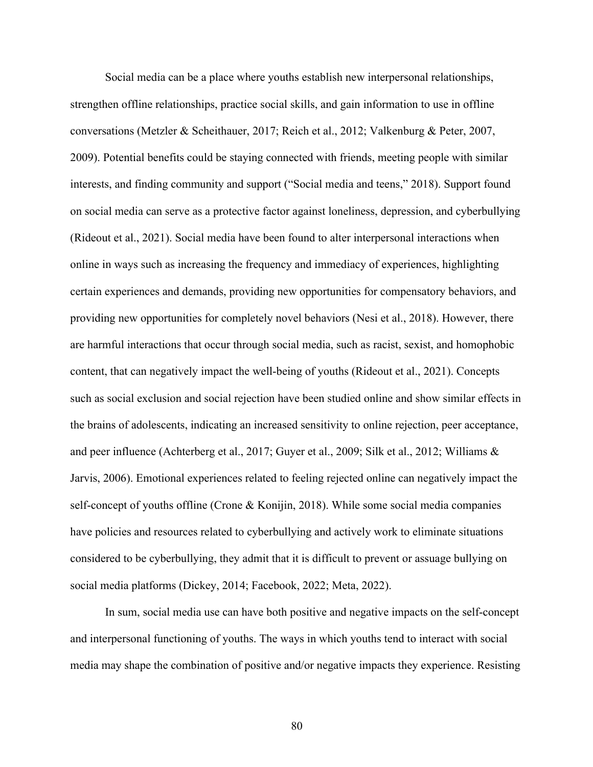Social media can be a place where youths establish new interpersonal relationships, strengthen offline relationships, practice social skills, and gain information to use in offline conversations (Metzler & Scheithauer, 2017; Reich et al., 2012; Valkenburg & Peter, 2007, 2009). Potential benefits could be staying connected with friends, meeting people with similar interests, and finding community and support ("Social media and teens," 2018). Support found on social media can serve as a protective factor against loneliness, depression, and cyberbullying (Rideout et al., 2021). Social media have been found to alter interpersonal interactions when online in ways such as increasing the frequency and immediacy of experiences, highlighting certain experiences and demands, providing new opportunities for compensatory behaviors, and providing new opportunities for completely novel behaviors (Nesi et al., 2018). However, there are harmful interactions that occur through social media, such as racist, sexist, and homophobic content, that can negatively impact the well-being of youths (Rideout et al., 2021). Concepts such as social exclusion and social rejection have been studied online and show similar effects in the brains of adolescents, indicating an increased sensitivity to online rejection, peer acceptance, and peer influence (Achterberg et al., 2017; Guyer et al., 2009; Silk et al., 2012; Williams & Jarvis, 2006). Emotional experiences related to feeling rejected online can negatively impact the self-concept of youths offline (Crone & Konijin, 2018). While some social media companies have policies and resources related to cyberbullying and actively work to eliminate situations considered to be cyberbullying, they admit that it is difficult to prevent or assuage bullying on social media platforms (Dickey, 2014; Facebook, 2022; Meta, 2022).

In sum, social media use can have both positive and negative impacts on the self-concept and interpersonal functioning of youths. The ways in which youths tend to interact with social media may shape the combination of positive and/or negative impacts they experience. Resisting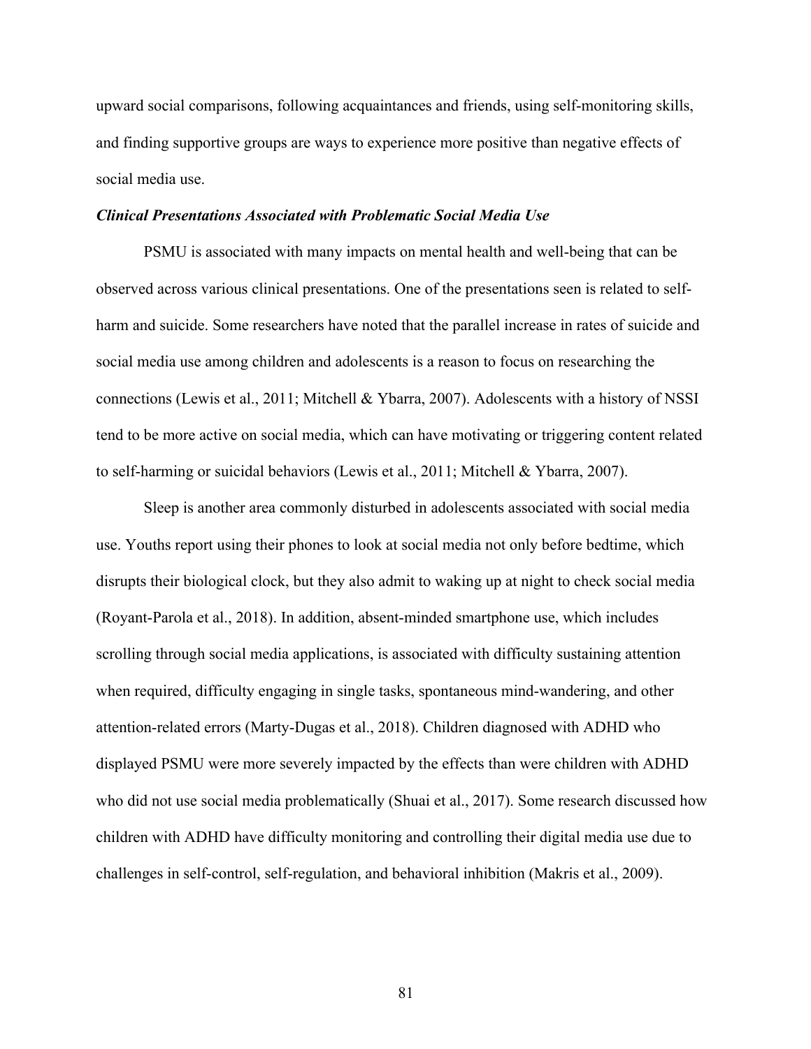upward social comparisons, following acquaintances and friends, using self-monitoring skills, and finding supportive groups are ways to experience more positive than negative effects of social media use.

### *Clinical Presentations Associated with Problematic Social Media Use*

PSMU is associated with many impacts on mental health and well-being that can be observed across various clinical presentations. One of the presentations seen is related to self-harm and suicide. Some researchers have noted that the parallel increase in rates of suicide and social media use among children and adolescents is a reason to focus on researching the connections (Lewis et al., 2011; Mitchell & Ybarra, 2007). Adolescents with a history of NSSI tend to be more active on social media, which can have motivating or triggering content related to self-harming or suicidal behaviors (Lewis et al., 2011; Mitchell & Ybarra, 2007).

Sleep is another area commonly disturbed in adolescents associated with social media use. Youths report using their phones to look at social media not only before bedtime, which disrupts their biological clock, but they also admit to waking up at night to check social media (Royant-Parola et al., 2018). In addition, absent-minded smartphone use, which includes scrolling through social media applications, is associated with difficulty sustaining attention when required, difficulty engaging in single tasks, spontaneous mind-wandering, and other attention-related errors (Marty-Dugas et al., 2018). Children diagnosed with ADHD who displayed PSMU were more severely impacted by the effects than were children with ADHD who did not use social media problematically (Shuai et al., 2017). Some research discussed how children with ADHD have difficulty monitoring and controlling their digital media use due to challenges in self-control, self-regulation, and behavioral inhibition (Makris et al., 2009).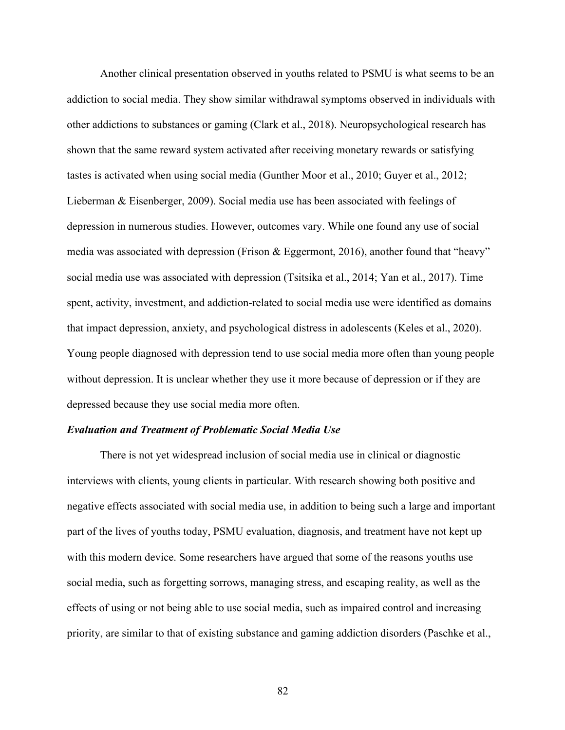Another clinical presentation observed in youths related to PSMU is what seems to be an addiction to social media. They show similar withdrawal symptoms observed in individuals with other addictions to substances or gaming (Clark et al., 2018). Neuropsychological research has shown that the same reward system activated after receiving monetary rewards or satisfying tastes is activated when using social media (Gunther Moor et al., 2010; Guyer et al., 2012; Lieberman & Eisenberger, 2009). Social media use has been associated with feelings of depression in numerous studies. However, outcomes vary. While one found any use of social media was associated with depression (Frison & Eggermont, 2016), another found that "heavy" social media use was associated with depression (Tsitsika et al., 2014; Yan et al., 2017). Time spent, activity, investment, and addiction-related to social media use were identified as domains that impact depression, anxiety, and psychological distress in adolescents (Keles et al., 2020). Young people diagnosed with depression tend to use social media more often than young people without depression. It is unclear whether they use it more because of depression or if they are depressed because they use social media more often.

***Evaluation and Treatment of Problematic Social Media Use***

There is not yet widespread inclusion of social media use in clinical or diagnostic interviews with clients, young clients in particular. With research showing both positive and negative effects associated with social media use, in addition to being such a large and important part of the lives of youths today, PSMU evaluation, diagnosis, and treatment have not kept up with this modern device. Some researchers have argued that some of the reasons youths use social media, such as forgetting sorrows, managing stress, and escaping reality, as well as the effects of using or not being able to use social media, such as impaired control and increasing priority, are similar to that of existing substance and gaming addiction disorders (Paschke et al.,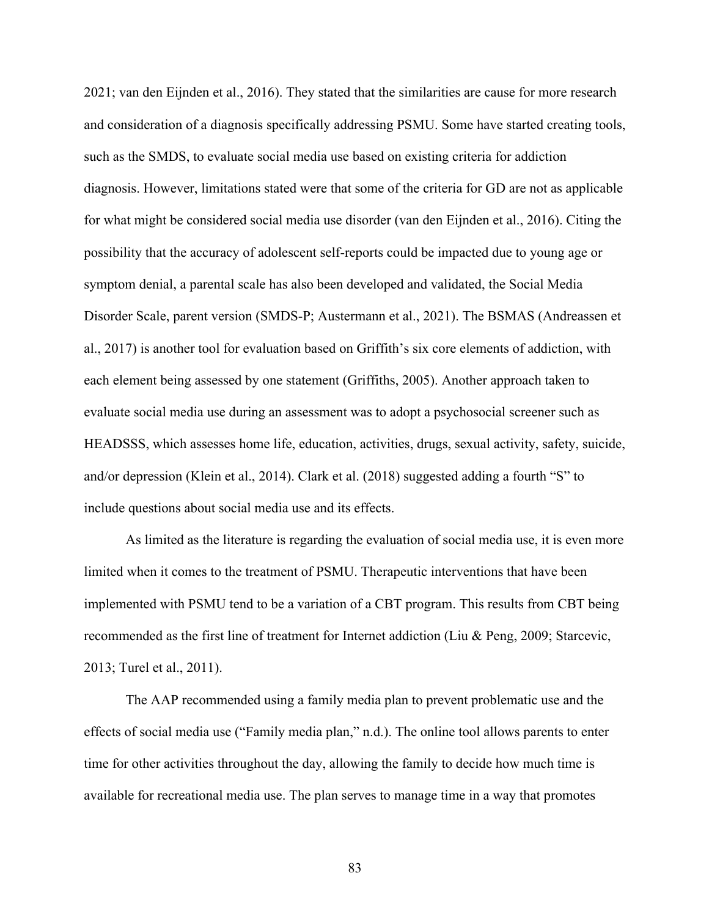2021; van den Eijnden et al., 2016). They stated that the similarities are cause for more research and consideration of a diagnosis specifically addressing PSMU. Some have started creating tools, such as the SMDS, to evaluate social media use based on existing criteria for addiction diagnosis. However, limitations stated were that some of the criteria for GD are not as applicable for what might be considered social media use disorder (van den Eijnden et al., 2016). Citing the possibility that the accuracy of adolescent self-reports could be impacted due to young age or symptom denial, a parental scale has also been developed and validated, the Social Media Disorder Scale, parent version (SMDS-P; Austermann et al., 2021). The BSMAS (Andreassen et al., 2017) is another tool for evaluation based on Griffith's six core elements of addiction, with each element being assessed by one statement (Griffiths, 2005). Another approach taken to evaluate social media use during an assessment was to adopt a psychosocial screener such as HEADSSS, which assesses home life, education, activities, drugs, sexual activity, safety, suicide, and/or depression (Klein et al., 2014). Clark et al. (2018) suggested adding a fourth "S" to include questions about social media use and its effects.

As limited as the literature is regarding the evaluation of social media use, it is even more limited when it comes to the treatment of PSMU. Therapeutic interventions that have been implemented with PSMU tend to be a variation of a CBT program. This results from CBT being recommended as the first line of treatment for Internet addiction (Liu & Peng, 2009; Starcevic, 2013; Turel et al., 2011).

The AAP recommended using a family media plan to prevent problematic use and the effects of social media use ("Family media plan," n.d.). The online tool allows parents to enter time for other activities throughout the day, allowing the family to decide how much time is available for recreational media use. The plan serves to manage time in a way that promotes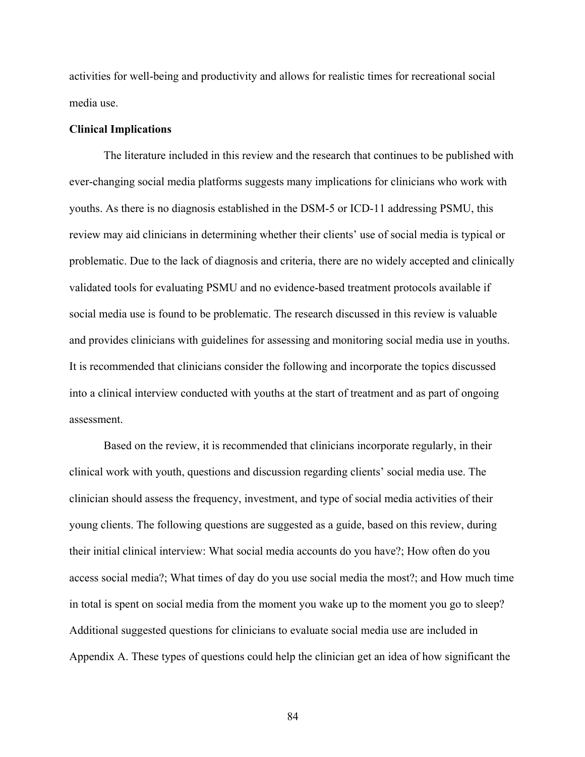activities for well-being and productivity and allows for realistic times for recreational social media use.

**Clinical Implications**

The literature included in this review and the research that continues to be published with ever-changing social media platforms suggests many implications for clinicians who work with youths. As there is no diagnosis established in the DSM-5 or ICD-11 addressing PSMU, this review may aid clinicians in determining whether their clients' use of social media is typical or problematic. Due to the lack of diagnosis and criteria, there are no widely accepted and clinically validated tools for evaluating PSMU and no evidence-based treatment protocols available if social media use is found to be problematic. The research discussed in this review is valuable and provides clinicians with guidelines for assessing and monitoring social media use in youths. It is recommended that clinicians consider the following and incorporate the topics discussed into a clinical interview conducted with youths at the start of treatment and as part of ongoing assessment.

Based on the review, it is recommended that clinicians incorporate regularly, in their clinical work with youth, questions and discussion regarding clients' social media use. The clinician should assess the frequency, investment, and type of social media activities of their young clients. The following questions are suggested as a guide, based on this review, during their initial clinical interview: What social media accounts do you have?; How often do you access social media?; What times of day do you use social media the most?; and How much time in total is spent on social media from the moment you wake up to the moment you go to sleep? Additional suggested questions for clinicians to evaluate social media use are included in Appendix A. These types of questions could help the clinician get an idea of how significant the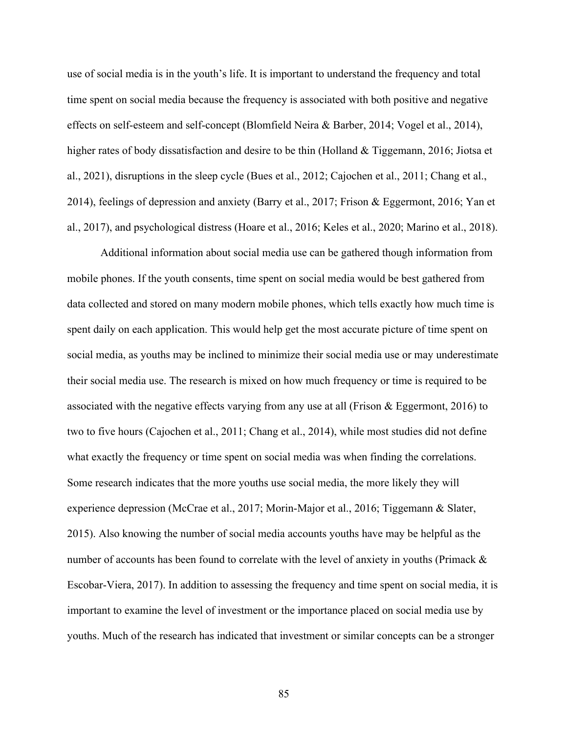use of social media is in the youth's life. It is important to understand the frequency and total time spent on social media because the frequency is associated with both positive and negative effects on self-esteem and self-concept (Blomfield Neira & Barber, 2014; Vogel et al., 2014), higher rates of body dissatisfaction and desire to be thin (Holland & Tiggemann, 2016; Jiotsa et al., 2021), disruptions in the sleep cycle (Bues et al., 2012; Cajochen et al., 2011; Chang et al., 2014), feelings of depression and anxiety (Barry et al., 2017; Frison & Eggermont, 2016; Yan et al., 2017), and psychological distress (Hoare et al., 2016; Keles et al., 2020; Marino et al., 2018).

Additional information about social media use can be gathered though information from mobile phones. If the youth consents, time spent on social media would be best gathered from data collected and stored on many modern mobile phones, which tells exactly how much time is spent daily on each application. This would help get the most accurate picture of time spent on social media, as youths may be inclined to minimize their social media use or may underestimate their social media use. The research is mixed on how much frequency or time is required to be associated with the negative effects varying from any use at all (Frison & Eggermont, 2016) to two to five hours (Cajochen et al., 2011; Chang et al., 2014), while most studies did not define what exactly the frequency or time spent on social media was when finding the correlations. Some research indicates that the more youths use social media, the more likely they will experience depression (McCrae et al., 2017; Morin-Major et al., 2016; Tiggemann & Slater, 2015). Also knowing the number of social media accounts youths have may be helpful as the number of accounts has been found to correlate with the level of anxiety in youths (Primack & Escobar-Viera, 2017). In addition to assessing the frequency and time spent on social media, it is important to examine the level of investment or the importance placed on social media use by youths. Much of the research has indicated that investment or similar concepts can be a stronger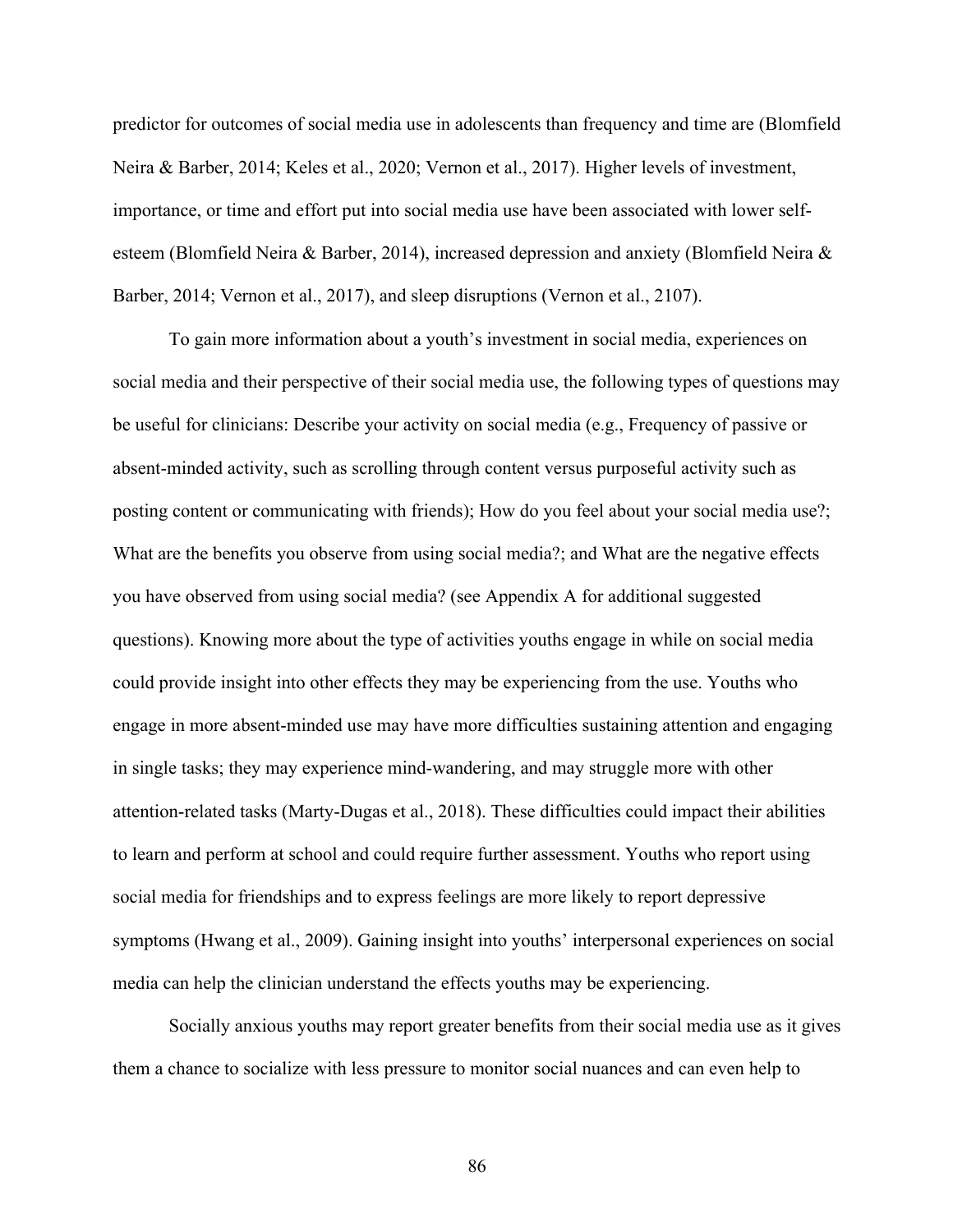predictor for outcomes of social media use in adolescents than frequency and time are (Blomfield Neira & Barber, 2014; Keles et al., 2020; Vernon et al., 2017). Higher levels of investment, importance, or time and effort put into social media use have been associated with lower self-esteem (Blomfield Neira & Barber, 2014), increased depression and anxiety (Blomfield Neira & Barber, 2014; Vernon et al., 2017), and sleep disruptions (Vernon et al., 2107).

To gain more information about a youth's investment in social media, experiences on social media and their perspective of their social media use, the following types of questions may be useful for clinicians: Describe your activity on social media (e.g., Frequency of passive or absent-minded activity, such as scrolling through content versus purposeful activity such as posting content or communicating with friends); How do you feel about your social media use?; What are the benefits you observe from using social media?; and What are the negative effects you have observed from using social media? (see Appendix A for additional suggested questions). Knowing more about the type of activities youths engage in while on social media could provide insight into other effects they may be experiencing from the use. Youths who engage in more absent-minded use may have more difficulties sustaining attention and engaging in single tasks; they may experience mind-wandering, and may struggle more with other attention-related tasks (Marty-Dugas et al., 2018). These difficulties could impact their abilities to learn and perform at school and could require further assessment. Youths who report using social media for friendships and to express feelings are more likely to report depressive symptoms (Hwang et al., 2009). Gaining insight into youths' interpersonal experiences on social media can help the clinician understand the effects youths may be experiencing.

Socially anxious youths may report greater benefits from their social media use as it gives them a chance to socialize with less pressure to monitor social nuances and can even help to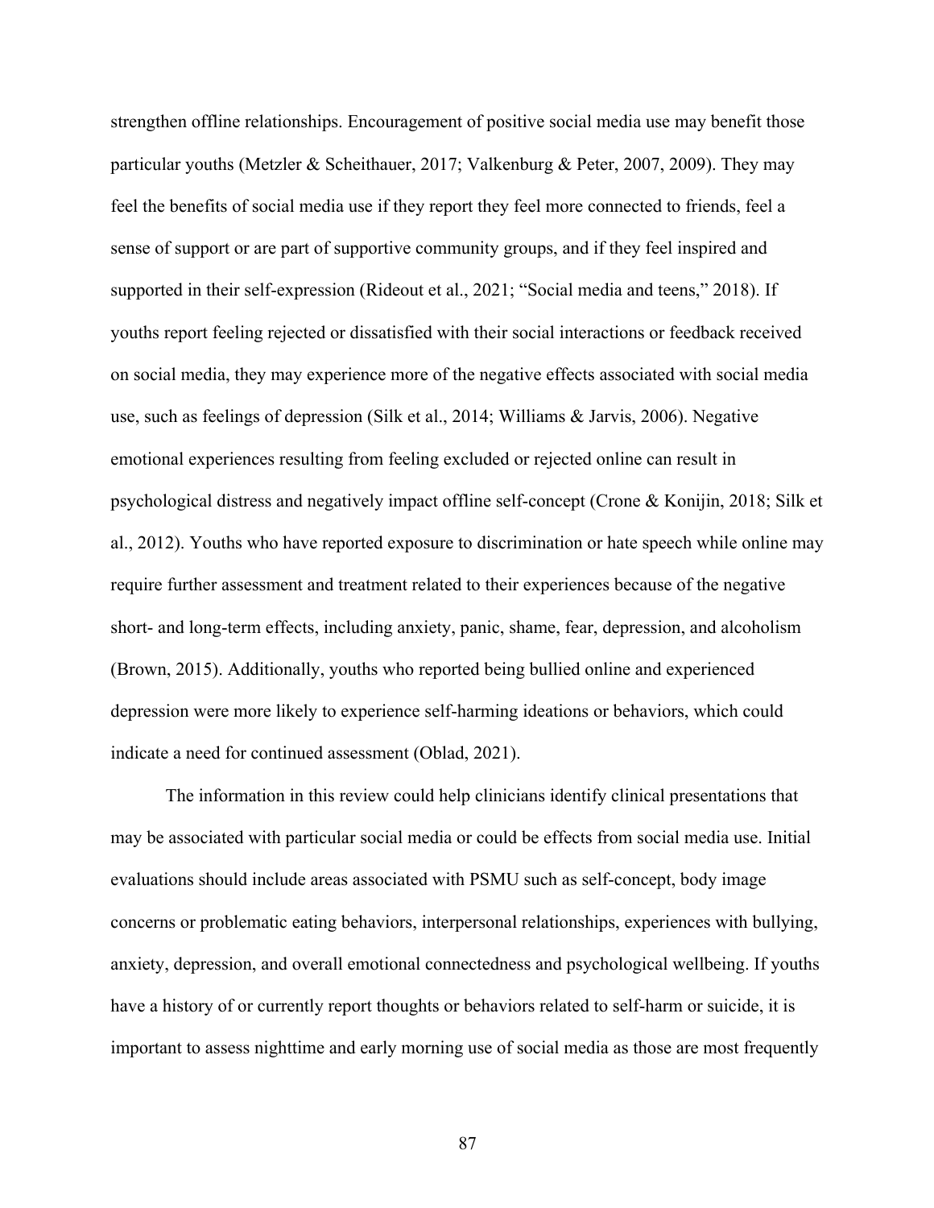strengthen offline relationships. Encouragement of positive social media use may benefit those particular youths (Metzler & Scheithauer, 2017; Valkenburg & Peter, 2007, 2009). They may feel the benefits of social media use if they report they feel more connected to friends, feel a sense of support or are part of supportive community groups, and if they feel inspired and supported in their self-expression (Rideout et al., 2021; "Social media and teens," 2018). If youths report feeling rejected or dissatisfied with their social interactions or feedback received on social media, they may experience more of the negative effects associated with social media use, such as feelings of depression (Silk et al., 2014; Williams & Jarvis, 2006). Negative emotional experiences resulting from feeling excluded or rejected online can result in psychological distress and negatively impact offline self-concept (Crone & Konijin, 2018; Silk et al., 2012). Youths who have reported exposure to discrimination or hate speech while online may require further assessment and treatment related to their experiences because of the negative short- and long-term effects, including anxiety, panic, shame, fear, depression, and alcoholism (Brown, 2015). Additionally, youths who reported being bullied online and experienced depression were more likely to experience self-harming ideations or behaviors, which could indicate a need for continued assessment (Oblad, 2021).

The information in this review could help clinicians identify clinical presentations that may be associated with particular social media or could be effects from social media use. Initial evaluations should include areas associated with PSMU such as self-concept, body image concerns or problematic eating behaviors, interpersonal relationships, experiences with bullying, anxiety, depression, and overall emotional connectedness and psychological wellbeing. If youths have a history of or currently report thoughts or behaviors related to self-harm or suicide, it is important to assess nighttime and early morning use of social media as those are most frequently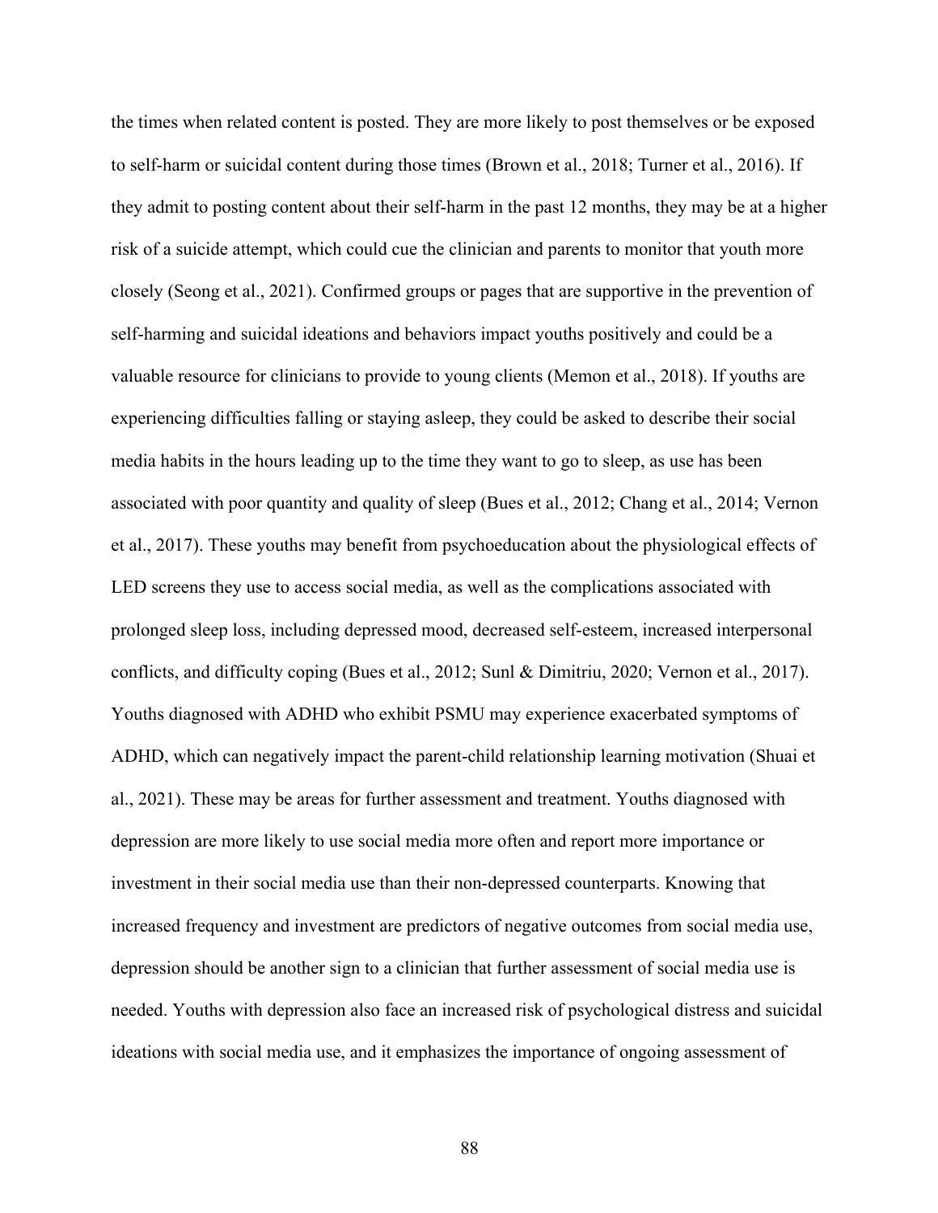the times when related content is posted. They are more likely to post themselves or be exposed to self-harm or suicidal content during those times (Brown et al., 2018; Turner et al., 2016). If they admit to posting content about their self-harm in the past 12 months, they may be at a higher risk of a suicide attempt, which could cue the clinician and parents to monitor that youth more closely (Seong et al., 2021). Confirmed groups or pages that are supportive in the prevention of self-harming and suicidal ideations and behaviors impact youths positively and could be a valuable resource for clinicians to provide to young clients (Memon et al., 2018). If youths are experiencing difficulties falling or staying asleep, they could be asked to describe their social media habits in the hours leading up to the time they want to go to sleep, as use has been associated with poor quantity and quality of sleep (Bues et al., 2012; Chang et al., 2014; Vernon et al., 2017). These youths may benefit from psychoeducation about the physiological effects of LED screens they use to access social media, as well as the complications associated with prolonged sleep loss, including depressed mood, decreased self-esteem, increased interpersonal conflicts, and difficulty coping (Bues et al., 2012; Sunl & Dimitriu, 2020; Vernon et al., 2017). Youths diagnosed with ADHD who exhibit PSMU may experience exacerbated symptoms of ADHD, which can negatively impact the parent-child relationship learning motivation (Shuai et al., 2021). These may be areas for further assessment and treatment. Youths diagnosed with depression are more likely to use social media more often and report more importance or investment in their social media use than their non-depressed counterparts. Knowing that increased frequency and investment are predictors of negative outcomes from social media use, depression should be another sign to a clinician that further assessment of social media use is needed. Youths with depression also face an increased risk of psychological distress and suicidal ideations with social media use, and it emphasizes the importance of ongoing assessment of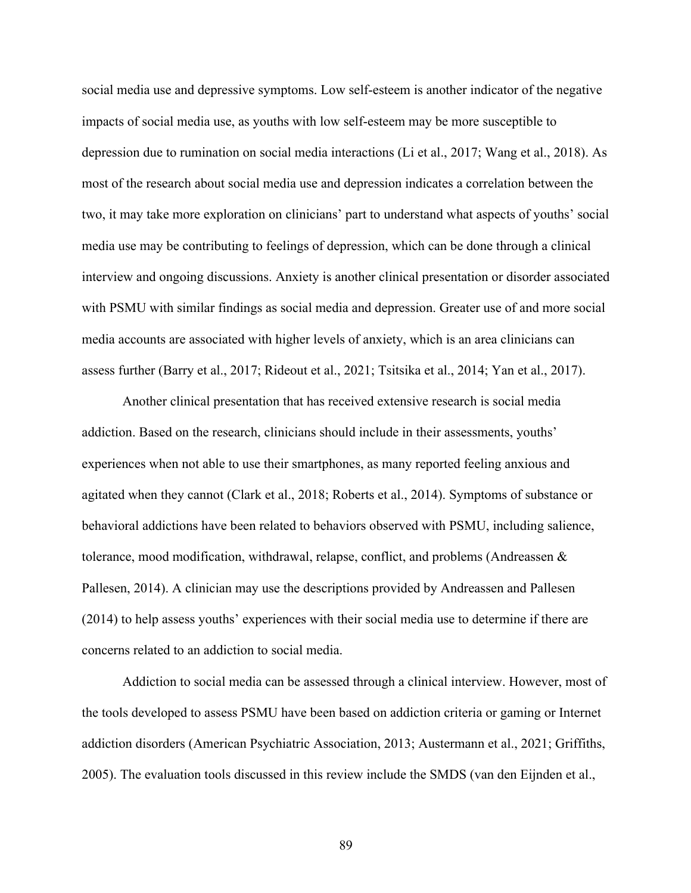social media use and depressive symptoms. Low self-esteem is another indicator of the negative impacts of social media use, as youths with low self-esteem may be more susceptible to depression due to rumination on social media interactions (Li et al., 2017; Wang et al., 2018). As most of the research about social media use and depression indicates a correlation between the two, it may take more exploration on clinicians' part to understand what aspects of youths' social media use may be contributing to feelings of depression, which can be done through a clinical interview and ongoing discussions. Anxiety is another clinical presentation or disorder associated with PSMU with similar findings as social media and depression. Greater use of and more social media accounts are associated with higher levels of anxiety, which is an area clinicians can assess further (Barry et al., 2017; Rideout et al., 2021; Tsitsika et al., 2014; Yan et al., 2017).

Another clinical presentation that has received extensive research is social media addiction. Based on the research, clinicians should include in their assessments, youths' experiences when not able to use their smartphones, as many reported feeling anxious and agitated when they cannot (Clark et al., 2018; Roberts et al., 2014). Symptoms of substance or behavioral addictions have been related to behaviors observed with PSMU, including salience, tolerance, mood modification, withdrawal, relapse, conflict, and problems (Andreassen & Pallesen, 2014). A clinician may use the descriptions provided by Andreassen and Pallesen (2014) to help assess youths' experiences with their social media use to determine if there are concerns related to an addiction to social media.

Addiction to social media can be assessed through a clinical interview. However, most of the tools developed to assess PSMU have been based on addiction criteria or gaming or Internet addiction disorders (American Psychiatric Association, 2013; Austermann et al., 2021; Griffiths, 2005). The evaluation tools discussed in this review include the SMDS (van den Eijnden et al.,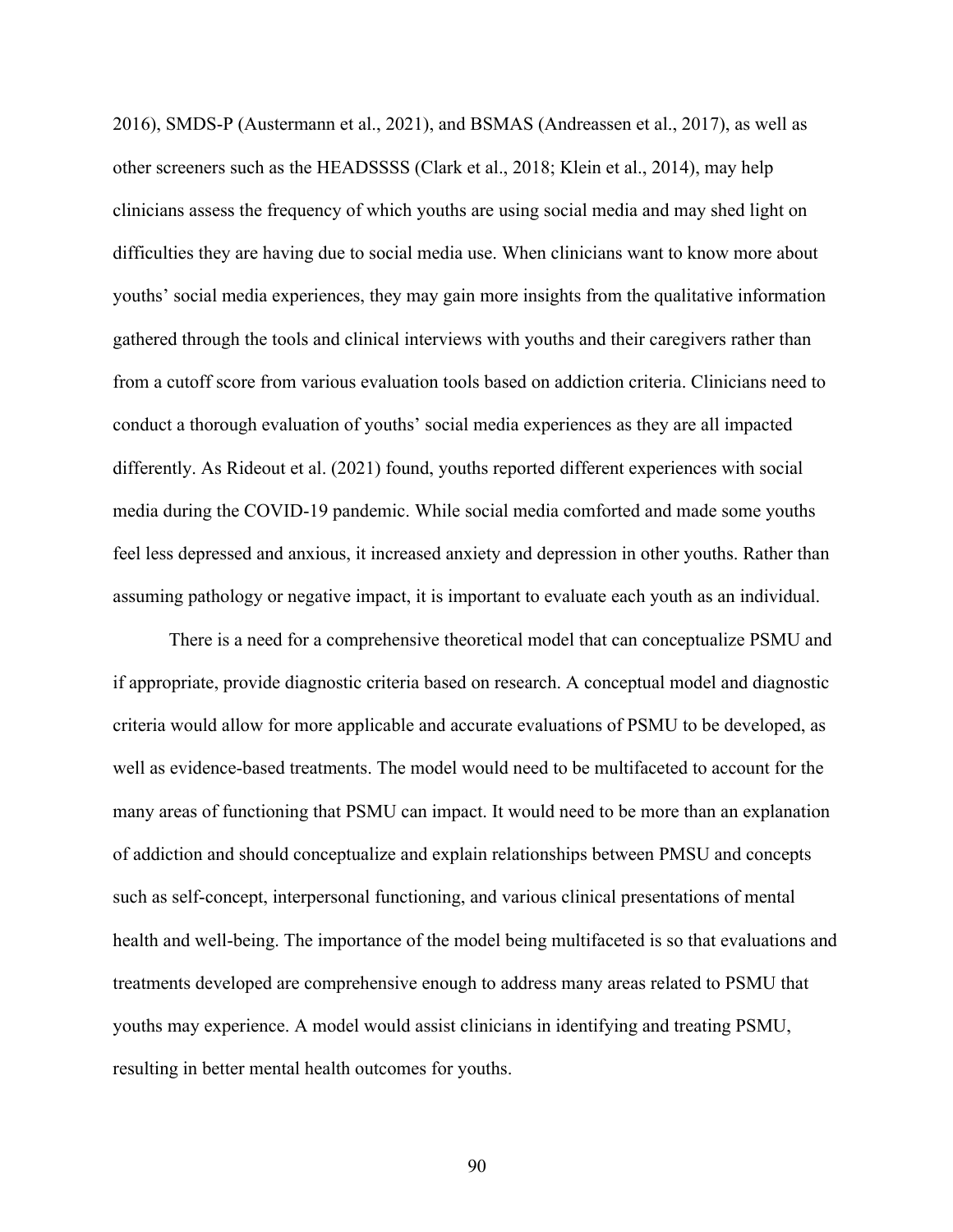2016), SMDS-P (Austermann et al., 2021), and BSMAS (Andreassen et al., 2017), as well as other screeners such as the HEADSSSS (Clark et al., 2018; Klein et al., 2014), may help clinicians assess the frequency of which youths are using social media and may shed light on difficulties they are having due to social media use. When clinicians want to know more about youths' social media experiences, they may gain more insights from the qualitative information gathered through the tools and clinical interviews with youths and their caregivers rather than from a cutoff score from various evaluation tools based on addiction criteria. Clinicians need to conduct a thorough evaluation of youths' social media experiences as they are all impacted differently. As Rideout et al. (2021) found, youths reported different experiences with social media during the COVID-19 pandemic. While social media comforted and made some youths feel less depressed and anxious, it increased anxiety and depression in other youths. Rather than assuming pathology or negative impact, it is important to evaluate each youth as an individual.

There is a need for a comprehensive theoretical model that can conceptualize PSMU and if appropriate, provide diagnostic criteria based on research. A conceptual model and diagnostic criteria would allow for more applicable and accurate evaluations of PSMU to be developed, as well as evidence-based treatments. The model would need to be multifaceted to account for the many areas of functioning that PSMU can impact. It would need to be more than an explanation of addiction and should conceptualize and explain relationships between PMSU and concepts such as self-concept, interpersonal functioning, and various clinical presentations of mental health and well-being. The importance of the model being multifaceted is so that evaluations and treatments developed are comprehensive enough to address many areas related to PSMU that youths may experience. A model would assist clinicians in identifying and treating PSMU, resulting in better mental health outcomes for youths.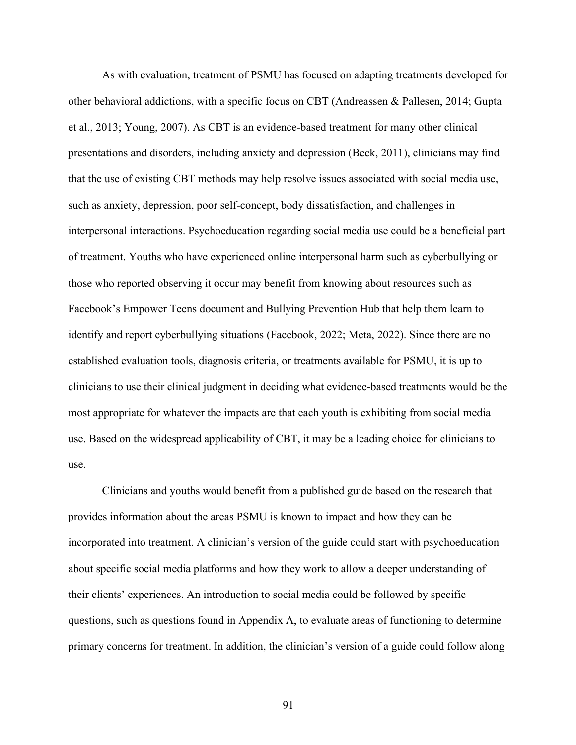As with evaluation, treatment of PSMU has focused on adapting treatments developed for other behavioral addictions, with a specific focus on CBT (Andreassen & Pallesen, 2014; Gupta et al., 2013; Young, 2007). As CBT is an evidence-based treatment for many other clinical presentations and disorders, including anxiety and depression (Beck, 2011), clinicians may find that the use of existing CBT methods may help resolve issues associated with social media use, such as anxiety, depression, poor self-concept, body dissatisfaction, and challenges in interpersonal interactions. Psychoeducation regarding social media use could be a beneficial part of treatment. Youths who have experienced online interpersonal harm such as cyberbullying or those who reported observing it occur may benefit from knowing about resources such as Facebook's Empower Teens document and Bullying Prevention Hub that help them learn to identify and report cyberbullying situations (Facebook, 2022; Meta, 2022). Since there are no established evaluation tools, diagnosis criteria, or treatments available for PSMU, it is up to clinicians to use their clinical judgment in deciding what evidence-based treatments would be the most appropriate for whatever the impacts are that each youth is exhibiting from social media use. Based on the widespread applicability of CBT, it may be a leading choice for clinicians to use.

Clinicians and youths would benefit from a published guide based on the research that provides information about the areas PSMU is known to impact and how they can be incorporated into treatment. A clinician's version of the guide could start with psychoeducation about specific social media platforms and how they work to allow a deeper understanding of their clients' experiences. An introduction to social media could be followed by specific questions, such as questions found in Appendix A, to evaluate areas of functioning to determine primary concerns for treatment. In addition, the clinician's version of a guide could follow along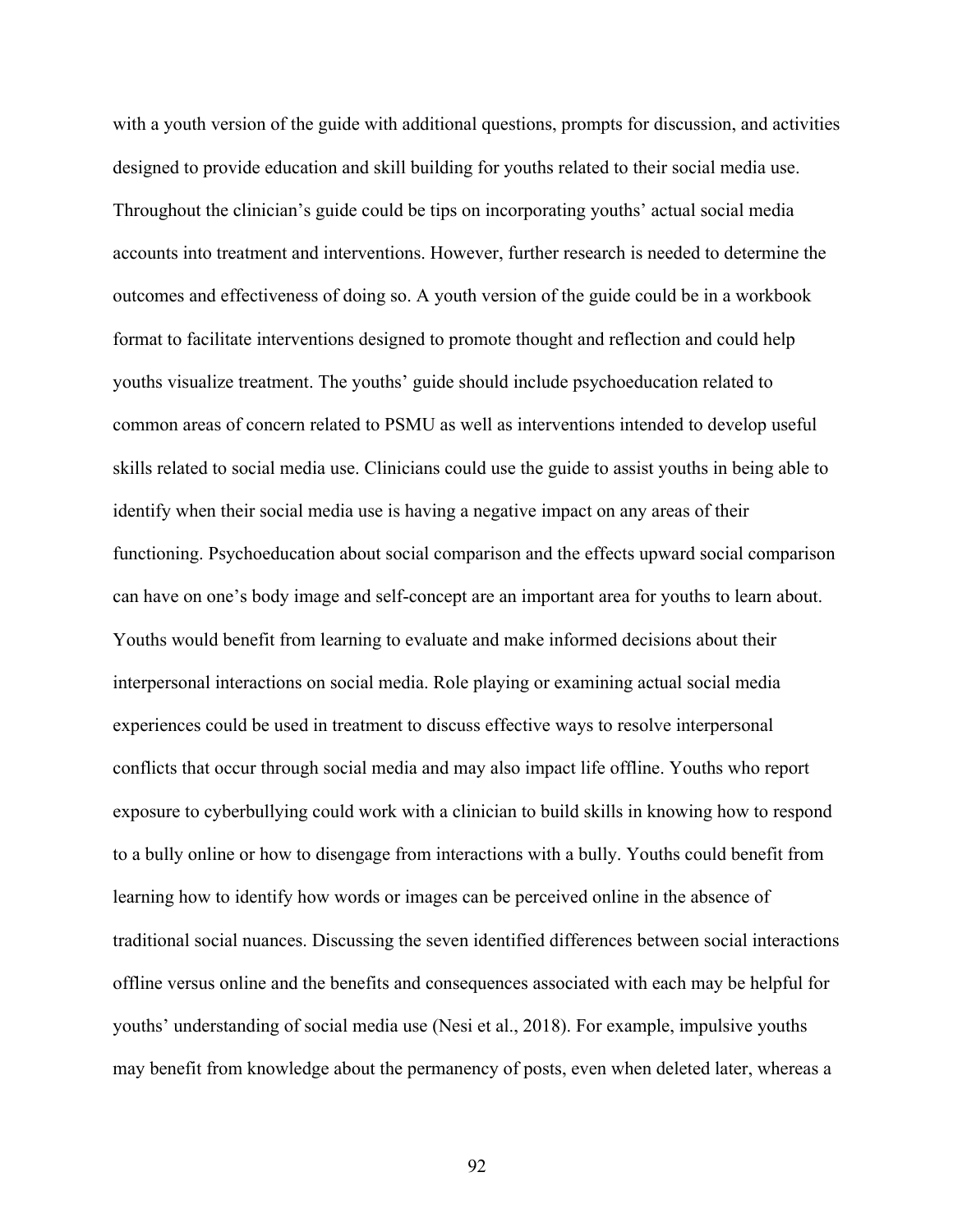with a youth version of the guide with additional questions, prompts for discussion, and activities designed to provide education and skill building for youths related to their social media use. Throughout the clinician's guide could be tips on incorporating youths' actual social media accounts into treatment and interventions. However, further research is needed to determine the outcomes and effectiveness of doing so. A youth version of the guide could be in a workbook format to facilitate interventions designed to promote thought and reflection and could help youths visualize treatment. The youths' guide should include psychoeducation related to common areas of concern related to PSMU as well as interventions intended to develop useful skills related to social media use. Clinicians could use the guide to assist youths in being able to identify when their social media use is having a negative impact on any areas of their functioning. Psychoeducation about social comparison and the effects upward social comparison can have on one's body image and self-concept are an important area for youths to learn about. Youths would benefit from learning to evaluate and make informed decisions about their interpersonal interactions on social media. Role playing or examining actual social media experiences could be used in treatment to discuss effective ways to resolve interpersonal conflicts that occur through social media and may also impact life offline. Youths who report exposure to cyberbullying could work with a clinician to build skills in knowing how to respond to a bully online or how to disengage from interactions with a bully. Youths could benefit from learning how to identify how words or images can be perceived online in the absence of traditional social nuances. Discussing the seven identified differences between social interactions offline versus online and the benefits and consequences associated with each may be helpful for youths' understanding of social media use (Nesi et al., 2018). For example, impulsive youths may benefit from knowledge about the permanency of posts, even when deleted later, whereas a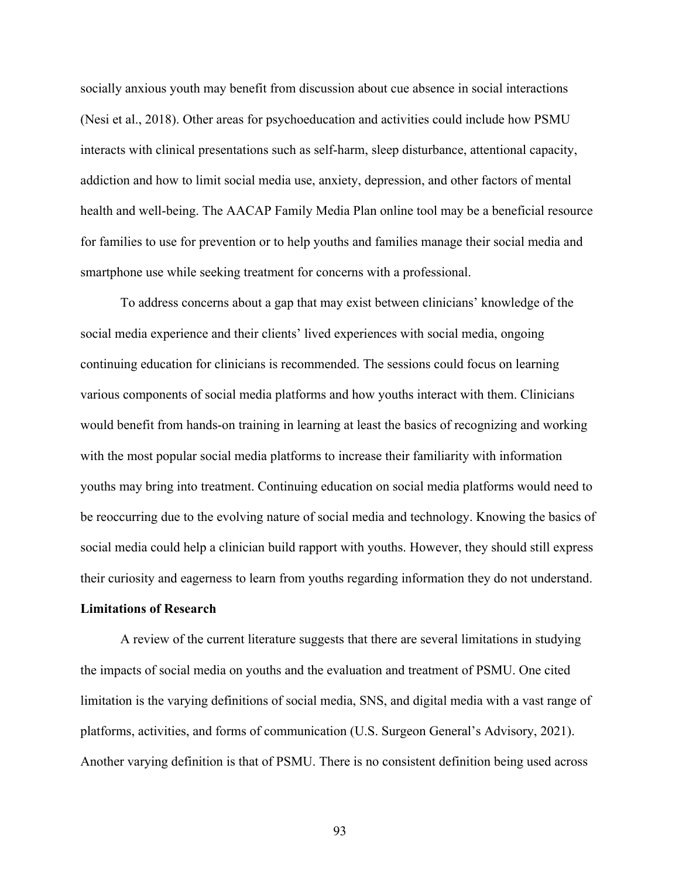socially anxious youth may benefit from discussion about cue absence in social interactions (Nesi et al., 2018). Other areas for psychoeducation and activities could include how PSMU interacts with clinical presentations such as self-harm, sleep disturbance, attentional capacity, addiction and how to limit social media use, anxiety, depression, and other factors of mental health and well-being. The AACAP Family Media Plan online tool may be a beneficial resource for families to use for prevention or to help youths and families manage their social media and smartphone use while seeking treatment for concerns with a professional.

To address concerns about a gap that may exist between clinicians' knowledge of the social media experience and their clients' lived experiences with social media, ongoing continuing education for clinicians is recommended. The sessions could focus on learning various components of social media platforms and how youths interact with them. Clinicians would benefit from hands-on training in learning at least the basics of recognizing and working with the most popular social media platforms to increase their familiarity with information youths may bring into treatment. Continuing education on social media platforms would need to be reoccurring due to the evolving nature of social media and technology. Knowing the basics of social media could help a clinician build rapport with youths. However, they should still express their curiosity and eagerness to learn from youths regarding information they do not understand.

**Limitations of Research**

A review of the current literature suggests that there are several limitations in studying the impacts of social media on youths and the evaluation and treatment of PSMU. One cited limitation is the varying definitions of social media, SNS, and digital media with a vast range of platforms, activities, and forms of communication (U.S. Surgeon General's Advisory, 2021). Another varying definition is that of PSMU. There is no consistent definition being used across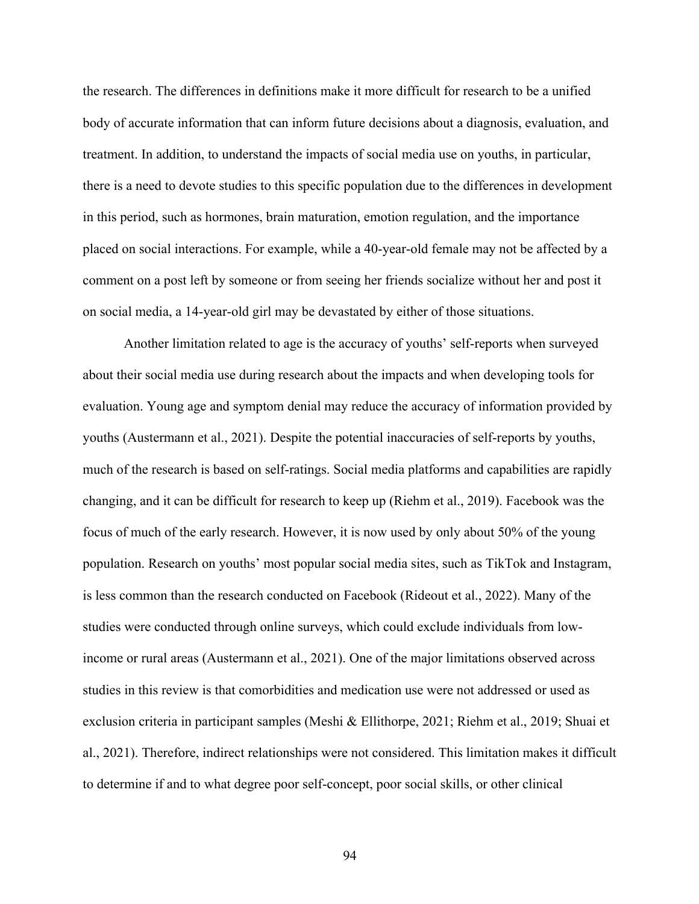the research. The differences in definitions make it more difficult for research to be a unified body of accurate information that can inform future decisions about a diagnosis, evaluation, and treatment. In addition, to understand the impacts of social media use on youths, in particular, there is a need to devote studies to this specific population due to the differences in development in this period, such as hormones, brain maturation, emotion regulation, and the importance placed on social interactions. For example, while a 40-year-old female may not be affected by a comment on a post left by someone or from seeing her friends socialize without her and post it on social media, a 14-year-old girl may be devastated by either of those situations.

Another limitation related to age is the accuracy of youths' self-reports when surveyed about their social media use during research about the impacts and when developing tools for evaluation. Young age and symptom denial may reduce the accuracy of information provided by youths (Austermann et al., 2021). Despite the potential inaccuracies of self-reports by youths, much of the research is based on self-ratings. Social media platforms and capabilities are rapidly changing, and it can be difficult for research to keep up (Riehm et al., 2019). Facebook was the focus of much of the early research. However, it is now used by only about 50% of the young population. Research on youths' most popular social media sites, such as TikTok and Instagram, is less common than the research conducted on Facebook (Rideout et al., 2022). Many of the studies were conducted through online surveys, which could exclude individuals from low-income or rural areas (Austermann et al., 2021). One of the major limitations observed across studies in this review is that comorbidities and medication use were not addressed or used as exclusion criteria in participant samples (Meshi & Ellithorpe, 2021; Riehm et al., 2019; Shuai et al., 2021). Therefore, indirect relationships were not considered. This limitation makes it difficult to determine if and to what degree poor self-concept, poor social skills, or other clinical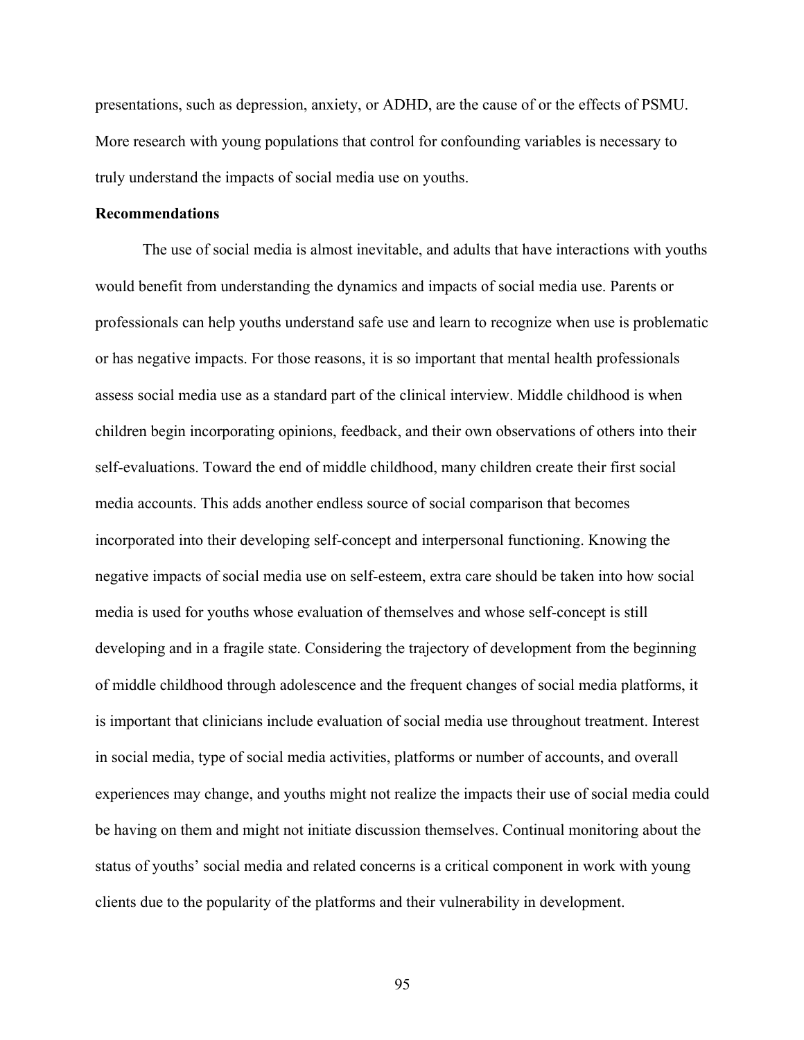presentations, such as depression, anxiety, or ADHD, are the cause of or the effects of PSMU. More research with young populations that control for confounding variables is necessary to truly understand the impacts of social media use on youths.

**Recommendations**

The use of social media is almost inevitable, and adults that have interactions with youths would benefit from understanding the dynamics and impacts of social media use. Parents or professionals can help youths understand safe use and learn to recognize when use is problematic or has negative impacts. For those reasons, it is so important that mental health professionals assess social media use as a standard part of the clinical interview. Middle childhood is when children begin incorporating opinions, feedback, and their own observations of others into their self-evaluations. Toward the end of middle childhood, many children create their first social media accounts. This adds another endless source of social comparison that becomes incorporated into their developing self-concept and interpersonal functioning. Knowing the negative impacts of social media use on self-esteem, extra care should be taken into how social media is used for youths whose evaluation of themselves and whose self-concept is still developing and in a fragile state. Considering the trajectory of development from the beginning of middle childhood through adolescence and the frequent changes of social media platforms, it is important that clinicians include evaluation of social media use throughout treatment. Interest in social media, type of social media activities, platforms or number of accounts, and overall experiences may change, and youths might not realize the impacts their use of social media could be having on them and might not initiate discussion themselves. Continual monitoring about the status of youths' social media and related concerns is a critical component in work with young clients due to the popularity of the platforms and their vulnerability in development.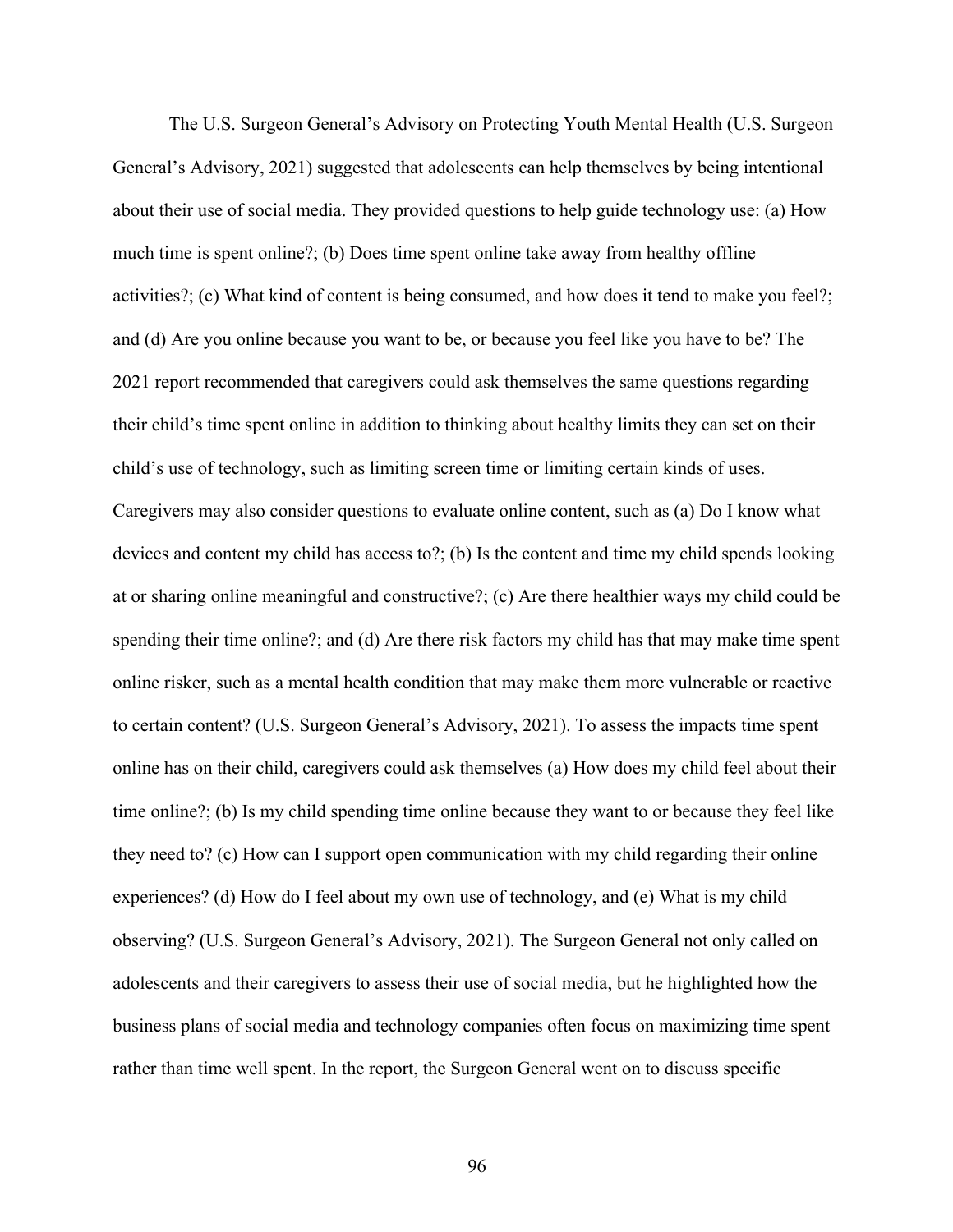The U.S. Surgeon General's Advisory on Protecting Youth Mental Health (U.S. Surgeon General's Advisory, 2021) suggested that adolescents can help themselves by being intentional about their use of social media. They provided questions to help guide technology use: (a) How much time is spent online?; (b) Does time spent online take away from healthy offline activities?; (c) What kind of content is being consumed, and how does it tend to make you feel?; and (d) Are you online because you want to be, or because you feel like you have to be? The 2021 report recommended that caregivers could ask themselves the same questions regarding their child's time spent online in addition to thinking about healthy limits they can set on their child's use of technology, such as limiting screen time or limiting certain kinds of uses. Caregivers may also consider questions to evaluate online content, such as (a) Do I know what devices and content my child has access to?; (b) Is the content and time my child spends looking at or sharing online meaningful and constructive?; (c) Are there healthier ways my child could be spending their time online?; and (d) Are there risk factors my child has that may make time spent online risker, such as a mental health condition that may make them more vulnerable or reactive to certain content? (U.S. Surgeon General's Advisory, 2021). To assess the impacts time spent online has on their child, caregivers could ask themselves (a) How does my child feel about their time online?; (b) Is my child spending time online because they want to or because they feel like they need to? (c) How can I support open communication with my child regarding their online experiences? (d) How do I feel about my own use of technology, and (e) What is my child observing? (U.S. Surgeon General's Advisory, 2021). The Surgeon General not only called on adolescents and their caregivers to assess their use of social media, but he highlighted how the business plans of social media and technology companies often focus on maximizing time spent rather than time well spent. In the report, the Surgeon General went on to discuss specific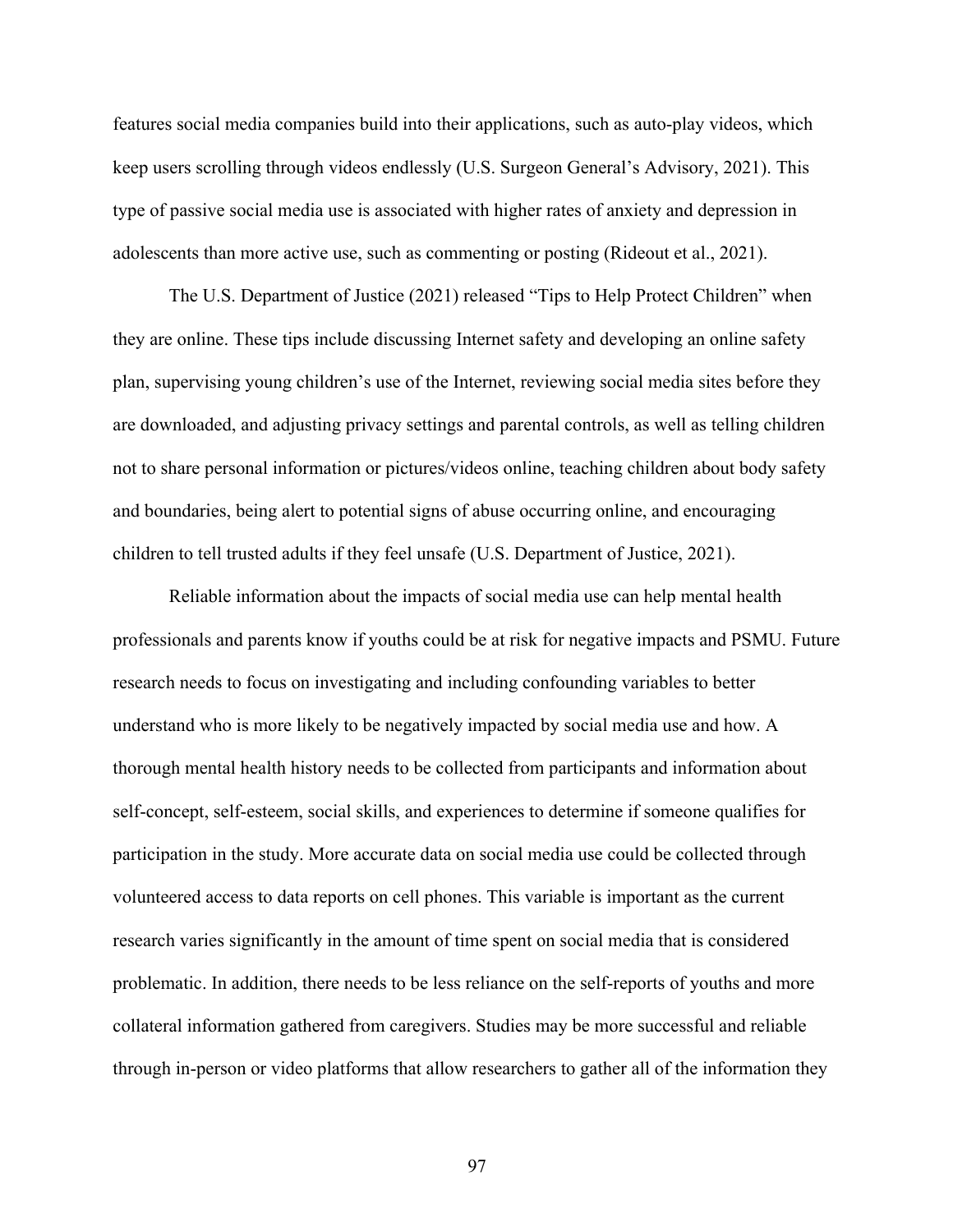features social media companies build into their applications, such as auto-play videos, which keep users scrolling through videos endlessly (U.S. Surgeon General's Advisory, 2021). This type of passive social media use is associated with higher rates of anxiety and depression in adolescents than more active use, such as commenting or posting (Rideout et al., 2021).

The U.S. Department of Justice (2021) released "Tips to Help Protect Children" when they are online. These tips include discussing Internet safety and developing an online safety plan, supervising young children's use of the Internet, reviewing social media sites before they are downloaded, and adjusting privacy settings and parental controls, as well as telling children not to share personal information or pictures/videos online, teaching children about body safety and boundaries, being alert to potential signs of abuse occurring online, and encouraging children to tell trusted adults if they feel unsafe (U.S. Department of Justice, 2021).

Reliable information about the impacts of social media use can help mental health professionals and parents know if youths could be at risk for negative impacts and PSMU. Future research needs to focus on investigating and including confounding variables to better understand who is more likely to be negatively impacted by social media use and how. A thorough mental health history needs to be collected from participants and information about self-concept, self-esteem, social skills, and experiences to determine if someone qualifies for participation in the study. More accurate data on social media use could be collected through volunteered access to data reports on cell phones. This variable is important as the current research varies significantly in the amount of time spent on social media that is considered problematic. In addition, there needs to be less reliance on the self-reports of youths and more collateral information gathered from caregivers. Studies may be more successful and reliable through in-person or video platforms that allow researchers to gather all of the information they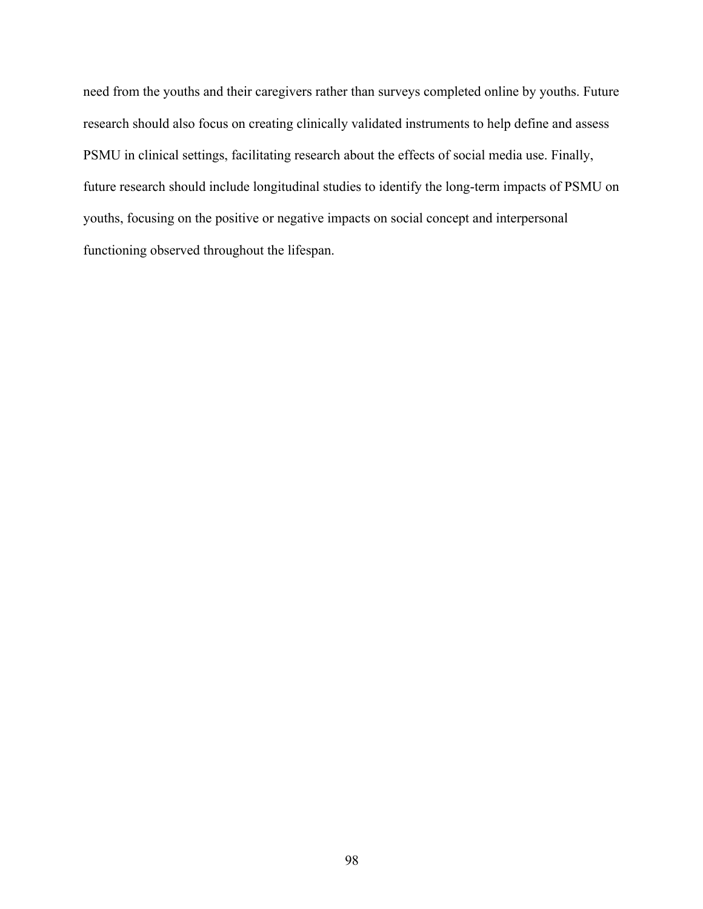need from the youths and their caregivers rather than surveys completed online by youths. Future research should also focus on creating clinically validated instruments to help define and assess PSMU in clinical settings, facilitating research about the effects of social media use. Finally, future research should include longitudinal studies to identify the long-term impacts of PSMU on youths, focusing on the positive or negative impacts on social concept and interpersonal functioning observed throughout the lifespan.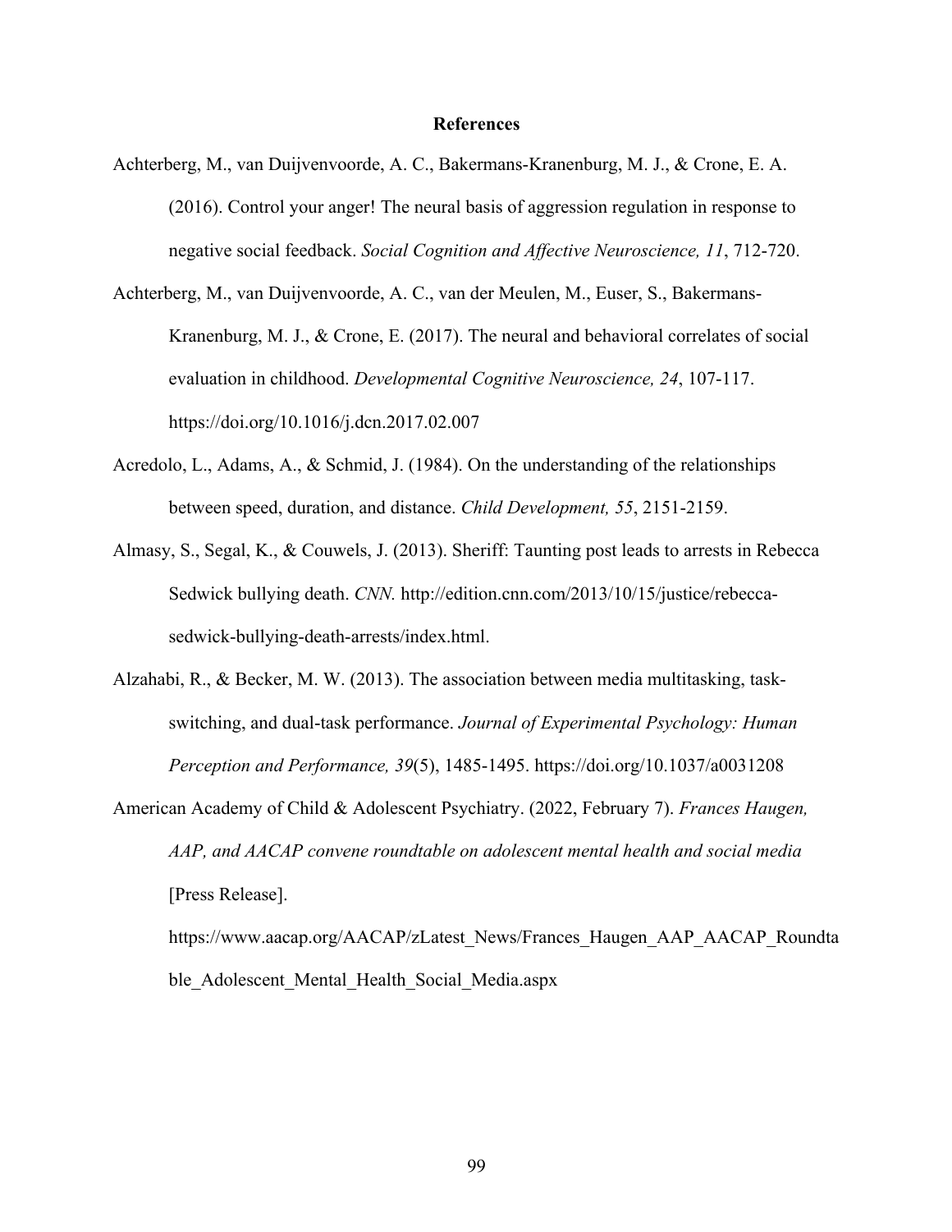# References

Achterberg, M., van Duijvenvoorde, A. C., Bakermans-Kranenburg, M. J., & Crone, E. A. (2016). Control your anger! The neural basis of aggression regulation in response to negative social feedback. *Social Cognition and Affective Neuroscience, 11*, 712-720.

Achterberg, M., van Duijvenvoorde, A. C., van der Meulen, M., Euser, S., Bakermans-Kranenburg, M. J., & Crone, E. (2017). The neural and behavioral correlates of social evaluation in childhood. *Developmental Cognitive Neuroscience, 24*, 107-117. https://doi.org/10.1016/j.dcn.2017.02.007

Acredolo, L., Adams, A., & Schmid, J. (1984). On the understanding of the relationships between speed, duration, and distance. *Child Development, 55*, 2151-2159.

Almasy, S., Segal, K., & Couwels, J. (2013). Sheriff: Taunting post leads to arrests in Rebecca Sedwick bullying death. *CNN.* http://edition.cnn.com/2013/10/15/justice/rebecca-sedwick-bullying-death-arrests/index.html.

Alzahabi, R., & Becker, M. W. (2013). The association between media multitasking, task-switching, and dual-task performance. *Journal of Experimental Psychology: Human Perception and Performance, 39*(5), 1485-1495. https://doi.org/10.1037/a0031208

American Academy of Child & Adolescent Psychiatry. (2022, February 7). *Frances Haugen, AAP, and AACAP convene roundtable on adolescent mental health and social media* [Press Release]. https://www.aacap.org/AACAP/zLatest_News/Frances_Haugen_AAP_AACAP_Roundtable_Adolescent_Mental_Health_Social_Media.aspx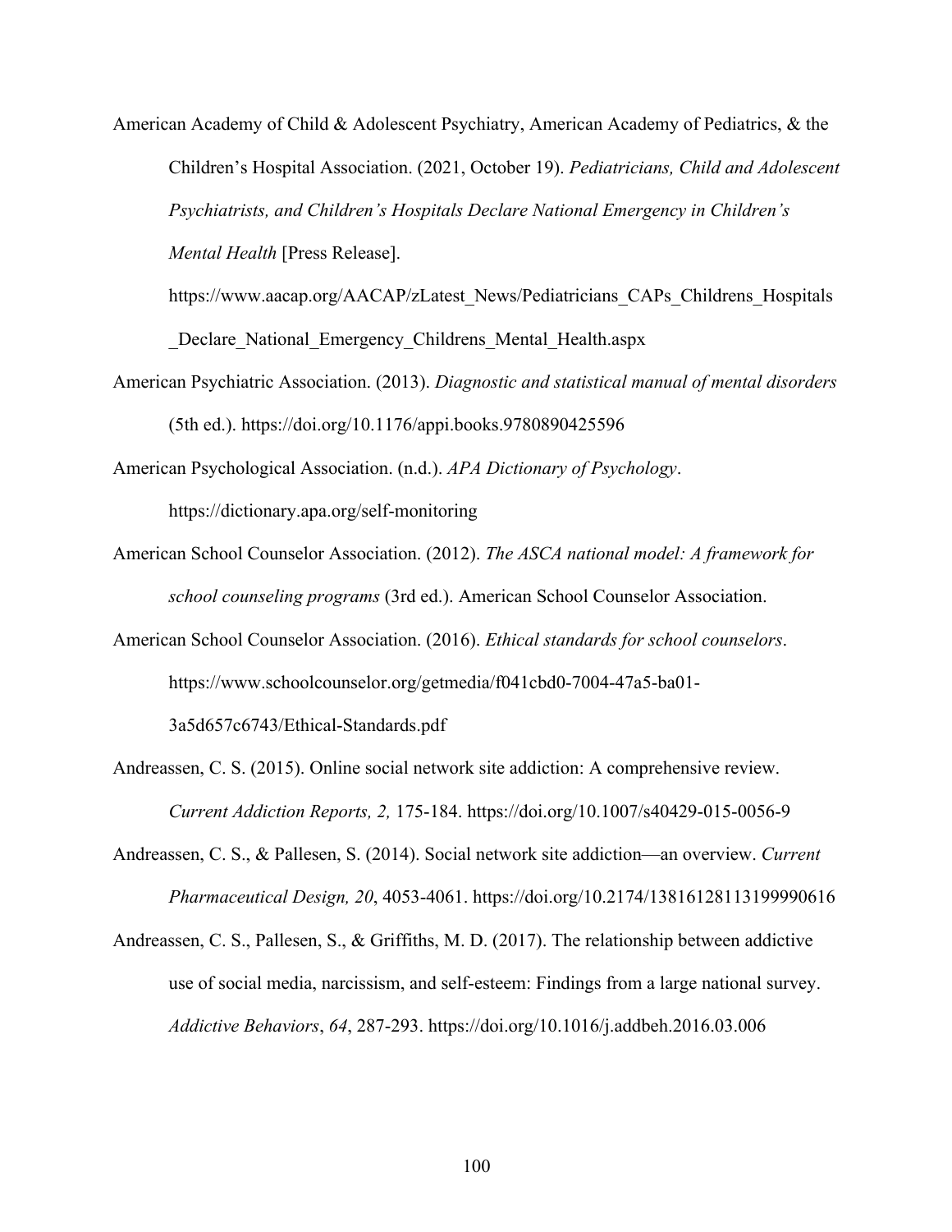American Academy of Child & Adolescent Psychiatry, American Academy of Pediatrics, & the Children's Hospital Association. (2021, October 19). *Pediatricians, Child and Adolescent Psychiatrists, and Children's Hospitals Declare National Emergency in Children's Mental Health* [Press Release]. https://www.aacap.org/AACAP/zLatest_News/Pediatricians_CAPs_Childrens_Hospitals_Declare_National_Emergency_Childrens_Mental_Health.aspx

American Psychiatric Association. (2013). *Diagnostic and statistical manual of mental disorders* (5th ed.). https://doi.org/10.1176/appi.books.9780890425596

American Psychological Association. (n.d.). *APA Dictionary of Psychology*. https://dictionary.apa.org/self-monitoring

American School Counselor Association. (2012). *The ASCA national model: A framework for school counseling programs* (3rd ed.). American School Counselor Association.

American School Counselor Association. (2016). *Ethical standards for school counselors*. https://www.schoolcounselor.org/getmedia/f041cbd0-7004-47a5-ba01-3a5d657c6743/Ethical-Standards.pdf

Andreassen, C. S. (2015). Online social network site addiction: A comprehensive review. *Current Addiction Reports, 2,* 175-184. https://doi.org/10.1007/s40429-015-0056-9

Andreassen, C. S., & Pallesen, S. (2014). Social network site addiction—an overview. *Current Pharmaceutical Design, 20*, 4053-4061. https://doi.org/10.2174/13816128113199990616

Andreassen, C. S., Pallesen, S., & Griffiths, M. D. (2017). The relationship between addictive use of social media, narcissism, and self-esteem: Findings from a large national survey. *Addictive Behaviors*, *64*, 287-293. https://doi.org/10.1016/j.addbeh.2016.03.006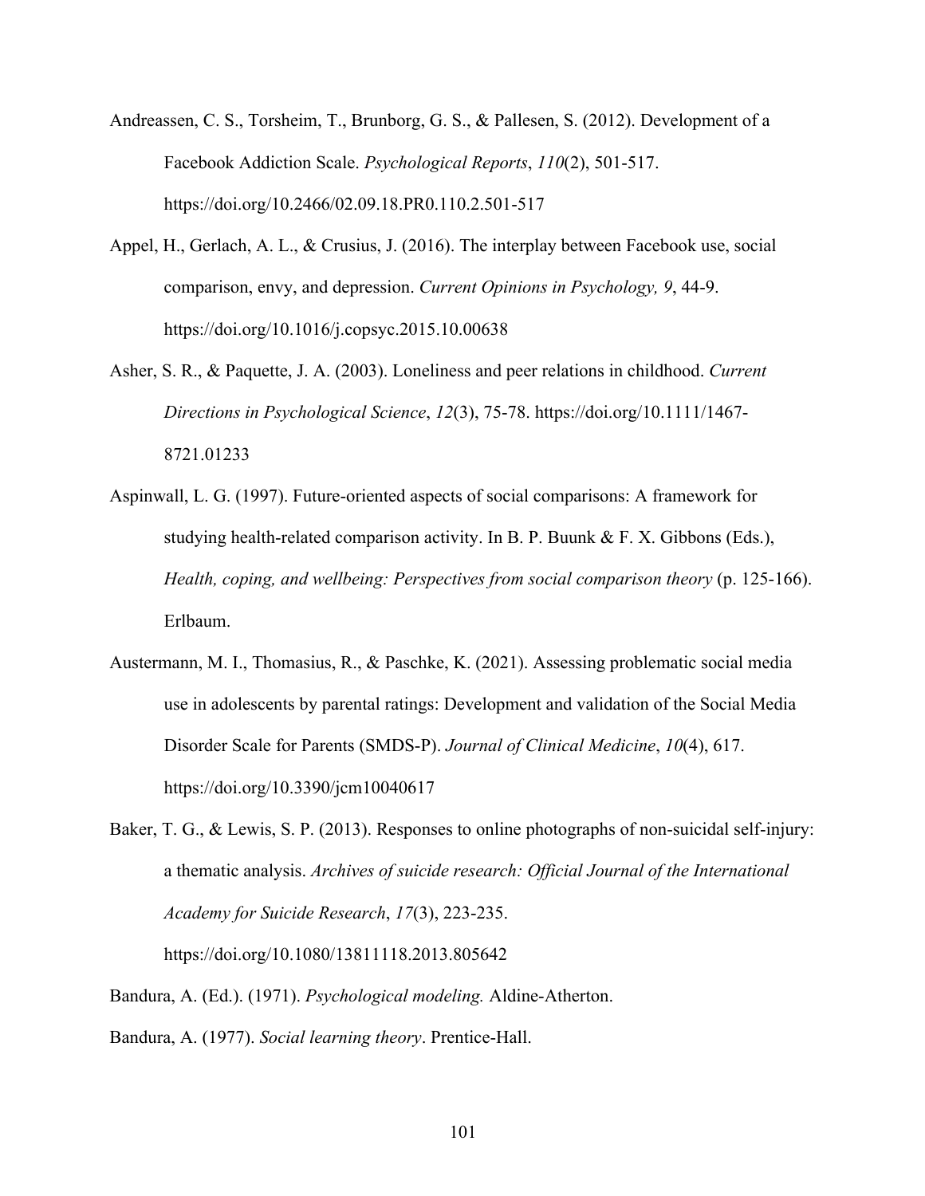Andreassen, C. S., Torsheim, T., Brunborg, G. S., & Pallesen, S. (2012). Development of a Facebook Addiction Scale. *Psychological Reports*, *110*(2), 501-517. https://doi.org/10.2466/02.09.18.PR0.110.2.501-517

Appel, H., Gerlach, A. L., & Crusius, J. (2016). The interplay between Facebook use, social comparison, envy, and depression. *Current Opinions in Psychology, 9*, 44-9. https://doi.org/10.1016/j.copsyc.2015.10.00638

Asher, S. R., & Paquette, J. A. (2003). Loneliness and peer relations in childhood. *Current Directions in Psychological Science*, *12*(3), 75-78. https://doi.org/10.1111/1467-8721.01233

Aspinwall, L. G. (1997). Future-oriented aspects of social comparisons: A framework for studying health-related comparison activity. In B. P. Buunk & F. X. Gibbons (Eds.), *Health, coping, and wellbeing: Perspectives from social comparison theory* (p. 125-166). Erlbaum.

Austermann, M. I., Thomasius, R., & Paschke, K. (2021). Assessing problematic social media use in adolescents by parental ratings: Development and validation of the Social Media Disorder Scale for Parents (SMDS-P). *Journal of Clinical Medicine*, *10*(4), 617. https://doi.org/10.3390/jcm10040617

Baker, T. G., & Lewis, S. P. (2013). Responses to online photographs of non-suicidal self-injury: a thematic analysis. *Archives of suicide research: Official Journal of the International Academy for Suicide Research*, *17*(3), 223-235. https://doi.org/10.1080/13811118.2013.805642

Bandura, A. (Ed.). (1971). *Psychological modeling.* Aldine-Atherton.

Bandura, A. (1977). *Social learning theory*. Prentice-Hall.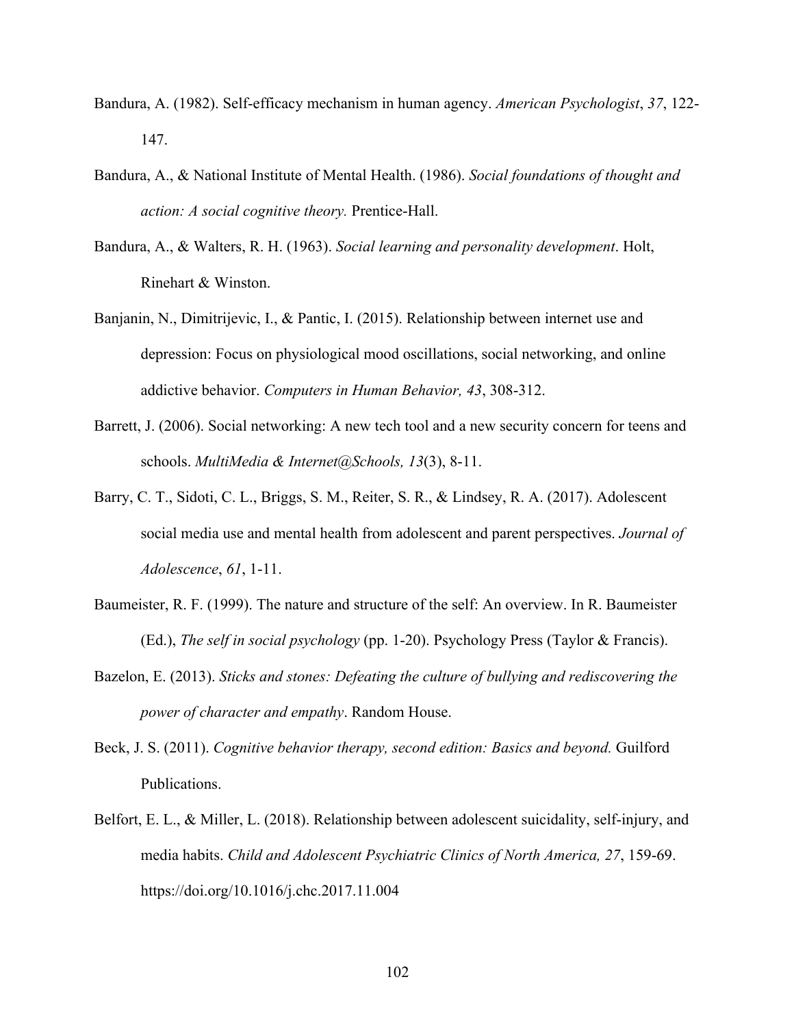Bandura, A. (1982). Self-efficacy mechanism in human agency. *American Psychologist*, *37*, 122-147.

Bandura, A., & National Institute of Mental Health. (1986). *Social foundations of thought and action: A social cognitive theory.* Prentice-Hall.

Bandura, A., & Walters, R. H. (1963). *Social learning and personality development*. Holt, Rinehart & Winston.

Banjanin, N., Dimitrijevic, I., & Pantic, I. (2015). Relationship between internet use and depression: Focus on physiological mood oscillations, social networking, and online addictive behavior. *Computers in Human Behavior, 43*, 308-312.

Barrett, J. (2006). Social networking: A new tech tool and a new security concern for teens and schools. *MultiMedia & Internet@Schools, 13*(3), 8-11.

Barry, C. T., Sidoti, C. L., Briggs, S. M., Reiter, S. R., & Lindsey, R. A. (2017). Adolescent social media use and mental health from adolescent and parent perspectives. *Journal of Adolescence*, *61*, 1-11.

Baumeister, R. F. (1999). The nature and structure of the self: An overview. In R. Baumeister (Ed.), *The self in social psychology* (pp. 1-20). Psychology Press (Taylor & Francis).

Bazelon, E. (2013). *Sticks and stones: Defeating the culture of bullying and rediscovering the power of character and empathy*. Random House.

Beck, J. S. (2011). *Cognitive behavior therapy, second edition: Basics and beyond.* Guilford Publications.

Belfort, E. L., & Miller, L. (2018). Relationship between adolescent suicidality, self-injury, and media habits. *Child and Adolescent Psychiatric Clinics of North America, 27*, 159-69. https://doi.org/10.1016/j.chc.2017.11.004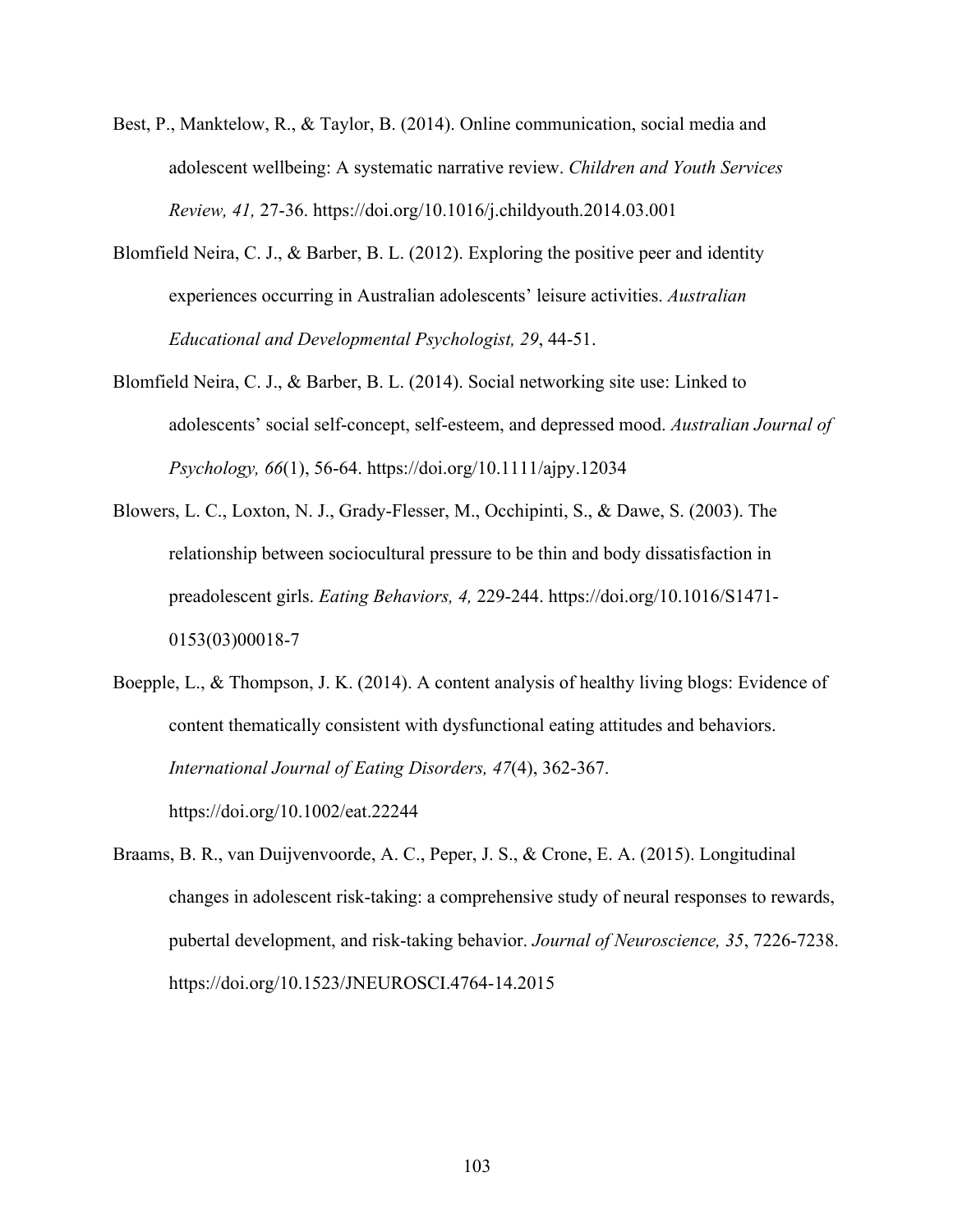Best, P., Manktelow, R., & Taylor, B. (2014). Online communication, social media and adolescent wellbeing: A systematic narrative review. *Children and Youth Services Review, 41,* 27-36. https://doi.org/10.1016/j.childyouth.2014.03.001

Blomfield Neira, C. J., & Barber, B. L. (2012). Exploring the positive peer and identity experiences occurring in Australian adolescents' leisure activities. *Australian Educational and Developmental Psychologist, 29*, 44-51.

Blomfield Neira, C. J., & Barber, B. L. (2014). Social networking site use: Linked to adolescents' social self-concept, self-esteem, and depressed mood. *Australian Journal of Psychology, 66*(1), 56-64. https://doi.org/10.1111/ajpy.12034

Blowers, L. C., Loxton, N. J., Grady-Flesser, M., Occhipinti, S., & Dawe, S. (2003). The relationship between sociocultural pressure to be thin and body dissatisfaction in preadolescent girls. *Eating Behaviors, 4,* 229-244. https://doi.org/10.1016/S1471-0153(03)00018-7

Boepple, L., & Thompson, J. K. (2014). A content analysis of healthy living blogs: Evidence of content thematically consistent with dysfunctional eating attitudes and behaviors. *International Journal of Eating Disorders, 47*(4), 362-367. https://doi.org/10.1002/eat.22244

Braams, B. R., van Duijvenvoorde, A. C., Peper, J. S., & Crone, E. A. (2015). Longitudinal changes in adolescent risk-taking: a comprehensive study of neural responses to rewards, pubertal development, and risk-taking behavior. *Journal of Neuroscience, 35*, 7226-7238. https://doi.org/10.1523/JNEUROSCI.4764-14.2015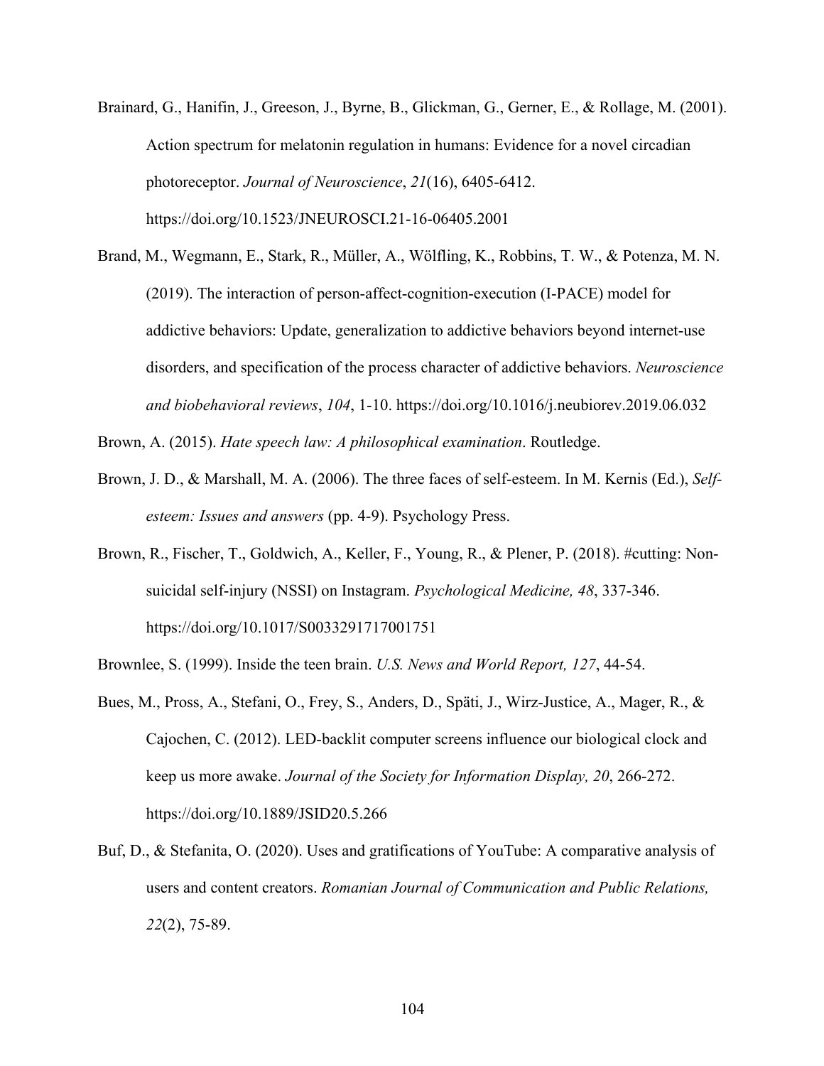Brainard, G., Hanifin, J., Greeson, J., Byrne, B., Glickman, G., Gerner, E., & Rollage, M. (2001). Action spectrum for melatonin regulation in humans: Evidence for a novel circadian photoreceptor. *Journal of Neuroscience*, *21*(16), 6405-6412. https://doi.org/10.1523/JNEUROSCI.21-16-06405.2001

Brand, M., Wegmann, E., Stark, R., Müller, A., Wölfling, K., Robbins, T. W., & Potenza, M. N. (2019). The interaction of person-affect-cognition-execution (I-PACE) model for addictive behaviors: Update, generalization to addictive behaviors beyond internet-use disorders, and specification of the process character of addictive behaviors. *Neuroscience and biobehavioral reviews*, *104*, 1-10. https://doi.org/10.1016/j.neubiorev.2019.06.032

Brown, A. (2015). *Hate speech law: A philosophical examination*. Routledge.

Brown, J. D., & Marshall, M. A. (2006). The three faces of self-esteem. In M. Kernis (Ed.), *Self-esteem: Issues and answers* (pp. 4-9). Psychology Press.

Brown, R., Fischer, T., Goldwich, A., Keller, F., Young, R., & Plener, P. (2018). #cutting: Non-suicidal self-injury (NSSI) on Instagram. *Psychological Medicine, 48*, 337-346. https://doi.org/10.1017/S0033291717001751

Brownlee, S. (1999). Inside the teen brain. *U.S. News and World Report, 127*, 44-54.

Bues, M., Pross, A., Stefani, O., Frey, S., Anders, D., Späti, J., Wirz-Justice, A., Mager, R., & Cajochen, C. (2012). LED-backlit computer screens influence our biological clock and keep us more awake. *Journal of the Society for Information Display, 20*, 266-272. https://doi.org/10.1889/JSID20.5.266

Buf, D., & Stefanita, O. (2020). Uses and gratifications of YouTube: A comparative analysis of users and content creators. *Romanian Journal of Communication and Public Relations, 22*(2), 75-89.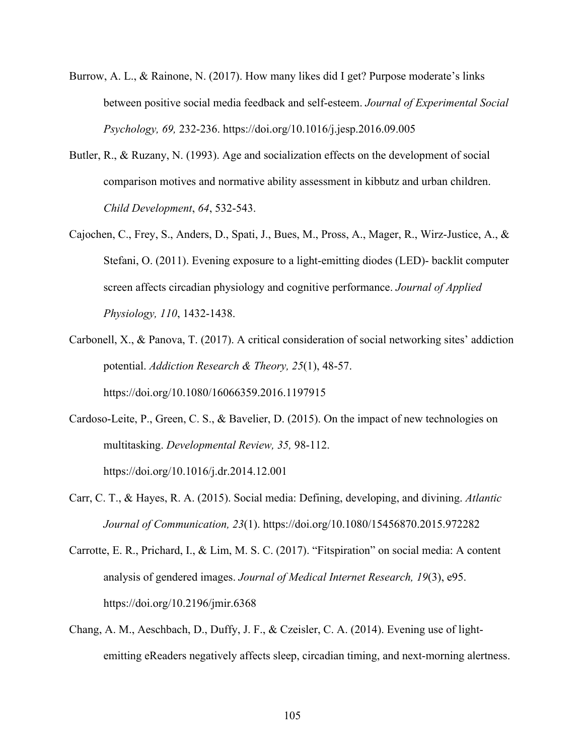Burrow, A. L., & Rainone, N. (2017). How many likes did I get? Purpose moderate's links between positive social media feedback and self-esteem. *Journal of Experimental Social Psychology, 69,* 232-236. https://doi.org/10.1016/j.jesp.2016.09.005

Butler, R., & Ruzany, N. (1993). Age and socialization effects on the development of social comparison motives and normative ability assessment in kibbutz and urban children. *Child Development*, *64*, 532-543.

Cajochen, C., Frey, S., Anders, D., Spati, J., Bues, M., Pross, A., Mager, R., Wirz-Justice, A., & Stefani, O. (2011). Evening exposure to a light-emitting diodes (LED)- backlit computer screen affects circadian physiology and cognitive performance. *Journal of Applied Physiology, 110*, 1432-1438.

Carbonell, X., & Panova, T. (2017). A critical consideration of social networking sites' addiction potential. *Addiction Research & Theory, 25*(1), 48-57. https://doi.org/10.1080/16066359.2016.1197915

Cardoso-Leite, P., Green, C. S., & Bavelier, D. (2015). On the impact of new technologies on multitasking. *Developmental Review, 35,* 98-112. https://doi.org/10.1016/j.dr.2014.12.001

Carr, C. T., & Hayes, R. A. (2015). Social media: Defining, developing, and divining. *Atlantic Journal of Communication, 23*(1). https://doi.org/10.1080/15456870.2015.972282

Carrotte, E. R., Prichard, I., & Lim, M. S. C. (2017). "Fitspiration" on social media: A content analysis of gendered images. *Journal of Medical Internet Research, 19*(3), e95. https://doi.org/10.2196/jmir.6368

Chang, A. M., Aeschbach, D., Duffy, J. F., & Czeisler, C. A. (2014). Evening use of light-emitting eReaders negatively affects sleep, circadian timing, and next-morning alertness.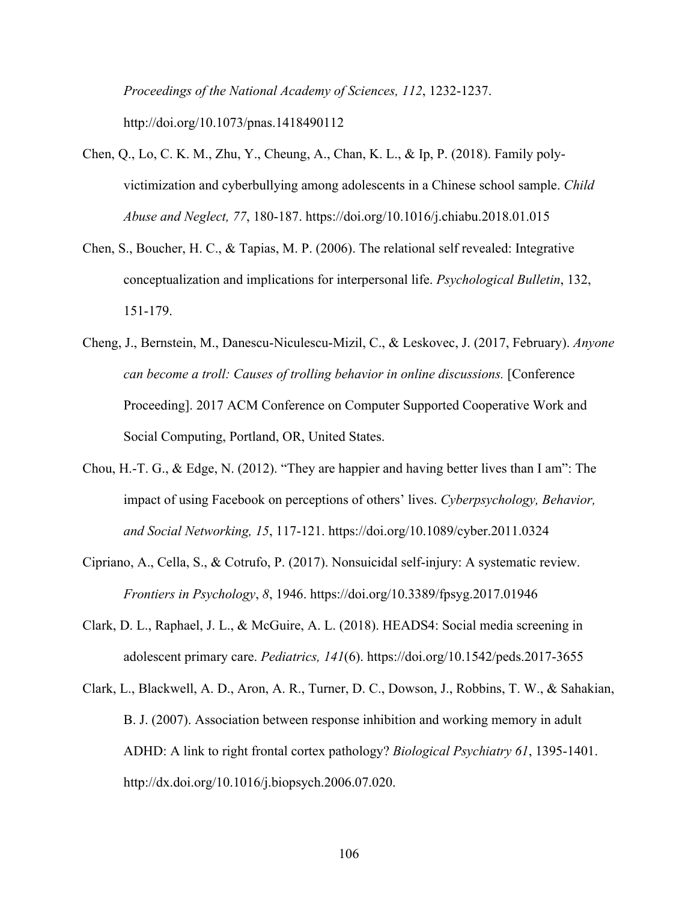*Proceedings of the National Academy of Sciences, 112*, 1232-1237. http://doi.org/10.1073/pnas.1418490112

Chen, Q., Lo, C. K. M., Zhu, Y., Cheung, A., Chan, K. L., & Ip, P. (2018). Family poly-victimization and cyberbullying among adolescents in a Chinese school sample. *Child Abuse and Neglect, 77*, 180-187. https://doi.org/10.1016/j.chiabu.2018.01.015

Chen, S., Boucher, H. C., & Tapias, M. P. (2006). The relational self revealed: Integrative conceptualization and implications for interpersonal life. *Psychological Bulletin*, 132, 151-179.

Cheng, J., Bernstein, M., Danescu-Niculescu-Mizil, C., & Leskovec, J. (2017, February). *Anyone can become a troll: Causes of trolling behavior in online discussions.* [Conference Proceeding]. 2017 ACM Conference on Computer Supported Cooperative Work and Social Computing, Portland, OR, United States.

Chou, H.-T. G., & Edge, N. (2012). "They are happier and having better lives than I am": The impact of using Facebook on perceptions of others' lives. *Cyberpsychology, Behavior, and Social Networking, 15*, 117-121. https://doi.org/10.1089/cyber.2011.0324

Cipriano, A., Cella, S., & Cotrufo, P. (2017). Nonsuicidal self-injury: A systematic review. *Frontiers in Psychology*, *8*, 1946. https://doi.org/10.3389/fpsyg.2017.01946

Clark, D. L., Raphael, J. L., & McGuire, A. L. (2018). HEADS4: Social media screening in adolescent primary care. *Pediatrics, 141*(6). https://doi.org/10.1542/peds.2017-3655

Clark, L., Blackwell, A. D., Aron, A. R., Turner, D. C., Dowson, J., Robbins, T. W., & Sahakian, B. J. (2007). Association between response inhibition and working memory in adult ADHD: A link to right frontal cortex pathology? *Biological Psychiatry 61*, 1395-1401. http://dx.doi.org/10.1016/j.biopsych.2006.07.020.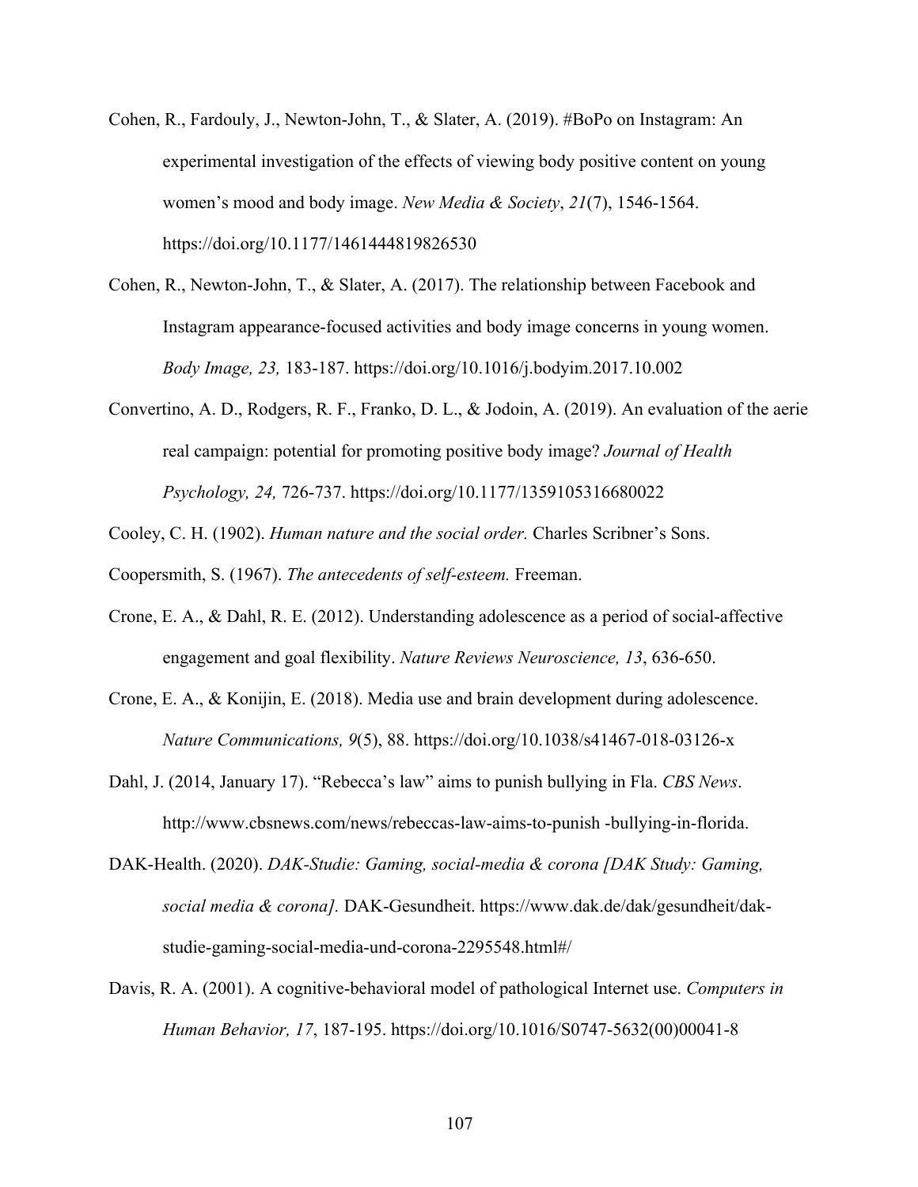Cohen, R., Fardouly, J., Newton-John, T., & Slater, A. (2019). #BoPo on Instagram: An experimental investigation of the effects of viewing body positive content on young women's mood and body image. *New Media & Society*, *21*(7), 1546-1564. https://doi.org/10.1177/1461444819826530

Cohen, R., Newton-John, T., & Slater, A. (2017). The relationship between Facebook and Instagram appearance-focused activities and body image concerns in young women. *Body Image, 23,* 183-187. https://doi.org/10.1016/j.bodyim.2017.10.002

Convertino, A. D., Rodgers, R. F., Franko, D. L., & Jodoin, A. (2019). An evaluation of the aerie real campaign: potential for promoting positive body image? *Journal of Health Psychology, 24,* 726-737. https://doi.org/10.1177/1359105316680022

Cooley, C. H. (1902). *Human nature and the social order.* Charles Scribner's Sons.

Coopersmith, S. (1967). *The antecedents of self-esteem.* Freeman.

Crone, E. A., & Dahl, R. E. (2012). Understanding adolescence as a period of social-affective engagement and goal flexibility. *Nature Reviews Neuroscience, 13*, 636-650.

Crone, E. A., & Konijin, E. (2018). Media use and brain development during adolescence. *Nature Communications, 9*(5), 88. https://doi.org/10.1038/s41467-018-03126-x

Dahl, J. (2014, January 17). "Rebecca's law" aims to punish bullying in Fla. *CBS News*. http://www.cbsnews.com/news/rebeccas-law-aims-to-punish -bullying-in-florida.

DAK-Health. (2020). *DAK-Studie: Gaming, social-media & corona [DAK Study: Gaming, social media & corona].* DAK-Gesundheit. https://www.dak.de/dak/gesundheit/dak-studie-gaming-social-media-und-corona-2295548.html#/

Davis, R. A. (2001). A cognitive-behavioral model of pathological Internet use. *Computers in Human Behavior, 17*, 187-195. https://doi.org/10.1016/S0747-5632(00)00041-8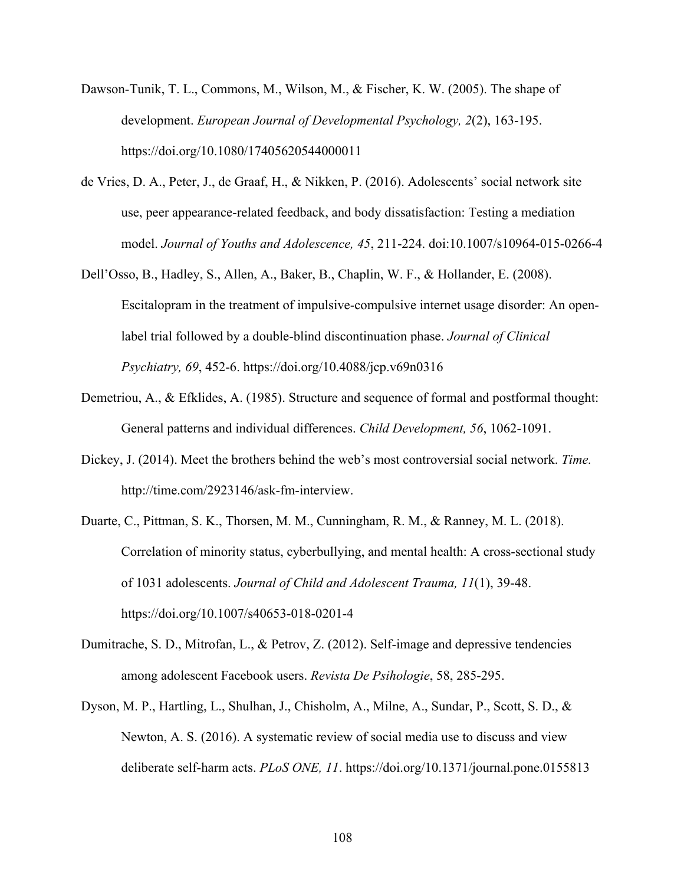Dawson-Tunik, T. L., Commons, M., Wilson, M., & Fischer, K. W. (2005). The shape of development. *European Journal of Developmental Psychology, 2*(2), 163-195. https://doi.org/10.1080/17405620544000011

de Vries, D. A., Peter, J., de Graaf, H., & Nikken, P. (2016). Adolescents' social network site use, peer appearance-related feedback, and body dissatisfaction: Testing a mediation model. *Journal of Youths and Adolescence, 45*, 211-224. doi:10.1007/s10964-015-0266-4

Dell'Osso, B., Hadley, S., Allen, A., Baker, B., Chaplin, W. F., & Hollander, E. (2008). Escitalopram in the treatment of impulsive-compulsive internet usage disorder: An open-label trial followed by a double-blind discontinuation phase. *Journal of Clinical Psychiatry, 69*, 452-6. https://doi.org/10.4088/jcp.v69n0316

Demetriou, A., & Efklides, A. (1985). Structure and sequence of formal and postformal thought: General patterns and individual differences. *Child Development, 56*, 1062-1091.

Dickey, J. (2014). Meet the brothers behind the web's most controversial social network. *Time.* http://time.com/2923146/ask-fm-interview.

Duarte, C., Pittman, S. K., Thorsen, M. M., Cunningham, R. M., & Ranney, M. L. (2018). Correlation of minority status, cyberbullying, and mental health: A cross-sectional study of 1031 adolescents. *Journal of Child and Adolescent Trauma, 11*(1), 39-48. https://doi.org/10.1007/s40653-018-0201-4

Dumitrache, S. D., Mitrofan, L., & Petrov, Z. (2012). Self-image and depressive tendencies among adolescent Facebook users. *Revista De Psihologie*, 58, 285-295.

Dyson, M. P., Hartling, L., Shulhan, J., Chisholm, A., Milne, A., Sundar, P., Scott, S. D., & Newton, A. S. (2016). A systematic review of social media use to discuss and view deliberate self-harm acts. *PLoS ONE, 11*. https://doi.org/10.1371/journal.pone.0155813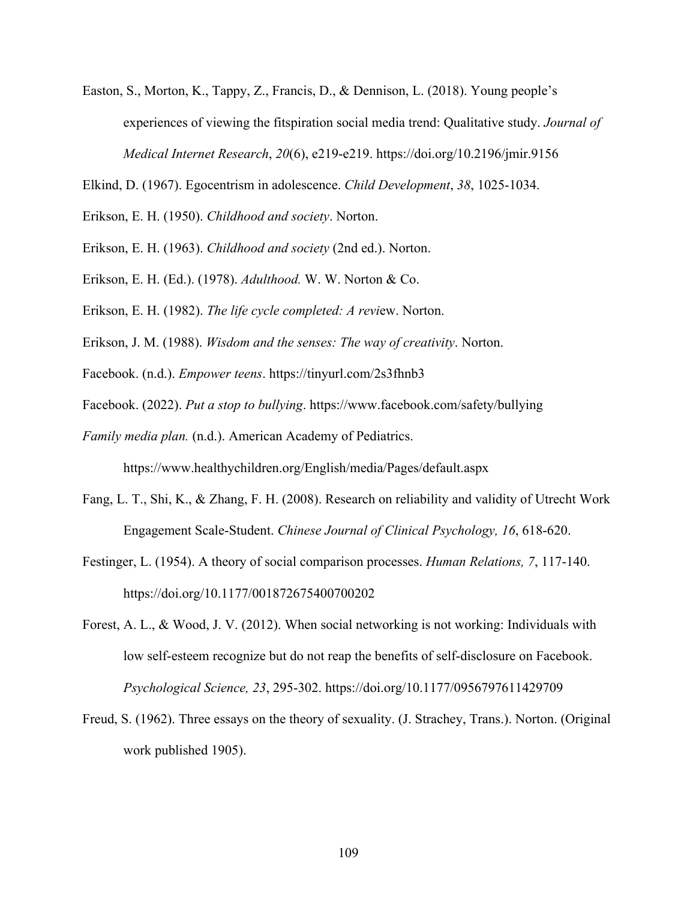Easton, S., Morton, K., Tappy, Z., Francis, D., & Dennison, L. (2018). Young people's experiences of viewing the fitspiration social media trend: Qualitative study. *Journal of Medical Internet Research*, *20*(6), e219-e219. https://doi.org/10.2196/jmir.9156

Elkind, D. (1967). Egocentrism in adolescence. *Child Development*, *38*, 1025-1034.

Erikson, E. H. (1950). *Childhood and society*. Norton.

Erikson, E. H. (1963). *Childhood and society* (2nd ed.). Norton.

Erikson, E. H. (Ed.). (1978). *Adulthood.* W. W. Norton & Co.

Erikson, E. H. (1982). *The life cycle completed: A revi*ew. Norton.

Erikson, J. M. (1988). *Wisdom and the senses: The way of creativity*. Norton.

Facebook. (n.d.). *Empower teens*. https://tinyurl.com/2s3fhnb3

Facebook. (2022). *Put a stop to bullying*. https://www.facebook.com/safety/bullying

*Family media plan.* (n.d.). American Academy of Pediatrics. https://www.healthychildren.org/English/media/Pages/default.aspx

Fang, L. T., Shi, K., & Zhang, F. H. (2008). Research on reliability and validity of Utrecht Work Engagement Scale-Student. *Chinese Journal of Clinical Psychology, 16*, 618-620.

Festinger, L. (1954). A theory of social comparison processes. *Human Relations, 7*, 117-140. https://doi.org/10.1177/001872675400700202

Forest, A. L., & Wood, J. V. (2012). When social networking is not working: Individuals with low self-esteem recognize but do not reap the benefits of self-disclosure on Facebook. *Psychological Science, 23*, 295-302. https://doi.org/10.1177/0956797611429709

Freud, S. (1962). Three essays on the theory of sexuality. (J. Strachey, Trans.). Norton. (Original work published 1905).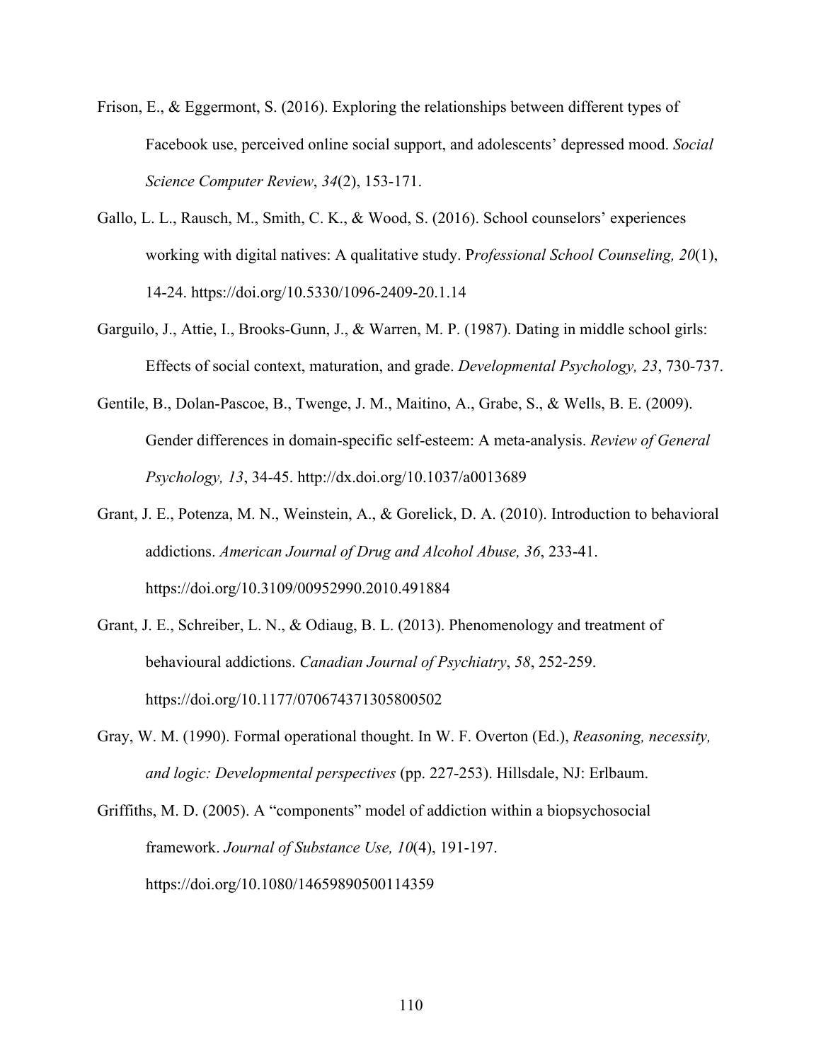Frison, E., & Eggermont, S. (2016). Exploring the relationships between different types of Facebook use, perceived online social support, and adolescents' depressed mood. *Social Science Computer Review*, *34*(2), 153-171.

Gallo, L. L., Rausch, M., Smith, C. K., & Wood, S. (2016). School counselors' experiences working with digital natives: A qualitative study. P*rofessional School Counseling, 20*(1), 14-24. https://doi.org/10.5330/1096-2409-20.1.14

Garguilo, J., Attie, I., Brooks-Gunn, J., & Warren, M. P. (1987). Dating in middle school girls: Effects of social context, maturation, and grade. *Developmental Psychology, 23*, 730-737.

Gentile, B., Dolan-Pascoe, B., Twenge, J. M., Maitino, A., Grabe, S., & Wells, B. E. (2009). Gender differences in domain-specific self-esteem: A meta-analysis. *Review of General Psychology, 13*, 34-45. http://dx.doi.org/10.1037/a0013689

Grant, J. E., Potenza, M. N., Weinstein, A., & Gorelick, D. A. (2010). Introduction to behavioral addictions. *American Journal of Drug and Alcohol Abuse, 36*, 233-41. https://doi.org/10.3109/00952990.2010.491884

Grant, J. E., Schreiber, L. N., & Odiaug, B. L. (2013). Phenomenology and treatment of behavioural addictions. *Canadian Journal of Psychiatry*, *58*, 252-259. https://doi.org/10.1177/070674371305800502

Gray, W. M. (1990). Formal operational thought. In W. F. Overton (Ed.), *Reasoning, necessity, and logic: Developmental perspectives* (pp. 227-253). Hillsdale, NJ: Erlbaum.

Griffiths, M. D. (2005). A "components" model of addiction within a biopsychosocial framework. *Journal of Substance Use, 10*(4), 191-197. https://doi.org/10.1080/14659890500114359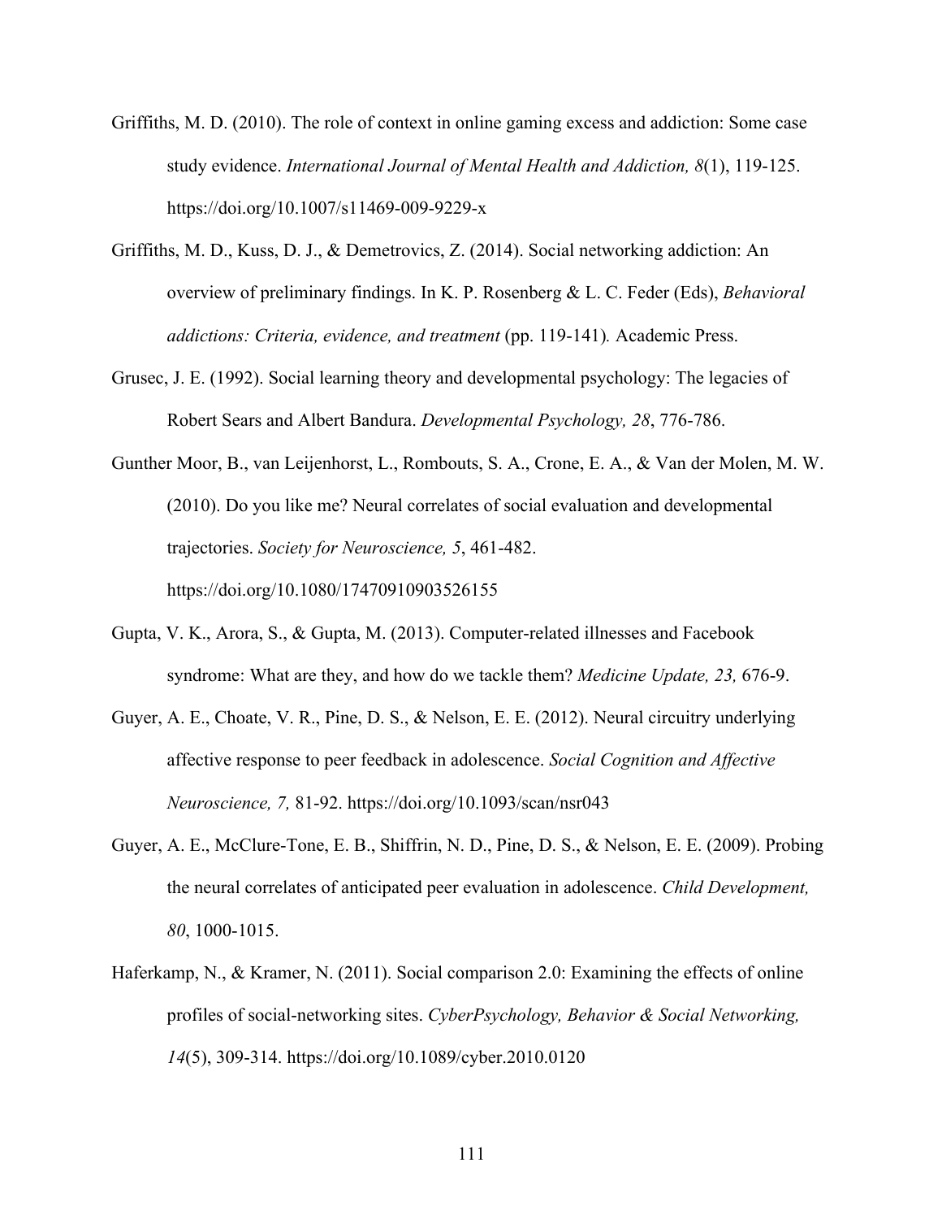Griffiths, M. D. (2010). The role of context in online gaming excess and addiction: Some case study evidence. *International Journal of Mental Health and Addiction, 8*(1), 119-125. https://doi.org/10.1007/s11469-009-9229-x

Griffiths, M. D., Kuss, D. J., & Demetrovics, Z. (2014). Social networking addiction: An overview of preliminary findings. In K. P. Rosenberg & L. C. Feder (Eds), *Behavioral addictions: Criteria, evidence, and treatment* (pp. 119-141)*.* Academic Press.

Grusec, J. E. (1992). Social learning theory and developmental psychology: The legacies of Robert Sears and Albert Bandura. *Developmental Psychology, 28*, 776-786.

Gunther Moor, B., van Leijenhorst, L., Rombouts, S. A., Crone, E. A., & Van der Molen, M. W. (2010). Do you like me? Neural correlates of social evaluation and developmental trajectories. *Society for Neuroscience, 5*, 461-482. https://doi.org/10.1080/17470910903526155

Gupta, V. K., Arora, S., & Gupta, M. (2013). Computer-related illnesses and Facebook syndrome: What are they, and how do we tackle them? *Medicine Update, 23,* 676-9.

Guyer, A. E., Choate, V. R., Pine, D. S., & Nelson, E. E. (2012). Neural circuitry underlying affective response to peer feedback in adolescence. *Social Cognition and Affective Neuroscience, 7,* 81-92. https://doi.org/10.1093/scan/nsr043

Guyer, A. E., McClure-Tone, E. B., Shiffrin, N. D., Pine, D. S., & Nelson, E. E. (2009). Probing the neural correlates of anticipated peer evaluation in adolescence. *Child Development, 80*, 1000-1015.

Haferkamp, N., & Kramer, N. (2011). Social comparison 2.0: Examining the effects of online profiles of social-networking sites. *CyberPsychology, Behavior & Social Networking, 14*(5), 309-314. https://doi.org/10.1089/cyber.2010.0120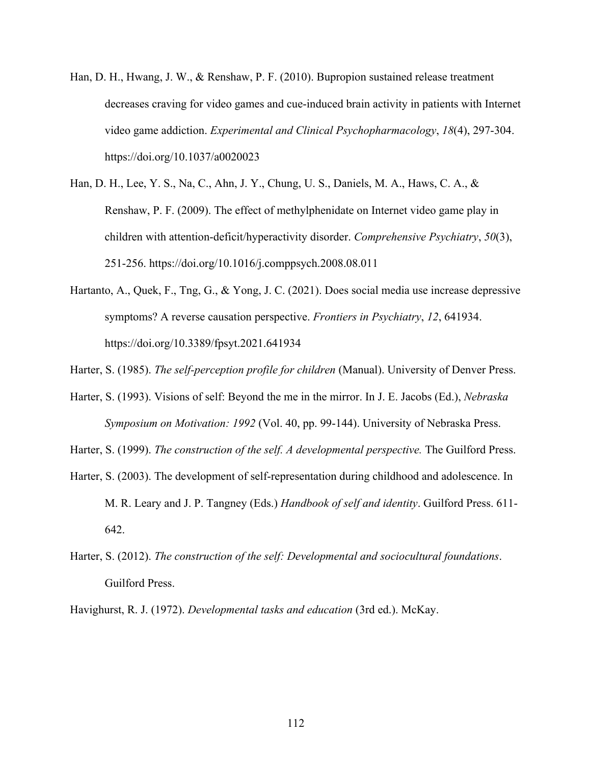Han, D. H., Hwang, J. W., & Renshaw, P. F. (2010). Bupropion sustained release treatment decreases craving for video games and cue-induced brain activity in patients with Internet video game addiction. *Experimental and Clinical Psychopharmacology*, *18*(4), 297-304. https://doi.org/10.1037/a0020023

Han, D. H., Lee, Y. S., Na, C., Ahn, J. Y., Chung, U. S., Daniels, M. A., Haws, C. A., & Renshaw, P. F. (2009). The effect of methylphenidate on Internet video game play in children with attention-deficit/hyperactivity disorder. *Comprehensive Psychiatry*, *50*(3), 251-256. https://doi.org/10.1016/j.comppsych.2008.08.011

Hartanto, A., Quek, F., Tng, G., & Yong, J. C. (2021). Does social media use increase depressive symptoms? A reverse causation perspective. *Frontiers in Psychiatry*, *12*, 641934. https://doi.org/10.3389/fpsyt.2021.641934

Harter, S. (1985). *The self-perception profile for children* (Manual). University of Denver Press.

Harter, S. (1993). Visions of self: Beyond the me in the mirror. In J. E. Jacobs (Ed.), *Nebraska Symposium on Motivation: 1992* (Vol. 40, pp. 99-144). University of Nebraska Press.

Harter, S. (1999). *The construction of the self. A developmental perspective.* The Guilford Press.

Harter, S. (2003). The development of self-representation during childhood and adolescence. In M. R. Leary and J. P. Tangney (Eds.) *Handbook of self and identity*. Guilford Press. 611-642.

Harter, S. (2012). *The construction of the self: Developmental and sociocultural foundations*. Guilford Press.

Havighurst, R. J. (1972). *Developmental tasks and education* (3rd ed.). McKay.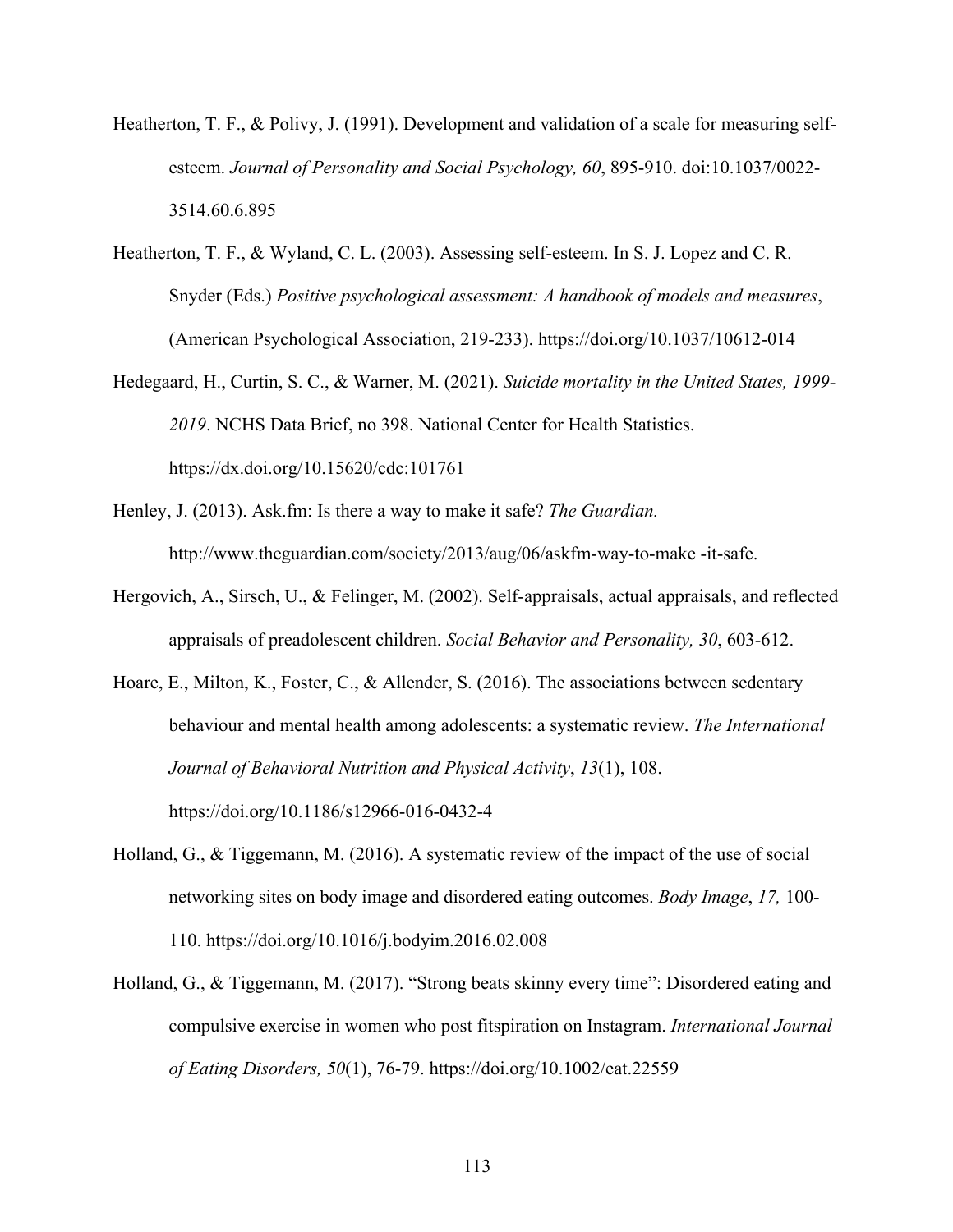Heatherton, T. F., & Polivy, J. (1991). Development and validation of a scale for measuring self-esteem. *Journal of Personality and Social Psychology, 60*, 895-910. doi:10.1037/0022-3514.60.6.895

Heatherton, T. F., & Wyland, C. L. (2003). Assessing self-esteem. In S. J. Lopez and C. R. Snyder (Eds.) *Positive psychological assessment: A handbook of models and measures*, (American Psychological Association, 219-233). https://doi.org/10.1037/10612-014

Hedegaard, H., Curtin, S. C., & Warner, M. (2021). *Suicide mortality in the United States, 1999-2019*. NCHS Data Brief, no 398. National Center for Health Statistics. https://dx.doi.org/10.15620/cdc:101761

Henley, J. (2013). Ask.fm: Is there a way to make it safe? *The Guardian.* http://www.theguardian.com/society/2013/aug/06/askfm-way-to-make -it-safe.

Hergovich, A., Sirsch, U., & Felinger, M. (2002). Self-appraisals, actual appraisals, and reflected appraisals of preadolescent children. *Social Behavior and Personality, 30*, 603-612.

Hoare, E., Milton, K., Foster, C., & Allender, S. (2016). The associations between sedentary behaviour and mental health among adolescents: a systematic review. *The International Journal of Behavioral Nutrition and Physical Activity*, *13*(1), 108. https://doi.org/10.1186/s12966-016-0432-4

Holland, G., & Tiggemann, M. (2016). A systematic review of the impact of the use of social networking sites on body image and disordered eating outcomes. *Body Image*, *17,* 100-110. https://doi.org/10.1016/j.bodyim.2016.02.008

Holland, G., & Tiggemann, M. (2017). "Strong beats skinny every time": Disordered eating and compulsive exercise in women who post fitspiration on Instagram. *International Journal of Eating Disorders, 50*(1), 76-79. https://doi.org/10.1002/eat.22559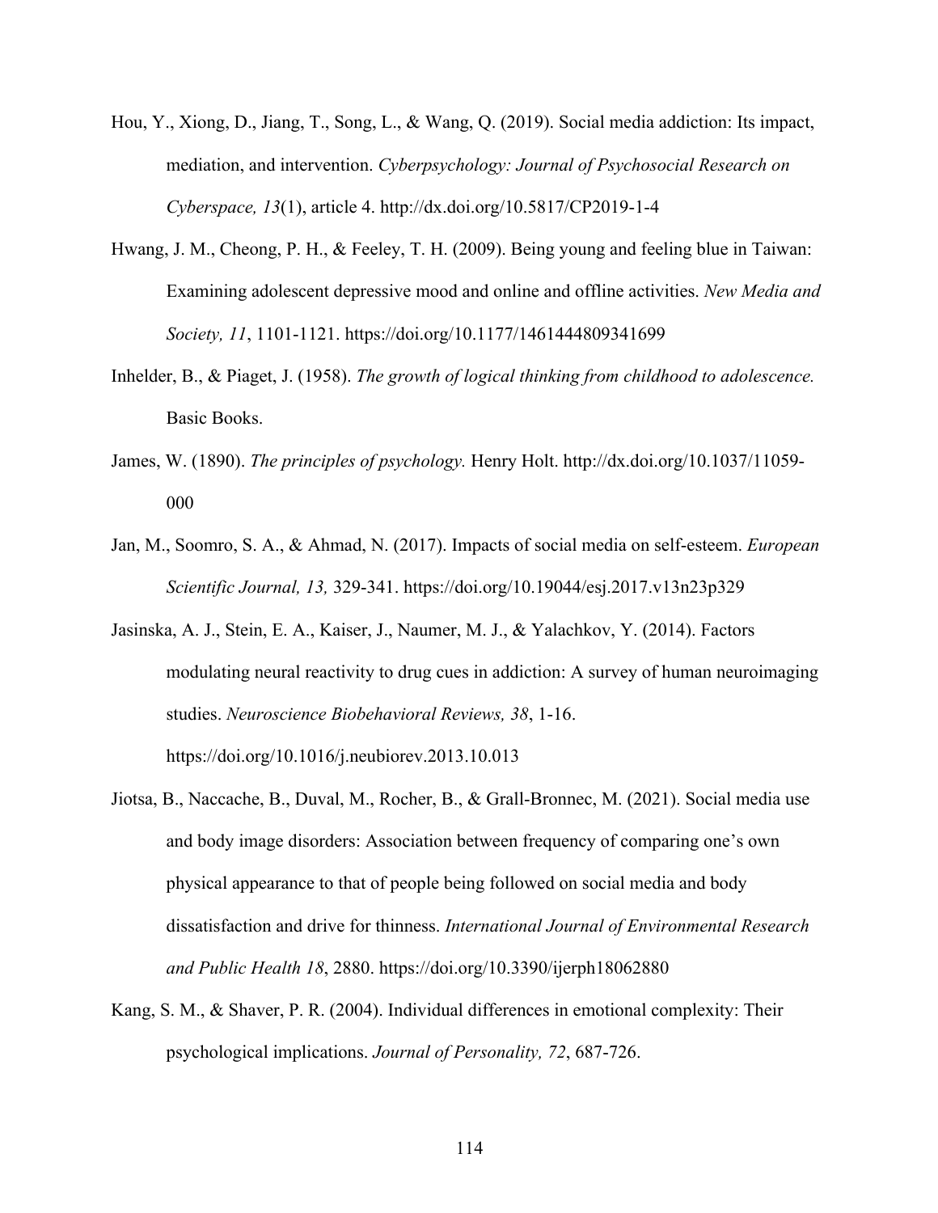Hou, Y., Xiong, D., Jiang, T., Song, L., & Wang, Q. (2019). Social media addiction: Its impact, mediation, and intervention. *Cyberpsychology: Journal of Psychosocial Research on Cyberspace, 13*(1), article 4. http://dx.doi.org/10.5817/CP2019-1-4

Hwang, J. M., Cheong, P. H., & Feeley, T. H. (2009). Being young and feeling blue in Taiwan: Examining adolescent depressive mood and online and offline activities. *New Media and Society, 11*, 1101-1121. https://doi.org/10.1177/1461444809341699

Inhelder, B., & Piaget, J. (1958). *The growth of logical thinking from childhood to adolescence.* Basic Books.

James, W. (1890). *The principles of psychology.* Henry Holt. http://dx.doi.org/10.1037/11059-000

Jan, M., Soomro, S. A., & Ahmad, N. (2017). Impacts of social media on self-esteem. *European Scientific Journal, 13,* 329-341. https://doi.org/10.19044/esj.2017.v13n23p329

Jasinska, A. J., Stein, E. A., Kaiser, J., Naumer, M. J., & Yalachkov, Y. (2014). Factors modulating neural reactivity to drug cues in addiction: A survey of human neuroimaging studies. *Neuroscience Biobehavioral Reviews, 38*, 1-16. https://doi.org/10.1016/j.neubiorev.2013.10.013

Jiotsa, B., Naccache, B., Duval, M., Rocher, B., & Grall-Bronnec, M. (2021). Social media use and body image disorders: Association between frequency of comparing one's own physical appearance to that of people being followed on social media and body dissatisfaction and drive for thinness. *International Journal of Environmental Research and Public Health 18*, 2880. https://doi.org/10.3390/ijerph18062880

Kang, S. M., & Shaver, P. R. (2004). Individual differences in emotional complexity: Their psychological implications. *Journal of Personality, 72*, 687-726.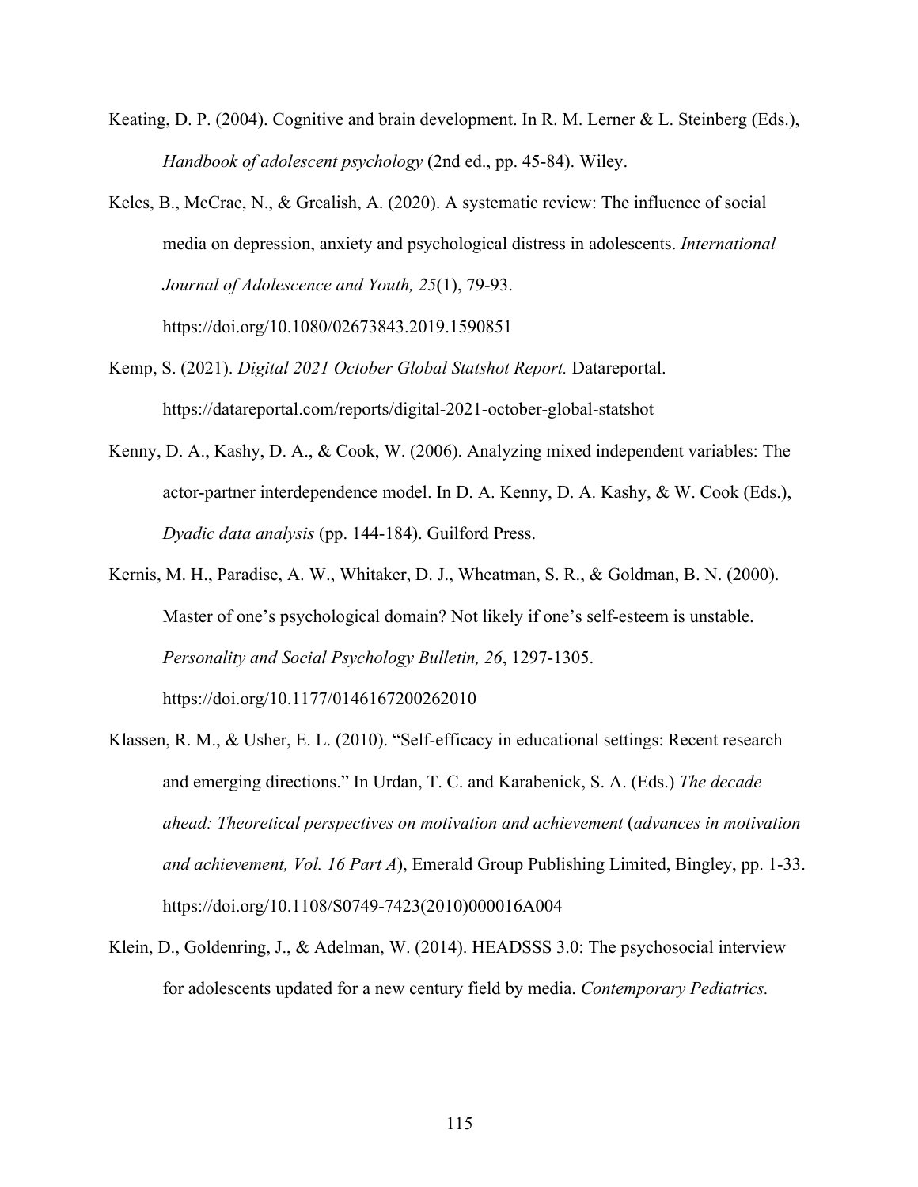Keating, D. P. (2004). Cognitive and brain development. In R. M. Lerner & L. Steinberg (Eds.), *Handbook of adolescent psychology* (2nd ed., pp. 45-84). Wiley.

Keles, B., McCrae, N., & Grealish, A. (2020). A systematic review: The influence of social media on depression, anxiety and psychological distress in adolescents. *International Journal of Adolescence and Youth, 25*(1), 79-93. https://doi.org/10.1080/02673843.2019.1590851

Kemp, S. (2021). *Digital 2021 October Global Statshot Report.* Datareportal. https://datareportal.com/reports/digital-2021-october-global-statshot

Kenny, D. A., Kashy, D. A., & Cook, W. (2006). Analyzing mixed independent variables: The actor-partner interdependence model. In D. A. Kenny, D. A. Kashy, & W. Cook (Eds.), *Dyadic data analysis* (pp. 144-184). Guilford Press.

Kernis, M. H., Paradise, A. W., Whitaker, D. J., Wheatman, S. R., & Goldman, B. N. (2000). Master of one's psychological domain? Not likely if one's self-esteem is unstable. *Personality and Social Psychology Bulletin, 26*, 1297-1305. https://doi.org/10.1177/0146167200262010

Klassen, R. M., & Usher, E. L. (2010). "Self-efficacy in educational settings: Recent research and emerging directions." In Urdan, T. C. and Karabenick, S. A. (Eds.) *The decade ahead: Theoretical perspectives on motivation and achievement* (*advances in motivation and achievement, Vol. 16 Part A*), Emerald Group Publishing Limited, Bingley, pp. 1-33. https://doi.org/10.1108/S0749-7423(2010)000016A004

Klein, D., Goldenring, J., & Adelman, W. (2014). HEADSSS 3.0: The psychosocial interview for adolescents updated for a new century field by media. *Contemporary Pediatrics.*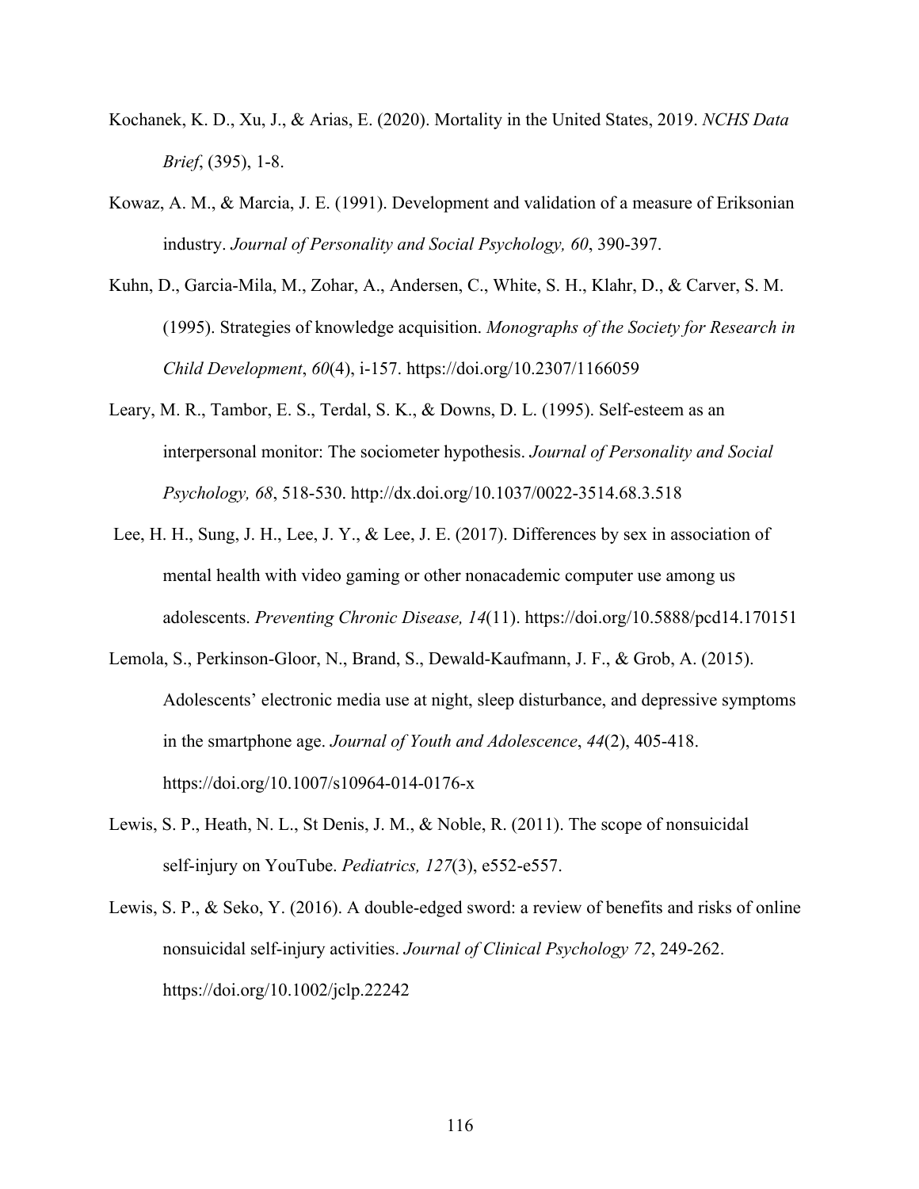Kochanek, K. D., Xu, J., & Arias, E. (2020). Mortality in the United States, 2019. *NCHS Data Brief*, (395), 1-8.

Kowaz, A. M., & Marcia, J. E. (1991). Development and validation of a measure of Eriksonian industry. *Journal of Personality and Social Psychology, 60*, 390-397.

Kuhn, D., Garcia-Mila, M., Zohar, A., Andersen, C., White, S. H., Klahr, D., & Carver, S. M. (1995). Strategies of knowledge acquisition. *Monographs of the Society for Research in Child Development*, *60*(4), i-157. https://doi.org/10.2307/1166059

Leary, M. R., Tambor, E. S., Terdal, S. K., & Downs, D. L. (1995). Self-esteem as an interpersonal monitor: The sociometer hypothesis. *Journal of Personality and Social Psychology, 68*, 518-530. http://dx.doi.org/10.1037/0022-3514.68.3.518

Lee, H. H., Sung, J. H., Lee, J. Y., & Lee, J. E. (2017). Differences by sex in association of mental health with video gaming or other nonacademic computer use among us adolescents. *Preventing Chronic Disease, 14*(11). https://doi.org/10.5888/pcd14.170151

Lemola, S., Perkinson-Gloor, N., Brand, S., Dewald-Kaufmann, J. F., & Grob, A. (2015). Adolescents' electronic media use at night, sleep disturbance, and depressive symptoms in the smartphone age. *Journal of Youth and Adolescence*, *44*(2), 405-418. https://doi.org/10.1007/s10964-014-0176-x

Lewis, S. P., Heath, N. L., St Denis, J. M., & Noble, R. (2011). The scope of nonsuicidal self-injury on YouTube. *Pediatrics, 127*(3), e552-e557.

Lewis, S. P., & Seko, Y. (2016). A double-edged sword: a review of benefits and risks of online nonsuicidal self-injury activities. *Journal of Clinical Psychology 72*, 249-262. https://doi.org/10.1002/jclp.22242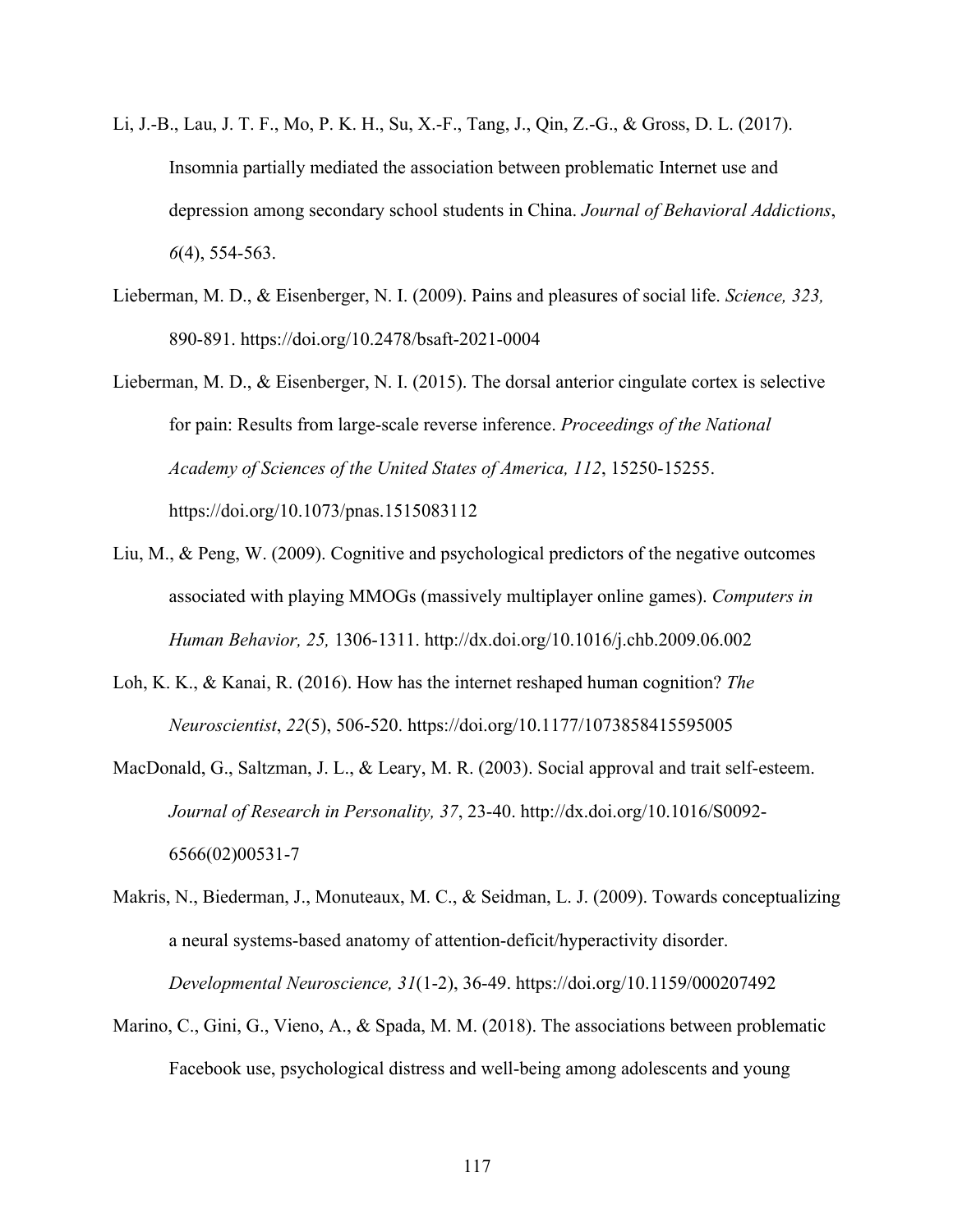Li, J.-B., Lau, J. T. F., Mo, P. K. H., Su, X.-F., Tang, J., Qin, Z.-G., & Gross, D. L. (2017). Insomnia partially mediated the association between problematic Internet use and depression among secondary school students in China. *Journal of Behavioral Addictions*, *6*(4), 554-563.

Lieberman, M. D., & Eisenberger, N. I. (2009). Pains and pleasures of social life. *Science, 323,* 890-891. https://doi.org/10.2478/bsaft-2021-0004

Lieberman, M. D., & Eisenberger, N. I. (2015). The dorsal anterior cingulate cortex is selective for pain: Results from large-scale reverse inference. *Proceedings of the National Academy of Sciences of the United States of America, 112*, 15250-15255. https://doi.org/10.1073/pnas.1515083112

Liu, M., & Peng, W. (2009). Cognitive and psychological predictors of the negative outcomes associated with playing MMOGs (massively multiplayer online games). *Computers in Human Behavior, 25,* 1306-1311. http://dx.doi.org/10.1016/j.chb.2009.06.002

Loh, K. K., & Kanai, R. (2016). How has the internet reshaped human cognition? *The Neuroscientist*, *22*(5), 506-520. https://doi.org/10.1177/1073858415595005

MacDonald, G., Saltzman, J. L., & Leary, M. R. (2003). Social approval and trait self-esteem. *Journal of Research in Personality, 37*, 23-40. http://dx.doi.org/10.1016/S0092-6566(02)00531-7

Makris, N., Biederman, J., Monuteaux, M. C., & Seidman, L. J. (2009). Towards conceptualizing a neural systems-based anatomy of attention-deficit/hyperactivity disorder. *Developmental Neuroscience, 31*(1-2), 36-49. https://doi.org/10.1159/000207492

Marino, C., Gini, G., Vieno, A., & Spada, M. M. (2018). The associations between problematic Facebook use, psychological distress and well-being among adolescents and young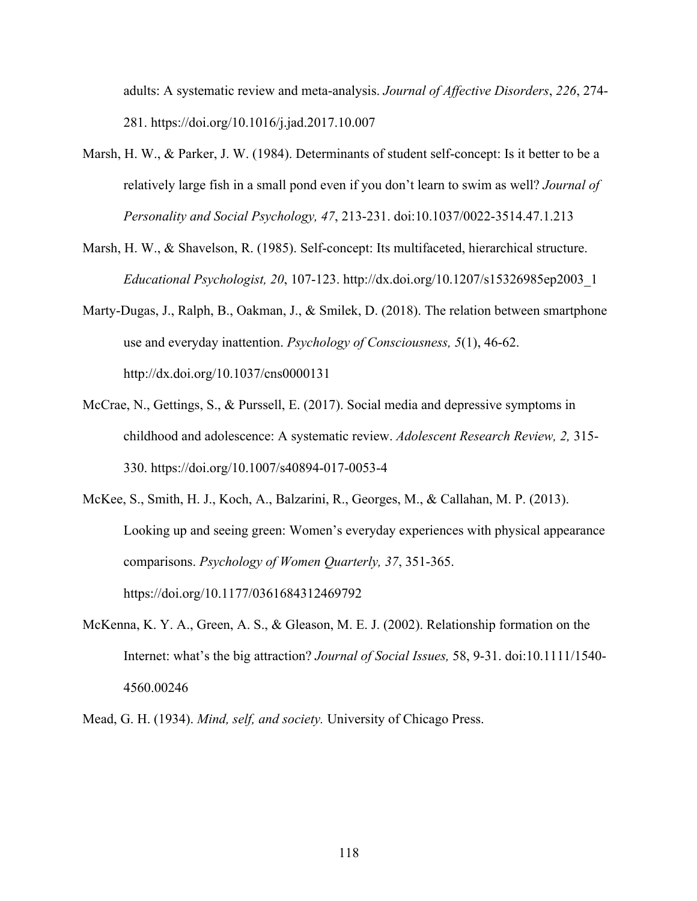adults: A systematic review and meta-analysis. *Journal of Affective Disorders*, *226*, 274-281. https://doi.org/10.1016/j.jad.2017.10.007

Marsh, H. W., & Parker, J. W. (1984). Determinants of student self-concept: Is it better to be a relatively large fish in a small pond even if you don't learn to swim as well? *Journal of Personality and Social Psychology, 47*, 213-231. doi:10.1037/0022-3514.47.1.213

Marsh, H. W., & Shavelson, R. (1985). Self-concept: Its multifaceted, hierarchical structure. *Educational Psychologist, 20*, 107-123. http://dx.doi.org/10.1207/s15326985ep2003_1

Marty-Dugas, J., Ralph, B., Oakman, J., & Smilek, D. (2018). The relation between smartphone use and everyday inattention. *Psychology of Consciousness, 5*(1), 46-62. http://dx.doi.org/10.1037/cns0000131

McCrae, N., Gettings, S., & Purssell, E. (2017). Social media and depressive symptoms in childhood and adolescence: A systematic review. *Adolescent Research Review, 2,* 315-330. https://doi.org/10.1007/s40894-017-0053-4

McKee, S., Smith, H. J., Koch, A., Balzarini, R., Georges, M., & Callahan, M. P. (2013). Looking up and seeing green: Women's everyday experiences with physical appearance comparisons. *Psychology of Women Quarterly, 37*, 351-365. https://doi.org/10.1177/0361684312469792

McKenna, K. Y. A., Green, A. S., & Gleason, M. E. J. (2002). Relationship formation on the Internet: what's the big attraction? *Journal of Social Issues,* 58, 9-31. doi:10.1111/1540-4560.00246

Mead, G. H. (1934). *Mind, self, and society.* University of Chicago Press.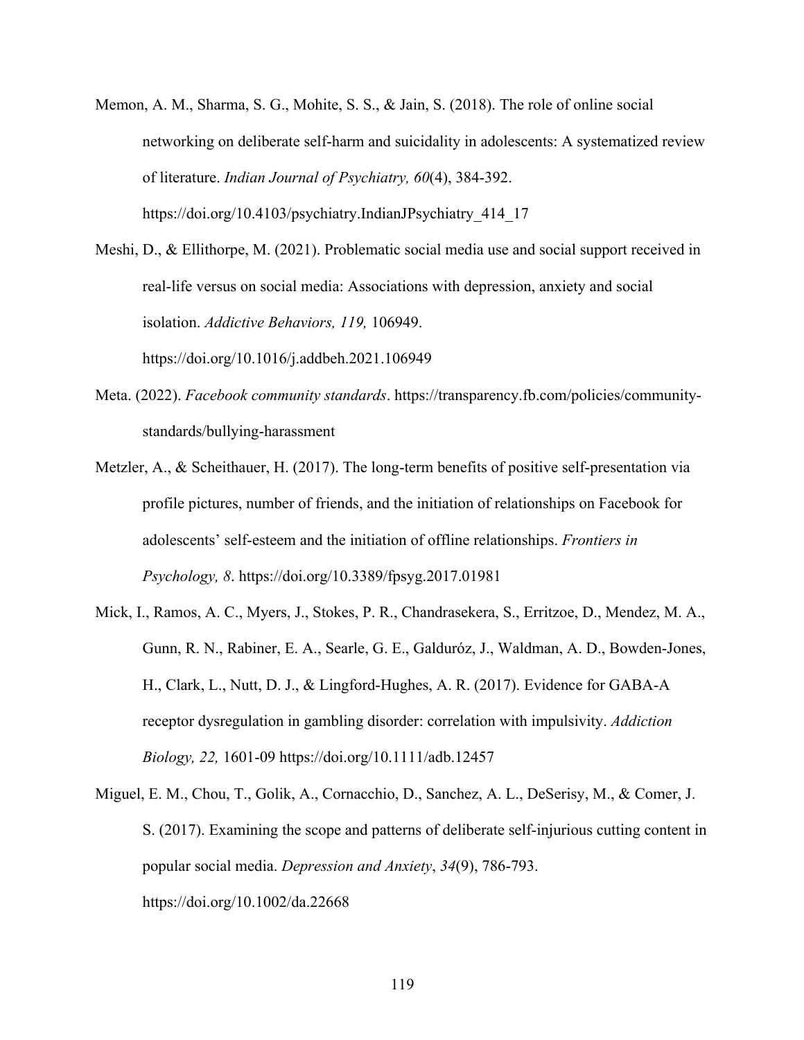Memon, A. M., Sharma, S. G., Mohite, S. S., & Jain, S. (2018). The role of online social networking on deliberate self-harm and suicidality in adolescents: A systematized review of literature. *Indian Journal of Psychiatry, 60*(4), 384-392. https://doi.org/10.4103/psychiatry.IndianJPsychiatry_414_17

Meshi, D., & Ellithorpe, M. (2021). Problematic social media use and social support received in real-life versus on social media: Associations with depression, anxiety and social isolation. *Addictive Behaviors, 119,* 106949. https://doi.org/10.1016/j.addbeh.2021.106949

Meta. (2022). *Facebook community standards*. https://transparency.fb.com/policies/community-standards/bullying-harassment

Metzler, A., & Scheithauer, H. (2017). The long-term benefits of positive self-presentation via profile pictures, number of friends, and the initiation of relationships on Facebook for adolescents' self-esteem and the initiation of offline relationships. *Frontiers in Psychology, 8*. https://doi.org/10.3389/fpsyg.2017.01981

Mick, I., Ramos, A. C., Myers, J., Stokes, P. R., Chandrasekera, S., Erritzoe, D., Mendez, M. A., Gunn, R. N., Rabiner, E. A., Searle, G. E., Galduróz, J., Waldman, A. D., Bowden-Jones, H., Clark, L., Nutt, D. J., & Lingford-Hughes, A. R. (2017). Evidence for GABA-A receptor dysregulation in gambling disorder: correlation with impulsivity. *Addiction Biology, 22,* 1601-09 https://doi.org/10.1111/adb.12457

Miguel, E. M., Chou, T., Golik, A., Cornacchio, D., Sanchez, A. L., DeSerisy, M., & Comer, J. S. (2017). Examining the scope and patterns of deliberate self-injurious cutting content in popular social media. *Depression and Anxiety*, *34*(9), 786-793. https://doi.org/10.1002/da.22668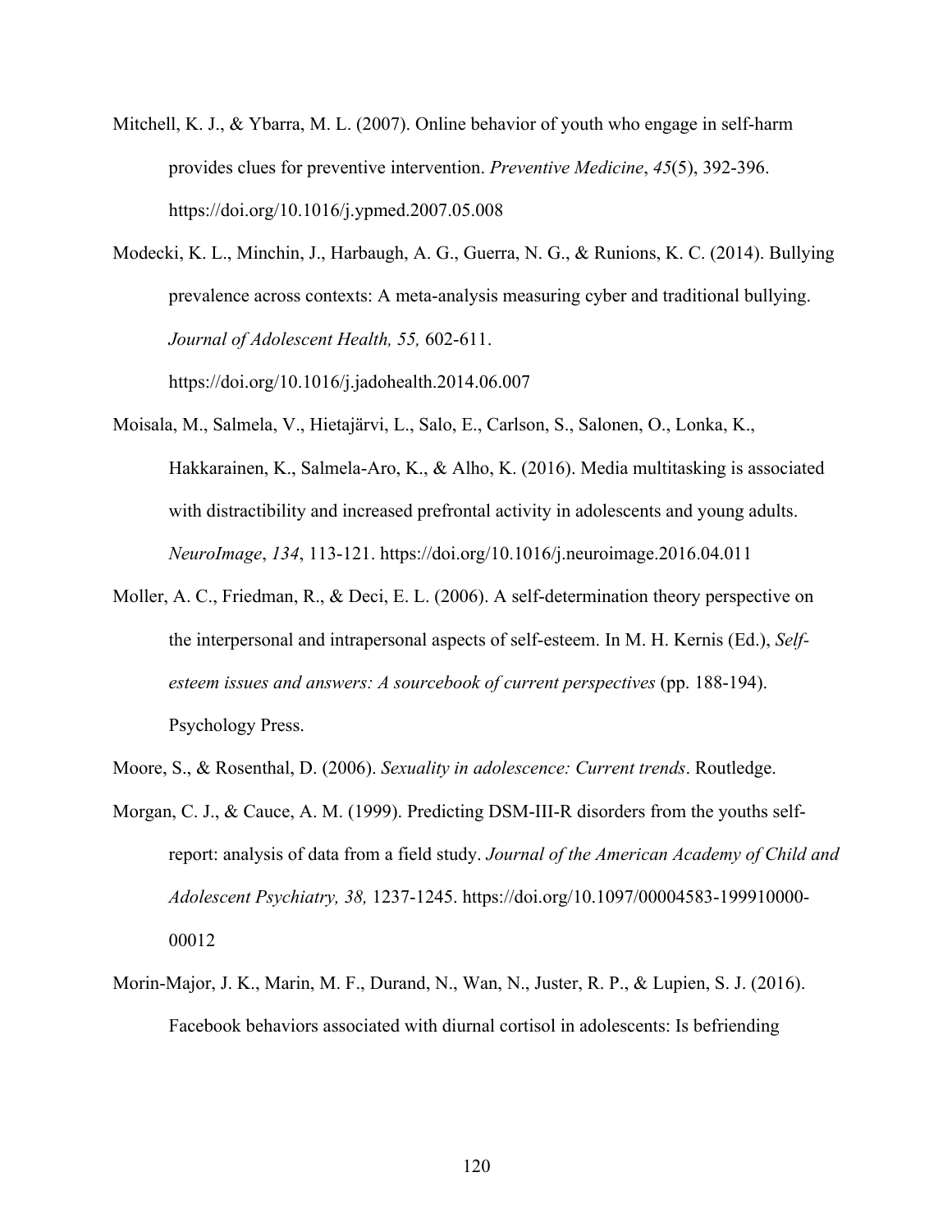Mitchell, K. J., & Ybarra, M. L. (2007). Online behavior of youth who engage in self-harm provides clues for preventive intervention. *Preventive Medicine*, *45*(5), 392-396. https://doi.org/10.1016/j.ypmed.2007.05.008

Modecki, K. L., Minchin, J., Harbaugh, A. G., Guerra, N. G., & Runions, K. C. (2014). Bullying prevalence across contexts: A meta-analysis measuring cyber and traditional bullying. *Journal of Adolescent Health, 55,* 602-611. https://doi.org/10.1016/j.jadohealth.2014.06.007

Moisala, M., Salmela, V., Hietajärvi, L., Salo, E., Carlson, S., Salonen, O., Lonka, K., Hakkarainen, K., Salmela-Aro, K., & Alho, K. (2016). Media multitasking is associated with distractibility and increased prefrontal activity in adolescents and young adults. *NeuroImage*, *134*, 113-121. https://doi.org/10.1016/j.neuroimage.2016.04.011

Moller, A. C., Friedman, R., & Deci, E. L. (2006). A self-determination theory perspective on the interpersonal and intrapersonal aspects of self-esteem. In M. H. Kernis (Ed.), *Self-esteem issues and answers: A sourcebook of current perspectives* (pp. 188-194). Psychology Press.

Moore, S., & Rosenthal, D. (2006). *Sexuality in adolescence: Current trends*. Routledge.

Morgan, C. J., & Cauce, A. M. (1999). Predicting DSM-III-R disorders from the youths self-report: analysis of data from a field study. *Journal of the American Academy of Child and Adolescent Psychiatry, 38,* 1237-1245. https://doi.org/10.1097/00004583-199910000-00012

Morin-Major, J. K., Marin, M. F., Durand, N., Wan, N., Juster, R. P., & Lupien, S. J. (2016). Facebook behaviors associated with diurnal cortisol in adolescents: Is befriending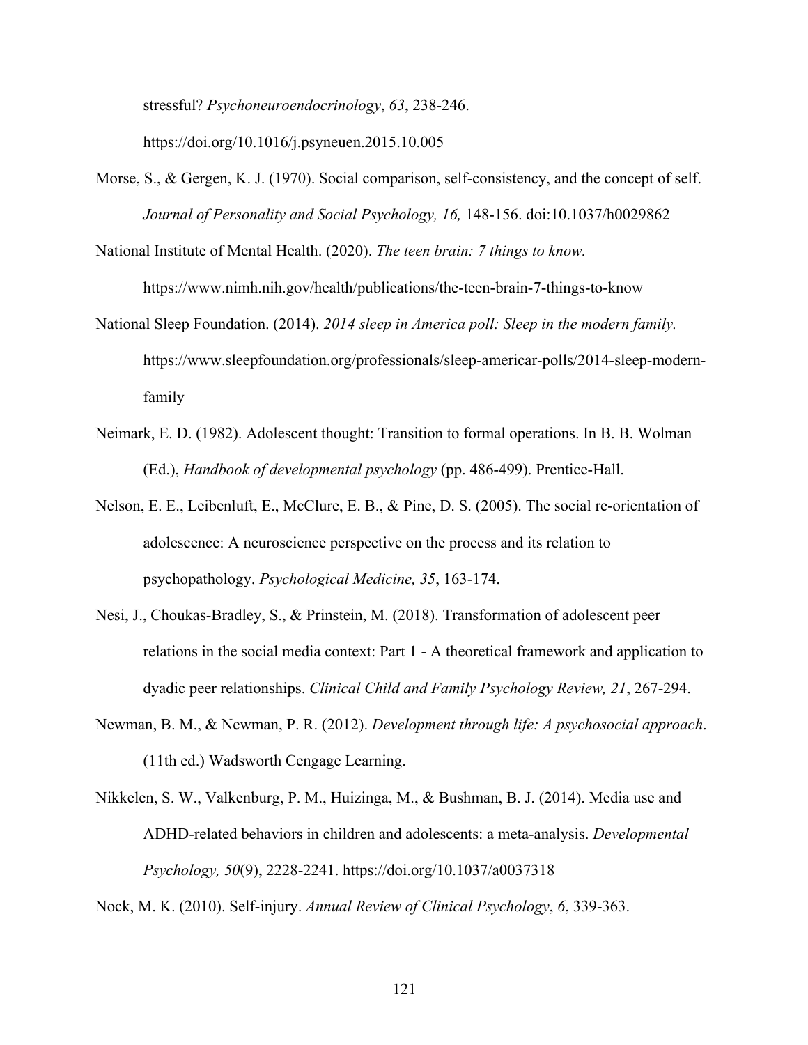stressful? *Psychoneuroendocrinology*, *63*, 238-246. https://doi.org/10.1016/j.psyneuen.2015.10.005

Morse, S., & Gergen, K. J. (1970). Social comparison, self-consistency, and the concept of self. *Journal of Personality and Social Psychology, 16,* 148-156. doi:10.1037/h0029862

National Institute of Mental Health. (2020). *The teen brain: 7 things to know.* https://www.nimh.nih.gov/health/publications/the-teen-brain-7-things-to-know

National Sleep Foundation. (2014). *2014 sleep in America poll: Sleep in the modern family.* https://www.sleepfoundation.org/professionals/sleep-americar-polls/2014-sleep-modern-family

Neimark, E. D. (1982). Adolescent thought: Transition to formal operations. In B. B. Wolman (Ed.), *Handbook of developmental psychology* (pp. 486-499). Prentice-Hall.

Nelson, E. E., Leibenluft, E., McClure, E. B., & Pine, D. S. (2005). The social re-orientation of adolescence: A neuroscience perspective on the process and its relation to psychopathology. *Psychological Medicine, 35*, 163-174.

Nesi, J., Choukas-Bradley, S., & Prinstein, M. (2018). Transformation of adolescent peer relations in the social media context: Part 1 - A theoretical framework and application to dyadic peer relationships. *Clinical Child and Family Psychology Review, 21*, 267-294.

Newman, B. M., & Newman, P. R. (2012). *Development through life: A psychosocial approach*. (11th ed.) Wadsworth Cengage Learning.

Nikkelen, S. W., Valkenburg, P. M., Huizinga, M., & Bushman, B. J. (2014). Media use and ADHD-related behaviors in children and adolescents: a meta-analysis. *Developmental Psychology, 50*(9), 2228-2241. https://doi.org/10.1037/a0037318

Nock, M. K. (2010). Self-injury. *Annual Review of Clinical Psychology*, *6*, 339-363.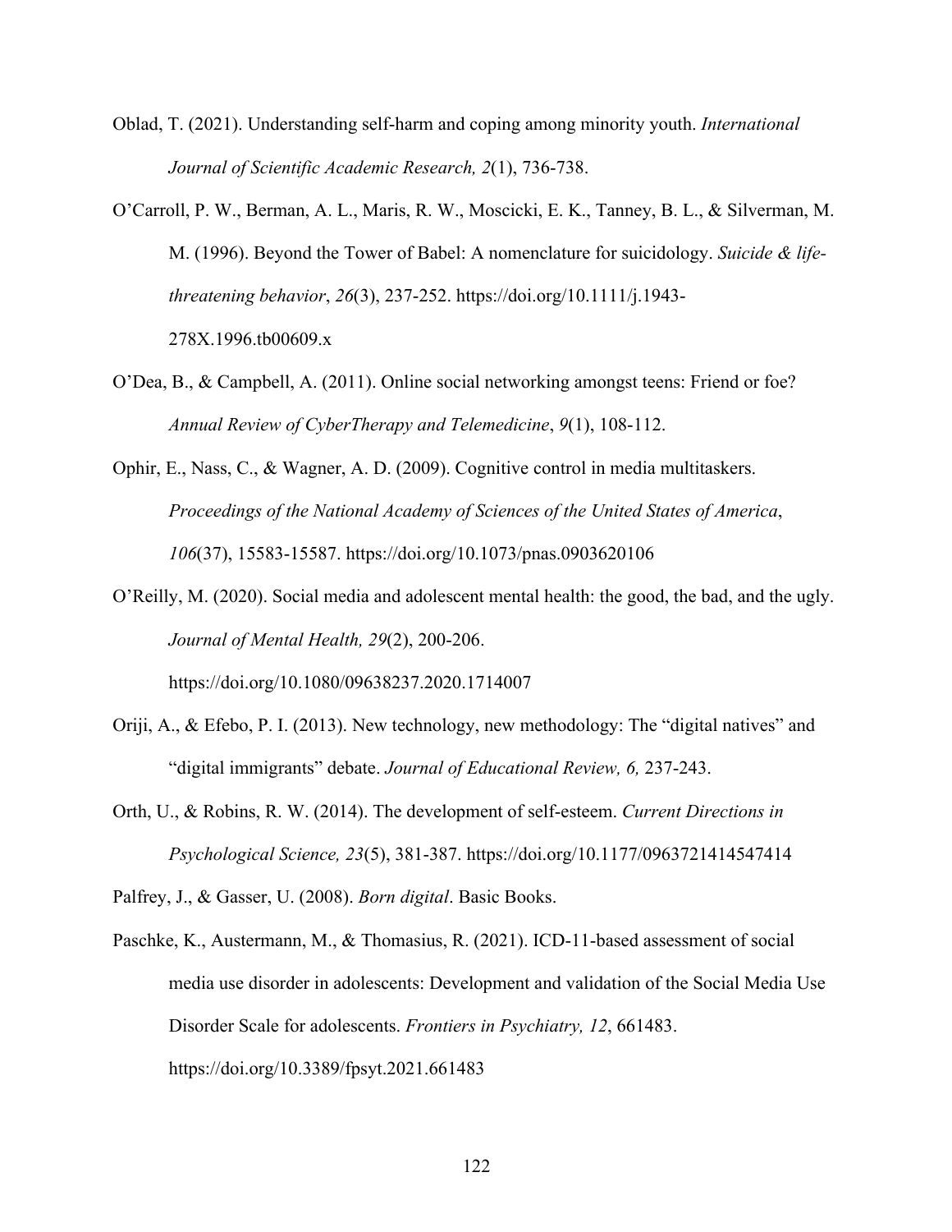Oblad, T. (2021). Understanding self-harm and coping among minority youth. *International Journal of Scientific Academic Research, 2*(1), 736-738.

O'Carroll, P. W., Berman, A. L., Maris, R. W., Moscicki, E. K., Tanney, B. L., & Silverman, M. M. (1996). Beyond the Tower of Babel: A nomenclature for suicidology. *Suicide & life-threatening behavior*, *26*(3), 237-252. https://doi.org/10.1111/j.1943-278X.1996.tb00609.x

O'Dea, B., & Campbell, A. (2011). Online social networking amongst teens: Friend or foe? *Annual Review of CyberTherapy and Telemedicine*, *9*(1), 108-112.

Ophir, E., Nass, C., & Wagner, A. D. (2009). Cognitive control in media multitaskers. *Proceedings of the National Academy of Sciences of the United States of America*, *106*(37), 15583-15587. https://doi.org/10.1073/pnas.0903620106

O'Reilly, M. (2020). Social media and adolescent mental health: the good, the bad, and the ugly. *Journal of Mental Health, 29*(2), 200-206. https://doi.org/10.1080/09638237.2020.1714007

Oriji, A., & Efebo, P. I. (2013). New technology, new methodology: The "digital natives" and "digital immigrants" debate. *Journal of Educational Review, 6,* 237-243.

Orth, U., & Robins, R. W. (2014). The development of self-esteem. *Current Directions in Psychological Science, 23*(5), 381-387. https://doi.org/10.1177/0963721414547414

Palfrey, J., & Gasser, U. (2008). *Born digital*. Basic Books.

Paschke, K., Austermann, M., & Thomasius, R. (2021). ICD-11-based assessment of social media use disorder in adolescents: Development and validation of the Social Media Use Disorder Scale for adolescents. *Frontiers in Psychiatry, 12*, 661483. https://doi.org/10.3389/fpsyt.2021.661483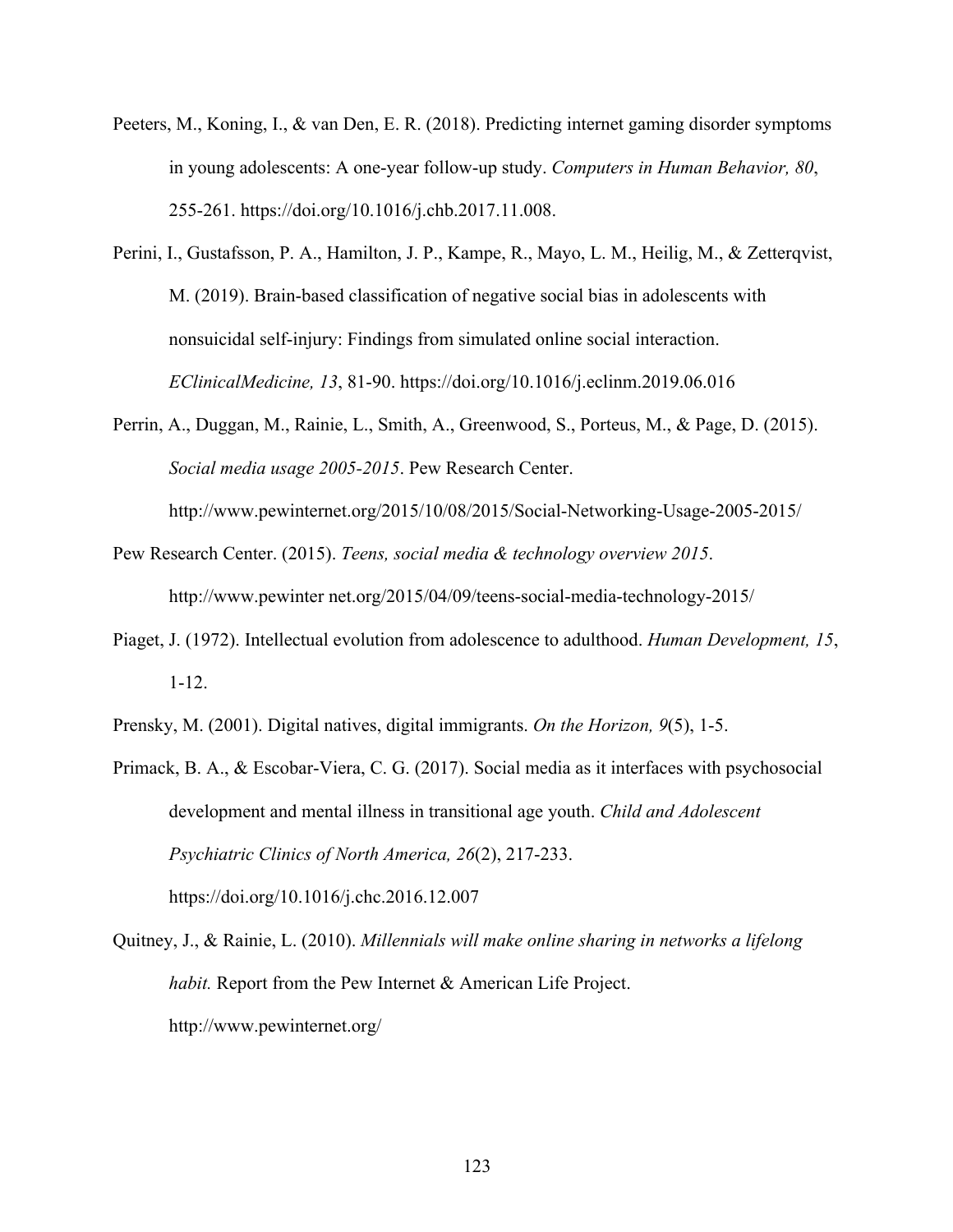Peeters, M., Koning, I., & van Den, E. R. (2018). Predicting internet gaming disorder symptoms in young adolescents: A one-year follow-up study. *Computers in Human Behavior, 80*, 255-261. https://doi.org/10.1016/j.chb.2017.11.008.

Perini, I., Gustafsson, P. A., Hamilton, J. P., Kampe, R., Mayo, L. M., Heilig, M., & Zetterqvist, M. (2019). Brain-based classification of negative social bias in adolescents with nonsuicidal self-injury: Findings from simulated online social interaction. *EClinicalMedicine, 13*, 81-90. https://doi.org/10.1016/j.eclinm.2019.06.016

Perrin, A., Duggan, M., Rainie, L., Smith, A., Greenwood, S., Porteus, M., & Page, D. (2015). *Social media usage 2005-2015*. Pew Research Center. http://www.pewinternet.org/2015/10/08/2015/Social-Networking-Usage-2005-2015/

Pew Research Center. (2015). *Teens, social media & technology overview 2015*. http://www.pewinter net.org/2015/04/09/teens-social-media-technology-2015/

Piaget, J. (1972). Intellectual evolution from adolescence to adulthood. *Human Development, 15*, 1-12.

Prensky, M. (2001). Digital natives, digital immigrants. *On the Horizon, 9*(5), 1-5.

Primack, B. A., & Escobar-Viera, C. G. (2017). Social media as it interfaces with psychosocial development and mental illness in transitional age youth. *Child and Adolescent Psychiatric Clinics of North America, 26*(2), 217-233. https://doi.org/10.1016/j.chc.2016.12.007

Quitney, J., & Rainie, L. (2010). *Millennials will make online sharing in networks a lifelong habit.* Report from the Pew Internet & American Life Project. http://www.pewinternet.org/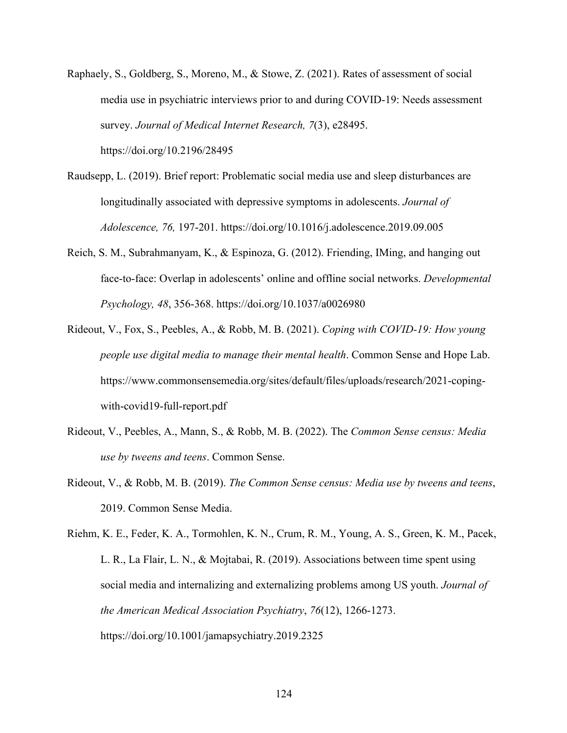Raphaely, S., Goldberg, S., Moreno, M., & Stowe, Z. (2021). Rates of assessment of social media use in psychiatric interviews prior to and during COVID-19: Needs assessment survey. *Journal of Medical Internet Research, 7*(3), e28495. https://doi.org/10.2196/28495

Raudsepp, L. (2019). Brief report: Problematic social media use and sleep disturbances are longitudinally associated with depressive symptoms in adolescents. *Journal of Adolescence, 76,* 197-201. https://doi.org/10.1016/j.adolescence.2019.09.005

Reich, S. M., Subrahmanyam, K., & Espinoza, G. (2012). Friending, IMing, and hanging out face-to-face: Overlap in adolescents' online and offline social networks. *Developmental Psychology, 48*, 356-368. https://doi.org/10.1037/a0026980

Rideout, V., Fox, S., Peebles, A., & Robb, M. B. (2021). *Coping with COVID-19: How young people use digital media to manage their mental health*. Common Sense and Hope Lab. https://www.commonsensemedia.org/sites/default/files/uploads/research/2021-coping-with-covid19-full-report.pdf

Rideout, V., Peebles, A., Mann, S., & Robb, M. B. (2022). The *Common Sense census: Media use by tweens and teens*. Common Sense.

Rideout, V., & Robb, M. B. (2019). *The Common Sense census: Media use by tweens and teens*, 2019. Common Sense Media.

Riehm, K. E., Feder, K. A., Tormohlen, K. N., Crum, R. M., Young, A. S., Green, K. M., Pacek, L. R., La Flair, L. N., & Mojtabai, R. (2019). Associations between time spent using social media and internalizing and externalizing problems among US youth. *Journal of the American Medical Association Psychiatry*, *76*(12), 1266-1273. https://doi.org/10.1001/jamapsychiatry.2019.2325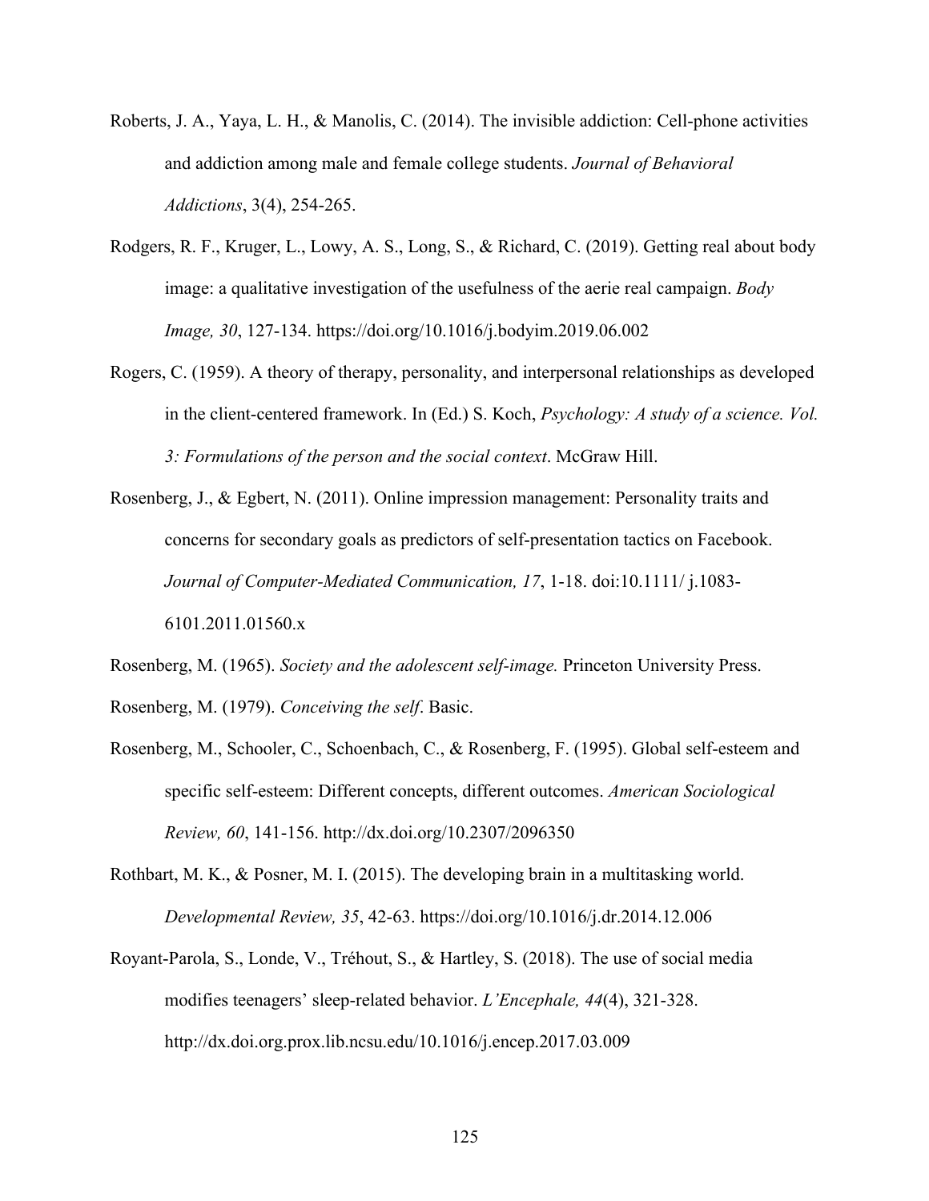Roberts, J. A., Yaya, L. H., & Manolis, C. (2014). The invisible addiction: Cell-phone activities and addiction among male and female college students. *Journal of Behavioral Addictions*, 3(4), 254-265.

Rodgers, R. F., Kruger, L., Lowy, A. S., Long, S., & Richard, C. (2019). Getting real about body image: a qualitative investigation of the usefulness of the aerie real campaign. *Body Image, 30*, 127-134. https://doi.org/10.1016/j.bodyim.2019.06.002

Rogers, C. (1959). A theory of therapy, personality, and interpersonal relationships as developed in the client-centered framework. In (Ed.) S. Koch, *Psychology: A study of a science. Vol. 3: Formulations of the person and the social context*. McGraw Hill.

Rosenberg, J., & Egbert, N. (2011). Online impression management: Personality traits and concerns for secondary goals as predictors of self-presentation tactics on Facebook. *Journal of Computer-Mediated Communication, 17*, 1-18. doi:10.1111/ j.1083-6101.2011.01560.x

Rosenberg, M. (1965). *Society and the adolescent self-image.* Princeton University Press.

Rosenberg, M. (1979). *Conceiving the self*. Basic.

Rosenberg, M., Schooler, C., Schoenbach, C., & Rosenberg, F. (1995). Global self-esteem and specific self-esteem: Different concepts, different outcomes. *American Sociological Review, 60*, 141-156. http://dx.doi.org/10.2307/2096350

Rothbart, M. K., & Posner, M. I. (2015). The developing brain in a multitasking world. *Developmental Review, 35*, 42-63. https://doi.org/10.1016/j.dr.2014.12.006

Royant-Parola, S., Londe, V., Tréhout, S., & Hartley, S. (2018). The use of social media modifies teenagers' sleep-related behavior. *L'Encephale, 44*(4), 321-328. http://dx.doi.org.prox.lib.ncsu.edu/10.1016/j.encep.2017.03.009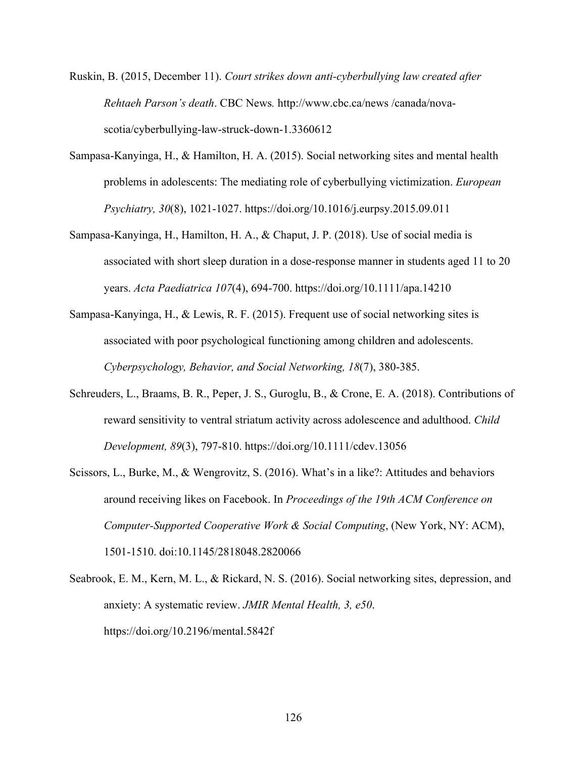Ruskin, B. (2015, December 11). *Court strikes down anti-cyberbullying law created after Rehtaeh Parson's death*. CBC News*.* http://www.cbc.ca/news /canada/nova-scotia/cyberbullying-law-struck-down-1.3360612

Sampasa-Kanyinga, H., & Hamilton, H. A. (2015). Social networking sites and mental health problems in adolescents: The mediating role of cyberbullying victimization. *European Psychiatry, 30*(8), 1021-1027. https://doi.org/10.1016/j.eurpsy.2015.09.011

Sampasa-Kanyinga, H., Hamilton, H. A., & Chaput, J. P. (2018). Use of social media is associated with short sleep duration in a dose-response manner in students aged 11 to 20 years. *Acta Paediatrica 107*(4), 694-700. https://doi.org/10.1111/apa.14210

Sampasa-Kanyinga, H., & Lewis, R. F. (2015). Frequent use of social networking sites is associated with poor psychological functioning among children and adolescents. *Cyberpsychology, Behavior, and Social Networking, 18*(7), 380-385.

Schreuders, L., Braams, B. R., Peper, J. S., Guroglu, B., & Crone, E. A. (2018). Contributions of reward sensitivity to ventral striatum activity across adolescence and adulthood. *Child Development, 89*(3), 797-810. https://doi.org/10.1111/cdev.13056

Scissors, L., Burke, M., & Wengrovitz, S. (2016). What's in a like?: Attitudes and behaviors around receiving likes on Facebook. In *Proceedings of the 19th ACM Conference on Computer-Supported Cooperative Work & Social Computing*, (New York, NY: ACM), 1501-1510. doi:10.1145/2818048.2820066

Seabrook, E. M., Kern, M. L., & Rickard, N. S. (2016). Social networking sites, depression, and anxiety: A systematic review. *JMIR Mental Health, 3, e50*. https://doi.org/10.2196/mental.5842f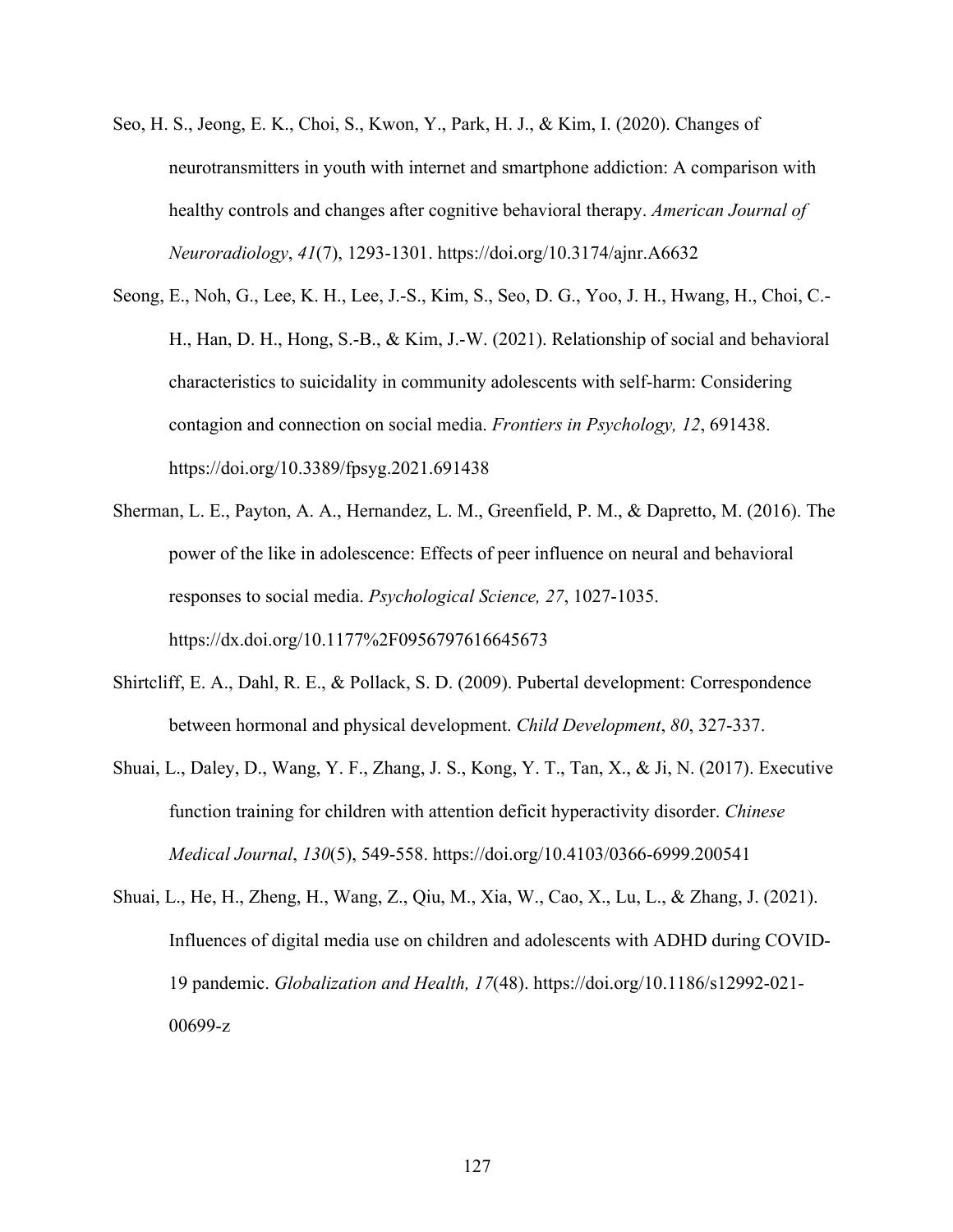Seo, H. S., Jeong, E. K., Choi, S., Kwon, Y., Park, H. J., & Kim, I. (2020). Changes of neurotransmitters in youth with internet and smartphone addiction: A comparison with healthy controls and changes after cognitive behavioral therapy. *American Journal of Neuroradiology*, *41*(7), 1293-1301. https://doi.org/10.3174/ajnr.A6632

Seong, E., Noh, G., Lee, K. H., Lee, J.-S., Kim, S., Seo, D. G., Yoo, J. H., Hwang, H., Choi, C.-H., Han, D. H., Hong, S.-B., & Kim, J.-W. (2021). Relationship of social and behavioral characteristics to suicidality in community adolescents with self-harm: Considering contagion and connection on social media. *Frontiers in Psychology, 12*, 691438. https://doi.org/10.3389/fpsyg.2021.691438

Sherman, L. E., Payton, A. A., Hernandez, L. M., Greenfield, P. M., & Dapretto, M. (2016). The power of the like in adolescence: Effects of peer influence on neural and behavioral responses to social media. *Psychological Science, 27*, 1027-1035. https://dx.doi.org/10.1177%2F0956797616645673

Shirtcliff, E. A., Dahl, R. E., & Pollack, S. D. (2009). Pubertal development: Correspondence between hormonal and physical development. *Child Development*, *80*, 327-337.

Shuai, L., Daley, D., Wang, Y. F., Zhang, J. S., Kong, Y. T., Tan, X., & Ji, N. (2017). Executive function training for children with attention deficit hyperactivity disorder. *Chinese Medical Journal*, *130*(5), 549-558. https://doi.org/10.4103/0366-6999.200541

Shuai, L., He, H., Zheng, H., Wang, Z., Qiu, M., Xia, W., Cao, X., Lu, L., & Zhang, J. (2021). Influences of digital media use on children and adolescents with ADHD during COVID-19 pandemic. *Globalization and Health, 17*(48). https://doi.org/10.1186/s12992-021-00699-z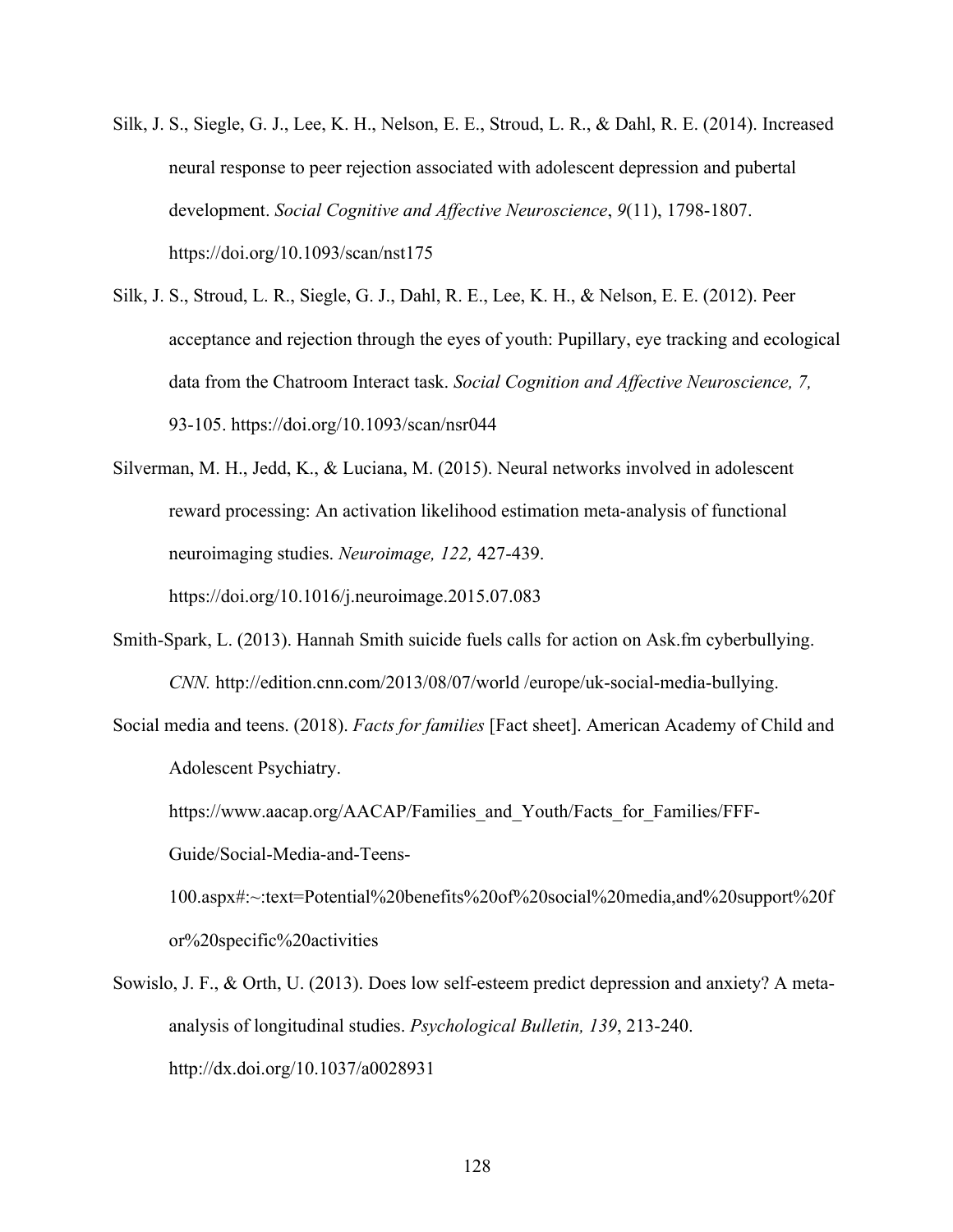Silk, J. S., Siegle, G. J., Lee, K. H., Nelson, E. E., Stroud, L. R., & Dahl, R. E. (2014). Increased neural response to peer rejection associated with adolescent depression and pubertal development. *Social Cognitive and Affective Neuroscience*, *9*(11), 1798-1807. https://doi.org/10.1093/scan/nst175

Silk, J. S., Stroud, L. R., Siegle, G. J., Dahl, R. E., Lee, K. H., & Nelson, E. E. (2012). Peer acceptance and rejection through the eyes of youth: Pupillary, eye tracking and ecological data from the Chatroom Interact task. *Social Cognition and Affective Neuroscience, 7,* 93-105. https://doi.org/10.1093/scan/nsr044

Silverman, M. H., Jedd, K., & Luciana, M. (2015). Neural networks involved in adolescent reward processing: An activation likelihood estimation meta-analysis of functional neuroimaging studies. *Neuroimage, 122,* 427-439. https://doi.org/10.1016/j.neuroimage.2015.07.083

Smith-Spark, L. (2013). Hannah Smith suicide fuels calls for action on Ask.fm cyberbullying. *CNN.* http://edition.cnn.com/2013/08/07/world /europe/uk-social-media-bullying.

Social media and teens. (2018). *Facts for families* [Fact sheet]. American Academy of Child and Adolescent Psychiatry. https://www.aacap.org/AACAP/Families_and_Youth/Facts_for_Families/FFF-Guide/Social-Media-and-Teens-100.aspx#:~:text=Potential%20benefits%20of%20social%20media,and%20support%20for%20specific%20activities

Sowislo, J. F., & Orth, U. (2013). Does low self-esteem predict depression and anxiety? A meta-analysis of longitudinal studies. *Psychological Bulletin, 139*, 213-240. http://dx.doi.org/10.1037/a0028931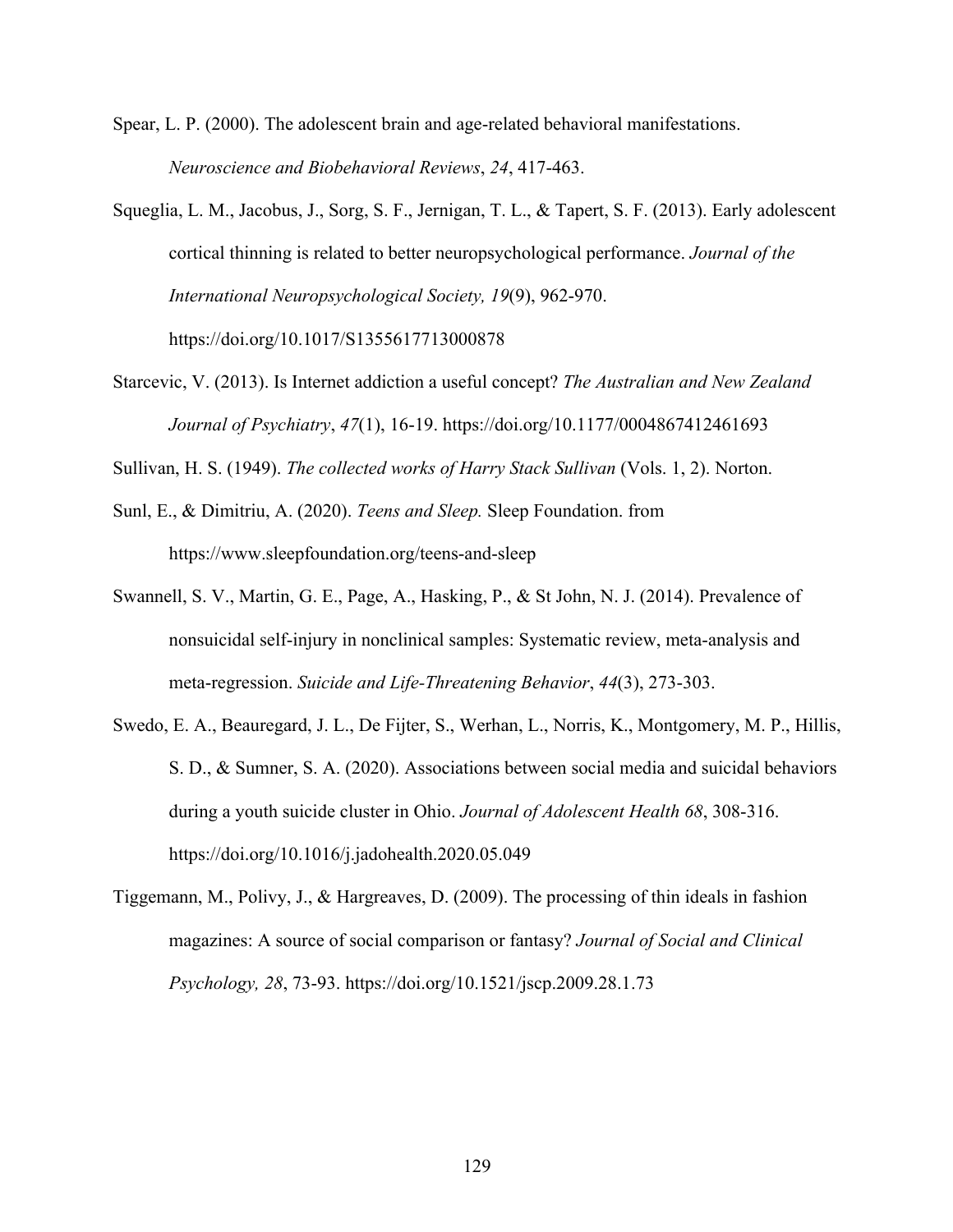Spear, L. P. (2000). The adolescent brain and age-related behavioral manifestations. *Neuroscience and Biobehavioral Reviews*, *24*, 417-463.

Squeglia, L. M., Jacobus, J., Sorg, S. F., Jernigan, T. L., & Tapert, S. F. (2013). Early adolescent cortical thinning is related to better neuropsychological performance. *Journal of the International Neuropsychological Society, 19*(9), 962-970. https://doi.org/10.1017/S1355617713000878

Starcevic, V. (2013). Is Internet addiction a useful concept? *The Australian and New Zealand Journal of Psychiatry*, *47*(1), 16-19. https://doi.org/10.1177/0004867412461693

Sullivan, H. S. (1949). *The collected works of Harry Stack Sullivan* (Vols. 1, 2). Norton.

Sunl, E., & Dimitriu, A. (2020). *Teens and Sleep.* Sleep Foundation. from https://www.sleepfoundation.org/teens-and-sleep

Swannell, S. V., Martin, G. E., Page, A., Hasking, P., & St John, N. J. (2014). Prevalence of nonsuicidal self-injury in nonclinical samples: Systematic review, meta-analysis and meta-regression. *Suicide and Life-Threatening Behavior*, *44*(3), 273-303.

Swedo, E. A., Beauregard, J. L., De Fijter, S., Werhan, L., Norris, K., Montgomery, M. P., Hillis, S. D., & Sumner, S. A. (2020). Associations between social media and suicidal behaviors during a youth suicide cluster in Ohio. *Journal of Adolescent Health 68*, 308-316. https://doi.org/10.1016/j.jadohealth.2020.05.049

Tiggemann, M., Polivy, J., & Hargreaves, D. (2009). The processing of thin ideals in fashion magazines: A source of social comparison or fantasy? *Journal of Social and Clinical Psychology, 28*, 73-93. https://doi.org/10.1521/jscp.2009.28.1.73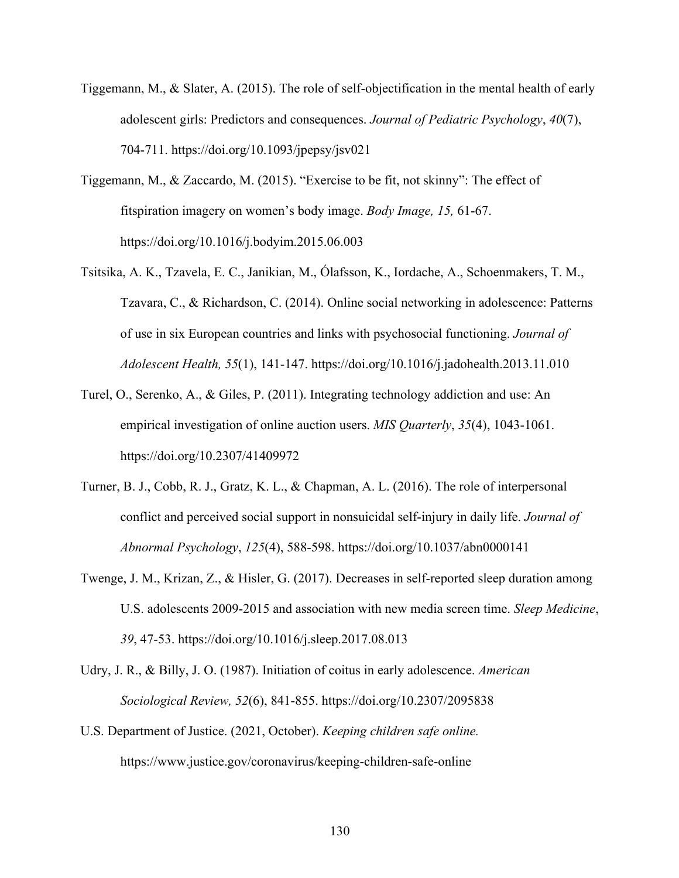Tiggemann, M., & Slater, A. (2015). The role of self-objectification in the mental health of early adolescent girls: Predictors and consequences. *Journal of Pediatric Psychology*, *40*(7), 704-711. https://doi.org/10.1093/jpepsy/jsv021

Tiggemann, M., & Zaccardo, M. (2015). "Exercise to be fit, not skinny": The effect of fitspiration imagery on women's body image. *Body Image, 15,* 61-67. https://doi.org/10.1016/j.bodyim.2015.06.003

Tsitsika, A. K., Tzavela, E. C., Janikian, M., Ólafsson, K., Iordache, A., Schoenmakers, T. M., Tzavara, C., & Richardson, C. (2014). Online social networking in adolescence: Patterns of use in six European countries and links with psychosocial functioning. *Journal of Adolescent Health, 55*(1), 141-147. https://doi.org/10.1016/j.jadohealth.2013.11.010

Turel, O., Serenko, A., & Giles, P. (2011). Integrating technology addiction and use: An empirical investigation of online auction users. *MIS Quarterly*, *35*(4), 1043-1061. https://doi.org/10.2307/41409972

Turner, B. J., Cobb, R. J., Gratz, K. L., & Chapman, A. L. (2016). The role of interpersonal conflict and perceived social support in nonsuicidal self-injury in daily life. *Journal of Abnormal Psychology*, *125*(4), 588-598. https://doi.org/10.1037/abn0000141

Twenge, J. M., Krizan, Z., & Hisler, G. (2017). Decreases in self-reported sleep duration among U.S. adolescents 2009-2015 and association with new media screen time. *Sleep Medicine*, *39*, 47-53. https://doi.org/10.1016/j.sleep.2017.08.013

Udry, J. R., & Billy, J. O. (1987). Initiation of coitus in early adolescence. *American Sociological Review, 52*(6), 841-855. https://doi.org/10.2307/2095838

U.S. Department of Justice. (2021, October). *Keeping children safe online.* https://www.justice.gov/coronavirus/keeping-children-safe-online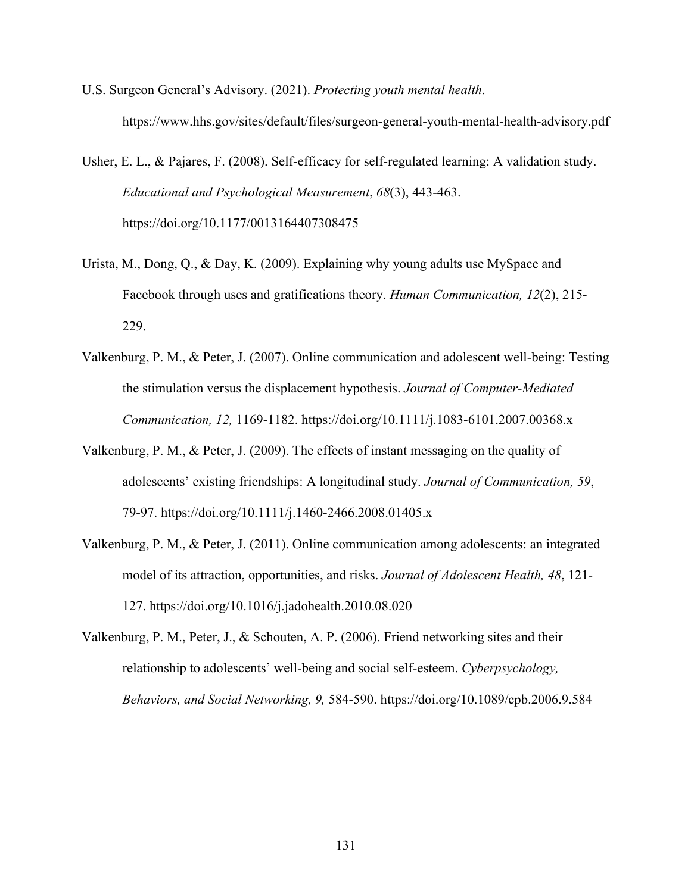U.S. Surgeon General's Advisory. (2021). *Protecting youth mental health*. https://www.hhs.gov/sites/default/files/surgeon-general-youth-mental-health-advisory.pdf

Usher, E. L., & Pajares, F. (2008). Self-efficacy for self-regulated learning: A validation study. *Educational and Psychological Measurement*, *68*(3), 443-463. https://doi.org/10.1177/0013164407308475

Urista, M., Dong, Q., & Day, K. (2009). Explaining why young adults use MySpace and Facebook through uses and gratifications theory. *Human Communication, 12*(2), 215-229.

Valkenburg, P. M., & Peter, J. (2007). Online communication and adolescent well-being: Testing the stimulation versus the displacement hypothesis. *Journal of Computer-Mediated Communication, 12,* 1169-1182. https://doi.org/10.1111/j.1083-6101.2007.00368.x

Valkenburg, P. M., & Peter, J. (2009). The effects of instant messaging on the quality of adolescents' existing friendships: A longitudinal study. *Journal of Communication, 59*, 79-97. https://doi.org/10.1111/j.1460-2466.2008.01405.x

Valkenburg, P. M., & Peter, J. (2011). Online communication among adolescents: an integrated model of its attraction, opportunities, and risks. *Journal of Adolescent Health, 48*, 121-127. https://doi.org/10.1016/j.jadohealth.2010.08.020

Valkenburg, P. M., Peter, J., & Schouten, A. P. (2006). Friend networking sites and their relationship to adolescents' well-being and social self-esteem. *Cyberpsychology, Behaviors, and Social Networking, 9,* 584-590. https://doi.org/10.1089/cpb.2006.9.584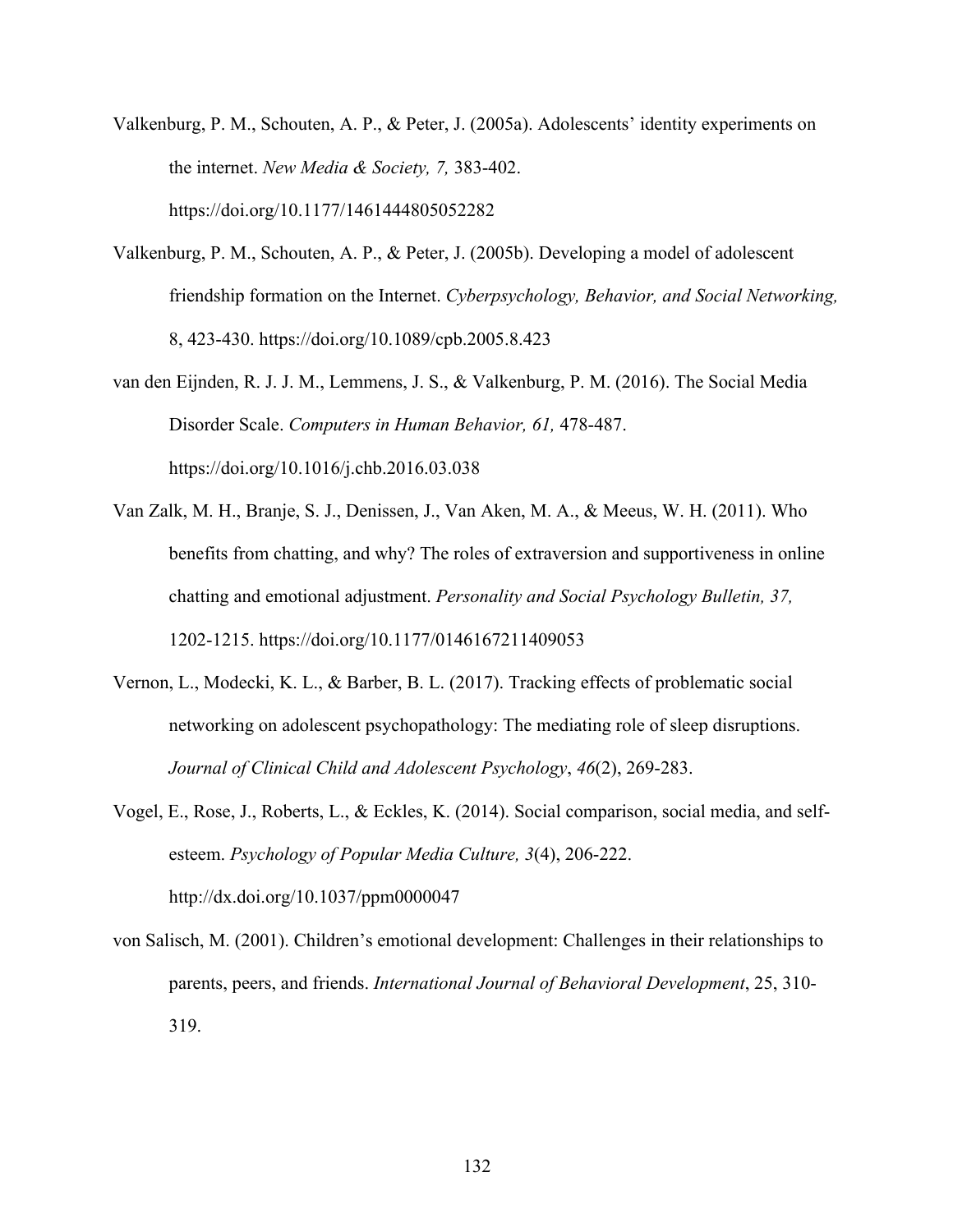Valkenburg, P. M., Schouten, A. P., & Peter, J. (2005a). Adolescents' identity experiments on the internet. *New Media & Society, 7,* 383-402. https://doi.org/10.1177/1461444805052282

Valkenburg, P. M., Schouten, A. P., & Peter, J. (2005b). Developing a model of adolescent friendship formation on the Internet. *Cyberpsychology, Behavior, and Social Networking,* 8, 423-430. https://doi.org/10.1089/cpb.2005.8.423

van den Eijnden, R. J. J. M., Lemmens, J. S., & Valkenburg, P. M. (2016). The Social Media Disorder Scale. *Computers in Human Behavior, 61,* 478-487. https://doi.org/10.1016/j.chb.2016.03.038

Van Zalk, M. H., Branje, S. J., Denissen, J., Van Aken, M. A., & Meeus, W. H. (2011). Who benefits from chatting, and why? The roles of extraversion and supportiveness in online chatting and emotional adjustment. *Personality and Social Psychology Bulletin, 37,* 1202-1215. https://doi.org/10.1177/0146167211409053

Vernon, L., Modecki, K. L., & Barber, B. L. (2017). Tracking effects of problematic social networking on adolescent psychopathology: The mediating role of sleep disruptions. *Journal of Clinical Child and Adolescent Psychology*, *46*(2), 269-283.

Vogel, E., Rose, J., Roberts, L., & Eckles, K. (2014). Social comparison, social media, and self-esteem. *Psychology of Popular Media Culture, 3*(4), 206-222. http://dx.doi.org/10.1037/ppm0000047

von Salisch, M. (2001). Children's emotional development: Challenges in their relationships to parents, peers, and friends. *International Journal of Behavioral Development*, 25, 310-319.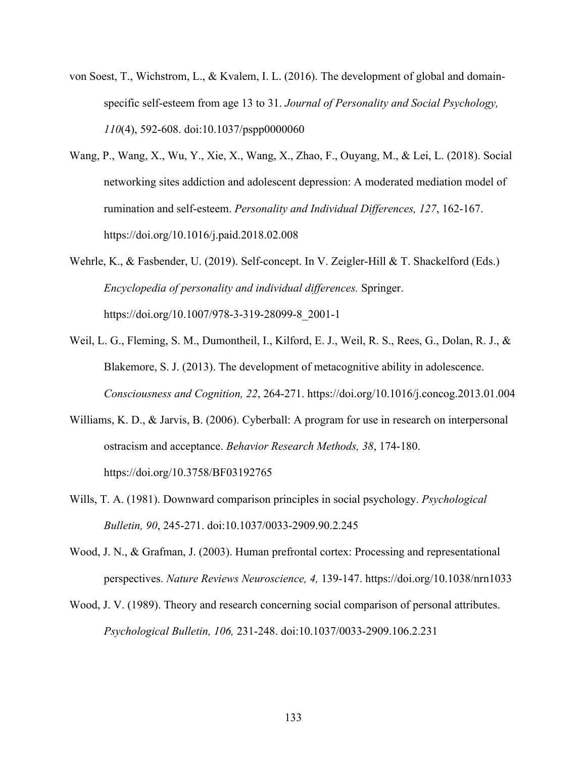von Soest, T., Wichstrom, L., & Kvalem, I. L. (2016). The development of global and domain-specific self-esteem from age 13 to 31. *Journal of Personality and Social Psychology, 110*(4), 592-608. doi:10.1037/pspp0000060

Wang, P., Wang, X., Wu, Y., Xie, X., Wang, X., Zhao, F., Ouyang, M., & Lei, L. (2018). Social networking sites addiction and adolescent depression: A moderated mediation model of rumination and self-esteem. *Personality and Individual Differences, 127*, 162-167. https://doi.org/10.1016/j.paid.2018.02.008

Wehrle, K., & Fasbender, U. (2019). Self-concept. In V. Zeigler-Hill & T. Shackelford (Eds.) *Encyclopedia of personality and individual differences.* Springer. https://doi.org/10.1007/978-3-319-28099-8_2001-1

Weil, L. G., Fleming, S. M., Dumontheil, I., Kilford, E. J., Weil, R. S., Rees, G., Dolan, R. J., & Blakemore, S. J. (2013). The development of metacognitive ability in adolescence. *Consciousness and Cognition, 22*, 264-271. https://doi.org/10.1016/j.concog.2013.01.004

Williams, K. D., & Jarvis, B. (2006). Cyberball: A program for use in research on interpersonal ostracism and acceptance. *Behavior Research Methods, 38*, 174-180. https://doi.org/10.3758/BF03192765

Wills, T. A. (1981). Downward comparison principles in social psychology. *Psychological Bulletin, 90*, 245-271. doi:10.1037/0033-2909.90.2.245

Wood, J. N., & Grafman, J. (2003). Human prefrontal cortex: Processing and representational perspectives. *Nature Reviews Neuroscience, 4,* 139-147. https://doi.org/10.1038/nrn1033

Wood, J. V. (1989). Theory and research concerning social comparison of personal attributes. *Psychological Bulletin, 106,* 231-248. doi:10.1037/0033-2909.106.2.231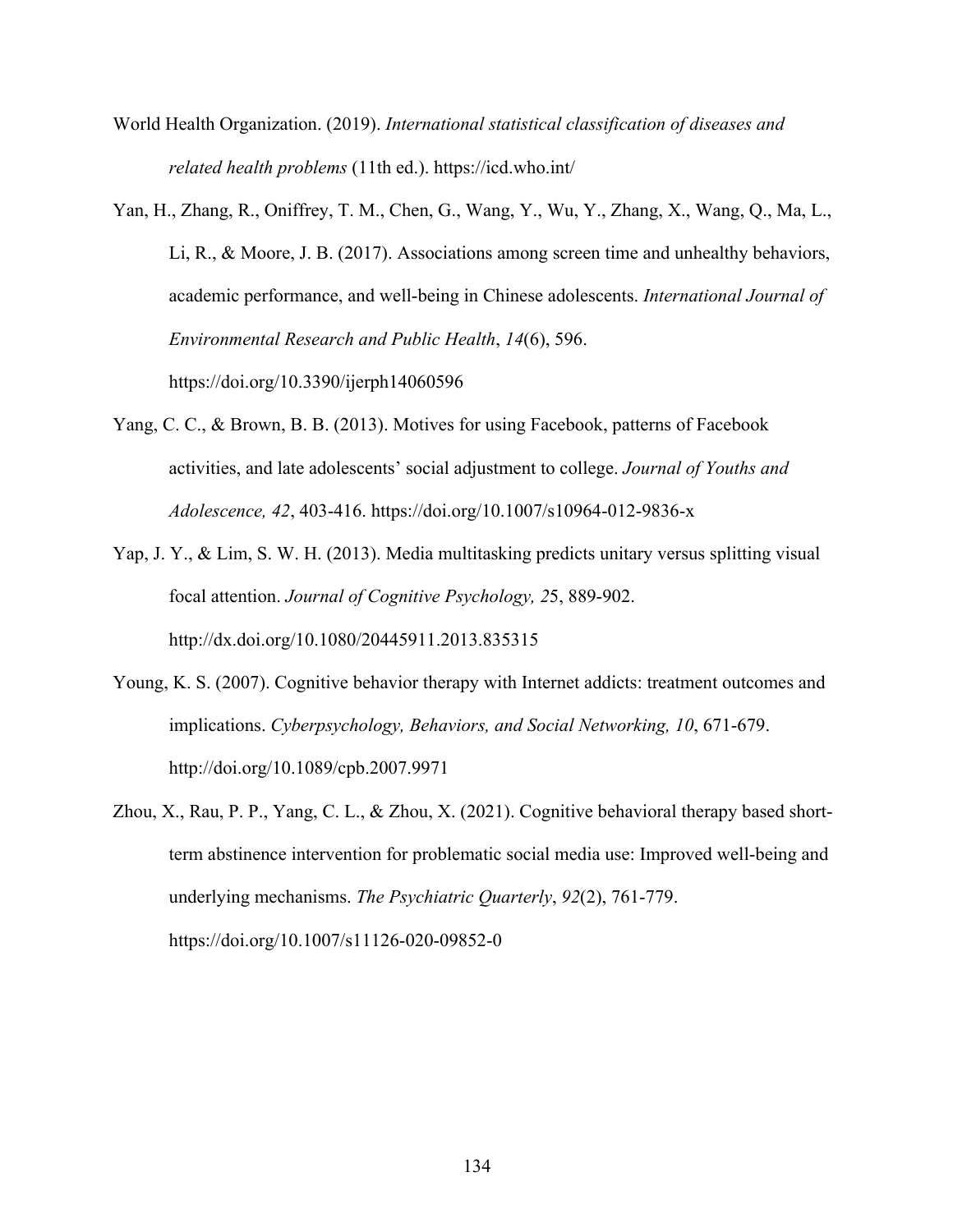World Health Organization. (2019). *International statistical classification of diseases and related health problems* (11th ed.). https://icd.who.int/

Yan, H., Zhang, R., Oniffrey, T. M., Chen, G., Wang, Y., Wu, Y., Zhang, X., Wang, Q., Ma, L., Li, R., & Moore, J. B. (2017). Associations among screen time and unhealthy behaviors, academic performance, and well-being in Chinese adolescents. *International Journal of Environmental Research and Public Health*, *14*(6), 596. https://doi.org/10.3390/ijerph14060596

Yang, C. C., & Brown, B. B. (2013). Motives for using Facebook, patterns of Facebook activities, and late adolescents' social adjustment to college. *Journal of Youths and Adolescence, 42*, 403-416. https://doi.org/10.1007/s10964-012-9836-x

Yap, J. Y., & Lim, S. W. H. (2013). Media multitasking predicts unitary versus splitting visual focal attention. *Journal of Cognitive Psychology, 2*5, 889-902. http://dx.doi.org/10.1080/20445911.2013.835315

Young, K. S. (2007). Cognitive behavior therapy with Internet addicts: treatment outcomes and implications. *Cyberpsychology, Behaviors, and Social Networking, 10*, 671-679. http://doi.org/10.1089/cpb.2007.9971

Zhou, X., Rau, P. P., Yang, C. L., & Zhou, X. (2021). Cognitive behavioral therapy based short-term abstinence intervention for problematic social media use: Improved well-being and underlying mechanisms. *The Psychiatric Quarterly*, *92*(2), 761-779. https://doi.org/10.1007/s11126-020-09852-0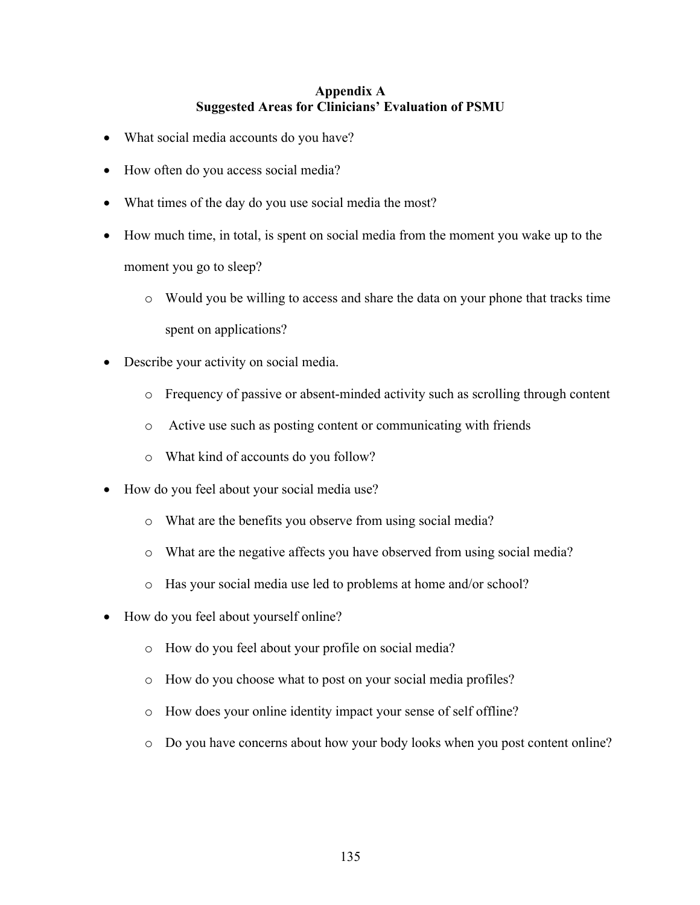# Appendix A
## Suggested Areas for Clinicians' Evaluation of PSMU

- What social media accounts do you have?
- How often do you access social media?
- What times of the day do you use social media the most?
- How much time, in total, is spent on social media from the moment you wake up to the moment you go to sleep?
  - Would you be willing to access and share the data on your phone that tracks time spent on applications?
- Describe your activity on social media.
  - Frequency of passive or absent-minded activity such as scrolling through content
  - Active use such as posting content or communicating with friends
  - What kind of accounts do you follow?
- How do you feel about your social media use?
  - What are the benefits you observe from using social media?
  - What are the negative affects you have observed from using social media?
  - Has your social media use led to problems at home and/or school?
- How do you feel about yourself online?
  - How do you feel about your profile on social media?
  - How do you choose what to post on your social media profiles?
  - How does your online identity impact your sense of self offline?
  - Do you have concerns about how your body looks when you post content online?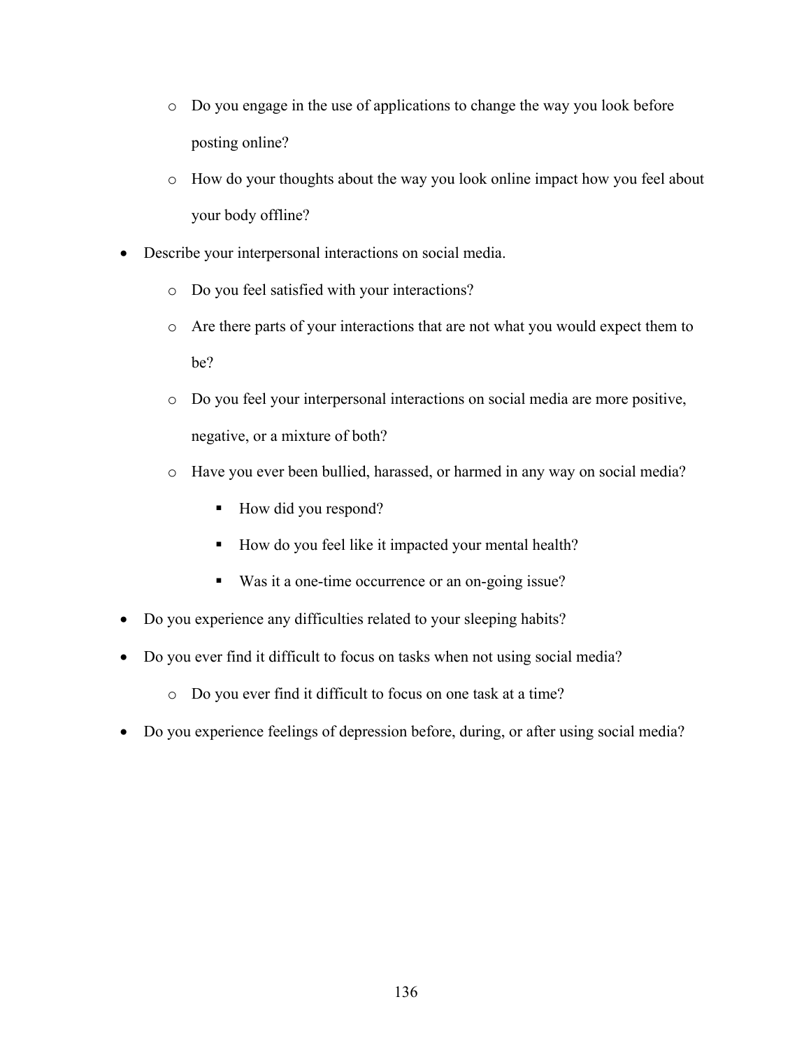- Do you engage in the use of applications to change the way you look before posting online?
   - How do your thoughts about the way you look online impact how you feel about your body offline?
- Describe your interpersonal interactions on social media.
   - Do you feel satisfied with your interactions?
   - Are there parts of your interactions that are not what you would expect them to be?
   - Do you feel your interpersonal interactions on social media are more positive, negative, or a mixture of both?
   - Have you ever been bullied, harassed, or harmed in any way on social media?
      - How did you respond?
      - How do you feel like it impacted your mental health?
      - Was it a one-time occurrence or an on-going issue?
- Do you experience any difficulties related to your sleeping habits?
- Do you ever find it difficult to focus on tasks when not using social media?
   - Do you ever find it difficult to focus on one task at a time?
- Do you experience feelings of depression before, during, or after using social media?